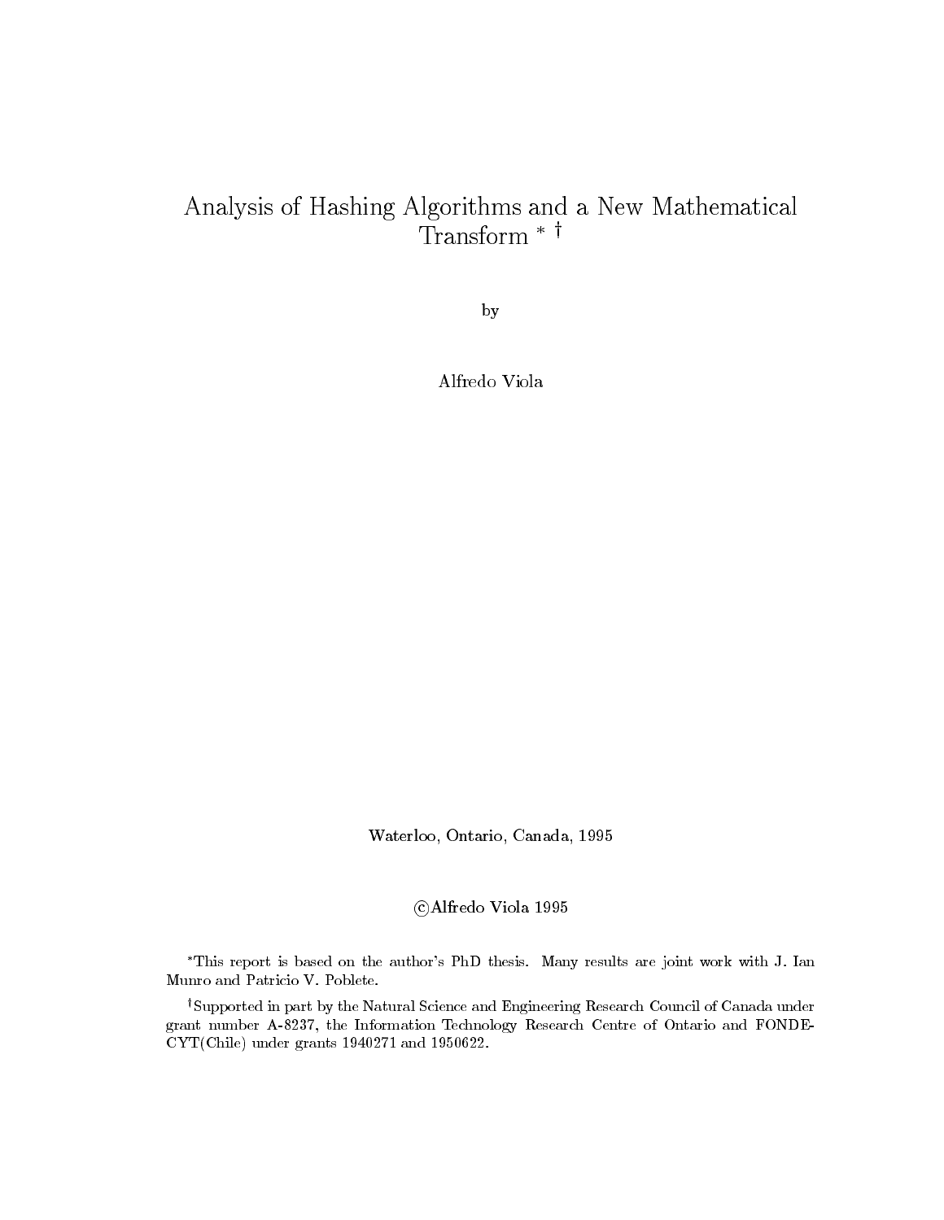# Analysis of Hashing Algorithms and a New Mathematical Transform * †

by

Alfredo Viola

Waterloo, Ontario, Canada, 1995

©Alfredo Viola 1995

*This report is based on the author's PhD thesis. Many results are joint work with J. Ian Munro and Patricio V. Poblete.

†Supported in part by the Natural Science and Engineering Research Council of Canada under grant number A-8237, the Information Technology Research Centre of Ontario and FONDECYT(Chile) under grants 1940271 and 1950622.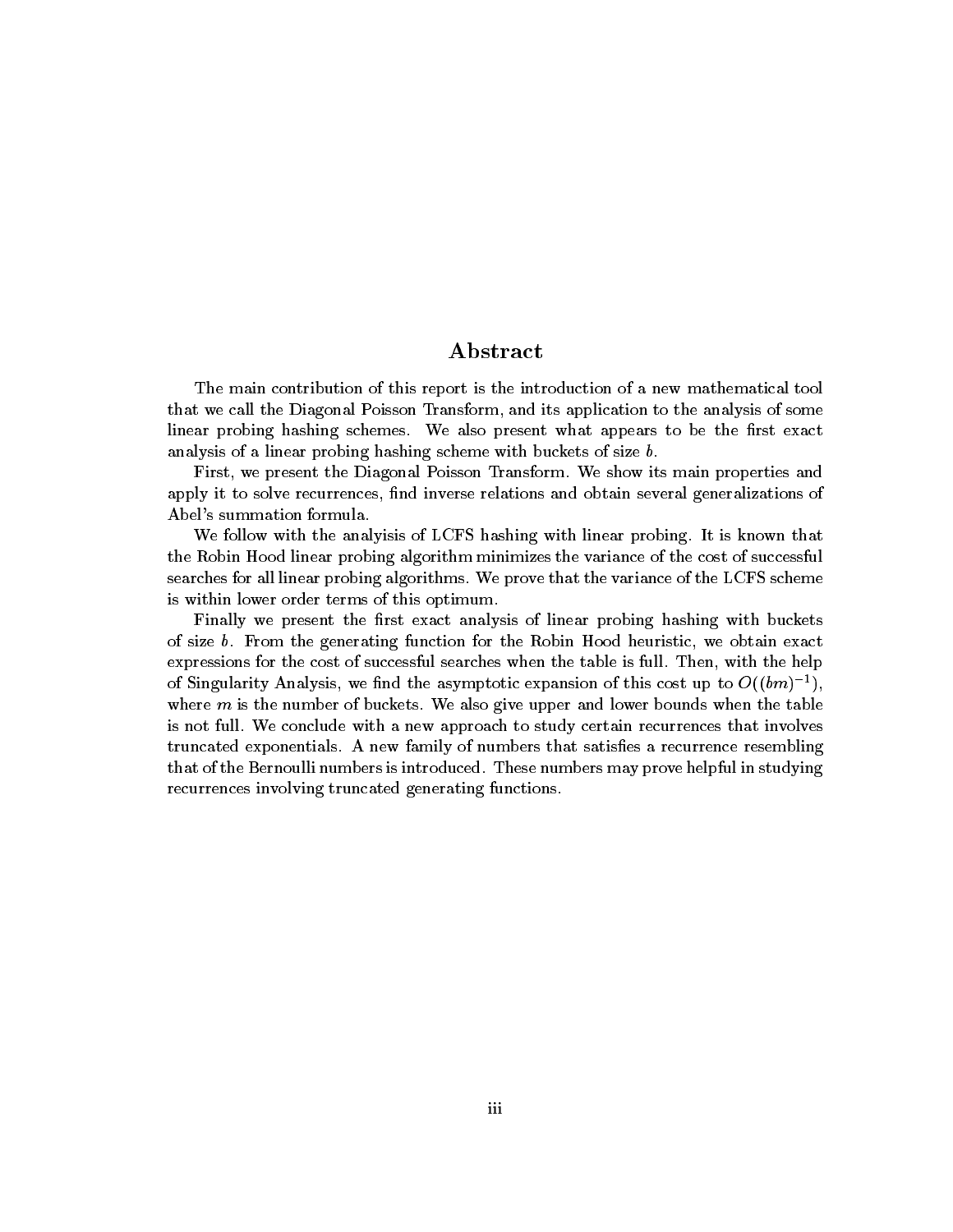# Abstract

The main contribution of this report is the introduction of a new mathematical tool that we call the Diagonal Poisson Transform, and its application to the analysis of some linear probing hashing schemes. We also present what appears to be the first exact analysis of a linear probing hashing scheme with buckets of size $b$.

First, we present the Diagonal Poisson Transform. We show its main properties and apply it to solve recurrences, find inverse relations and obtain several generalizations of Abel's summation formula.

We follow with the analyisis of LCFS hashing with linear probing. It is known that the Robin Hood linear probing algorithm minimizes the variance of the cost of successful searches for all linear probing algorithms. We prove that the variance of the LCFS scheme is within lower order terms of this optimum.

Finally we present the first exact analysis of linear probing hashing with buckets of size $b$. From the generating function for the Robin Hood heuristic, we obtain exact expressions for the cost of successful searches when the table is full. Then, with the help of Singularity Analysis, we find the asymptotic expansion of this cost up to $O((bm)^{-1})$, where $m$ is the number of buckets. We also give upper and lower bounds when the table is not full. We conclude with a new approach to study certain recurrences that involves truncated exponentials. A new family of numbers that satisfies a recurrence resembling that of the Bernoulli numbers is introduced. These numbers may prove helpful in studying recurrences involving truncated generating functions.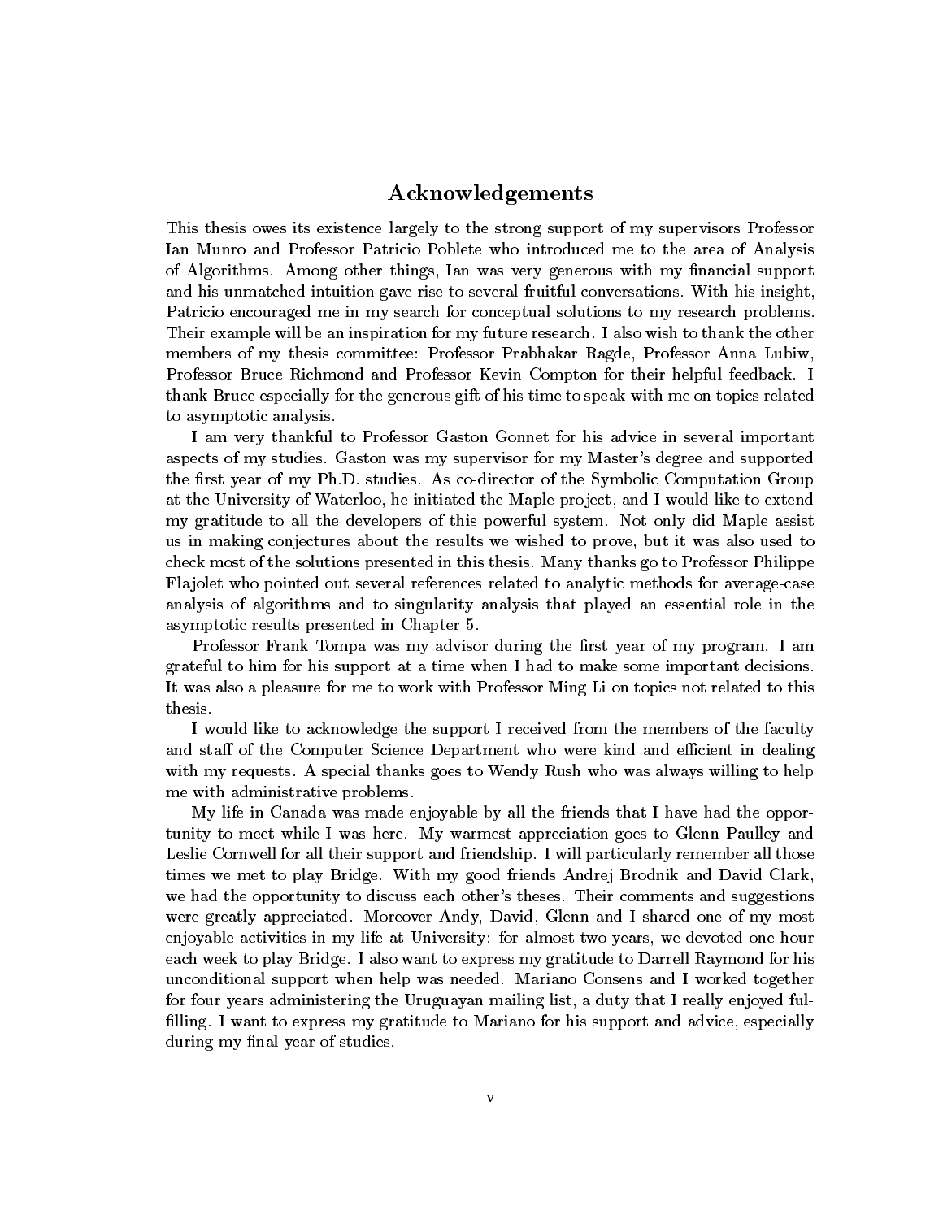# Acknowledgements

This thesis owes its existence largely to the strong support of my supervisors Professor Ian Munro and Professor Patricio Poblete who introduced me to the area of Analysis of Algorithms. Among other things, Ian was very generous with my financial support and his unmatched intuition gave rise to several fruitful conversations. With his insight, Patricio encouraged me in my search for conceptual solutions to my research problems. Their example will be an inspiration for my future research. I also wish to thank the other members of my thesis committee: Professor Prabhakar Ragde, Professor Anna Lubiw, Professor Bruce Richmond and Professor Kevin Compton for their helpful feedback. I thank Bruce especially for the generous gift of his time to speak with me on topics related to asymptotic analysis.

I am very thankful to Professor Gaston Gonnet for his advice in several important aspects of my studies. Gaston was my supervisor for my Master's degree and supported the first year of my Ph.D. studies. As co-director of the Symbolic Computation Group at the University of Waterloo, he initiated the Maple project, and I would like to extend my gratitude to all the developers of this powerful system. Not only did Maple assist us in making conjectures about the results we wished to prove, but it was also used to check most of the solutions presented in this thesis. Many thanks go to Professor Philippe Flajolet who pointed out several references related to analytic methods for average-case analysis of algorithms and to singularity analysis that played an essential role in the asymptotic results presented in Chapter 5.

Professor Frank Tompa was my advisor during the first year of my program. I am grateful to him for his support at a time when I had to make some important decisions. It was also a pleasure for me to work with Professor Ming Li on topics not related to this thesis.

I would like to acknowledge the support I received from the members of the faculty and staff of the Computer Science Department who were kind and efficient in dealing with my requests. A special thanks goes to Wendy Rush who was always willing to help me with administrative problems.

My life in Canada was made enjoyable by all the friends that I have had the opportunity to meet while I was here. My warmest appreciation goes to Glenn Paulley and Leslie Cornwell for all their support and friendship. I will particularly remember all those times we met to play Bridge. With my good friends Andrej Brodnik and David Clark, we had the opportunity to discuss each other's theses. Their comments and suggestions were greatly appreciated. Moreover Andy, David, Glenn and I shared one of my most enjoyable activities in my life at University: for almost two years, we devoted one hour each week to play Bridge. I also want to express my gratitude to Darrell Raymond for his unconditional support when help was needed. Mariano Consens and I worked together for four years administering the Uruguayan mailing list, a duty that I really enjoyed fulfilling. I want to express my gratitude to Mariano for his support and advice, especially during my final year of studies.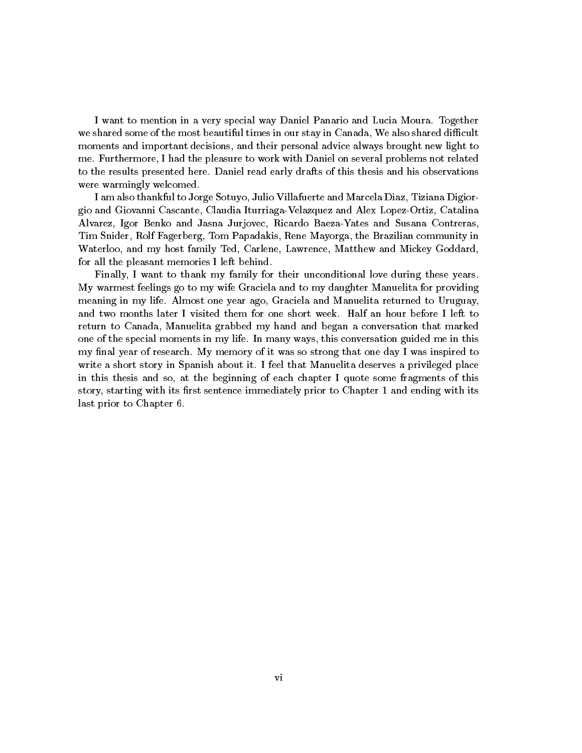I want to mention in a very special way Daniel Panario and Lucia Moura. Together we shared some of the most beautiful times in our stay in Canada, We also shared difficult moments and important decisions, and their personal advice always brought new light to me. Furthermore, I had the pleasure to work with Daniel on several problems not related to the results presented here. Daniel read early drafts of this thesis and his observations were warmingly welcomed.

I am also thankful to Jorge Sotuyo, Julio Villafuerte and Marcela Diaz, Tiziana Digiorgio and Giovanni Cascante, Claudia Iturriaga-Velazquez and Alex Lopez-Ortiz, Catalina Alvarez, Igor Benko and Jasna Jurjovec, Ricardo Baeza-Yates and Susana Contreras, Tim Snider, Rolf Fagerberg, Tom Papadakis, Rene Mayorga, the Brazilian community in Waterloo, and my host family Ted, Carlene, Lawrence, Matthew and Mickey Goddard, for all the pleasant memories I left behind.

Finally, I want to thank my family for their unconditional love during these years. My warmest feelings go to my wife Graciela and to my daughter Manuelita for providing meaning in my life. Almost one year ago, Graciela and Manuelita returned to Uruguay, and two months later I visited them for one short week. Half an hour before I left to return to Canada, Manuelita grabbed my hand and began a conversation that marked one of the special moments in my life. In many ways, this conversation guided me in this my final year of research. My memory of it was so strong that one day I was inspired to write a short story in Spanish about it. I feel that Manuelita deserves a privileged place in this thesis and so, at the beginning of each chapter I quote some fragments of this story, starting with its first sentence immediately prior to Chapter 1 and ending with its last prior to Chapter 6.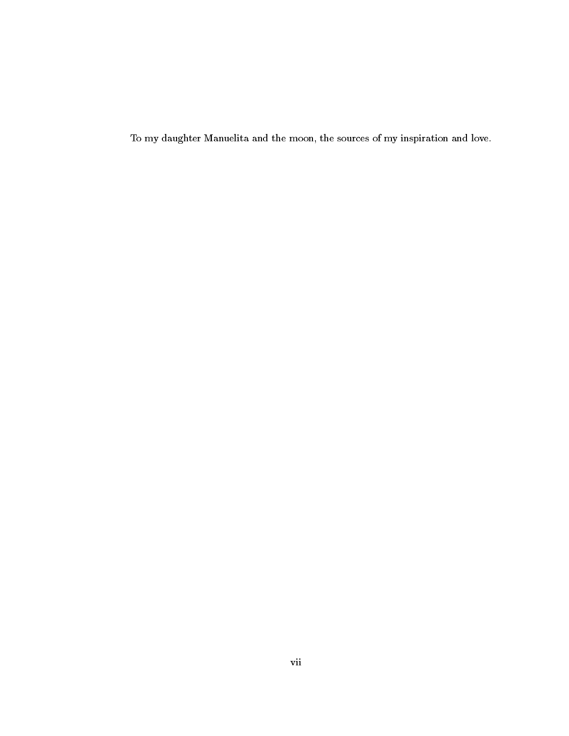To my daughter Manuelita and the moon, the sources of my inspiration and love.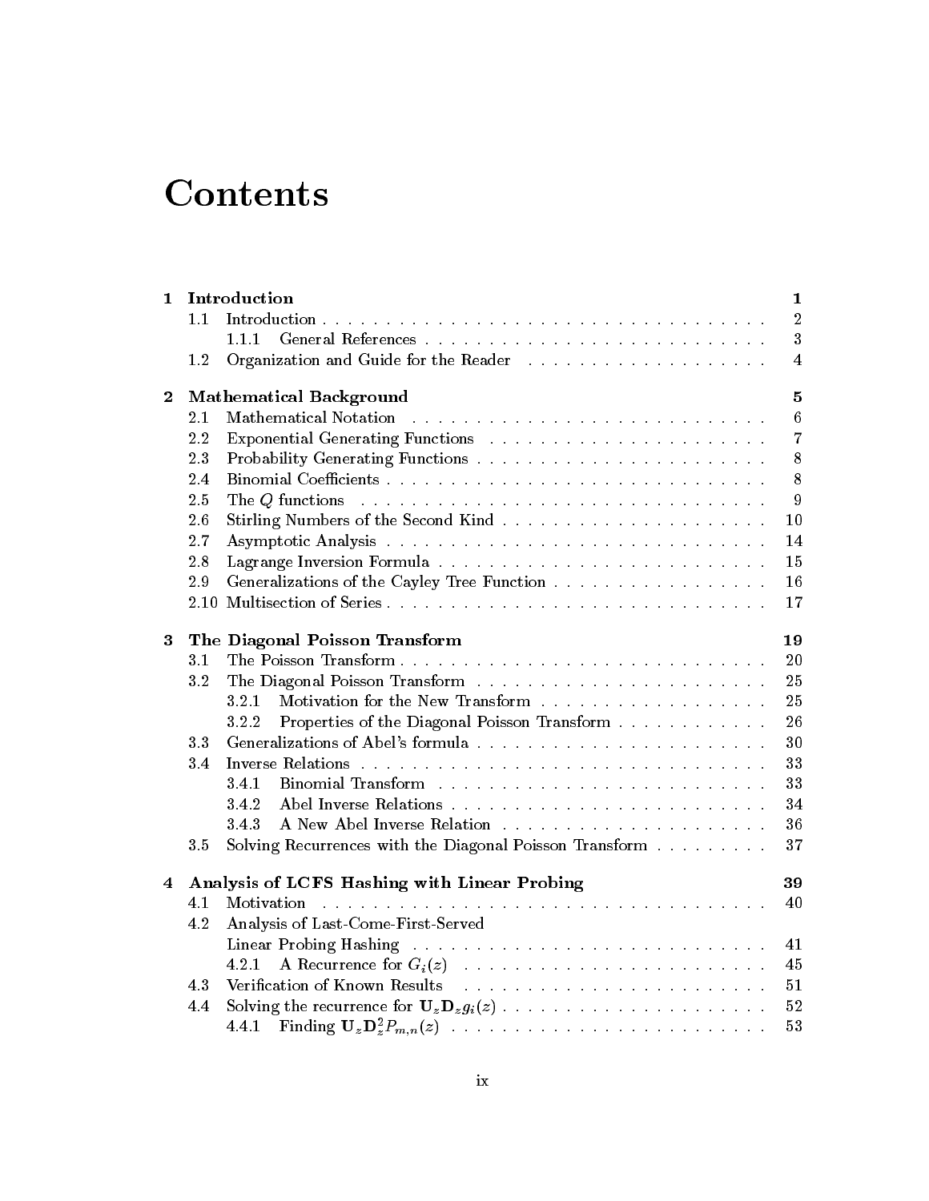# Contents

| | | |
|---|---|---|
| **1** | **Introduction** | **1** |
| 1.1 | Introduction | 2 |
| 1.1.1 | General References | 3 |
| 1.2 | Organization and Guide for the Reader | 4 |
| **2** | **Mathematical Background** | **5** |
| 2.1 | Mathematical Notation | 6 |
| 2.2 | Exponential Generating Functions | 7 |
| 2.3 | Probability Generating Functions | 8 |
| 2.4 | Binomial Coefficients | 8 |
| 2.5 | The $Q$ functions | 9 |
| 2.6 | Stirling Numbers of the Second Kind | 10 |
| 2.7 | Asymptotic Analysis | 14 |
| 2.8 | Lagrange Inversion Formula | 15 |
| 2.9 | Generalizations of the Cayley Tree Function | 16 |
| 2.10 | Multisection of Series | 17 |
| **3** | **The Diagonal Poisson Transform** | **19** |
| 3.1 | The Poisson Transform | 20 |
| 3.2 | The Diagonal Poisson Transform | 25 |
| 3.2.1 | Motivation for the New Transform | 25 |
| 3.2.2 | Properties of the Diagonal Poisson Transform | 26 |
| 3.3 | Generalizations of Abel's formula | 30 |
| 3.4 | Inverse Relations | 33 |
| 3.4.1 | Binomial Transform | 33 |
| 3.4.2 | Abel Inverse Relations | 34 |
| 3.4.3 | A New Abel Inverse Relation | 36 |
| 3.5 | Solving Recurrences with the Diagonal Poisson Transform | 37 |
| **4** | **Analysis of LCFS Hashing with Linear Probing** | **39** |
| 4.1 | Motivation | 40 |
| 4.2 | Analysis of Last-Come-First-Served Linear Probing Hashing | 41 |
| 4.2.1 | A Recurrence for $G_i(z)$ | 45 |
| 4.3 | Verification of Known Results | 51 |
| 4.4 | Solving the recurrence for $\mathbf{U}_z \mathbf{D}_z g_i(z)$ | 52 |
| 4.4.1 | Finding $\mathbf{U}_z \mathbf{D}_z^2 P_{m,n}(z)$ | 53 |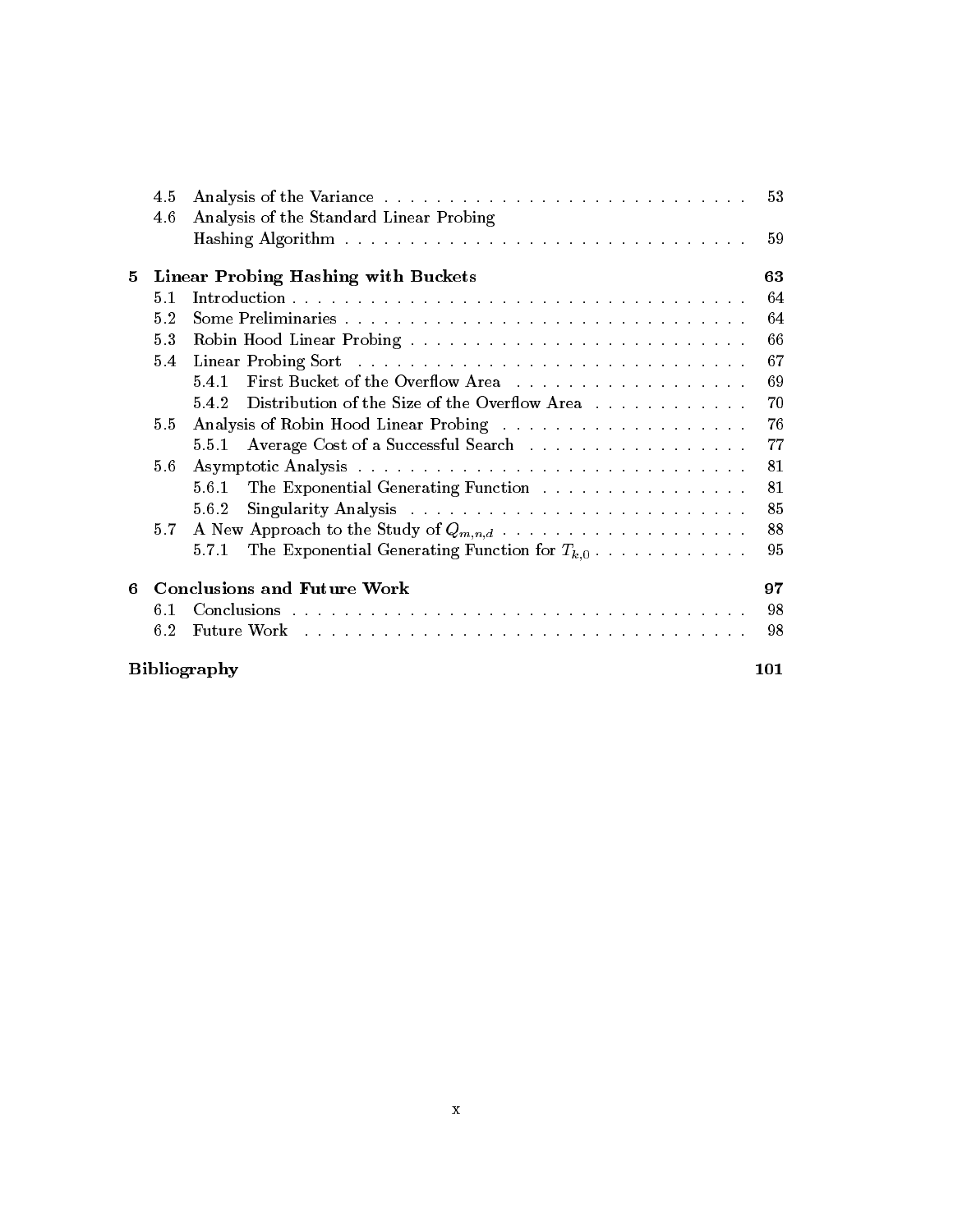| | | |
|---|---|---|
| 4.5 | Analysis of the Variance | 53 |
| 4.6 | Analysis of the Standard Linear Probing Hashing Algorithm | 59 |
| **5** | **Linear Probing Hashing with Buckets** | **63** |
| 5.1 | Introduction | 64 |
| 5.2 | Some Preliminaries | 64 |
| 5.3 | Robin Hood Linear Probing | 66 |
| 5.4 | Linear Probing Sort | 67 |
| 5.4.1 | First Bucket of the Overflow Area | 69 |
| 5.4.2 | Distribution of the Size of the Overflow Area | 70 |
| 5.5 | Analysis of Robin Hood Linear Probing | 76 |
| 5.5.1 | Average Cost of a Successful Search | 77 |
| 5.6 | Asymptotic Analysis | 81 |
| 5.6.1 | The Exponential Generating Function | 81 |
| 5.6.2 | Singularity Analysis | 85 |
| 5.7 | A New Approach to the Study of $Q_{m,n,d}$ | 88 |
| 5.7.1 | The Exponential Generating Function for $T_{k,0}$ | 95 |
| **6** | **Conclusions and Future Work** | **97** |
| 6.1 | Conclusions | 98 |
| 6.2 | Future Work | 98 |
| | **Bibliography** | **101** |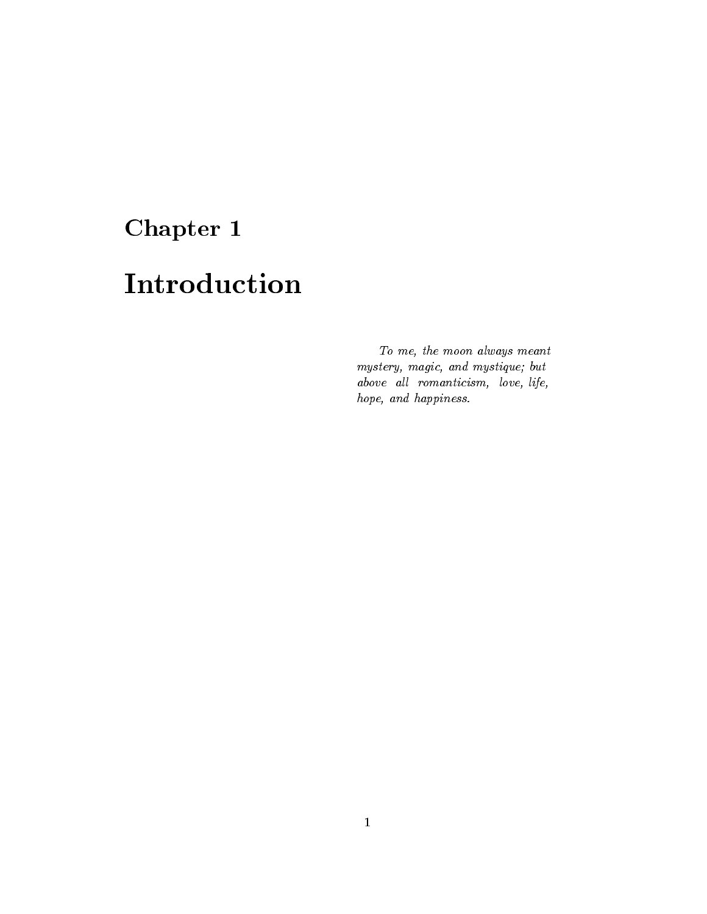# Chapter 1

# Introduction

*To me, the moon always meant mystery, magic, and mystique; but above all romanticism, love, life, hope, and happiness.*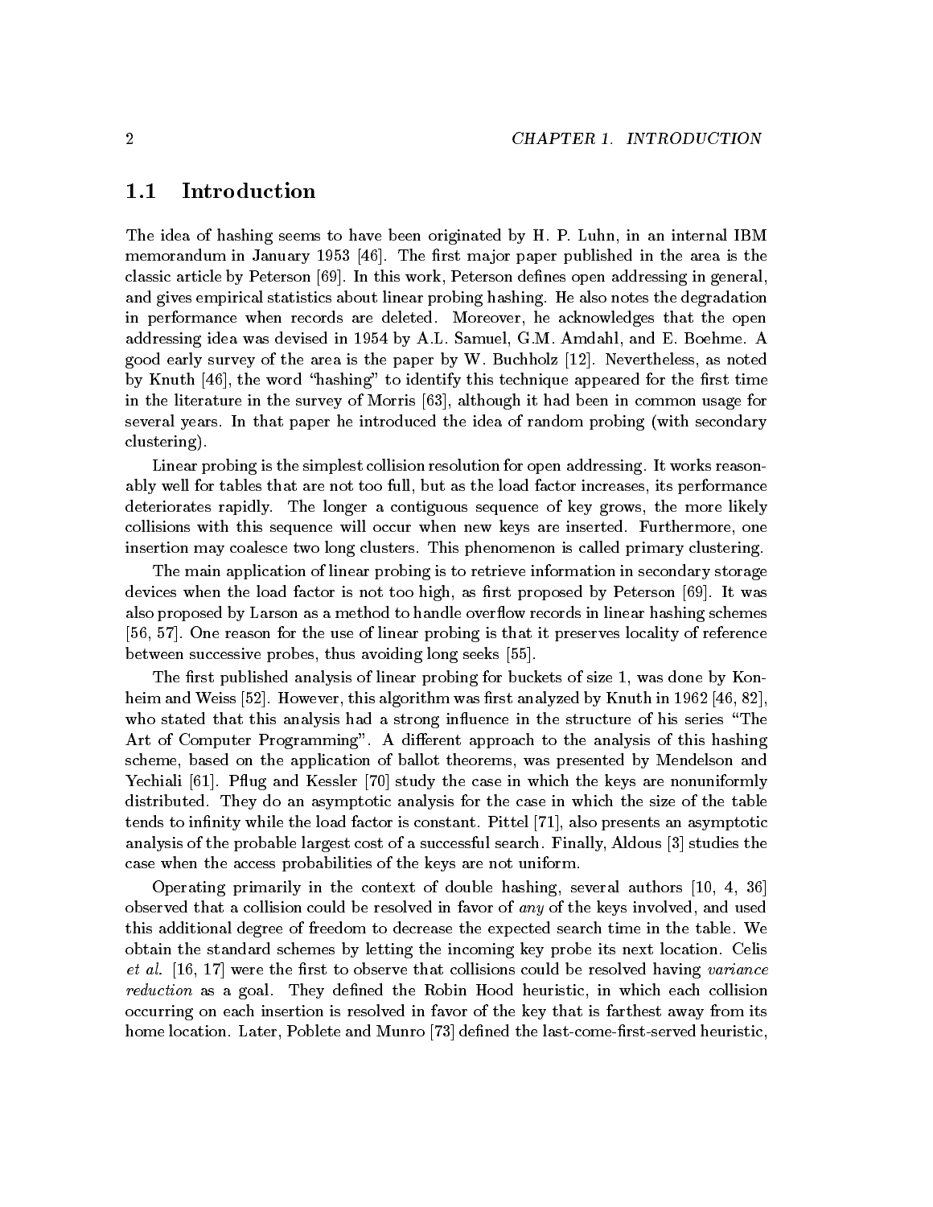## 1.1 Introduction

The idea of hashing seems to have been originated by H. P. Luhn, in an internal IBM memorandum in January 1953 [46]. The first major paper published in the area is the classic article by Peterson [69]. In this work, Peterson defines open addressing in general, and gives empirical statistics about linear probing hashing. He also notes the degradation in performance when records are deleted. Moreover, he acknowledges that the open addressing idea was devised in 1954 by A.L. Samuel, G.M. Amdahl, and E. Boehme. A good early survey of the area is the paper by W. Buchholz [12]. Nevertheless, as noted by Knuth [46], the word "hashing" to identify this technique appeared for the first time in the literature in the survey of Morris [63], although it had been in common usage for several years. In that paper he introduced the idea of random probing (with secondary clustering).

Linear probing is the simplest collision resolution for open addressing. It works reasonably well for tables that are not too full, but as the load factor increases, its performance deteriorates rapidly. The longer a contiguous sequence of key grows, the more likely collisions with this sequence will occur when new keys are inserted. Furthermore, one insertion may coalesce two long clusters. This phenomenon is called primary clustering.

The main application of linear probing is to retrieve information in secondary storage devices when the load factor is not too high, as first proposed by Peterson [69]. It was also proposed by Larson as a method to handle overflow records in linear hashing schemes [56, 57]. One reason for the use of linear probing is that it preserves locality of reference between successive probes, thus avoiding long seeks [55].

The first published analysis of linear probing for buckets of size 1, was done by Konheim and Weiss [52]. However, this algorithm was first analyzed by Knuth in 1962 [46, 82], who stated that this analysis had a strong influence in the structure of his series "The Art of Computer Programming". A different approach to the analysis of this hashing scheme, based on the application of ballot theorems, was presented by Mendelson and Yechiali [61]. Pflug and Kessler [70] study the case in which the keys are nonuniformly distributed. They do an asymptotic analysis for the case in which the size of the table tends to infinity while the load factor is constant. Pittel [71], also presents an asymptotic analysis of the probable largest cost of a successful search. Finally, Aldous [3] studies the case when the access probabilities of the keys are not uniform.

Operating primarily in the context of double hashing, several authors [10, 4, 36] observed that a collision could be resolved in favor of *any* of the keys involved, and used this additional degree of freedom to decrease the expected search time in the table. We obtain the standard schemes by letting the incoming key probe its next location. Celis *et al.* [16, 17] were the first to observe that collisions could be resolved having *variance reduction* as a goal. They defined the Robin Hood heuristic, in which each collision occurring on each insertion is resolved in favor of the key that is farthest away from its home location. Later, Poblete and Munro [73] defined the last-come-first-served heuristic,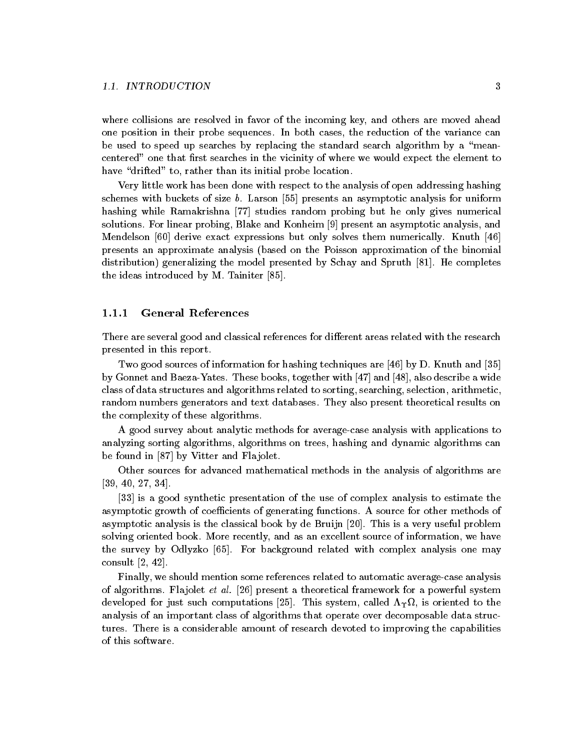where collisions are resolved in favor of the incoming key, and others are moved ahead one position in their probe sequences. In both cases, the reduction of the variance can be used to speed up searches by replacing the standard search algorithm by a "mean-centered" one that first searches in the vicinity of where we would expect the element to have "drifted" to, rather than its initial probe location.

Very little work has been done with respect to the analysis of open addressing hashing schemes with buckets of size $b$. Larson [55] presents an asymptotic analysis for uniform hashing while Ramakrishna [77] studies random probing but he only gives numerical solutions. For linear probing, Blake and Konheim [9] present an asymptotic analysis, and Mendelson [60] derive exact expressions but only solves them numerically. Knuth [46] presents an approximate analysis (based on the Poisson approximation of the binomial distribution) generalizing the model presented by Schay and Spruth [81]. He completes the ideas introduced by M. Tainiter [85].

### 1.1.1 General References

There are several good and classical references for different areas related with the research presented in this report.

Two good sources of information for hashing techniques are [46] by D. Knuth and [35] by Gonnet and Baeza-Yates. These books, together with [47] and [48], also describe a wide class of data structures and algorithms related to sorting, searching, selection, arithmetic, random numbers generators and text databases. They also present theoretical results on the complexity of these algorithms.

A good survey about analytic methods for average-case analysis with applications to analyzing sorting algorithms, algorithms on trees, hashing and dynamic algorithms can be found in [87] by Vitter and Flajolet.

Other sources for advanced mathematical methods in the analysis of algorithms are [39, 40, 27, 34].

[33] is a good synthetic presentation of the use of complex analysis to estimate the asymptotic growth of coefficients of generating functions. A source for other methods of asymptotic analysis is the classical book by de Bruijn [20]. This is a very useful problem solving oriented book. More recently, and as an excellent source of information, we have the survey by Odlyzko [65]. For background related with complex analysis one may consult [2, 42].

Finally, we should mention some references related to automatic average-case analysis of algorithms. Flajolet *et al.* [26] present a theoretical framework for a powerful system developed for just such computations [25]. This system, called $\Lambda_\Upsilon\Omega$, is oriented to the analysis of an important class of algorithms that operate over decomposable data structures. There is a considerable amount of research devoted to improving the capabilities of this software.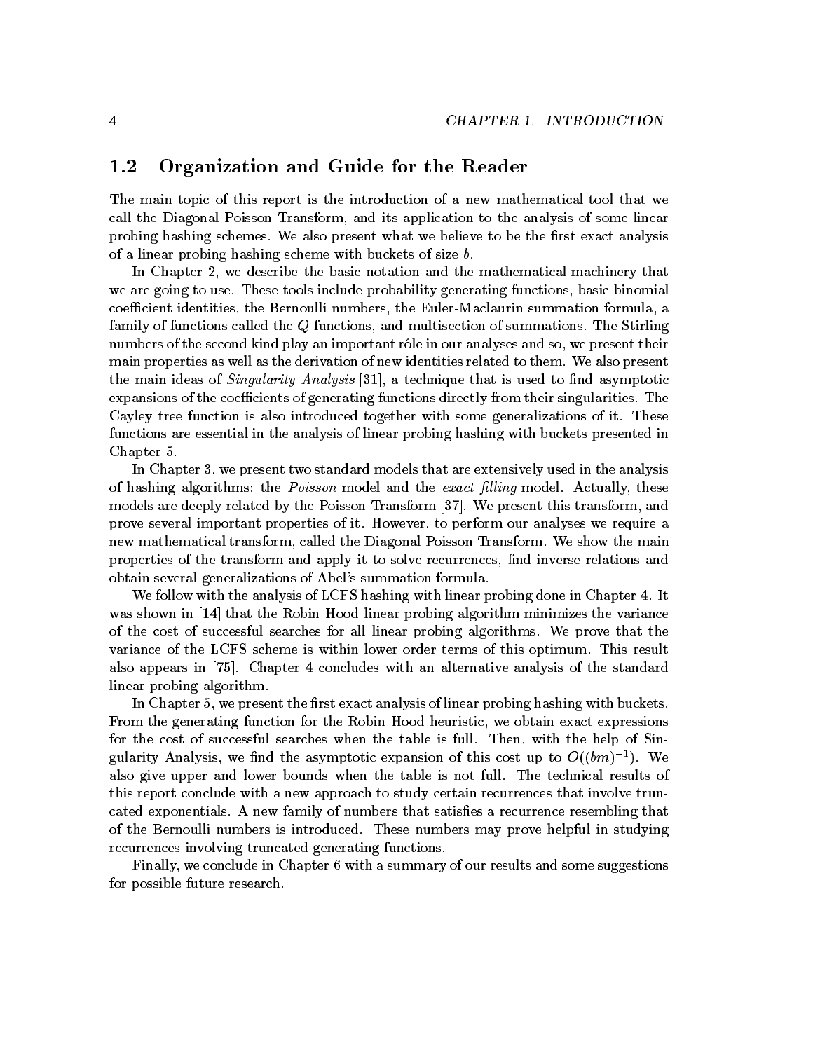## 1.2 Organization and Guide for the Reader

The main topic of this report is the introduction of a new mathematical tool that we call the Diagonal Poisson Transform, and its application to the analysis of some linear probing hashing schemes. We also present what we believe to be the first exact analysis of a linear probing hashing scheme with buckets of size $b$.

In Chapter 2, we describe the basic notation and the mathematical machinery that we are going to use. These tools include probability generating functions, basic binomial coefficient identities, the Bernoulli numbers, the Euler-Maclaurin summation formula, a family of functions called the $Q$-functions, and multisection of summations. The Stirling numbers of the second kind play an important rôle in our analyses and so, we present their main properties as well as the derivation of new identities related to them. We also present the main ideas of *Singularity Analysis* [31], a technique that is used to find asymptotic expansions of the coefficients of generating functions directly from their singularities. The Cayley tree function is also introduced together with some generalizations of it. These functions are essential in the analysis of linear probing hashing with buckets presented in Chapter 5.

In Chapter 3, we present two standard models that are extensively used in the analysis of hashing algorithms: the *Poisson* model and the *exact filling* model. Actually, these models are deeply related by the Poisson Transform [37]. We present this transform, and prove several important properties of it. However, to perform our analyses we require a new mathematical transform, called the Diagonal Poisson Transform. We show the main properties of the transform and apply it to solve recurrences, find inverse relations and obtain several generalizations of Abel's summation formula.

We follow with the analysis of LCFS hashing with linear probing done in Chapter 4. It was shown in [14] that the Robin Hood linear probing algorithm minimizes the variance of the cost of successful searches for all linear probing algorithms. We prove that the variance of the LCFS scheme is within lower order terms of this optimum. This result also appears in [75]. Chapter 4 concludes with an alternative analysis of the standard linear probing algorithm.

In Chapter 5, we present the first exact analysis of linear probing hashing with buckets. From the generating function for the Robin Hood heuristic, we obtain exact expressions for the cost of successful searches when the table is full. Then, with the help of Singularity Analysis, we find the asymptotic expansion of this cost up to $O((bm)^{-1})$. We also give upper and lower bounds when the table is not full. The technical results of this report conclude with a new approach to study certain recurrences that involve truncated exponentials. A new family of numbers that satisfies a recurrence resembling that of the Bernoulli numbers is introduced. These numbers may prove helpful in studying recurrences involving truncated generating functions.

Finally, we conclude in Chapter 6 with a summary of our results and some suggestions for possible future research.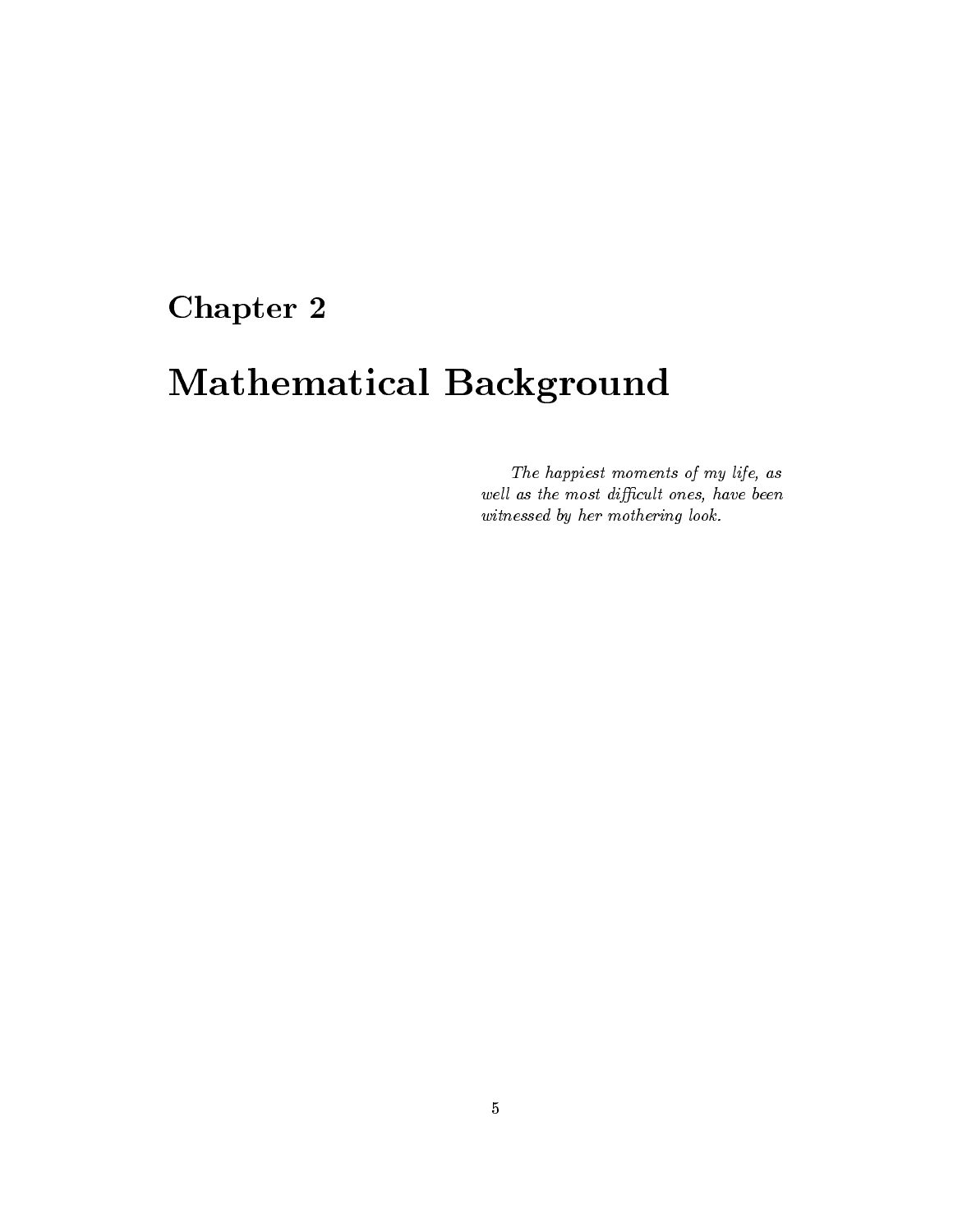# Chapter 2

# Mathematical Background

*The happiest moments of my life, as well as the most difficult ones, have been witnessed by her mothering look.*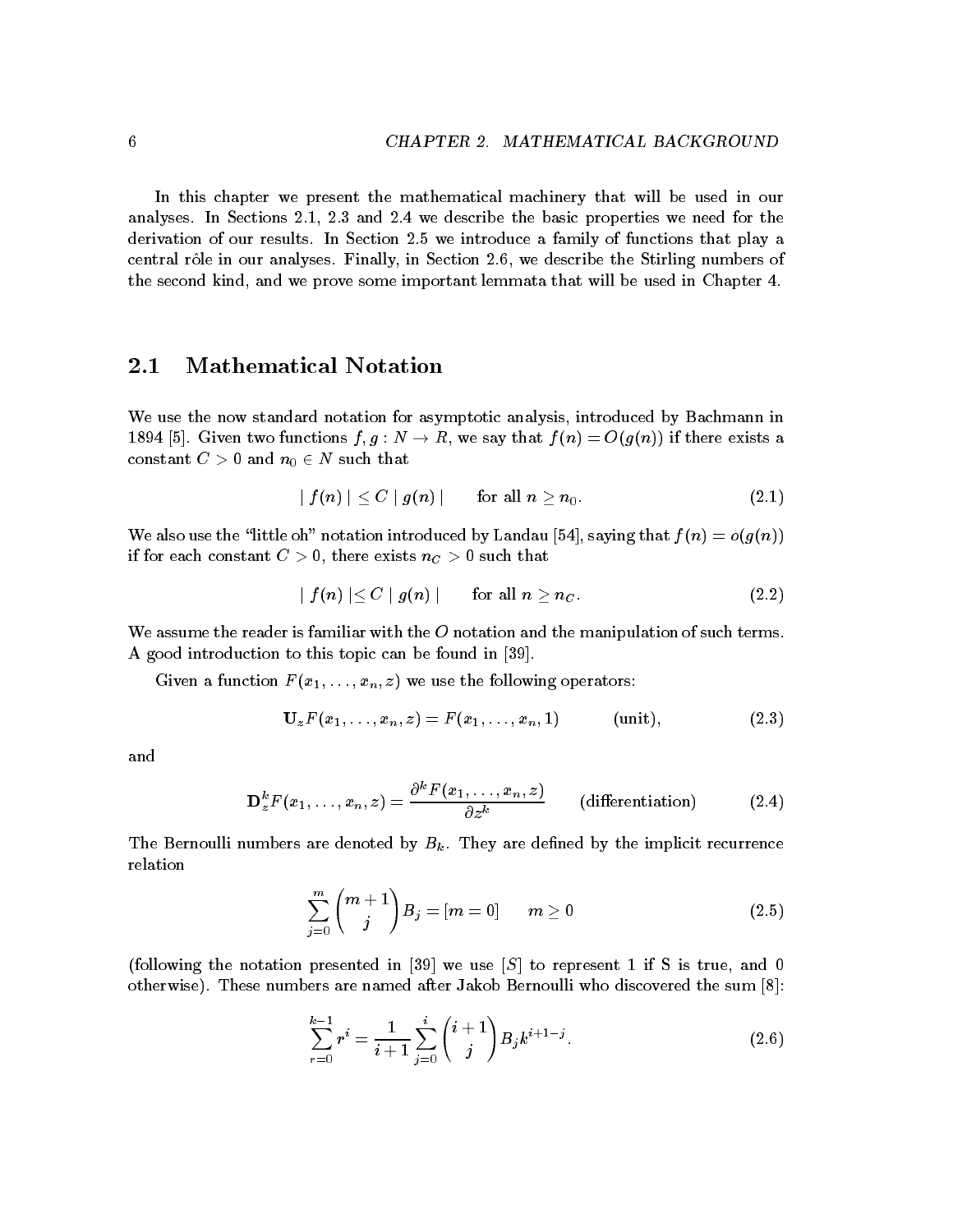In this chapter we present the mathematical machinery that will be used in our analyses. In Sections 2.1, 2.3 and 2.4 we describe the basic properties we need for the derivation of our results. In Section 2.5 we introduce a family of functions that play a central rôle in our analyses. Finally, in Section 2.6, we describe the Stirling numbers of the second kind, and we prove some important lemmata that will be used in Chapter 4.

## 2.1 Mathematical Notation

We use the now standard notation for asymptotic analysis, introduced by Bachmann in 1894 [5]. Given two functions $f, g : N \to R$, we say that $f(n) = O(g(n))$ if there exists a constant $C > 0$ and $n_0 \in N$ such that

$$\mid f(n) \mid \leq C \mid g(n) \mid \qquad \text{for all } n \geq n_0. \tag{2.1}$$

We also use the "little oh" notation introduced by Landau [54], saying that $f(n) = o(g(n))$ if for each constant $C > 0$, there exists $n_C > 0$ such that

$$\mid f(n) \mid \leq C \mid g(n) \mid \qquad \text{for all } n \geq n_C. \tag{2.2}$$

We assume the reader is familiar with the $O$ notation and the manipulation of such terms. A good introduction to this topic can be found in [39].

Given a function $F(x_1, \ldots, x_n, z)$ we use the following operators:

$$\mathbf{U}_z F(x_1, \ldots, x_n, z) = F(x_1, \ldots, x_n, 1) \qquad \text{(unit)}, \tag{2.3}$$

and

$$\mathbf{D}_z^k F(x_1, \ldots, x_n, z) = \frac{\partial^k F(x_1, \ldots, x_n, z)}{\partial z^k} \qquad \text{(differentiation)} \tag{2.4}$$

The Bernoulli numbers are denoted by $B_k$. They are defined by the implicit recurrence relation

$$\sum_{j=0}^{m} \binom{m+1}{j} B_j = [m = 0] \qquad m \geq 0 \tag{2.5}$$

(following the notation presented in [39] we use $[S]$ to represent 1 if S is true, and 0 otherwise). These numbers are named after Jakob Bernoulli who discovered the sum [8]:

$$\sum_{r=0}^{k-1} r^i = \frac{1}{i+1} \sum_{j=0}^{i} \binom{i+1}{j} B_j k^{i+1-j}. \tag{2.6}$$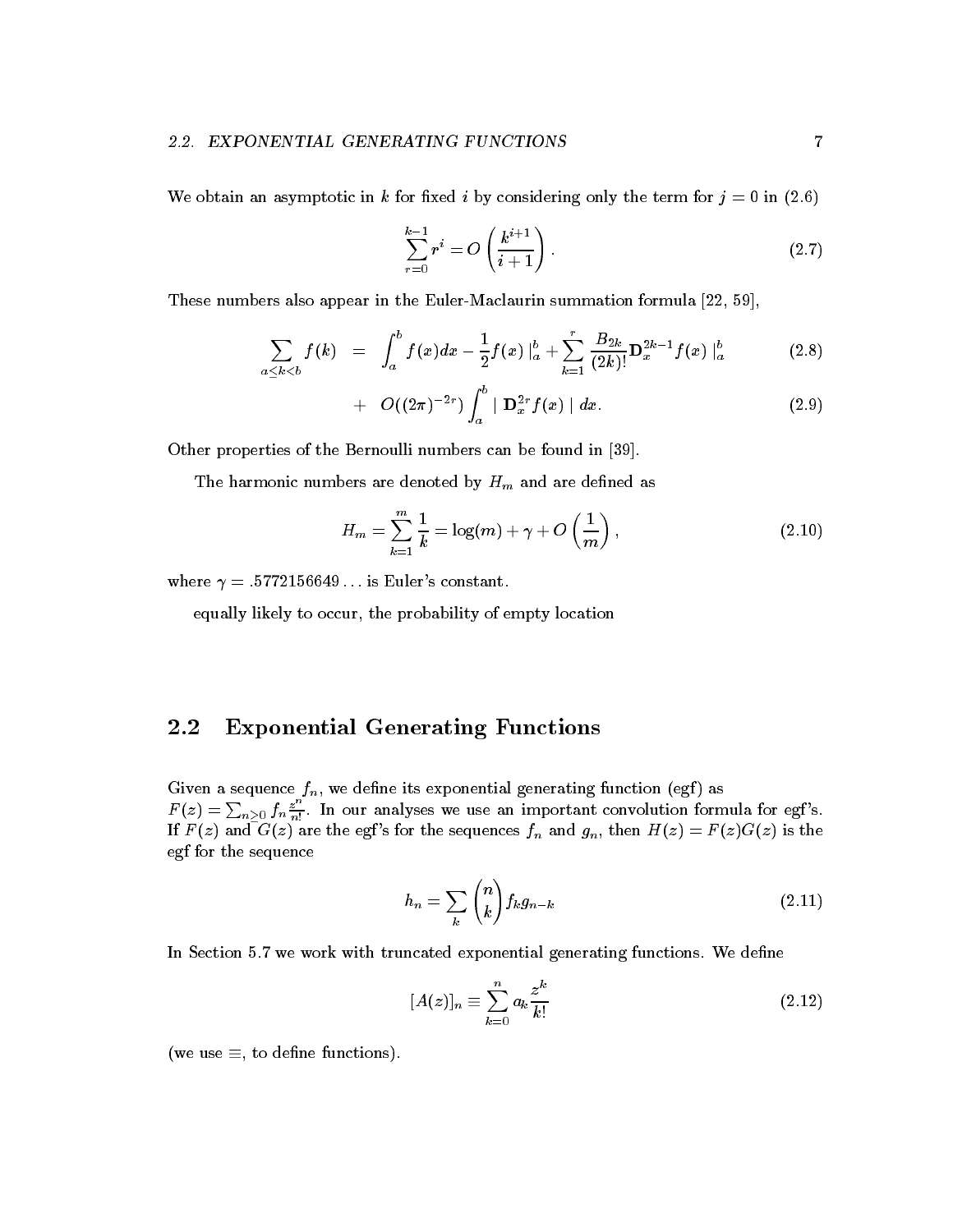We obtain an asymptotic in $k$ for fixed $i$ by considering only the term for $j = 0$ in (2.6)

$$\sum_{r=0}^{k-1} r^i = O\left(\frac{k^{i+1}}{i+1}\right). \tag{2.7}$$

These numbers also appear in the Euler-Maclaurin summation formula [22, 59],

$$\sum_{a \le k < b} f(k) = \int_a^b f(x)dx - \frac{1}{2} f(x) \mid_a^b + \sum_{k=1}^{r} \frac{B_{2k}}{(2k)!} \mathbf{D}_x^{2k-1} f(x) \mid_a^b \tag{2.8}$$

$$+ \; O((2\pi)^{-2r}) \int_a^b \mid \mathbf{D}_x^{2r} f(x) \mid dx. \tag{2.9}$$

Other properties of the Bernoulli numbers can be found in [39].

The harmonic numbers are denoted by $H_m$ and are defined as

$$H_m = \sum_{k=1}^{m} \frac{1}{k} = \log(m) + \gamma + O\left(\frac{1}{m}\right), \tag{2.10}$$

where $\gamma = .5772156649\ldots$ is Euler's constant.

equally likely to occur, the probability of empty location

## 2.2 Exponential Generating Functions

Given a sequence $f_n$, we define its exponential generating function (egf) as $F(z) = \sum_{n \ge 0} f_n \frac{z^n}{n!}$. In our analyses we use an important convolution formula for egf's. If $F(z)$ and $G(z)$ are the egf's for the sequences $f_n$ and $g_n$, then $H(z) = F(z)G(z)$ is the egf for the sequence

$$h_n = \sum_k \binom{n}{k} f_k g_{n-k} \tag{2.11}$$

In Section 5.7 we work with truncated exponential generating functions. We define

$$[A(z)]_n \equiv \sum_{k=0}^{n} a_k \frac{z^k}{k!} \tag{2.12}$$

(we use $\equiv$, to define functions).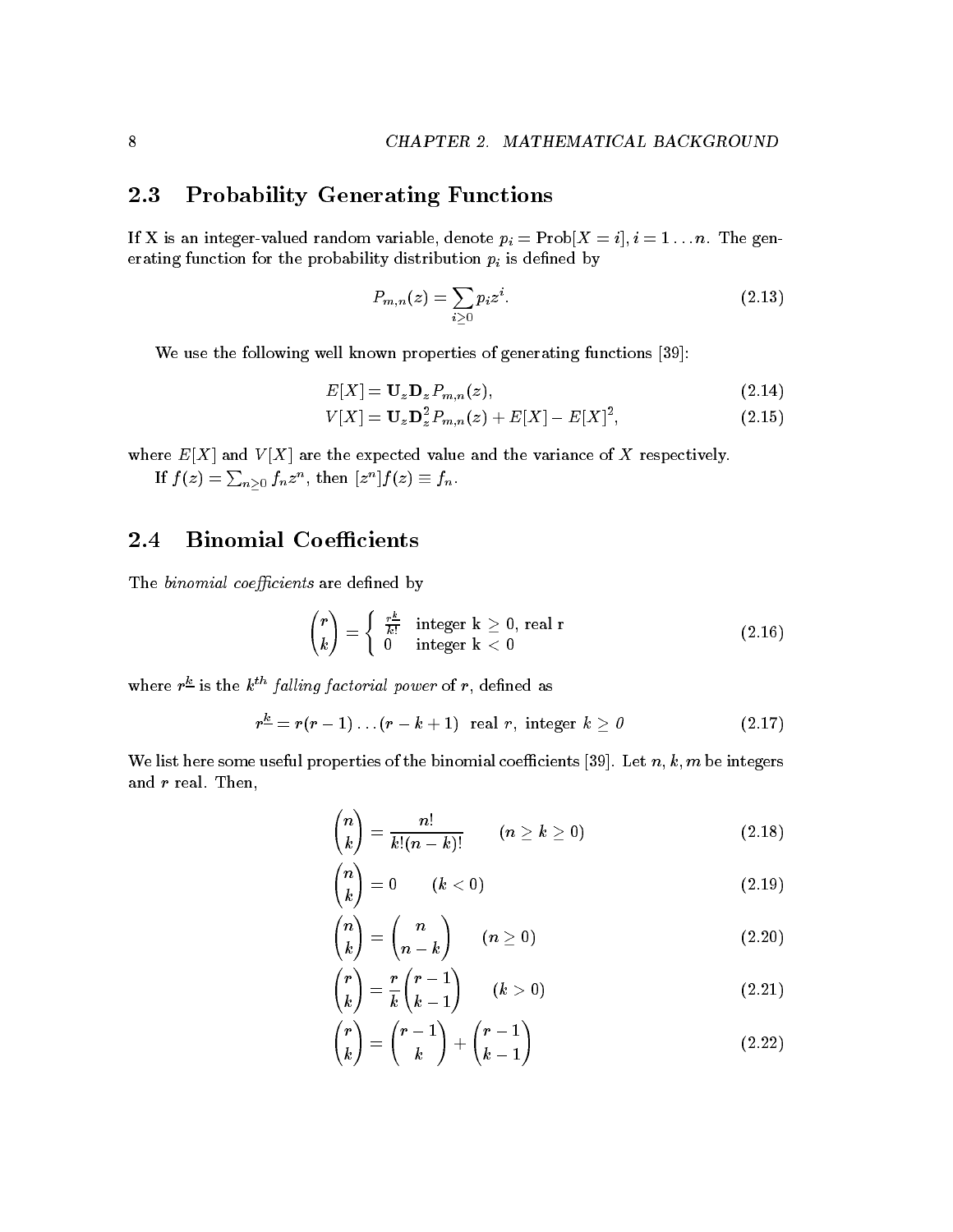## 2.3 Probability Generating Functions

If X is an integer-valued random variable, denote $p_i = \text{Prob}[X = i]$, $i = 1 \ldots n$. The generating function for the probability distribution $p_i$ is defined by

$$P_{m,n}(z) = \sum_{i \geq 0} p_i z^i. \tag{2.13}$$

We use the following well known properties of generating functions [39]:

$$E[X] = \mathbf{U}_z \mathbf{D}_z P_{m,n}(z), \tag{2.14}$$

$$V[X] = \mathbf{U}_z \mathbf{D}_z^2 P_{m,n}(z) + E[X] - E[X]^2, \tag{2.15}$$

where $E[X]$ and $V[X]$ are the expected value and the variance of $X$ respectively.

If $f(z) = \sum_{n \geq 0} f_n z^n$, then $[z^n]f(z) \equiv f_n$.

## 2.4 Binomial Coefficients

The *binomial coefficients* are defined by

$$\binom{r}{k} = \begin{cases} \frac{r^{\underline{k}}}{k!} & \text{integer k} \geq 0\text{, real r} \\ 0 & \text{integer k} < 0 \end{cases} \tag{2.16}$$

where $r^{\underline{k}}$ is the $k^{th}$ *falling factorial power* of $r$, defined as

$$r^{\underline{k}} = r(r-1)\ldots(r-k+1) \quad \text{real } r, \text{ integer } k \geq 0 \tag{2.17}$$

We list here some useful properties of the binomial coefficients [39]. Let $n, k, m$ be integers and $r$ real. Then,

$$\binom{n}{k} = \frac{n!}{k!(n-k)!} \qquad (n \geq k \geq 0) \tag{2.18}$$

$$\binom{n}{k} = 0 \qquad (k < 0) \tag{2.19}$$

$$\binom{n}{k} = \binom{n}{n-k} \qquad (n \geq 0) \tag{2.20}$$

$$\binom{r}{k} = \frac{r}{k}\binom{r-1}{k-1} \qquad (k > 0) \tag{2.21}$$

$$\binom{r}{k} = \binom{r-1}{k} + \binom{r-1}{k-1} \tag{2.22}$$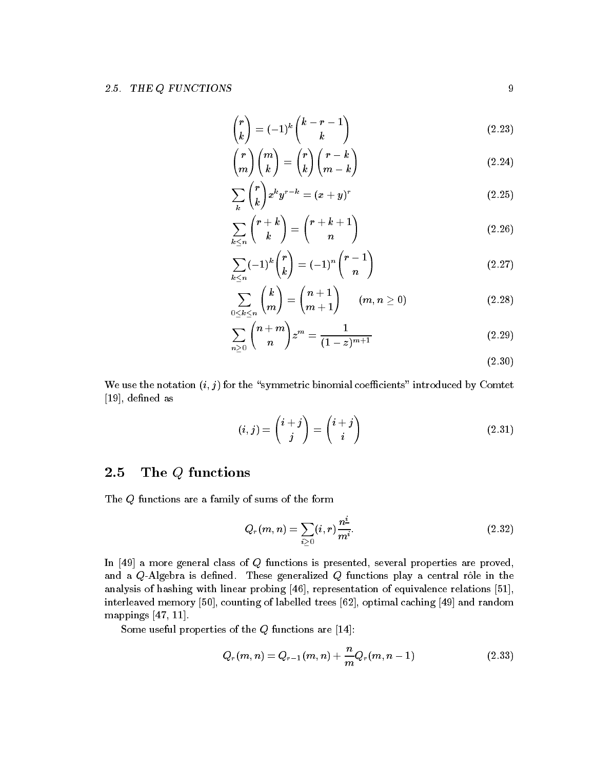$$\binom{r}{k} = (-1)^k \binom{k-r-1}{k} \tag{2.23}$$

$$\binom{r}{m}\binom{m}{k} = \binom{r}{k}\binom{r-k}{m-k} \tag{2.24}$$

$$\sum_k \binom{r}{k} x^k y^{r-k} = (x+y)^r \tag{2.25}$$

$$\sum_{k \leq n} \binom{r+k}{k} = \binom{r+k+1}{n} \tag{2.26}$$

$$\sum_{k \leq n} (-1)^k \binom{r}{k} = (-1)^n \binom{r-1}{n} \tag{2.27}$$

$$\sum_{0 \leq k \leq n} \binom{k}{m} = \binom{n+1}{m+1} \qquad (m, n \geq 0) \tag{2.28}$$

$$\sum_{n \geq 0} \binom{n+m}{n} z^m = \frac{1}{(1-z)^{m+1}} \tag{2.29}$$

$$\tag{2.30}$$

We use the notation $(i, j)$ for the "symmetric binomial coefficients" introduced by Comtet [19], defined as

$$(i, j) = \binom{i+j}{j} = \binom{i+j}{i} \tag{2.31}$$

## 2.5 The $Q$ functions

The $Q$ functions are a family of sums of the form

$$Q_r(m, n) = \sum_{i \geq 0} (i, r) \frac{n^{\underline{i}}}{m^i}. \tag{2.32}$$

In [49] a more general class of $Q$ functions is presented, several properties are proved, and a $Q$-Algebra is defined. These generalized $Q$ functions play a central rôle in the analysis of hashing with linear probing [46], representation of equivalence relations [51], interleaved memory [50], counting of labelled trees [62], optimal caching [49] and random mappings [47, 11].

Some useful properties of the $Q$ functions are [14]:

$$Q_r(m, n) = Q_{r-1}(m, n) + \frac{n}{m} Q_r(m, n-1) \tag{2.33}$$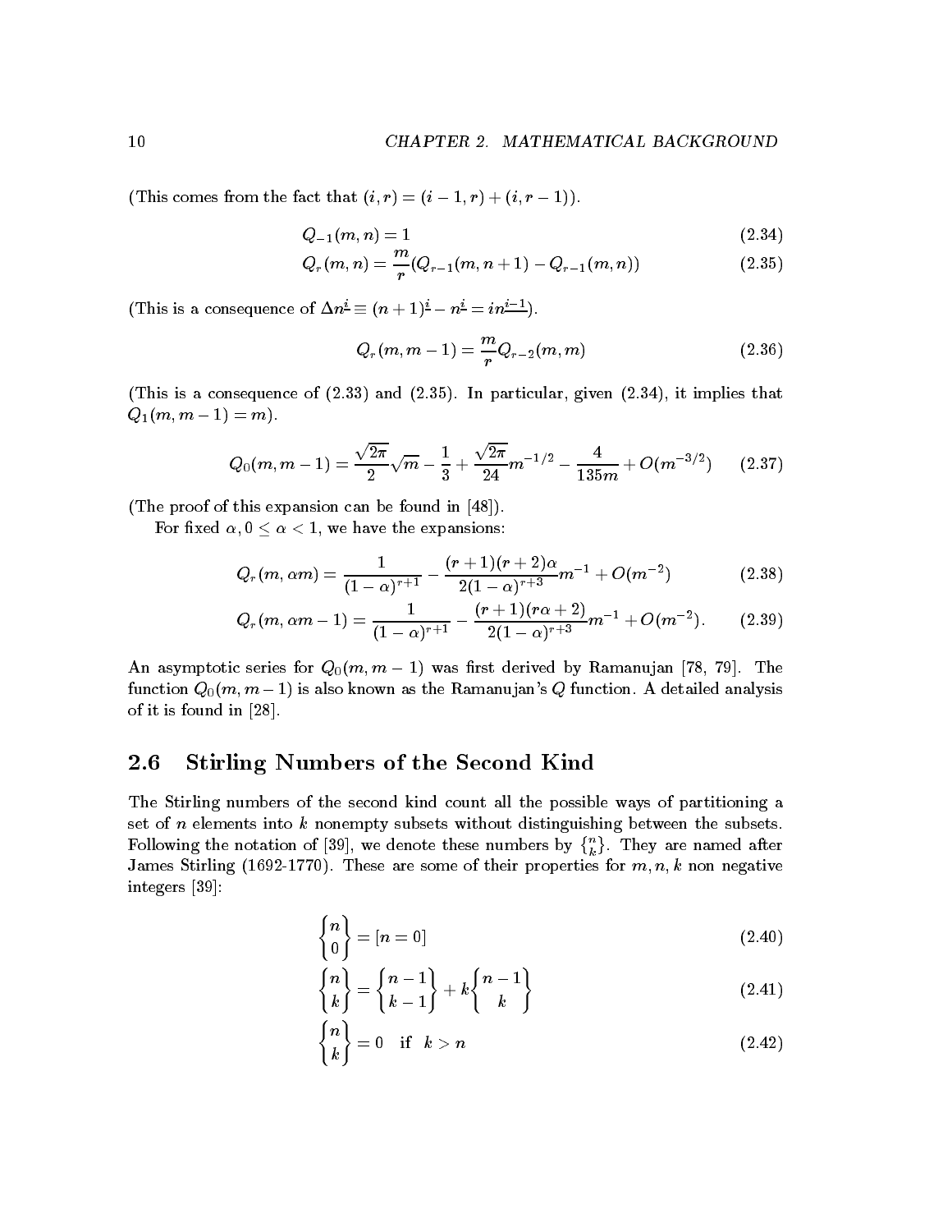(This comes from the fact that $(i, r) = (i-1, r) + (i, r-1)$).

$$Q_{-1}(m, n) = 1 \tag{2.34}$$

$$Q_r(m, n) = \frac{m}{r}(Q_{r-1}(m, n+1) - Q_{r-1}(m, n)) \tag{2.35}$$

(This is a consequence of $\Delta n^{\underline{i}} \equiv (n+1)^{\underline{i}} - n^{\underline{i}} = i n^{\underline{i-1}}$).

$$Q_r(m, m-1) = \frac{m}{r} Q_{r-2}(m, m) \tag{2.36}$$

(This is a consequence of (2.33) and (2.35). In particular, given (2.34), it implies that $Q_1(m, m-1) = m$).

$$Q_0(m, m-1) = \frac{\sqrt{2\pi}}{2}\sqrt{m} - \frac{1}{3} + \frac{\sqrt{2\pi}}{24} m^{-1/2} - \frac{4}{135m} + O(m^{-3/2}) \tag{2.37}$$

(The proof of this expansion can be found in [48]).

For fixed $\alpha, 0 \leq \alpha < 1$, we have the expansions:

$$Q_r(m, \alpha m) = \frac{1}{(1-\alpha)^{r+1}} - \frac{(r+1)(r+2)\alpha}{2(1-\alpha)^{r+3}} m^{-1} + O(m^{-2}) \tag{2.38}$$

$$Q_r(m, \alpha m - 1) = \frac{1}{(1-\alpha)^{r+1}} - \frac{(r+1)(r\alpha+2)}{2(1-\alpha)^{r+3}} m^{-1} + O(m^{-2}). \tag{2.39}$$

An asymptotic series for $Q_0(m, m-1)$ was first derived by Ramanujan [78, 79]. The function $Q_0(m, m-1)$ is also known as the Ramanujan's $Q$ function. A detailed analysis of it is found in [28].

## 2.6 Stirling Numbers of the Second Kind

The Stirling numbers of the second kind count all the possible ways of partitioning a set of $n$ elements into $k$ nonempty subsets without distinguishing between the subsets. Following the notation of [39], we denote these numbers by $\left\{ {n \atop k} \right\}$. They are named after James Stirling (1692-1770). These are some of their properties for $m, n, k$ non negative integers [39]:

$$\left\{ {n \atop 0} \right\} = [n = 0] \tag{2.40}$$

$$\left\{ {n \atop k} \right\} = \left\{ {n-1 \atop k-1} \right\} + k\left\{ {n-1 \atop k} \right\} \tag{2.41}$$

$$\left\{ {n \atop k} \right\} = 0 \quad \text{if} \quad k > n \tag{2.42}$$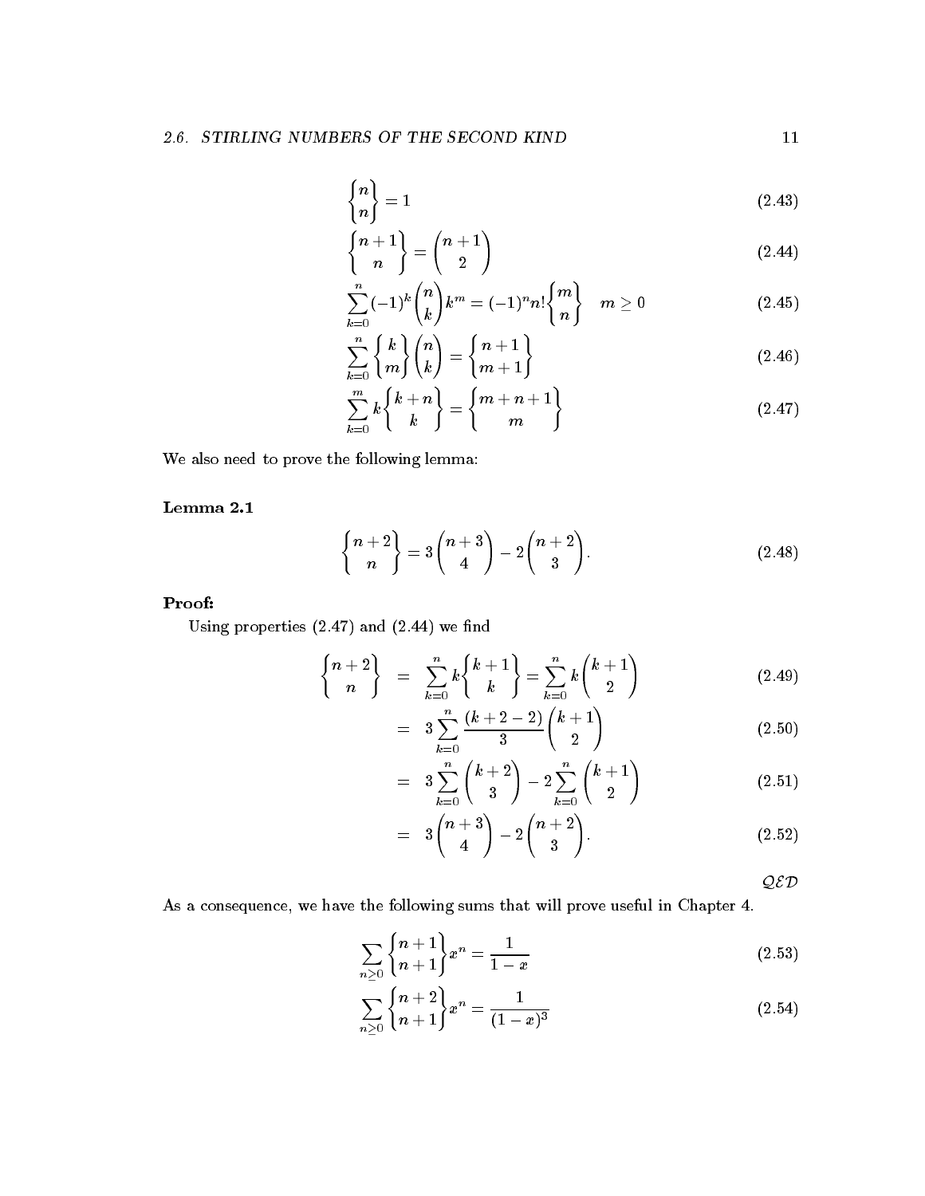$$\left\{ {n \atop n} \right\} = 1 \tag{2.43}$$

$$\left\{ {n+1 \atop n} \right\} = \binom{n+1}{2} \tag{2.44}$$

$$\sum_{k=0}^{n} (-1)^k \binom{n}{k} k^m = (-1)^n n! \left\{ {m \atop n} \right\} \quad m \geq 0 \tag{2.45}$$

$$\sum_{k=0}^{n} \left\{ {k \atop m} \right\} \binom{n}{k} = \left\{ {n+1 \atop m+1} \right\} \tag{2.46}$$

$$\sum_{k=0}^{m} k \left\{ {k+n \atop k} \right\} = \left\{ {m+n+1 \atop m} \right\} \tag{2.47}$$

We also need to prove the following lemma:

**Lemma 2.1**

$$\left\{ {n+2 \atop n} \right\} = 3\binom{n+3}{4} - 2\binom{n+2}{3}. \tag{2.48}$$

**Proof:**

Using properties (2.47) and (2.44) we find

$$\left\{ {n+2 \atop n} \right\} = \sum_{k=0}^{n} k \left\{ {k+1 \atop k} \right\} = \sum_{k=0}^{n} k \binom{k+1}{2} \tag{2.49}$$

$$= 3 \sum_{k=0}^{n} \frac{(k+2-2)}{3} \binom{k+1}{2} \tag{2.50}$$

$$= 3 \sum_{k=0}^{n} \binom{k+2}{3} - 2 \sum_{k=0}^{n} \binom{k+1}{2} \tag{2.51}$$

$$= 3\binom{n+3}{4} - 2\binom{n+2}{3}. \tag{2.52}$$

$\mathcal{QED}$

As a consequence, we have the following sums that will prove useful in Chapter 4.

$$\sum_{n \geq 0} \left\{ {n+1 \atop n+1} \right\} x^n = \frac{1}{1-x} \tag{2.53}$$

$$\sum_{n \geq 0} \left\{ {n+2 \atop n+1} \right\} x^n = \frac{1}{(1-x)^3} \tag{2.54}$$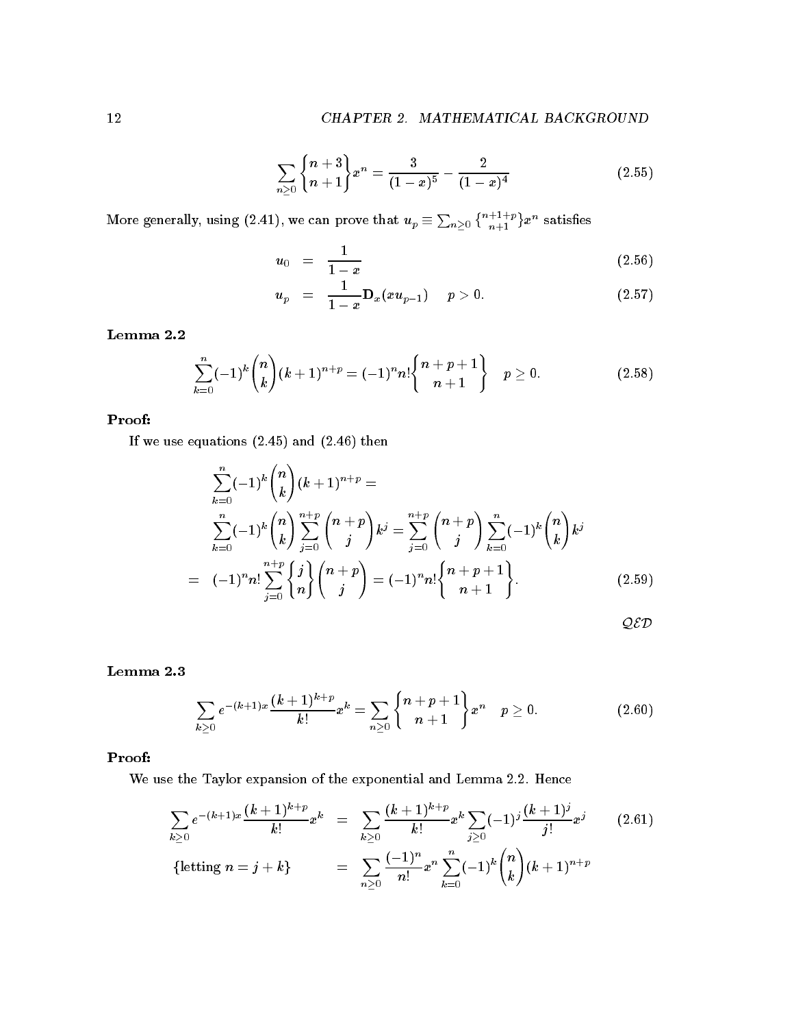$$\sum_{n\geq 0} \left\{ {n+3 \atop n+1} \right\} x^n = \frac{3}{(1-x)^5} - \frac{2}{(1-x)^4} \tag{2.55}$$

More generally, using (2.41), we can prove that $u_p \equiv \sum_{n\geq 0} \left\{ {n+1+p \atop n+1} \right\} x^n$ satisfies

$$u_0 = \frac{1}{1-x} \tag{2.56}$$

$$u_p = \frac{1}{1-x} \mathbf{D}_x (x u_{p-1}) \quad p > 0. \tag{2.57}$$

**Lemma 2.2**

$$\sum_{k=0}^{n} (-1)^k \binom{n}{k} (k+1)^{n+p} = (-1)^n n! \left\{ {n+p+1 \atop n+1} \right\} \quad p \geq 0. \tag{2.58}$$

**Proof:**

If we use equations (2.45) and (2.46) then

$$\begin{aligned}
&\sum_{k=0}^{n} (-1)^k \binom{n}{k} (k+1)^{n+p} = \\
&\sum_{k=0}^{n} (-1)^k \binom{n}{k} \sum_{j=0}^{n+p} \binom{n+p}{j} k^j = \sum_{j=0}^{n+p} \binom{n+p}{j} \sum_{k=0}^{n} (-1)^k \binom{n}{k} k^j \\
= \; & (-1)^n n! \sum_{j=0}^{n+p} \left\{ {j \atop n} \right\} \binom{n+p}{j} = (-1)^n n! \left\{ {n+p+1 \atop n+1} \right\}.
\end{aligned} \tag{2.59}$$

$\mathcal{QED}$

**Lemma 2.3**

$$\sum_{k\geq 0} e^{-(k+1)x} \frac{(k+1)^{k+p}}{k!} x^k = \sum_{n\geq 0} \left\{ {n+p+1 \atop n+1} \right\} x^n \quad p \geq 0. \tag{2.60}$$

**Proof:**

We use the Taylor expansion of the exponential and Lemma 2.2. Hence

$$\begin{aligned}
\sum_{k\geq 0} e^{-(k+1)x} \frac{(k+1)^{k+p}}{k!} x^k &= \sum_{k\geq 0} \frac{(k+1)^{k+p}}{k!} x^k \sum_{j\geq 0} (-1)^j \frac{(k+1)^j}{j!} x^j \\
\{\text{letting } n = j+k\} \qquad &= \sum_{n\geq 0} \frac{(-1)^n}{n!} x^n \sum_{k=0}^{n} (-1)^k \binom{n}{k} (k+1)^{n+p}
\end{aligned} \tag{2.61}$$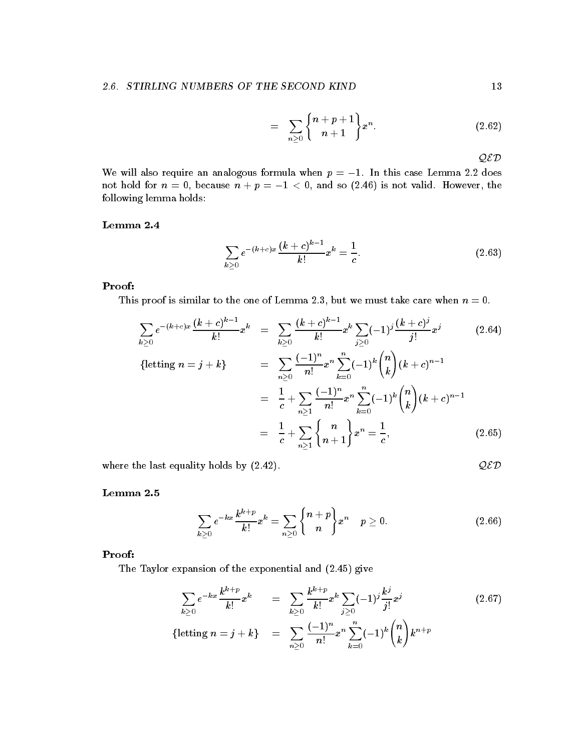$$= \sum_{n\geq 0} \left\{ {n+p+1 \atop n+1} \right\} x^n. \tag{2.62}$$

$\mathcal{QED}$

We will also require an analogous formula when $p = -1$. In this case Lemma 2.2 does not hold for $n = 0$, because $n + p = -1 < 0$, and so (2.46) is not valid. However, the following lemma holds:

**Lemma 2.4**

$$\sum_{k\geq 0} e^{-(k+c)x} \frac{(k+c)^{k-1}}{k!} x^k = \frac{1}{c}. \tag{2.63}$$

**Proof:**

This proof is similar to the one of Lemma 2.3, but we must take care when $n = 0$.

$$\begin{aligned}
\sum_{k\geq 0} e^{-(k+c)x} \frac{(k+c)^{k-1}}{k!} x^k &= \sum_{k\geq 0} \frac{(k+c)^{k-1}}{k!} x^k \sum_{j\geq 0} (-1)^j \frac{(k+c)^j}{j!} x^j && (2.64)\\
\{\text{letting } n = j+k\} \qquad &= \sum_{n\geq 0} \frac{(-1)^n}{n!} x^n \sum_{k=0}^{n} (-1)^k \binom{n}{k} (k+c)^{n-1}\\
&= \frac{1}{c} + \sum_{n\geq 1} \frac{(-1)^n}{n!} x^n \sum_{k=0}^{n} (-1)^k \binom{n}{k} (k+c)^{n-1}\\
&= \frac{1}{c} + \sum_{n\geq 1} \left\{ {n \atop n+1} \right\} x^n = \frac{1}{c}, && (2.65)
\end{aligned}$$

where the last equality holds by (2.42). $\mathcal{QED}$

**Lemma 2.5**

$$\sum_{k\geq 0} e^{-kx} \frac{k^{k+p}}{k!} x^k = \sum_{n\geq 0} \left\{ {n+p \atop n} \right\} x^n \quad p \geq 0. \tag{2.66}$$

**Proof:**

The Taylor expansion of the exponential and (2.45) give

$$\begin{aligned}
\sum_{k\geq 0} e^{-kx} \frac{k^{k+p}}{k!} x^k &= \sum_{k\geq 0} \frac{k^{k+p}}{k!} x^k \sum_{j\geq 0} (-1)^j \frac{k^j}{j!} x^j && (2.67)\\
\{\text{letting } n = j+k\} \qquad &= \sum_{n\geq 0} \frac{(-1)^n}{n!} x^n \sum_{k=0}^{n} (-1)^k \binom{n}{k} k^{n+p}
\end{aligned}$$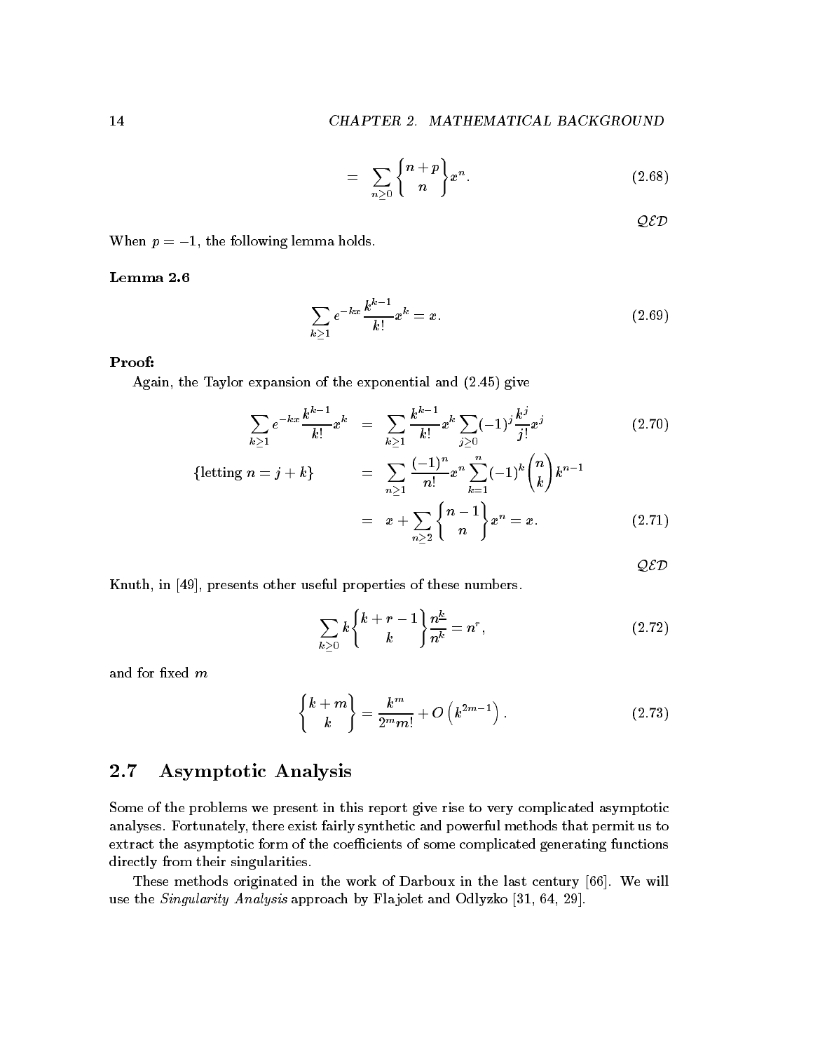$$= \sum_{n\geq 0} \left\{ {n+p \atop n} \right\} x^n. \tag{2.68}$$

$\mathcal{QED}$

When $p = -1$, the following lemma holds.

**Lemma 2.6**

$$\sum_{k\geq 1} e^{-kx} \frac{k^{k-1}}{k!} x^k = x. \tag{2.69}$$

**Proof:**

Again, the Taylor expansion of the exponential and (2.45) give

$$\begin{aligned}
\sum_{k\geq 1} e^{-kx} \frac{k^{k-1}}{k!} x^k &= \sum_{k\geq 1} \frac{k^{k-1}}{k!} x^k \sum_{j\geq 0} (-1)^j \frac{k^j}{j!} x^j \qquad (2.70) \\
\{\text{letting } n = j+k\} \qquad &= \sum_{n\geq 1} \frac{(-1)^n}{n!} x^n \sum_{k=1}^{n} (-1)^k \binom{n}{k} k^{n-1} \\
&= x + \sum_{n\geq 2} \left\{ {n-1 \atop n} \right\} x^n = x. \qquad (2.71)
\end{aligned}$$

$\mathcal{QED}$

Knuth, in [49], presents other useful properties of these numbers.

$$\sum_{k\geq 0} k \left\{ {k+r-1 \atop k} \right\} \frac{n^{\underline{k}}}{n^k} = n^r, \tag{2.72}$$

and for fixed $m$

$$\left\{ {k+m \atop k} \right\} = \frac{k^m}{2^m m!} + O\left(k^{2m-1}\right). \tag{2.73}$$

## 2.7 Asymptotic Analysis

Some of the problems we present in this report give rise to very complicated asymptotic analyses. Fortunately, there exist fairly synthetic and powerful methods that permit us to extract the asymptotic form of the coefficients of some complicated generating functions directly from their singularities.

These methods originated in the work of Darboux in the last century [66]. We will use the *Singularity Analysis* approach by Flajolet and Odlyzko [31, 64, 29].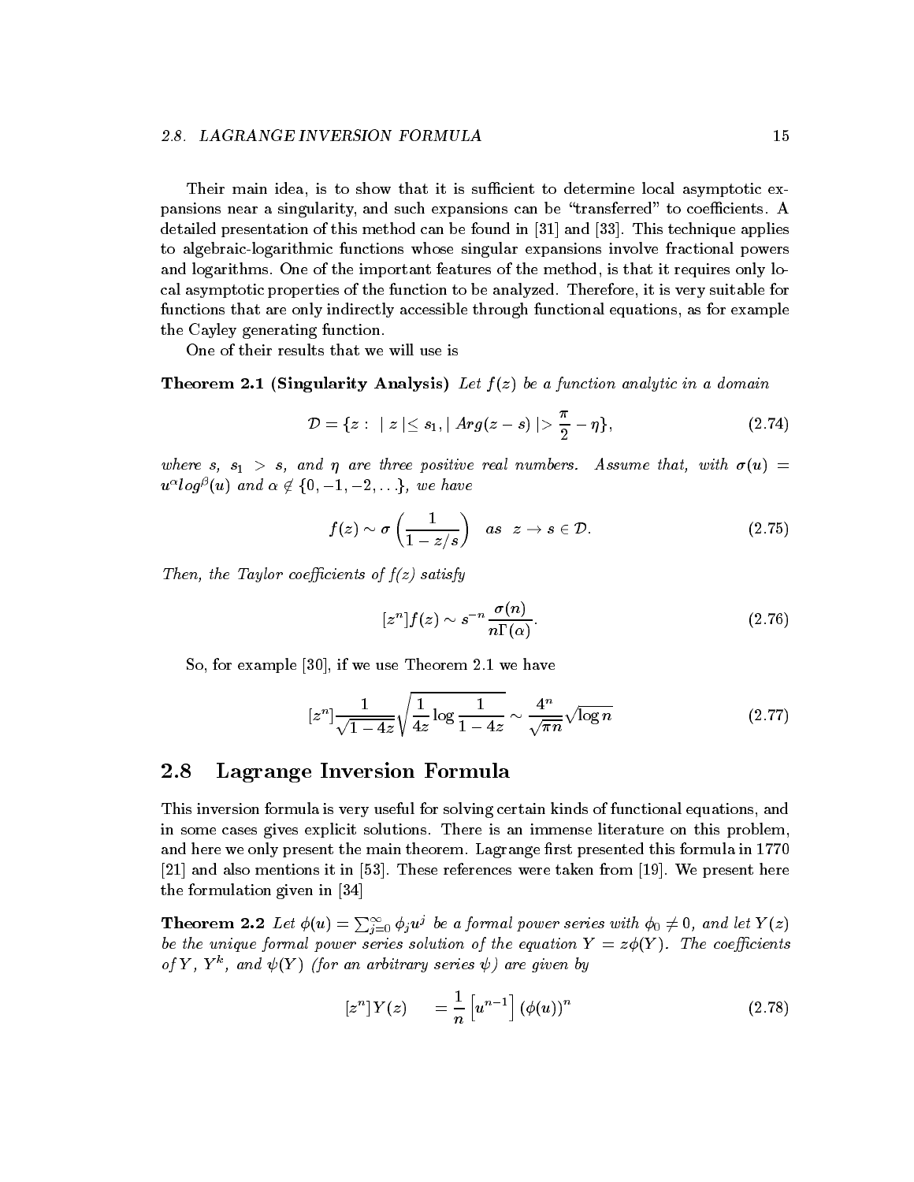Their main idea, is to show that it is sufficient to determine local asymptotic expansions near a singularity, and such expansions can be "transferred" to coefficients. A detailed presentation of this method can be found in [31] and [33]. This technique applies to algebraic-logarithmic functions whose singular expansions involve fractional powers and logarithms. One of the important features of the method, is that it requires only local asymptotic properties of the function to be analyzed. Therefore, it is very suitable for functions that are only indirectly accessible through functional equations, as for example the Cayley generating function.

One of their results that we will use is

**Theorem 2.1 (Singularity Analysis)** *Let $f(z)$ be a function analytic in a domain*

$$\mathcal{D} = \{z : \mid z \mid \leq s_1, \mid Arg(z - s) \mid > \frac{\pi}{2} - \eta\}, \tag{2.74}$$

*where $s$, $s_1 > s$, and $\eta$ are three positive real numbers. Assume that, with $\sigma(u) = u^\alpha log^\beta(u)$ and $\alpha \notin \{0, -1, -2, \ldots\}$, we have*

$$f(z) \sim \sigma\left(\frac{1}{1 - z/s}\right) \quad as \quad z \to s \in \mathcal{D}. \tag{2.75}$$

*Then, the Taylor coefficients of $f(z)$ satisfy*

$$[z^n]f(z) \sim s^{-n}\frac{\sigma(n)}{n\Gamma(\alpha)}. \tag{2.76}$$

So, for example [30], if we use Theorem 2.1 we have

$$[z^n]\frac{1}{\sqrt{1-4z}}\sqrt{\frac{1}{4z}\log\frac{1}{1-4z}} \sim \frac{4^n}{\sqrt{\pi n}}\sqrt{\log n} \tag{2.77}$$

## 2.8 Lagrange Inversion Formula

This inversion formula is very useful for solving certain kinds of functional equations, and in some cases gives explicit solutions. There is an immense literature on this problem, and here we only present the main theorem. Lagrange first presented this formula in 1770 [21] and also mentions it in [53]. These references were taken from [19]. We present here the formulation given in [34]

**Theorem 2.2** *Let $\phi(u) = \sum_{j=0}^{\infty} \phi_j u^j$ be a formal power series with $\phi_0 \neq 0$, and let $Y(z)$ be the unique formal power series solution of the equation $Y = z\phi(Y)$. The coefficients of $Y$, $Y^k$, and $\psi(Y)$ (for an arbitrary series $\psi$) are given by*

$$[z^n]Y(z) \quad = \frac{1}{n}\left[u^{n-1}\right](\phi(u))^n \tag{2.78}$$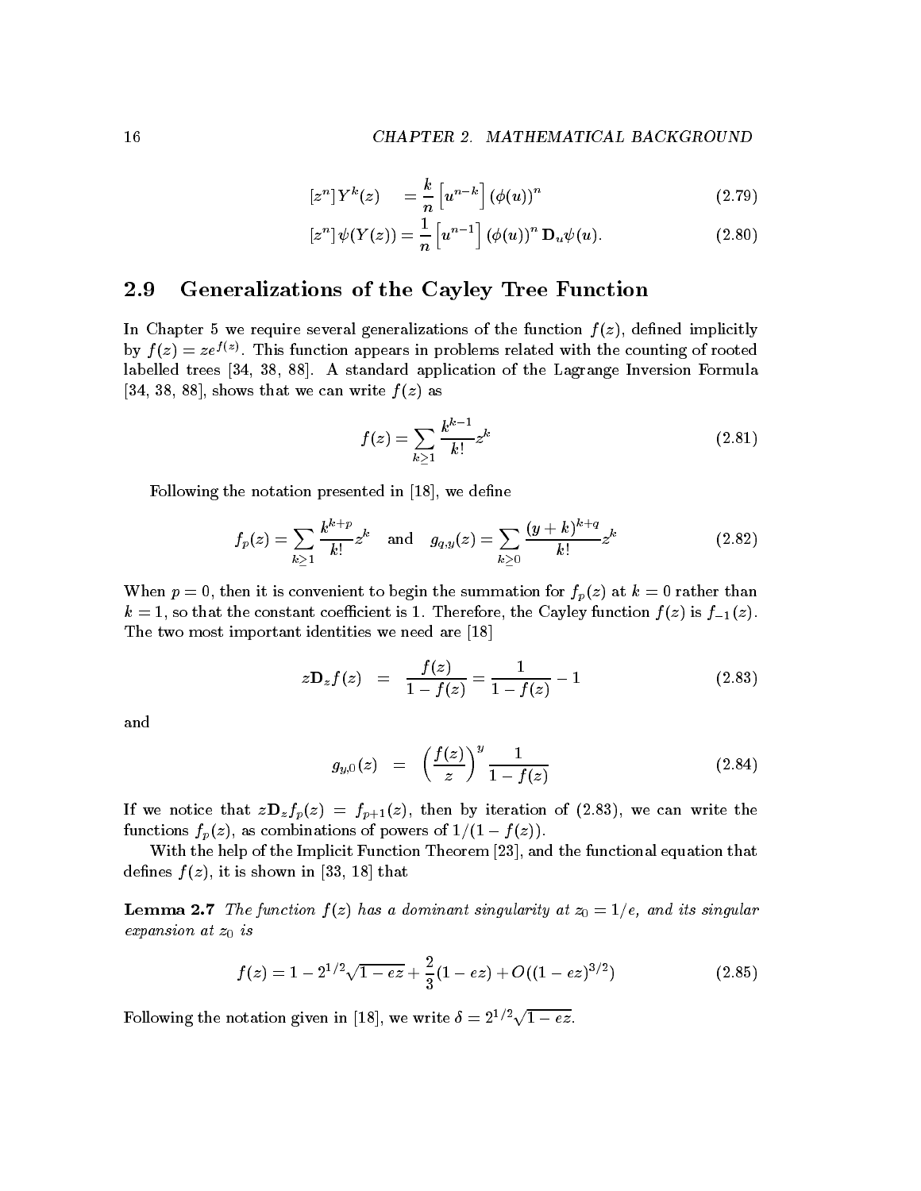$$[z^n] Y^k(z) \quad = \frac{k}{n} \left[u^{n-k}\right] (\phi(u))^n \tag{2.79}$$

$$[z^n] \psi(Y(z)) = \frac{1}{n} \left[u^{n-1}\right] (\phi(u))^n \mathbf{D}_u \psi(u). \tag{2.80}$$

## 2.9 Generalizations of the Cayley Tree Function

In Chapter 5 we require several generalizations of the function $f(z)$, defined implicitly by $f(z) = ze^{f(z)}$. This function appears in problems related with the counting of rooted labelled trees [34, 38, 88]. A standard application of the Lagrange Inversion Formula [34, 38, 88], shows that we can write $f(z)$ as

$$f(z) = \sum_{k \geq 1} \frac{k^{k-1}}{k!} z^k \tag{2.81}$$

Following the notation presented in [18], we define

$$f_p(z) = \sum_{k \geq 1} \frac{k^{k+p}}{k!} z^k \quad \text{and} \quad g_{q,y}(z) = \sum_{k \geq 0} \frac{(y+k)^{k+q}}{k!} z^k \tag{2.82}$$

When $p = 0$, then it is convenient to begin the summation for $f_p(z)$ at $k = 0$ rather than $k = 1$, so that the constant coefficient is 1. Therefore, the Cayley function $f(z)$ is $f_{-1}(z)$. The two most important identities we need are [18]

$$z\mathbf{D}_z f(z) \quad = \quad \frac{f(z)}{1 - f(z)} = \frac{1}{1 - f(z)} - 1 \tag{2.83}$$

and

$$g_{y,0}(z) \quad = \quad \left(\frac{f(z)}{z}\right)^y \frac{1}{1 - f(z)} \tag{2.84}$$

If we notice that $z\mathbf{D}_z f_p(z) = f_{p+1}(z)$, then by iteration of (2.83), we can write the functions $f_p(z)$, as combinations of powers of $1/(1 - f(z))$.

With the help of the Implicit Function Theorem [23], and the functional equation that defines $f(z)$, it is shown in [33, 18] that

**Lemma 2.7** *The function $f(z)$ has a dominant singularity at $z_0 = 1/e$, and its singular expansion at $z_0$ is*

$$f(z) = 1 - 2^{1/2}\sqrt{1 - ez} + \frac{2}{3}(1 - ez) + O((1 - ez)^{3/2}) \tag{2.85}$$

Following the notation given in [18], we write $\delta = 2^{1/2}\sqrt{1 - ez}$.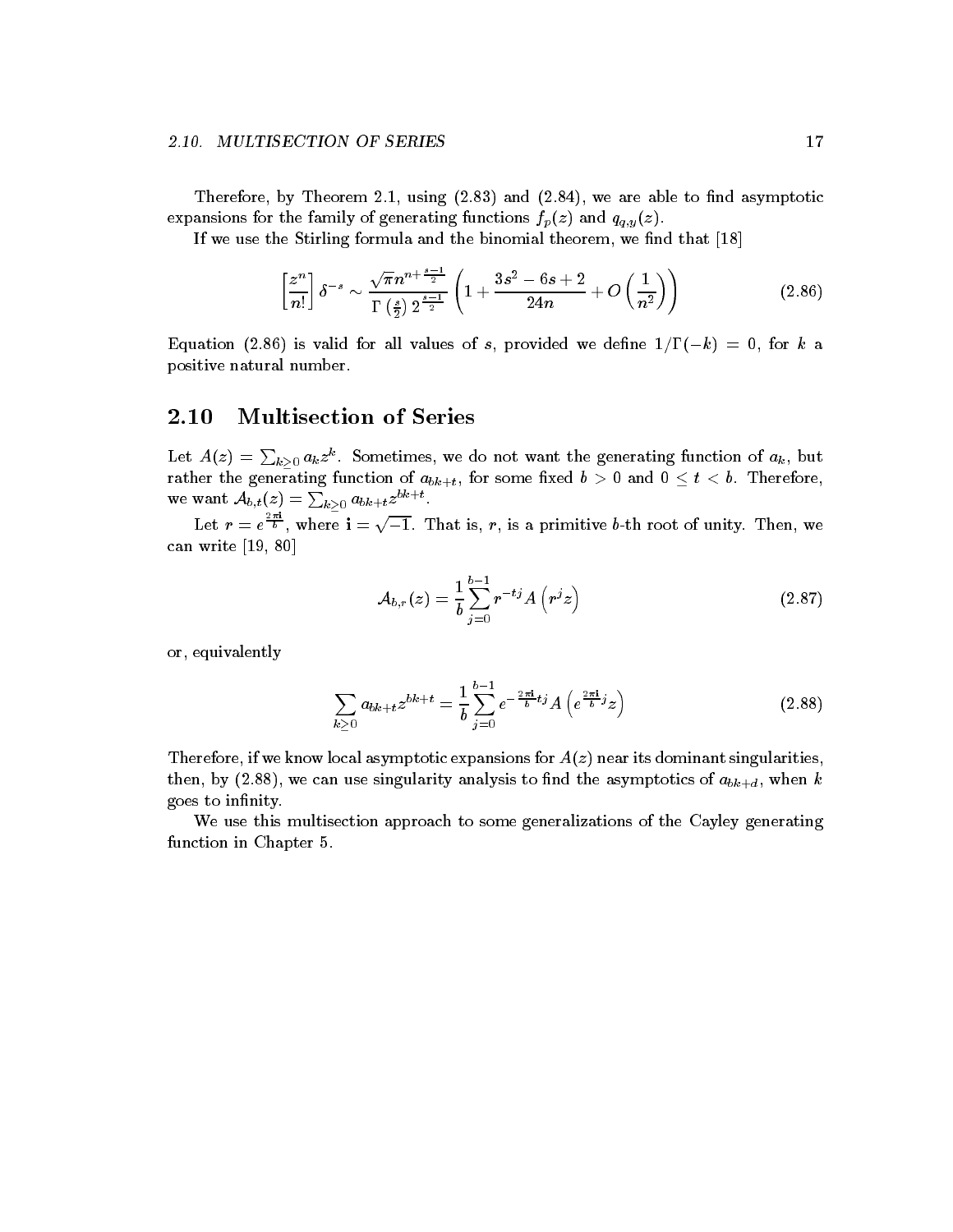Therefore, by Theorem 2.1, using (2.83) and (2.84), we are able to find asymptotic expansions for the family of generating functions $f_p(z)$ and $q_{q,y}(z)$.

If we use the Stirling formula and the binomial theorem, we find that [18]

$$\left[\frac{z^n}{n!}\right]\delta^{-s} \sim \frac{\sqrt{\pi}n^{n+\frac{s-1}{2}}}{\Gamma\left(\frac{s}{2}\right)2^{\frac{s-1}{2}}}\left(1+\frac{3s^2-6s+2}{24n}+O\left(\frac{1}{n^2}\right)\right) \tag{2.86}$$

Equation (2.86) is valid for all values of $s$, provided we define $1/\Gamma(-k) = 0$, for $k$ a positive natural number.

## 2.10 Multisection of Series

Let $A(z) = \sum_{k\geq 0} a_k z^k$. Sometimes, we do not want the generating function of $a_k$, but rather the generating function of $a_{bk+t}$, for some fixed $b > 0$ and $0 \leq t < b$. Therefore, we want $\mathcal{A}_{b,t}(z) = \sum_{k\geq 0} a_{bk+t} z^{bk+t}$.

Let $r = e^{\frac{2\pi \mathbf{i}}{b}}$, where $\mathbf{i} = \sqrt{-1}$. That is, $r$, is a primitive $b$-th root of unity. Then, we can write [19, 80]

$$\mathcal{A}_{b,r}(z) = \frac{1}{b}\sum_{j=0}^{b-1} r^{-tj} A\left(r^j z\right) \tag{2.87}$$

or, equivalently

$$\sum_{k\geq 0} a_{bk+t} z^{bk+t} = \frac{1}{b}\sum_{j=0}^{b-1} e^{-\frac{2\pi \mathbf{i}}{b}tj} A\left(e^{\frac{2\pi \mathbf{i}}{b}j} z\right) \tag{2.88}$$

Therefore, if we know local asymptotic expansions for $A(z)$ near its dominant singularities, then, by (2.88), we can use singularity analysis to find the asymptotics of $a_{bk+d}$, when $k$ goes to infinity.

We use this multisection approach to some generalizations of the Cayley generating function in Chapter 5.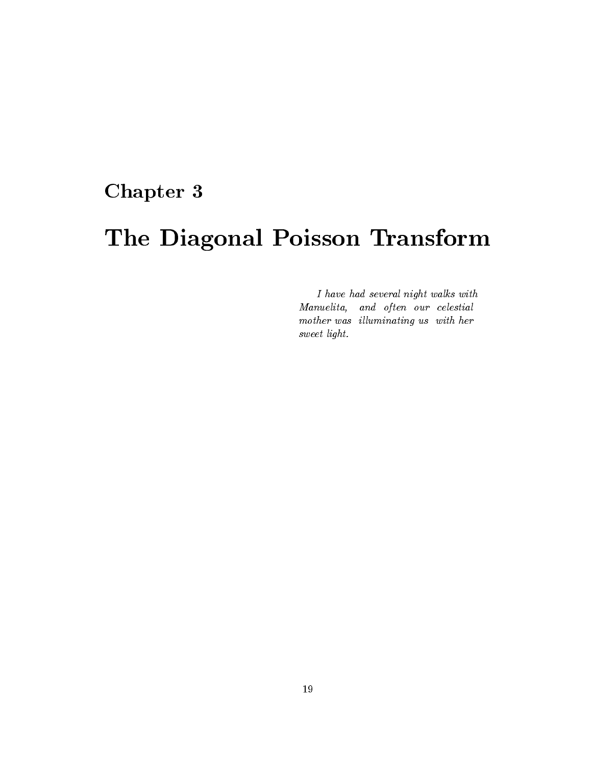# Chapter 3

# The Diagonal Poisson Transform

*I have had several night walks with Manuelita, and often our celestial mother was illuminating us with her sweet light.*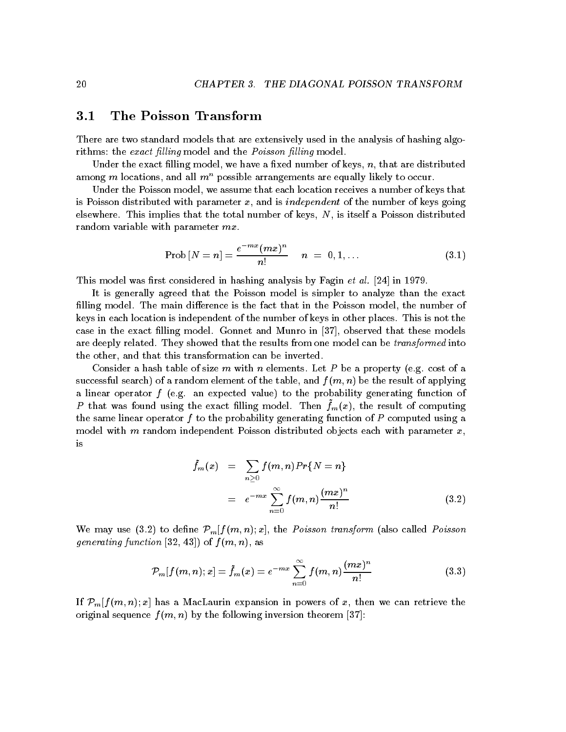## 3.1 The Poisson Transform

There are two standard models that are extensively used in the analysis of hashing algorithms: the *exact filling* model and the *Poisson filling* model.

Under the exact filling model, we have a fixed number of keys, $n$, that are distributed among $m$ locations, and all $m^n$ possible arrangements are equally likely to occur.

Under the Poisson model, we assume that each location receives a number of keys that is Poisson distributed with parameter $x$, and is *independent* of the number of keys going elsewhere. This implies that the total number of keys, $N$, is itself a Poisson distributed random variable with parameter $mx$.

$$\text{Prob}\,[N = n] = \frac{e^{-mx}(mx)^n}{n!} \qquad n \;=\; 0, 1, \ldots \tag{3.1}$$

This model was first considered in hashing analysis by Fagin *et al.* [24] in 1979.

It is generally agreed that the Poisson model is simpler to analyze than the exact filling model. The main difference is the fact that in the Poisson model, the number of keys in each location is independent of the number of keys in other places. This is not the case in the exact filling model. Gonnet and Munro in [37], observed that these models are deeply related. They showed that the results from one model can be *transformed* into the other, and that this transformation can be inverted.

Consider a hash table of size $m$ with $n$ elements. Let $P$ be a property (e.g. cost of a successful search) of a random element of the table, and $f(m, n)$ be the result of applying a linear operator $f$ (e.g. an expected value) to the probability generating function of $P$ that was found using the exact filling model. Then $\tilde{f}_m(x)$, the result of computing the same linear operator $f$ to the probability generating function of $P$ computed using a model with $m$ random independent Poisson distributed objects each with parameter $x$, is

$$\begin{aligned}
\tilde{f}_m(x) \;&=\; \sum_{n \geq 0} f(m, n) Pr\{N = n\} \\
&=\; e^{-mx} \sum_{n=0}^{\infty} f(m, n) \frac{(mx)^n}{n!}
\end{aligned} \tag{3.2}$$

We may use (3.2) to define $\mathcal{P}_m[f(m, n); x]$, the *Poisson transform* (also called *Poisson generating function* [32, 43]) of $f(m, n)$, as

$$\mathcal{P}_m[f(m, n); x] = \tilde{f}_m(x) = e^{-mx} \sum_{n=0}^{\infty} f(m, n) \frac{(mx)^n}{n!} \tag{3.3}$$

If $\mathcal{P}_m[f(m, n); x]$ has a MacLaurin expansion in powers of $x$, then we can retrieve the original sequence $f(m, n)$ by the following inversion theorem [37]: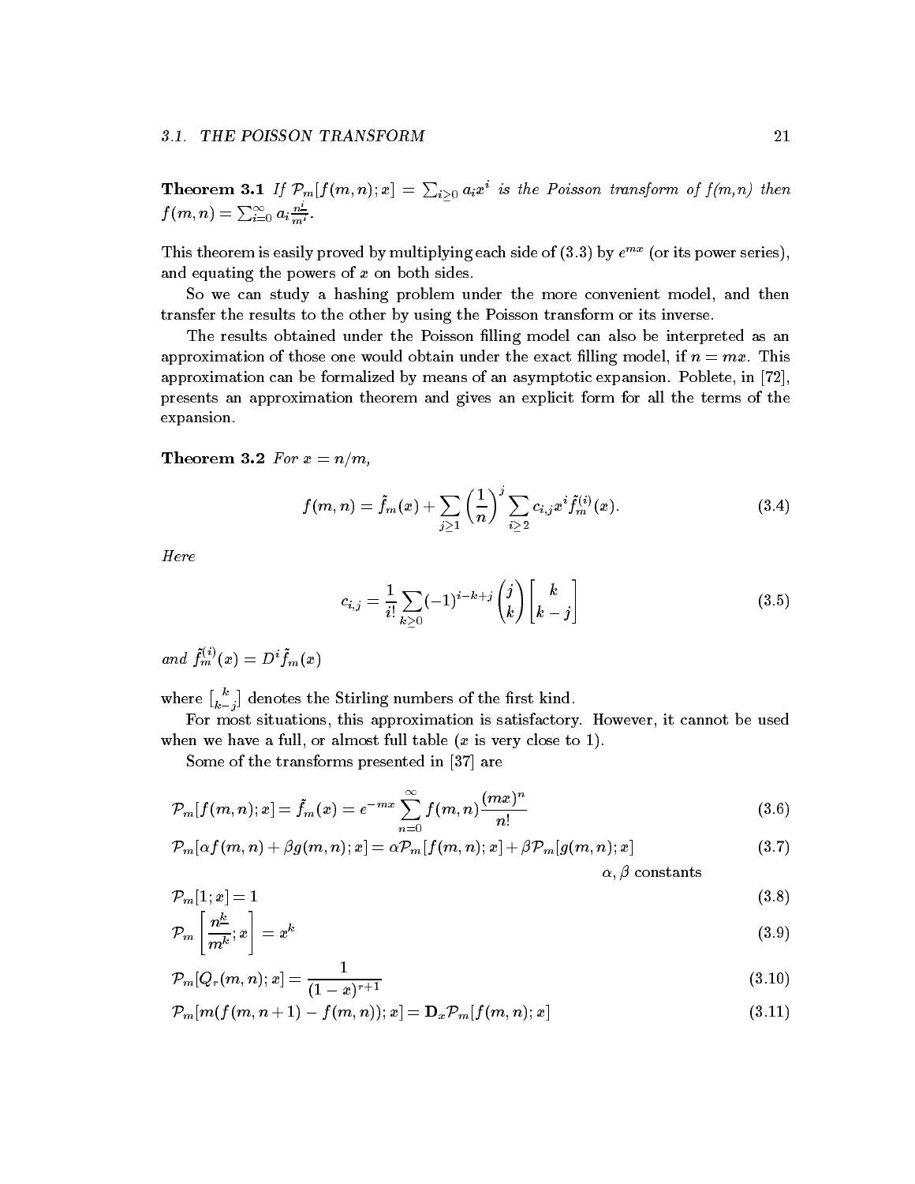**Theorem 3.1** *If $\mathcal{P}_m[f(m,n);x] = \sum_{i \geq 0} a_i x^i$ is the Poisson transform of f(m,n) then $f(m,n) = \sum_{i=0}^{\infty} a_i \frac{n^{\underline{i}}}{m^i}$.*

This theorem is easily proved by multiplying each side of (3.3) by $e^{mx}$ (or its power series), and equating the powers of $x$ on both sides.

So we can study a hashing problem under the more convenient model, and then transfer the results to the other by using the Poisson transform or its inverse.

The results obtained under the Poisson filling model can also be interpreted as an approximation of those one would obtain under the exact filling model, if $n = mx$. This approximation can be formalized by means of an asymptotic expansion. Poblete, in [72], presents an approximation theorem and gives an explicit form for all the terms of the expansion.

**Theorem 3.2** *For $x = n/m$,*

$$f(m,n) = \tilde{f}_m(x) + \sum_{j \geq 1} \left(\frac{1}{n}\right)^j \sum_{i \geq 2} c_{i,j} x^i \tilde{f}_m^{(i)}(x). \tag{3.4}$$

*Here*

$$c_{i,j} = \frac{1}{i!} \sum_{k \geq 0} (-1)^{i-k+j} \binom{j}{k} \left[ {k \atop k-j} \right] \tag{3.5}$$

*and $\tilde{f}_m^{(i)}(x) = D^i \tilde{f}_m(x)$*

where $\left[ {k \atop k-j} \right]$ denotes the Stirling numbers of the first kind.

For most situations, this approximation is satisfactory. However, it cannot be used when we have a full, or almost full table ($x$ is very close to 1).

Some of the transforms presented in [37] are

$$\mathcal{P}_m[f(m,n);x] = \tilde{f}_m(x) = e^{-mx} \sum_{n=0}^{\infty} f(m,n) \frac{(mx)^n}{n!} \tag{3.6}$$

$$\mathcal{P}_m[\alpha f(m,n) + \beta g(m,n);x] = \alpha \mathcal{P}_m[f(m,n);x] + \beta \mathcal{P}_m[g(m,n);x] \tag{3.7}$$

$\alpha, \beta$ constants

$$\mathcal{P}_m[1;x] = 1 \tag{3.8}$$

$$\mathcal{P}_m\left[\frac{n^{\underline{k}}}{m^k};x\right] = x^k \tag{3.9}$$

$$\mathcal{P}_m[Q_r(m,n);x] = \frac{1}{(1-x)^{r+1}} \tag{3.10}$$

$$\mathcal{P}_m[m(f(m,n+1) - f(m,n));x] = \mathbf{D}_x \mathcal{P}_m[f(m,n);x] \tag{3.11}$$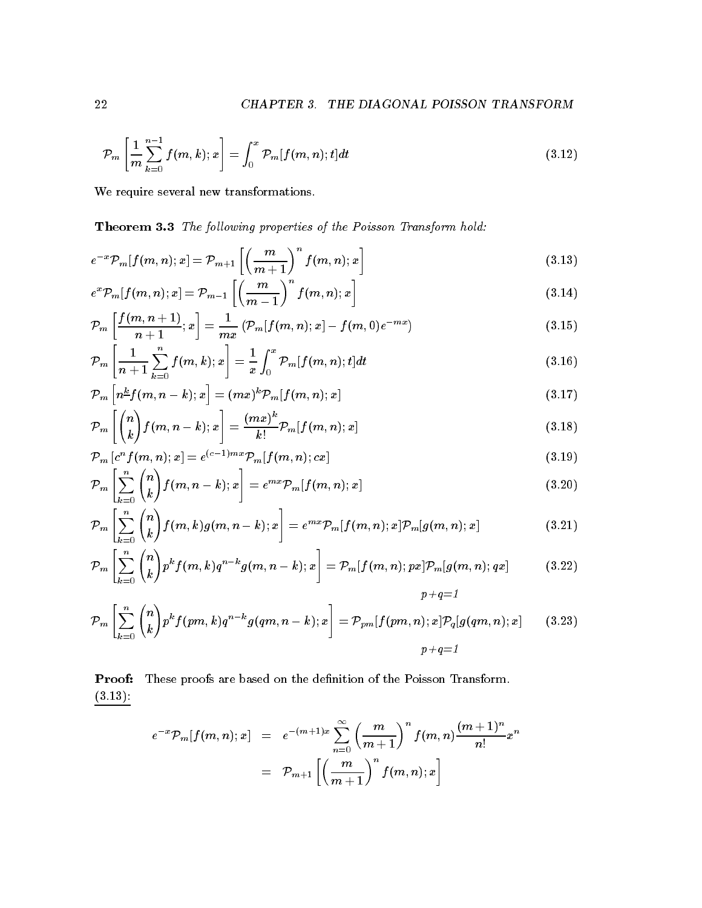$$\mathcal{P}_m\left[\frac{1}{m}\sum_{k=0}^{n-1} f(m,k);x\right] = \int_0^x \mathcal{P}_m[f(m,n);t]dt \tag{3.12}$$

We require several new transformations.

**Theorem 3.3** *The following properties of the Poisson Transform hold:*

$$e^{-x}\mathcal{P}_m[f(m,n);x] = \mathcal{P}_{m+1}\left[\left(\frac{m}{m+1}\right)^n f(m,n);x\right] \tag{3.13}$$

$$e^{x}\mathcal{P}_m[f(m,n);x] = \mathcal{P}_{m-1}\left[\left(\frac{m}{m-1}\right)^n f(m,n);x\right] \tag{3.14}$$

$$\mathcal{P}_m\left[\frac{f(m,n+1)}{n+1};x\right] = \frac{1}{mx}\left(\mathcal{P}_m[f(m,n);x] - f(m,0)e^{-mx}\right) \tag{3.15}$$

$$\mathcal{P}_m\left[\frac{1}{n+1}\sum_{k=0}^{n} f(m,k);x\right] = \frac{1}{x}\int_0^x \mathcal{P}_m[f(m,n);t]dt \tag{3.16}$$

$$\mathcal{P}_m\left[n^{\underline{k}} f(m,n-k);x\right] = (mx)^k \mathcal{P}_m[f(m,n);x] \tag{3.17}$$

$$\mathcal{P}_m\left[\binom{n}{k} f(m,n-k);x\right] = \frac{(mx)^k}{k!}\mathcal{P}_m[f(m,n);x] \tag{3.18}$$

$$\mathcal{P}_m\left[c^n f(m,n);x\right] = e^{(c-1)mx}\mathcal{P}_m[f(m,n);cx] \tag{3.19}$$

$$\mathcal{P}_m\left[\sum_{k=0}^{n}\binom{n}{k} f(m,n-k);x\right] = e^{mx}\mathcal{P}_m[f(m,n);x] \tag{3.20}$$

$$\mathcal{P}_m\left[\sum_{k=0}^{n}\binom{n}{k} f(m,k)g(m,n-k);x\right] = e^{mx}\mathcal{P}_m[f(m,n);x]\mathcal{P}_m[g(m,n);x] \tag{3.21}$$

$$\mathcal{P}_m\left[\sum_{k=0}^{n}\binom{n}{k} p^k f(m,k)q^{n-k}g(m,n-k);x\right] = \underset{p+q=1}{\mathcal{P}_m[f(m,n);px]\mathcal{P}_m[g(m,n);qx]} \tag{3.22}$$

$$\mathcal{P}_m\left[\sum_{k=0}^{n}\binom{n}{k} p^k f(pm,k)q^{n-k}g(qm,n-k);x\right] = \underset{p+q=1}{\mathcal{P}_{pm}[f(pm,n);x]\mathcal{P}_q[g(qm,n);x]} \tag{3.23}$$

**Proof:** These proofs are based on the definition of the Poisson Transform.
<u>(3.13):</u>

$$\begin{aligned}
e^{-x}\mathcal{P}_m[f(m,n);x] &= e^{-(m+1)x}\sum_{n=0}^{\infty}\left(\frac{m}{m+1}\right)^n f(m,n)\frac{(m+1)^n}{n!}x^n \\
&= \mathcal{P}_{m+1}\left[\left(\frac{m}{m+1}\right)^n f(m,n);x\right]
\end{aligned}$$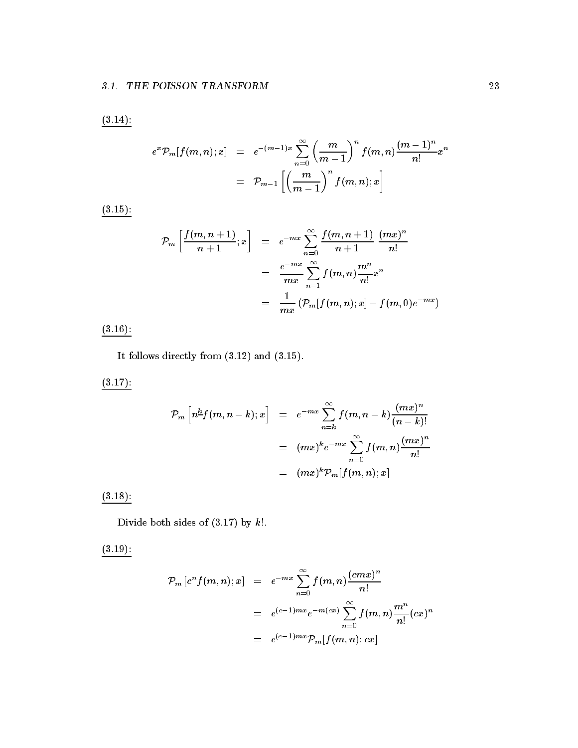<u>(3.14):</u>

$$
\begin{aligned}
e^x \mathcal{P}_m[f(m,n);x] &= e^{-(m-1)x} \sum_{n=0}^{\infty} \left(\frac{m}{m-1}\right)^n f(m,n) \frac{(m-1)^n}{n!} x^n \\
&= \mathcal{P}_{m-1}\left[\left(\frac{m}{m-1}\right)^n f(m,n);x\right]
\end{aligned}
$$

<u>(3.15):</u>

$$
\begin{aligned}
\mathcal{P}_m\left[\frac{f(m,n+1)}{n+1};x\right] &= e^{-mx} \sum_{n=0}^{\infty} \frac{f(m,n+1)}{n+1} \frac{(mx)^n}{n!} \\
&= \frac{e^{-mx}}{mx} \sum_{n=1}^{\infty} f(m,n) \frac{m^n}{n!} x^n \\
&= \frac{1}{mx}\left(\mathcal{P}_m[f(m,n);x] - f(m,0)e^{-mx}\right)
\end{aligned}
$$

<u>(3.16):</u>

It follows directly from (3.12) and (3.15).

<u>(3.17):</u>

$$
\begin{aligned}
\mathcal{P}_m\left[n^{\underline{k}} f(m,n-k);x\right] &= e^{-mx} \sum_{n=k}^{\infty} f(m,n-k) \frac{(mx)^n}{(n-k)!} \\
&= (mx)^k e^{-mx} \sum_{n=0}^{\infty} f(m,n) \frac{(mx)^n}{n!} \\
&= (mx)^k \mathcal{P}_m[f(m,n);x]
\end{aligned}
$$

<u>(3.18):</u>

Divide both sides of (3.17) by $k!$.

<u>(3.19):</u>

$$
\begin{aligned}
\mathcal{P}_m\left[c^n f(m,n);x\right] &= e^{-mx} \sum_{n=0}^{\infty} f(m,n) \frac{(cmx)^n}{n!} \\
&= e^{(c-1)mx} e^{-m(cx)} \sum_{n=0}^{\infty} f(m,n) \frac{m^n}{n!} (cx)^n \\
&= e^{(c-1)mx} \mathcal{P}_m[f(m,n);cx]
\end{aligned}
$$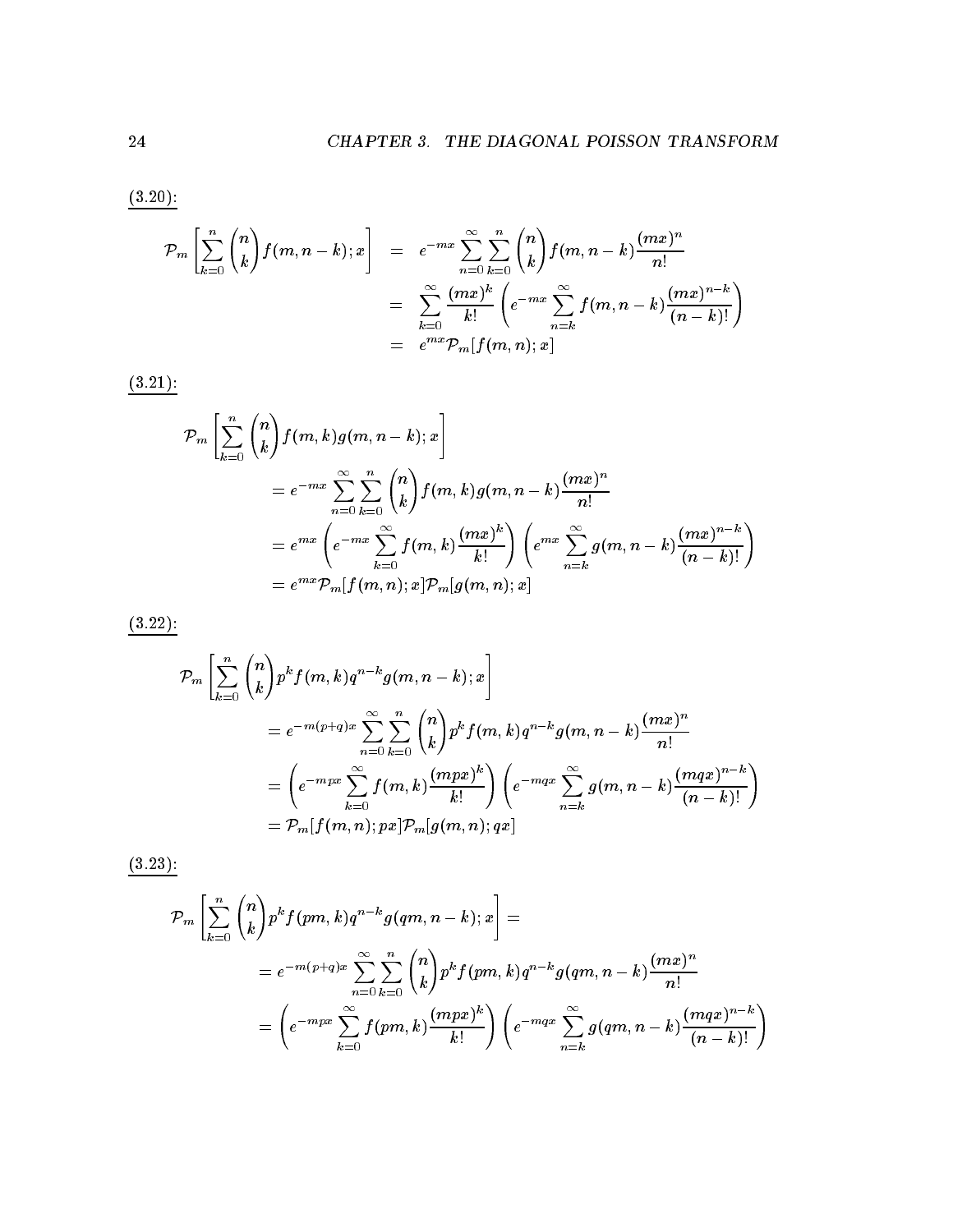<u>(3.20):</u>

$$
\begin{aligned}
\mathcal{P}_m\left[\sum_{k=0}^{n}\binom{n}{k}f(m,n-k);x\right] &= e^{-mx}\sum_{n=0}^{\infty}\sum_{k=0}^{n}\binom{n}{k}f(m,n-k)\frac{(mx)^n}{n!} \\
&= \sum_{k=0}^{\infty}\frac{(mx)^k}{k!}\left(e^{-mx}\sum_{n=k}^{\infty}f(m,n-k)\frac{(mx)^{n-k}}{(n-k)!}\right) \\
&= e^{mx}\mathcal{P}_m[f(m,n);x]
\end{aligned}
$$

<u>(3.21):</u>

$$
\begin{aligned}
&\mathcal{P}_m\left[\sum_{k=0}^{n}\binom{n}{k}f(m,k)g(m,n-k);x\right] \\
&\quad = e^{-mx}\sum_{n=0}^{\infty}\sum_{k=0}^{n}\binom{n}{k}f(m,k)g(m,n-k)\frac{(mx)^n}{n!} \\
&\quad = e^{mx}\left(e^{-mx}\sum_{k=0}^{\infty}f(m,k)\frac{(mx)^k}{k!}\right)\left(e^{mx}\sum_{n=k}^{\infty}g(m,n-k)\frac{(mx)^{n-k}}{(n-k)!}\right) \\
&\quad = e^{mx}\mathcal{P}_m[f(m,n);x]\mathcal{P}_m[g(m,n);x]
\end{aligned}
$$

<u>(3.22):</u>

$$
\begin{aligned}
&\mathcal{P}_m\left[\sum_{k=0}^{n}\binom{n}{k}p^k f(m,k)q^{n-k}g(m,n-k);x\right] \\
&\quad = e^{-m(p+q)x}\sum_{n=0}^{\infty}\sum_{k=0}^{n}\binom{n}{k}p^k f(m,k)q^{n-k}g(m,n-k)\frac{(mx)^n}{n!} \\
&\quad = \left(e^{-mpx}\sum_{k=0}^{\infty}f(m,k)\frac{(mpx)^k}{k!}\right)\left(e^{-mqx}\sum_{n=k}^{\infty}g(m,n-k)\frac{(mqx)^{n-k}}{(n-k)!}\right) \\
&\quad = \mathcal{P}_m[f(m,n);px]\mathcal{P}_m[g(m,n);qx]
\end{aligned}
$$

<u>(3.23):</u>

$$
\begin{aligned}
&\mathcal{P}_m\left[\sum_{k=0}^{n}\binom{n}{k}p^k f(pm,k)q^{n-k}g(qm,n-k);x\right] = \\
&\quad = e^{-m(p+q)x}\sum_{n=0}^{\infty}\sum_{k=0}^{n}\binom{n}{k}p^k f(pm,k)q^{n-k}g(qm,n-k)\frac{(mx)^n}{n!} \\
&\quad = \left(e^{-mpx}\sum_{k=0}^{\infty}f(pm,k)\frac{(mpx)^k}{k!}\right)\left(e^{-mqx}\sum_{n=k}^{\infty}g(qm,n-k)\frac{(mqx)^{n-k}}{(n-k)!}\right)
\end{aligned}
$$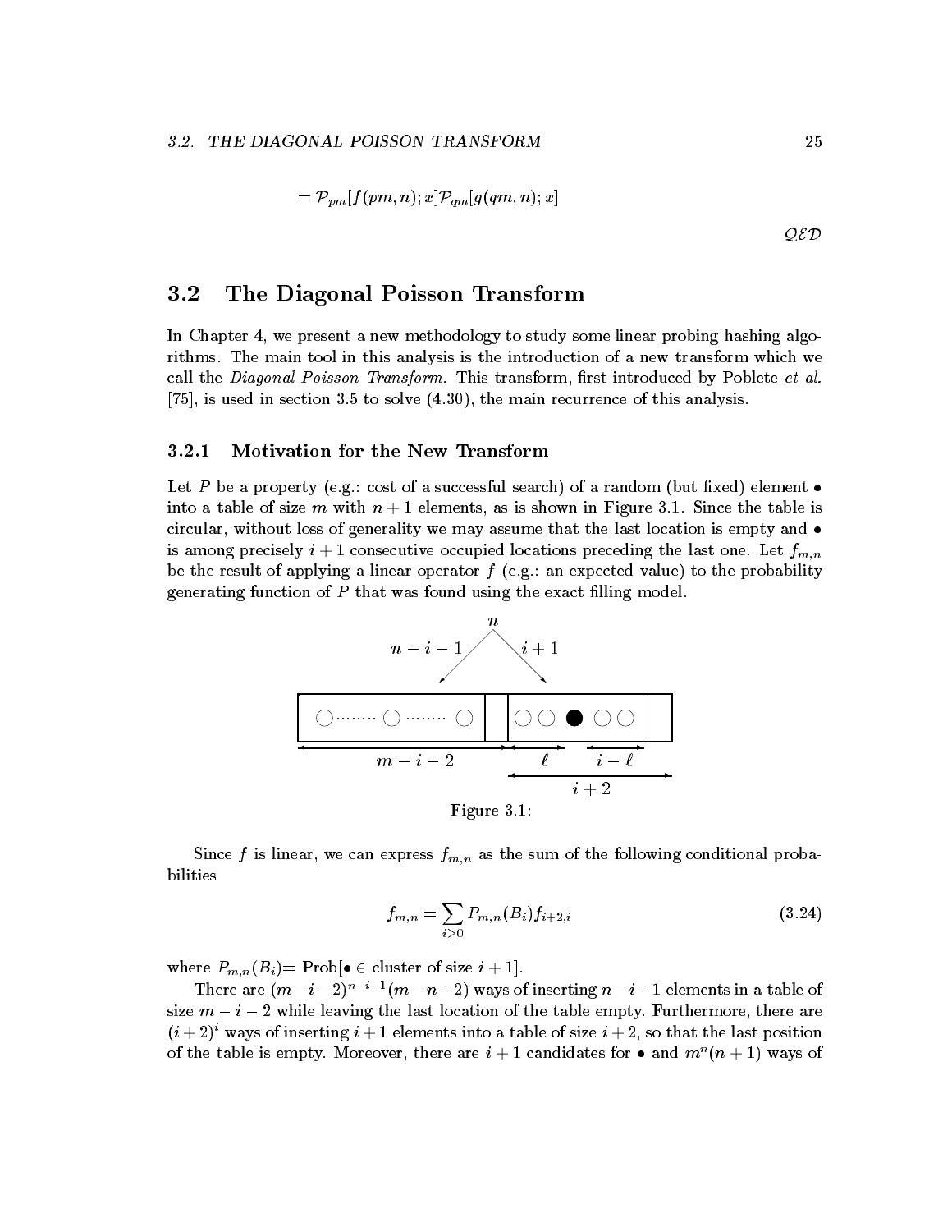$$= \mathcal{P}_{pm}[f(pm,n);x]\mathcal{P}_{qm}[g(qm,n);x]$$

$\mathcal{QED}$

## 3.2 The Diagonal Poisson Transform

In Chapter 4, we present a new methodology to study some linear probing hashing algorithms. The main tool in this analysis is the introduction of a new transform which we call the *Diagonal Poisson Transform.* This transform, first introduced by Poblete *et al.* [75], is used in section 3.5 to solve (4.30), the main recurrence of this analysis.

### 3.2.1 Motivation for the New Transform

Let $P$ be a property (e.g.: cost of a successful search) of a random (but fixed) element $\bullet$ into a table of size $m$ with $n+1$ elements, as is shown in Figure 3.1. Since the table is circular, without loss of generality we may assume that the last location is empty and $\bullet$ is among precisely $i+1$ consecutive occupied locations preceding the last one. Let $f_{m,n}$ be the result of applying a linear operator $f$ (e.g.: an expected value) to the probability generating function of $P$ that was found using the exact filling model.

Figure 3.1:

Since $f$ is linear, we can express $f_{m,n}$ as the sum of the following conditional probabilities

$$f_{m,n} = \sum_{i \geq 0} P_{m,n}(B_i) f_{i+2,i} \tag{3.24}$$

where $P_{m,n}(B_i)$= Prob[$\bullet \in$ cluster of size $i+1$].

There are $(m-i-2)^{n-i-1}(m-n-2)$ ways of inserting $n-i-1$ elements in a table of size $m-i-2$ while leaving the last location of the table empty. Furthermore, there are $(i+2)^i$ ways of inserting $i+1$ elements into a table of size $i+2$, so that the last position of the table is empty. Moreover, there are $i+1$ candidates for $\bullet$ and $m^n(n+1)$ ways of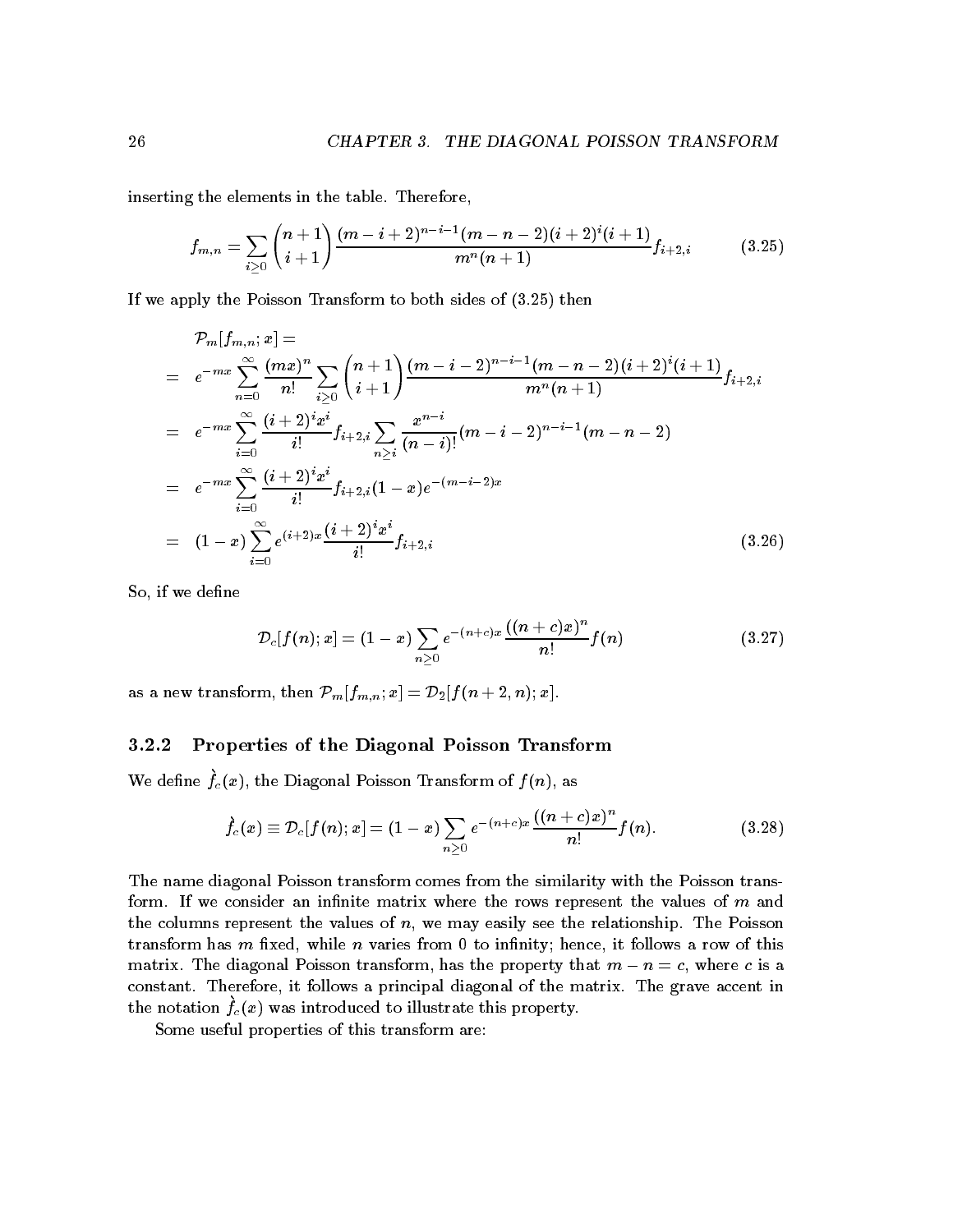inserting the elements in the table. Therefore,

$$f_{m,n} = \sum_{i \geq 0} \binom{n+1}{i+1} \frac{(m-i+2)^{n-i-1}(m-n-2)(i+2)^i(i+1)}{m^n(n+1)} f_{i+2,i} \tag{3.25}$$

If we apply the Poisson Transform to both sides of (3.25) then

$$\begin{aligned}
& \mathcal{P}_m[f_{m,n}; x] = \\
= \quad & e^{-mx} \sum_{n=0}^{\infty} \frac{(mx)^n}{n!} \sum_{i \geq 0} \binom{n+1}{i+1} \frac{(m-i-2)^{n-i-1}(m-n-2)(i+2)^i(i+1)}{m^n(n+1)} f_{i+2,i} \\
= \quad & e^{-mx} \sum_{i=0}^{\infty} \frac{(i+2)^i x^i}{i!} f_{i+2,i} \sum_{n \geq i} \frac{x^{n-i}}{(n-i)!}(m-i-2)^{n-i-1}(m-n-2) \\
= \quad & e^{-mx} \sum_{i=0}^{\infty} \frac{(i+2)^i x^i}{i!} f_{i+2,i}(1-x)e^{-(m-i-2)x} \\
= \quad & (1-x) \sum_{i=0}^{\infty} e^{(i+2)x} \frac{(i+2)^i x^i}{i!} f_{i+2,i}
\end{aligned} \tag{3.26}$$

So, if we define

$$\mathcal{D}_c[f(n); x] = (1-x) \sum_{n \geq 0} e^{-(n+c)x} \frac{((n+c)x)^n}{n!} f(n) \tag{3.27}$$

as a new transform, then $\mathcal{P}_m[f_{m,n}; x] = \mathcal{D}_2[f(n+2, n); x]$.

### 3.2.2 Properties of the Diagonal Poisson Transform

We define $\grave{f}_c(x)$, the Diagonal Poisson Transform of $f(n)$, as

$$\grave{f}_c(x) \equiv \mathcal{D}_c[f(n); x] = (1-x) \sum_{n \geq 0} e^{-(n+c)x} \frac{((n+c)x)^n}{n!} f(n). \tag{3.28}$$

The name diagonal Poisson transform comes from the similarity with the Poisson transform. If we consider an infinite matrix where the rows represent the values of $m$ and the columns represent the values of $n$, we may easily see the relationship. The Poisson transform has $m$ fixed, while $n$ varies from 0 to infinity; hence, it follows a row of this matrix. The diagonal Poisson transform, has the property that $m - n = c$, where $c$ is a constant. Therefore, it follows a principal diagonal of the matrix. The grave accent in the notation $\grave{f}_c(x)$ was introduced to illustrate this property.

Some useful properties of this transform are: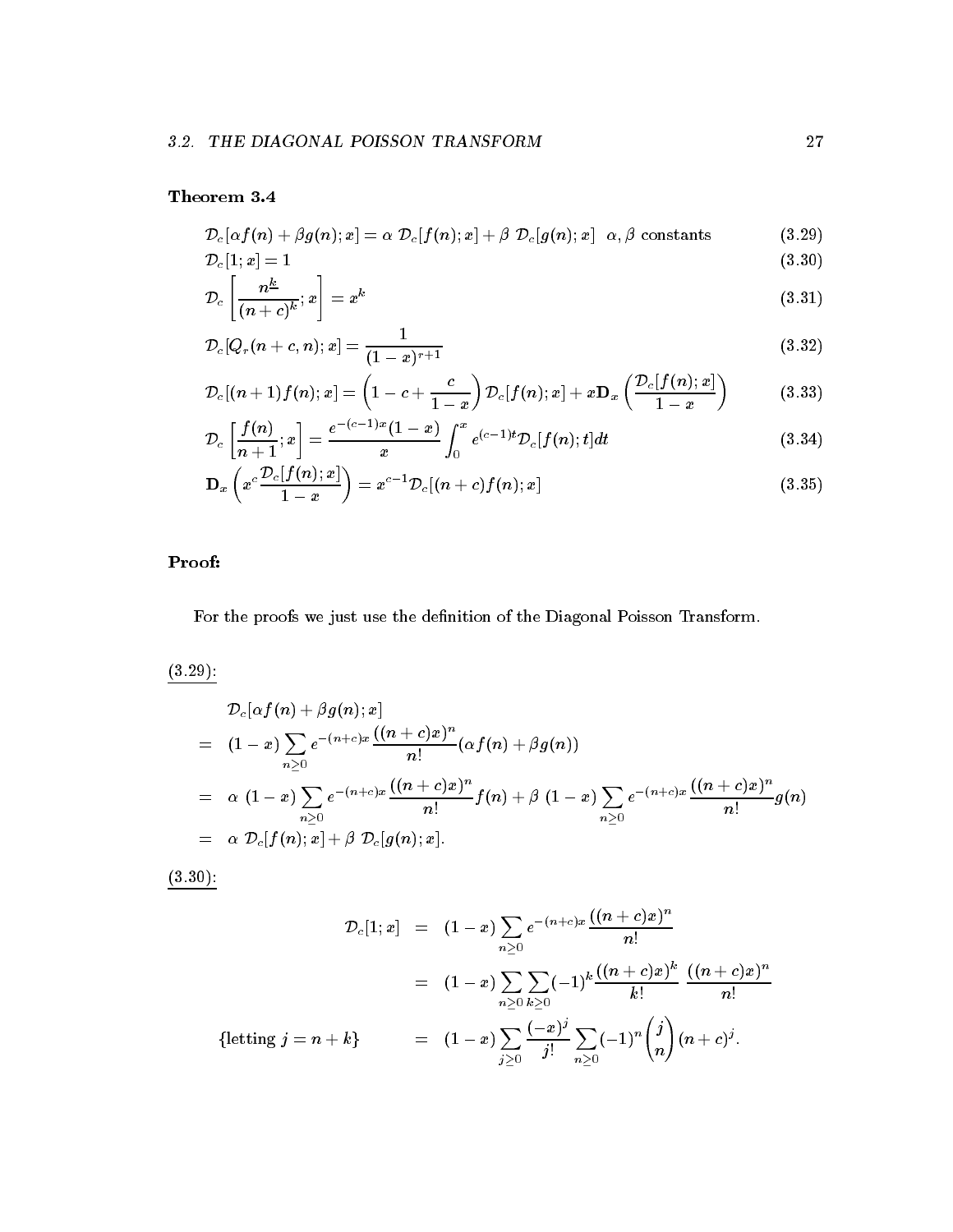**Theorem 3.4**

$$\mathcal{D}_c[\alpha f(n) + \beta g(n); x] = \alpha \ \mathcal{D}_c[f(n); x] + \beta \ \mathcal{D}_c[g(n); x] \quad \alpha, \beta \text{ constants} \tag{3.29}$$

$$\mathcal{D}_c[1; x] = 1 \tag{3.30}$$

$$\mathcal{D}_c\left[\frac{n^{\underline{k}}}{(n+c)^k}; x\right] = x^k \tag{3.31}$$

$$\mathcal{D}_c[Q_r(n+c, n); x] = \frac{1}{(1-x)^{r+1}} \tag{3.32}$$

$$\mathcal{D}_c[(n+1)f(n); x] = \left(1 - c + \frac{c}{1-x}\right)\mathcal{D}_c[f(n); x] + x\mathbf{D}_x\left(\frac{\mathcal{D}_c[f(n); x]}{1-x}\right) \tag{3.33}$$

$$\mathcal{D}_c\left[\frac{f(n)}{n+1}; x\right] = \frac{e^{-(c-1)x}(1-x)}{x}\int_0^x e^{(c-1)t}\mathcal{D}_c[f(n); t]dt \tag{3.34}$$

$$\mathbf{D}_x\left(x^c\frac{\mathcal{D}_c[f(n); x]}{1-x}\right) = x^{c-1}\mathcal{D}_c[(n+c)f(n); x] \tag{3.35}$$

**Proof:**

For the proofs we just use the definition of the Diagonal Poisson Transform.

(3.29):

$$\begin{aligned}
& \mathcal{D}_c[\alpha f(n) + \beta g(n); x] \\
= \ & (1-x)\sum_{n\geq 0} e^{-(n+c)x}\frac{((n+c)x)^n}{n!}(\alpha f(n) + \beta g(n)) \\
= \ & \alpha \ (1-x)\sum_{n\geq 0} e^{-(n+c)x}\frac{((n+c)x)^n}{n!}f(n) + \beta \ (1-x)\sum_{n\geq 0} e^{-(n+c)x}\frac{((n+c)x)^n}{n!}g(n) \\
= \ & \alpha \ \mathcal{D}_c[f(n); x] + \beta \ \mathcal{D}_c[g(n); x].
\end{aligned}$$

(3.30):

$$\begin{aligned}
\mathcal{D}_c[1; x] &= (1-x)\sum_{n\geq 0} e^{-(n+c)x}\frac{((n+c)x)^n}{n!} \\
&= (1-x)\sum_{n\geq 0}\sum_{k\geq 0}(-1)^k\frac{((n+c)x)^k}{k!}\ \frac{((n+c)x)^n}{n!} \\
\{\text{letting } j = n+k\} \qquad &= (1-x)\sum_{j\geq 0}\frac{(-x)^j}{j!}\sum_{n\geq 0}(-1)^n\binom{j}{n}(n+c)^j.
\end{aligned}$$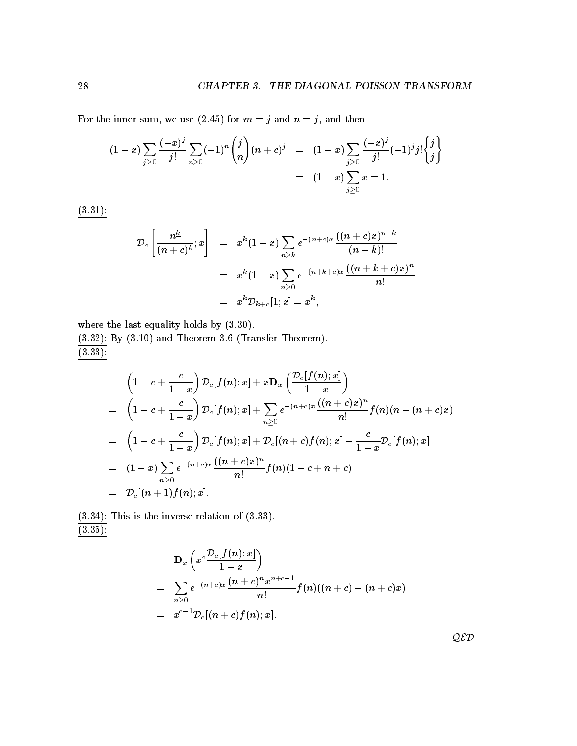For the inner sum, we use (2.45) for $m = j$ and $n = j$, and then

$$
\begin{aligned}
(1-x)\sum_{j\geq 0}\frac{(-x)^j}{j!}\sum_{n\geq 0}(-1)^n\binom{j}{n}(n+c)^j &= (1-x)\sum_{j\geq 0}\frac{(-x)^j}{j!}(-1)^j j!\left\{ {j \atop j} \right\} \\
&= (1-x)\sum_{j\geq 0} x = 1.
\end{aligned}
$$

<u>(3.31):</u>

$$
\begin{aligned}
\mathcal{D}_c\left[\frac{n^{\underline{k}}}{(n+c)^k}; x\right] &= x^k(1-x)\sum_{n\geq k} e^{-(n+c)x}\frac{((n+c)x)^{n-k}}{(n-k)!} \\
&= x^k(1-x)\sum_{n\geq 0} e^{-(n+k+c)x}\frac{((n+k+c)x)^n}{n!} \\
&= x^k\mathcal{D}_{k+c}[1;x] = x^k,
\end{aligned}
$$

where the last equality holds by (3.30).

<u>(3.32):</u> By (3.10) and Theorem 3.6 (Transfer Theorem).

<u>(3.33):</u>

$$
\begin{aligned}
& \left(1-c+\frac{c}{1-x}\right)\mathcal{D}_c[f(n);x] + x\mathbf{D}_x\left(\frac{\mathcal{D}_c[f(n);x]}{1-x}\right) \\
= & \left(1-c+\frac{c}{1-x}\right)\mathcal{D}_c[f(n);x] + \sum_{n\geq 0} e^{-(n+c)x}\frac{((n+c)x)^n}{n!}f(n)(n-(n+c)x) \\
= & \left(1-c+\frac{c}{1-x}\right)\mathcal{D}_c[f(n);x] + \mathcal{D}_c[(n+c)f(n);x] - \frac{c}{1-x}\mathcal{D}_c[f(n);x] \\
= & (1-x)\sum_{n\geq 0} e^{-(n+c)x}\frac{((n+c)x)^n}{n!}f(n)(1-c+n+c) \\
= & \mathcal{D}_c[(n+1)f(n);x].
\end{aligned}
$$

<u>(3.34):</u> This is the inverse relation of (3.33).

<u>(3.35):</u>

$$
\begin{aligned}
& \mathbf{D}_x\left(x^c\frac{\mathcal{D}_c[f(n);x]}{1-x}\right) \\
= & \sum_{n\geq 0} e^{-(n+c)x}\frac{(n+c)^n x^{n+c-1}}{n!}f(n)((n+c)-(n+c)x) \\
= & x^{c-1}\mathcal{D}_c[(n+c)f(n);x].
\end{aligned}
$$

*QED*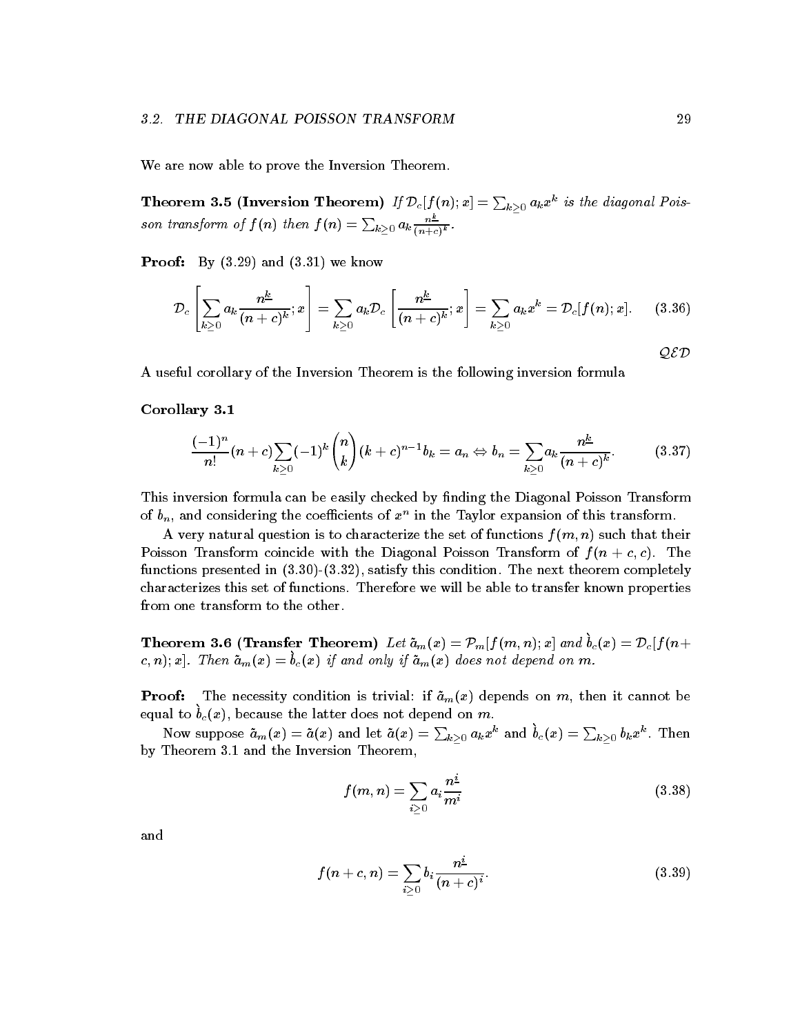We are now able to prove the Inversion Theorem.

**Theorem 3.5 (Inversion Theorem)** *If $\mathcal{D}_c[f(n); x] = \sum_{k\geq 0} a_k x^k$ is the diagonal Poisson transform of $f(n)$ then $f(n) = \sum_{k\geq 0} a_k \frac{n^{\underline{k}}}{(n+c)^k}$.*

**Proof:** By (3.29) and (3.31) we know

$$\mathcal{D}_c\left[\sum_{k\geq 0} a_k \frac{n^{\underline{k}}}{(n+c)^k}; x\right] = \sum_{k\geq 0} a_k \mathcal{D}_c\left[\frac{n^{\underline{k}}}{(n+c)^k}; x\right] = \sum_{k\geq 0} a_k x^k = \mathcal{D}_c[f(n); x]. \tag{3.36}$$

$\mathcal{QED}$

A useful corollary of the Inversion Theorem is the following inversion formula

**Corollary 3.1**

$$\frac{(-1)^n}{n!}(n+c)\sum_{k\geq 0}(-1)^k\binom{n}{k}(k+c)^{n-1}b_k = a_n \Leftrightarrow b_n = \sum_{k\geq 0} a_k \frac{n^{\underline{k}}}{(n+c)^k}. \tag{3.37}$$

This inversion formula can be easily checked by finding the Diagonal Poisson Transform of $b_n$, and considering the coefficients of $x^n$ in the Taylor expansion of this transform.

A very natural question is to characterize the set of functions $f(m,n)$ such that their Poisson Transform coincide with the Diagonal Poisson Transform of $f(n+c, c)$. The functions presented in (3.30)-(3.32), satisfy this condition. The next theorem completely characterizes this set of functions. Therefore we will be able to transfer known properties from one transform to the other.

**Theorem 3.6 (Transfer Theorem)** *Let $\tilde{a}_m(x) = \mathcal{P}_m[f(m,n); x]$ and $\grave{b}_c(x) = \mathcal{D}_c[f(n+c, n); x]$. Then $\tilde{a}_m(x) = \grave{b}_c(x)$ if and only if $\tilde{a}_m(x)$ does not depend on $m$.*

**Proof:** The necessity condition is trivial: if $\tilde{a}_m(x)$ depends on $m$, then it cannot be equal to $\grave{b}_c(x)$, because the latter does not depend on $m$.

Now suppose $\tilde{a}_m(x) = \tilde{a}(x)$ and let $\tilde{a}(x) = \sum_{k\geq 0} a_k x^k$ and $\grave{b}_c(x) = \sum_{k\geq 0} b_k x^k$. Then by Theorem 3.1 and the Inversion Theorem,

$$f(m,n) = \sum_{i\geq 0} a_i \frac{n^{\underline{i}}}{m^i} \tag{3.38}$$

and

$$f(n+c, n) = \sum_{i\geq 0} b_i \frac{n^{\underline{i}}}{(n+c)^i}. \tag{3.39}$$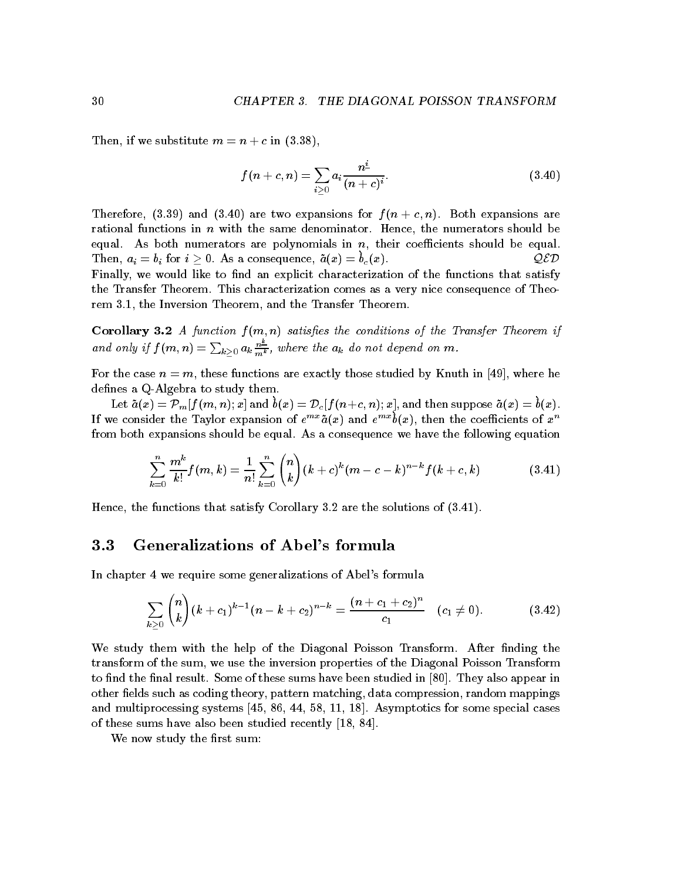Then, if we substitute $m = n + c$ in (3.38),

$$f(n+c, n) = \sum_{i \geq 0} a_i \frac{n^{\underline{i}}}{(n+c)^i}. \tag{3.40}$$

Therefore, (3.39) and (3.40) are two expansions for $f(n+c, n)$. Both expansions are rational functions in $n$ with the same denominator. Hence, the numerators should be equal. As both numerators are polynomials in $n$, their coefficients should be equal. Then, $a_i = b_i$ for $i \geq 0$. As a consequence, $\tilde{a}(x) = \grave{b}_c(x)$. $\mathcal{QED}$

Finally, we would like to find an explicit characterization of the functions that satisfy the Transfer Theorem. This characterization comes as a very nice consequence of Theorem 3.1, the Inversion Theorem, and the Transfer Theorem.

**Corollary 3.2** *A function $f(m, n)$ satisfies the conditions of the Transfer Theorem if and only if $f(m, n) = \sum_{k \geq 0} a_k \frac{n^{\underline{k}}}{m^k}$, where the $a_k$ do not depend on $m$.*

For the case $n = m$, these functions are exactly those studied by Knuth in [49], where he defines a Q-Algebra to study them.

Let $\tilde{a}(x) = \mathcal{P}_m[f(m, n); x]$ and $\grave{b}(x) = \mathcal{D}_c[f(n+c, n); x]$, and then suppose $\tilde{a}(x) = \grave{b}(x)$. If we consider the Taylor expansion of $e^{mx}\tilde{a}(x)$ and $e^{mx}\grave{b}(x)$, then the coefficients of $x^n$ from both expansions should be equal. As a consequence we have the following equation

$$\sum_{k=0}^{n} \frac{m^k}{k!} f(m, k) = \frac{1}{n!} \sum_{k=0}^{n} \binom{n}{k} (k+c)^k (m-c-k)^{n-k} f(k+c, k) \tag{3.41}$$

Hence, the functions that satisfy Corollary 3.2 are the solutions of (3.41).

## 3.3 Generalizations of Abel's formula

In chapter 4 we require some generalizations of Abel's formula

$$\sum_{k \geq 0} \binom{n}{k} (k+c_1)^{k-1} (n-k+c_2)^{n-k} = \frac{(n+c_1+c_2)^n}{c_1} \quad (c_1 \neq 0). \tag{3.42}$$

We study them with the help of the Diagonal Poisson Transform. After finding the transform of the sum, we use the inversion properties of the Diagonal Poisson Transform to find the final result. Some of these sums have been studied in [80]. They also appear in other fields such as coding theory, pattern matching, data compression, random mappings and multiprocessing systems [45, 86, 44, 58, 11, 18]. Asymptotics for some special cases of these sums have also been studied recently [18, 84].

We now study the first sum: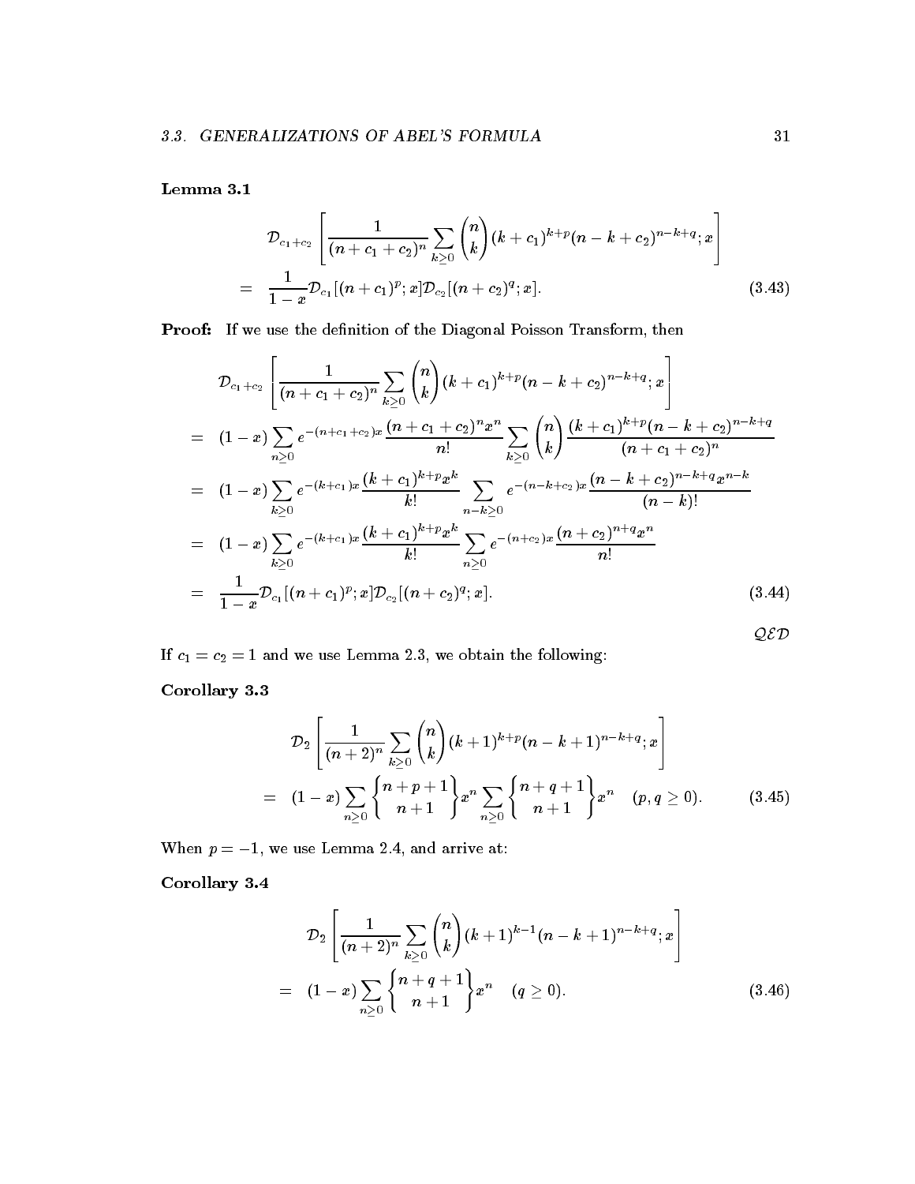**Lemma 3.1**

$$\begin{aligned}
&\mathcal{D}_{c_1+c_2}\left[\frac{1}{(n+c_1+c_2)^n}\sum_{k\geq 0}\binom{n}{k}(k+c_1)^{k+p}(n-k+c_2)^{n-k+q};x\right] \\
=\ & \frac{1}{1-x}\mathcal{D}_{c_1}[(n+c_1)^p;x]\mathcal{D}_{c_2}[(n+c_2)^q;x]. \qquad (3.43)
\end{aligned}$$

**Proof:** If we use the definition of the Diagonal Poisson Transform, then

$$\begin{aligned}
&\mathcal{D}_{c_1+c_2}\left[\frac{1}{(n+c_1+c_2)^n}\sum_{k\geq 0}\binom{n}{k}(k+c_1)^{k+p}(n-k+c_2)^{n-k+q};x\right] \\
=\ & (1-x)\sum_{n\geq 0}e^{-(n+c_1+c_2)x}\frac{(n+c_1+c_2)^n x^n}{n!}\sum_{k\geq 0}\binom{n}{k}\frac{(k+c_1)^{k+p}(n-k+c_2)^{n-k+q}}{(n+c_1+c_2)^n} \\
=\ & (1-x)\sum_{k\geq 0}e^{-(k+c_1)x}\frac{(k+c_1)^{k+p}x^k}{k!}\sum_{n-k\geq 0}e^{-(n-k+c_2)x}\frac{(n-k+c_2)^{n-k+q}x^{n-k}}{(n-k)!} \\
=\ & (1-x)\sum_{k\geq 0}e^{-(k+c_1)x}\frac{(k+c_1)^{k+p}x^k}{k!}\sum_{n\geq 0}e^{-(n+c_2)x}\frac{(n+c_2)^{n+q}x^n}{n!} \\
=\ & \frac{1}{1-x}\mathcal{D}_{c_1}[(n+c_1)^p;x]\mathcal{D}_{c_2}[(n+c_2)^q;x]. \qquad (3.44)
\end{aligned}$$

$\mathcal{QED}$

If $c_1 = c_2 = 1$ and we use Lemma 2.3, we obtain the following:

**Corollary 3.3**

$$\begin{aligned}
&\mathcal{D}_2\left[\frac{1}{(n+2)^n}\sum_{k\geq 0}\binom{n}{k}(k+1)^{k+p}(n-k+1)^{n-k+q};x\right] \\
=\ & (1-x)\sum_{n\geq 0}\left\{{n+p+1 \atop n+1}\right\}x^n\sum_{n\geq 0}\left\{{n+q+1 \atop n+1}\right\}x^n \quad (p,q\geq 0). \qquad (3.45)
\end{aligned}$$

When $p = -1$, we use Lemma 2.4, and arrive at:

**Corollary 3.4**

$$\begin{aligned}
&\mathcal{D}_2\left[\frac{1}{(n+2)^n}\sum_{k\geq 0}\binom{n}{k}(k+1)^{k-1}(n-k+1)^{n-k+q};x\right] \\
=\ & (1-x)\sum_{n\geq 0}\left\{{n+q+1 \atop n+1}\right\}x^n \quad (q\geq 0). \qquad (3.46)
\end{aligned}$$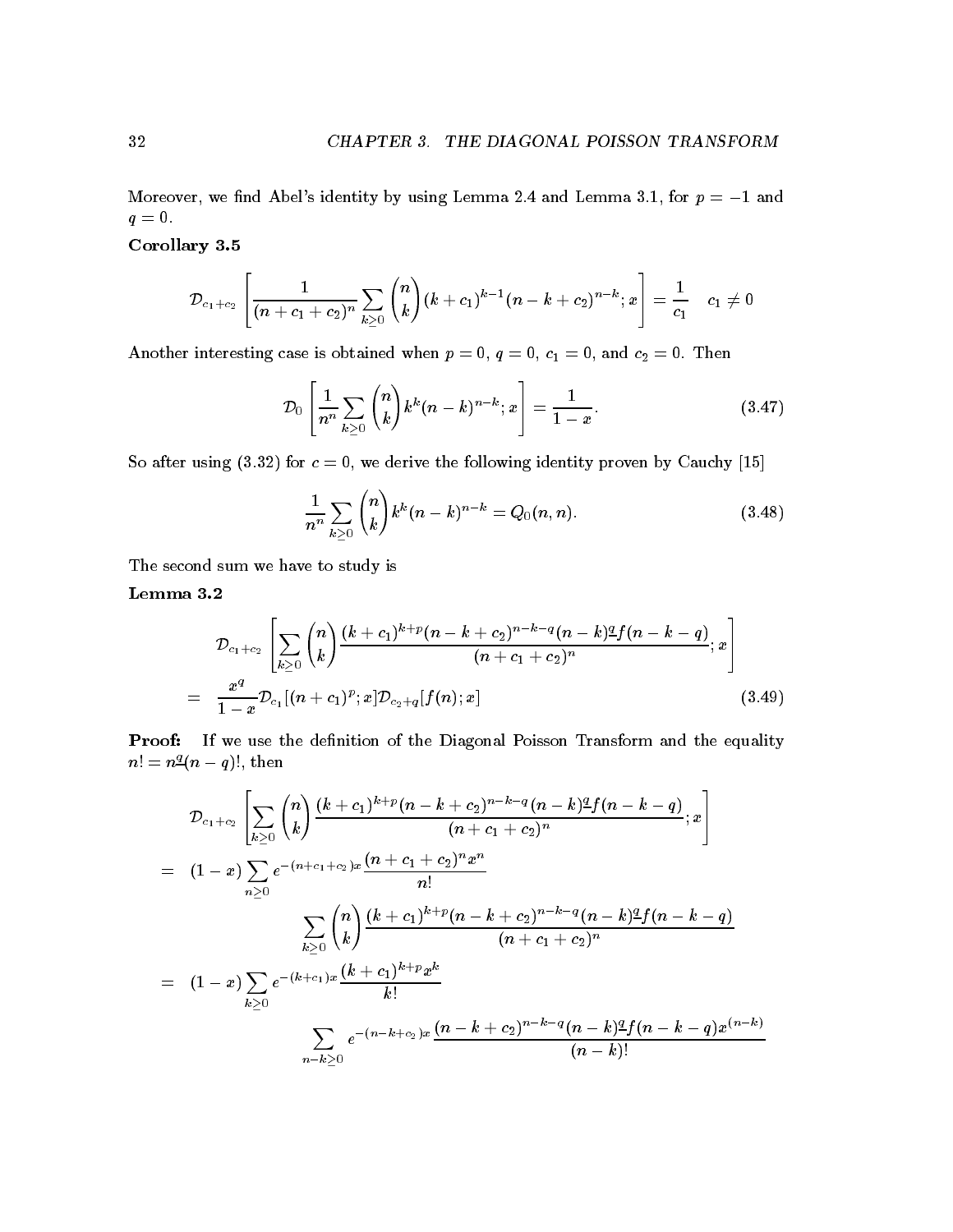Moreover, we find Abel's identity by using Lemma 2.4 and Lemma 3.1, for $p = -1$ and $q = 0$.

**Corollary 3.5**

$$\mathcal{D}_{c_1+c_2}\left[\frac{1}{(n+c_1+c_2)^n}\sum_{k\geq 0}\binom{n}{k}(k+c_1)^{k-1}(n-k+c_2)^{n-k};x\right] = \frac{1}{c_1} \quad c_1 \neq 0$$

Another interesting case is obtained when $p = 0$, $q = 0$, $c_1 = 0$, and $c_2 = 0$. Then

$$\mathcal{D}_0\left[\frac{1}{n^n}\sum_{k\geq 0}\binom{n}{k}k^k(n-k)^{n-k};x\right] = \frac{1}{1-x}. \tag{3.47}$$

So after using (3.32) for $c = 0$, we derive the following identity proven by Cauchy [15]

$$\frac{1}{n^n}\sum_{k\geq 0}\binom{n}{k}k^k(n-k)^{n-k} = Q_0(n,n). \tag{3.48}$$

The second sum we have to study is

**Lemma 3.2**

$$\begin{aligned}
&\mathcal{D}_{c_1+c_2}\left[\sum_{k\geq 0}\binom{n}{k}\frac{(k+c_1)^{k+p}(n-k+c_2)^{n-k-q}(n-k)^{\underline{q}}f(n-k-q)}{(n+c_1+c_2)^n};x\right] \\
=\ & \frac{x^q}{1-x}\mathcal{D}_{c_1}[(n+c_1)^p;x]\mathcal{D}_{c_2+q}[f(n);x]
\end{aligned} \tag{3.49}$$

**Proof:** If we use the definition of the Diagonal Poisson Transform and the equality $n! = n^{\underline{q}}(n-q)!$, then

$$\begin{aligned}
&\mathcal{D}_{c_1+c_2}\left[\sum_{k\geq 0}\binom{n}{k}\frac{(k+c_1)^{k+p}(n-k+c_2)^{n-k-q}(n-k)^{\underline{q}}f(n-k-q)}{(n+c_1+c_2)^n};x\right] \\
=\ & (1-x)\sum_{n\geq 0}e^{-(n+c_1+c_2)x}\frac{(n+c_1+c_2)^n x^n}{n!} \\
& \qquad \sum_{k\geq 0}\binom{n}{k}\frac{(k+c_1)^{k+p}(n-k+c_2)^{n-k-q}(n-k)^{\underline{q}}f(n-k-q)}{(n+c_1+c_2)^n} \\
=\ & (1-x)\sum_{k\geq 0}e^{-(k+c_1)x}\frac{(k+c_1)^{k+p}x^k}{k!} \\
& \qquad \sum_{n-k\geq 0}e^{-(n-k+c_2)x}\frac{(n-k+c_2)^{n-k-q}(n-k)^{\underline{q}}f(n-k-q)x^{(n-k)}}{(n-k)!}
\end{aligned}$$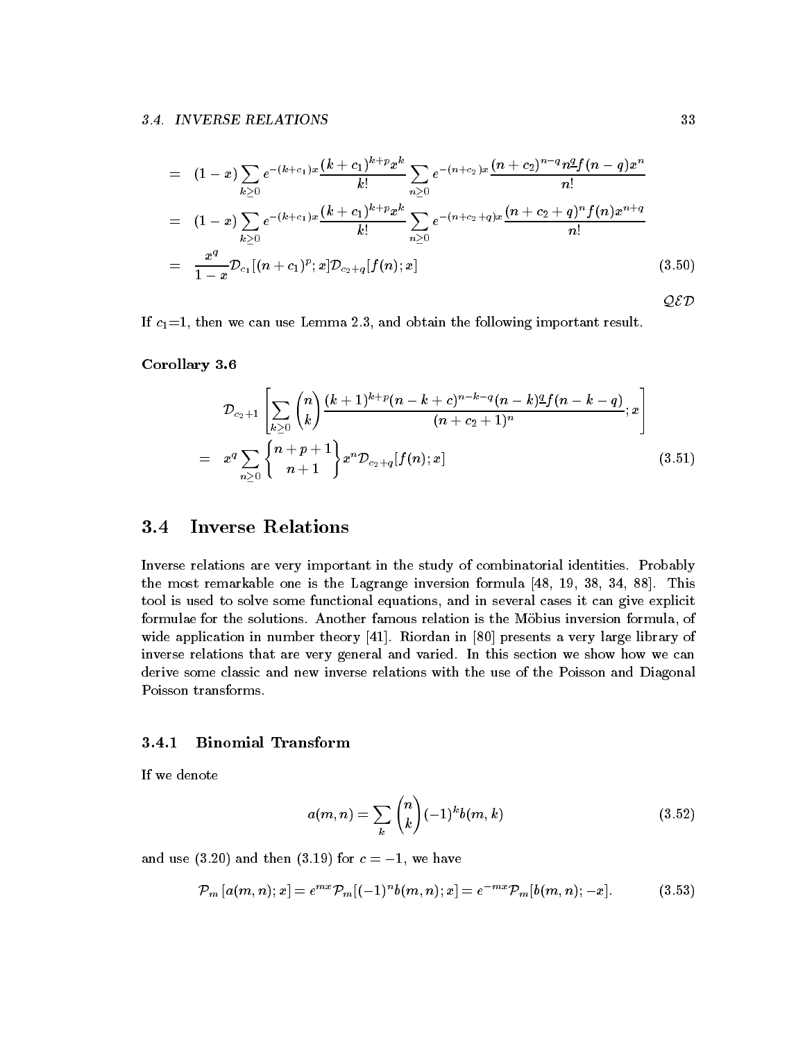$$
\begin{aligned}
&= (1-x)\sum_{k\geq 0} e^{-(k+c_1)x}\frac{(k+c_1)^{k+p}x^k}{k!}\sum_{n\geq 0} e^{-(n+c_2)x}\frac{(n+c_2)^{n-q}n^{\underline{q}}f(n-q)x^n}{n!} \\
&= (1-x)\sum_{k\geq 0} e^{-(k+c_1)x}\frac{(k+c_1)^{k+p}x^k}{k!}\sum_{n\geq 0} e^{-(n+c_2+q)x}\frac{(n+c_2+q)^n f(n)x^{n+q}}{n!} \\
&= \frac{x^q}{1-x}\mathcal{D}_{c_1}[(n+c_1)^p;x]\mathcal{D}_{c_2+q}[f(n);x] \qquad (3.50)
\end{aligned}
$$

$\mathcal{QED}$

If $c_1$=1, then we can use Lemma 2.3, and obtain the following important result.

**Corollary 3.6**

$$
\begin{aligned}
&\mathcal{D}_{c_2+1}\left[\sum_{k\geq 0}\binom{n}{k}\frac{(k+1)^{k+p}(n-k+c)^{n-k-q}(n-k)^{\underline{q}}f(n-k-q)}{(n+c_2+1)^n};x\right] \\
&= x^q\sum_{n\geq 0}\left\{{n+p+1 \atop n+1}\right\}x^n\mathcal{D}_{c_2+q}[f(n);x] \qquad (3.51)
\end{aligned}
$$

## 3.4 Inverse Relations

Inverse relations are very important in the study of combinatorial identities. Probably the most remarkable one is the Lagrange inversion formula [48, 19, 38, 34, 88]. This tool is used to solve some functional equations, and in several cases it can give explicit formulae for the solutions. Another famous relation is the Möbius inversion formula, of wide application in number theory [41]. Riordan in [80] presents a very large library of inverse relations that are very general and varied. In this section we show how we can derive some classic and new inverse relations with the use of the Poisson and Diagonal Poisson transforms.

### 3.4.1 Binomial Transform

If we denote

$$
a(m,n) = \sum_k \binom{n}{k}(-1)^k b(m,k) \qquad (3.52)
$$

and use (3.20) and then (3.19) for $c=-1$, we have

$$
\mathcal{P}_m\left[a(m,n);x\right] = e^{mx}\mathcal{P}_m[(-1)^n b(m,n);x] = e^{-mx}\mathcal{P}_m[b(m,n);-x]. \qquad (3.53)
$$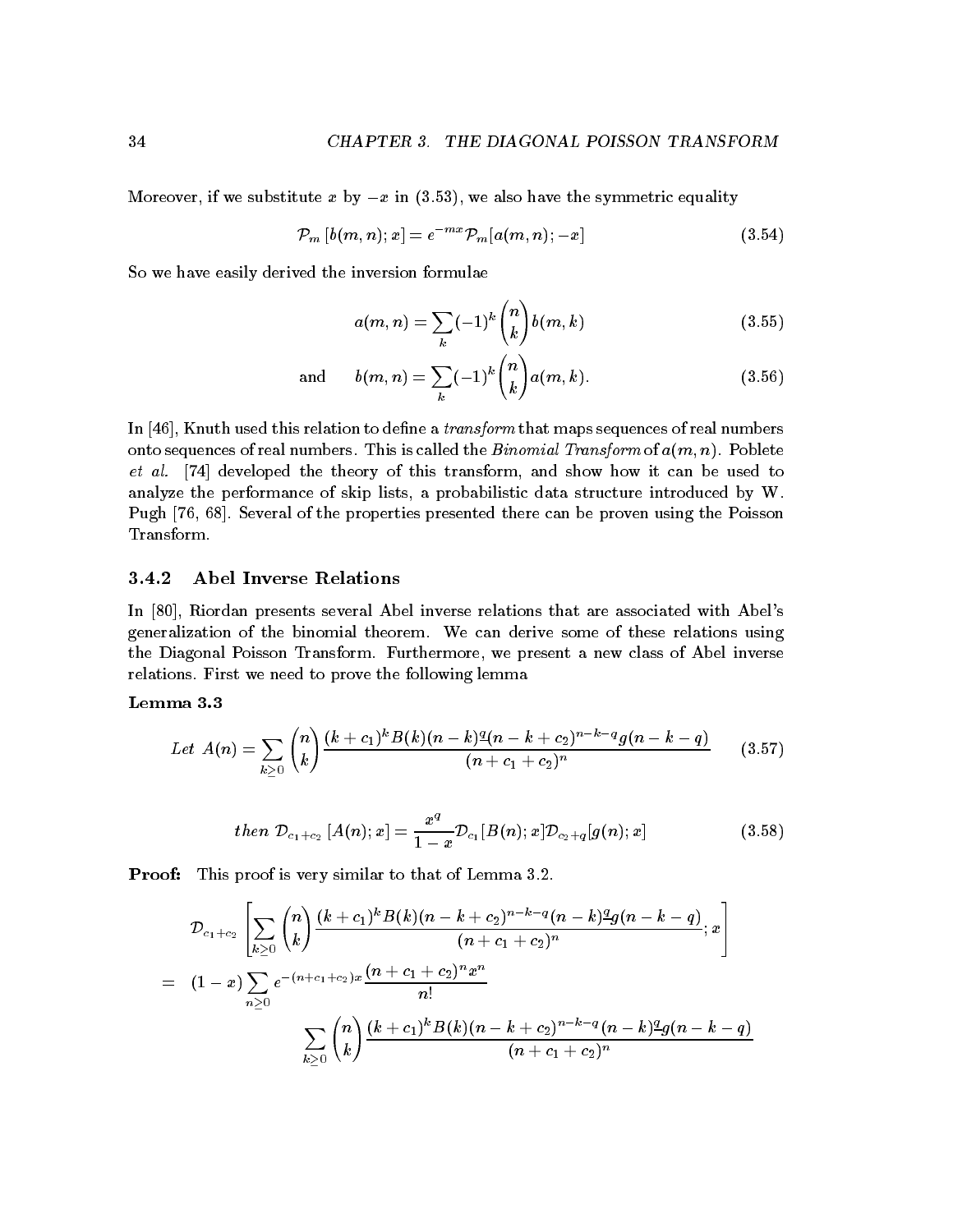Moreover, if we substitute $x$ by $-x$ in (3.53), we also have the symmetric equality

$$\mathcal{P}_m\left[b(m,n);x\right] = e^{-mx}\mathcal{P}_m[a(m,n);-x] \tag{3.54}$$

So we have easily derived the inversion formulae

$$a(m,n) = \sum_k (-1)^k \binom{n}{k} b(m,k) \tag{3.55}$$

$$\text{and} \qquad b(m,n) = \sum_k (-1)^k \binom{n}{k} a(m,k). \tag{3.56}$$

In [46], Knuth used this relation to define a *transform* that maps sequences of real numbers onto sequences of real numbers. This is called the *Binomial Transform* of $a(m,n)$. Poblete *et al.* [74] developed the theory of this transform, and show how it can be used to analyze the performance of skip lists, a probabilistic data structure introduced by W. Pugh [76, 68]. Several of the properties presented there can be proven using the Poisson Transform.

### 3.4.2 Abel Inverse Relations

In [80], Riordan presents several Abel inverse relations that are associated with Abel's generalization of the binomial theorem. We can derive some of these relations using the Diagonal Poisson Transform. Furthermore, we present a new class of Abel inverse relations. First we need to prove the following lemma

**Lemma 3.3**

$$\textit{Let } A(n) = \sum_{k\geq 0} \binom{n}{k} \frac{(k+c_1)^k B(k)(n-k)^{\underline{q}}(n-k+c_2)^{n-k-q} g(n-k-q)}{(n+c_1+c_2)^n} \tag{3.57}$$

$$\textit{then } \mathcal{D}_{c_1+c_2}\left[A(n);x\right] = \frac{x^q}{1-x}\mathcal{D}_{c_1}[B(n);x]\mathcal{D}_{c_2+q}[g(n);x] \tag{3.58}$$

**Proof:** This proof is very similar to that of Lemma 3.2.

$$\begin{aligned}
&\mathcal{D}_{c_1+c_2}\left[\sum_{k\geq 0}\binom{n}{k}\frac{(k+c_1)^k B(k)(n-k+c_2)^{n-k-q}(n-k)^{\underline{q}} g(n-k-q)}{(n+c_1+c_2)^n};x\right] \\
= \;& (1-x)\sum_{n\geq 0} e^{-(n+c_1+c_2)x}\frac{(n+c_1+c_2)^n x^n}{n!} \\
&\qquad \sum_{k\geq 0}\binom{n}{k}\frac{(k+c_1)^k B(k)(n-k+c_2)^{n-k-q}(n-k)^{\underline{q}} g(n-k-q)}{(n+c_1+c_2)^n}
\end{aligned}$$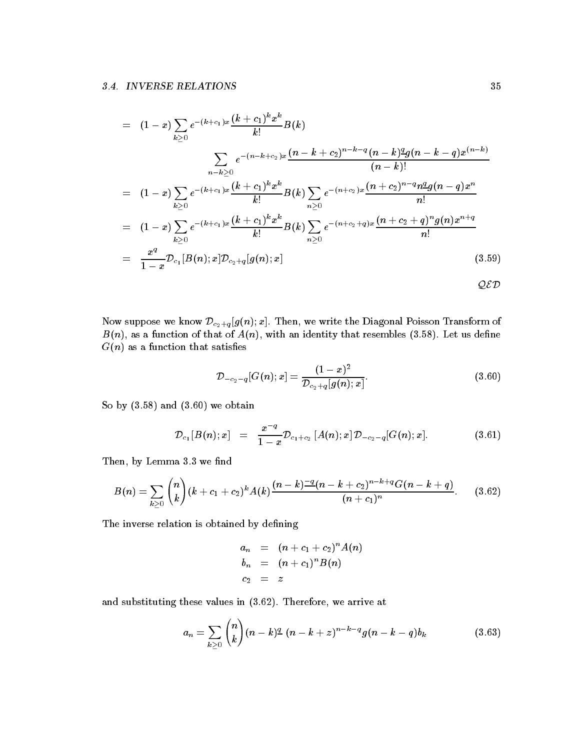$$
\begin{aligned}
&= (1-x)\sum_{k\geq 0} e^{-(k+c_1)x}\frac{(k+c_1)^k x^k}{k!}B(k) \\
&\qquad\qquad \sum_{n-k\geq 0} e^{-(n-k+c_2)x}\frac{(n-k+c_2)^{n-k-q}(n-k)^{\underline{q}}g(n-k-q)x^{(n-k)}}{(n-k)!} \\
&= (1-x)\sum_{k\geq 0} e^{-(k+c_1)x}\frac{(k+c_1)^k x^k}{k!}B(k)\sum_{n\geq 0} e^{-(n+c_2)x}\frac{(n+c_2)^{n-q}n^{\underline{q}}g(n-q)x^n}{n!} \\
&= (1-x)\sum_{k\geq 0} e^{-(k+c_1)x}\frac{(k+c_1)^k x^k}{k!}B(k)\sum_{n\geq 0} e^{-(n+c_2+q)x}\frac{(n+c_2+q)^{n}g(n)x^{n+q}}{n!} \\
&= \frac{x^q}{1-x}\mathcal{D}_{c_1}[B(n);x]\mathcal{D}_{c_2+q}[g(n);x] \qquad (3.59)
\end{aligned}
$$

$\mathcal{QED}$

Now suppose we know $\mathcal{D}_{c_2+q}[g(n);x]$. Then, we write the Diagonal Poisson Transform of $B(n)$, as a function of that of $A(n)$, with an identity that resembles (3.58). Let us define $G(n)$ as a function that satisfies

$$
\mathcal{D}_{-c_2-q}[G(n);x] = \frac{(1-x)^2}{\mathcal{D}_{c_2+q}[g(n);x]}. \qquad (3.60)
$$

So by (3.58) and (3.60) we obtain

$$
\mathcal{D}_{c_1}[B(n);x] = \frac{x^{-q}}{1-x}\mathcal{D}_{c_1+c_2}[A(n);x]\,\mathcal{D}_{-c_2-q}[G(n);x]. \qquad (3.61)
$$

Then, by Lemma 3.3 we find

$$
B(n) = \sum_{k\geq 0}\binom{n}{k}(k+c_1+c_2)^k A(k)\frac{(n-k)^{\underline{-q}}(n-k+c_2)^{n-k+q}G(n-k+q)}{(n+c_1)^n}. \qquad (3.62)
$$

The inverse relation is obtained by defining

$$
\begin{aligned}
a_n &= (n+c_1+c_2)^n A(n) \\
b_n &= (n+c_1)^n B(n) \\
c_2 &= z
\end{aligned}
$$

and substituting these values in (3.62). Therefore, we arrive at

$$
a_n = \sum_{k\geq 0}\binom{n}{k}(n-k)^{\underline{q}}\,(n-k+z)^{n-k-q}g(n-k-q)b_k \qquad (3.63)
$$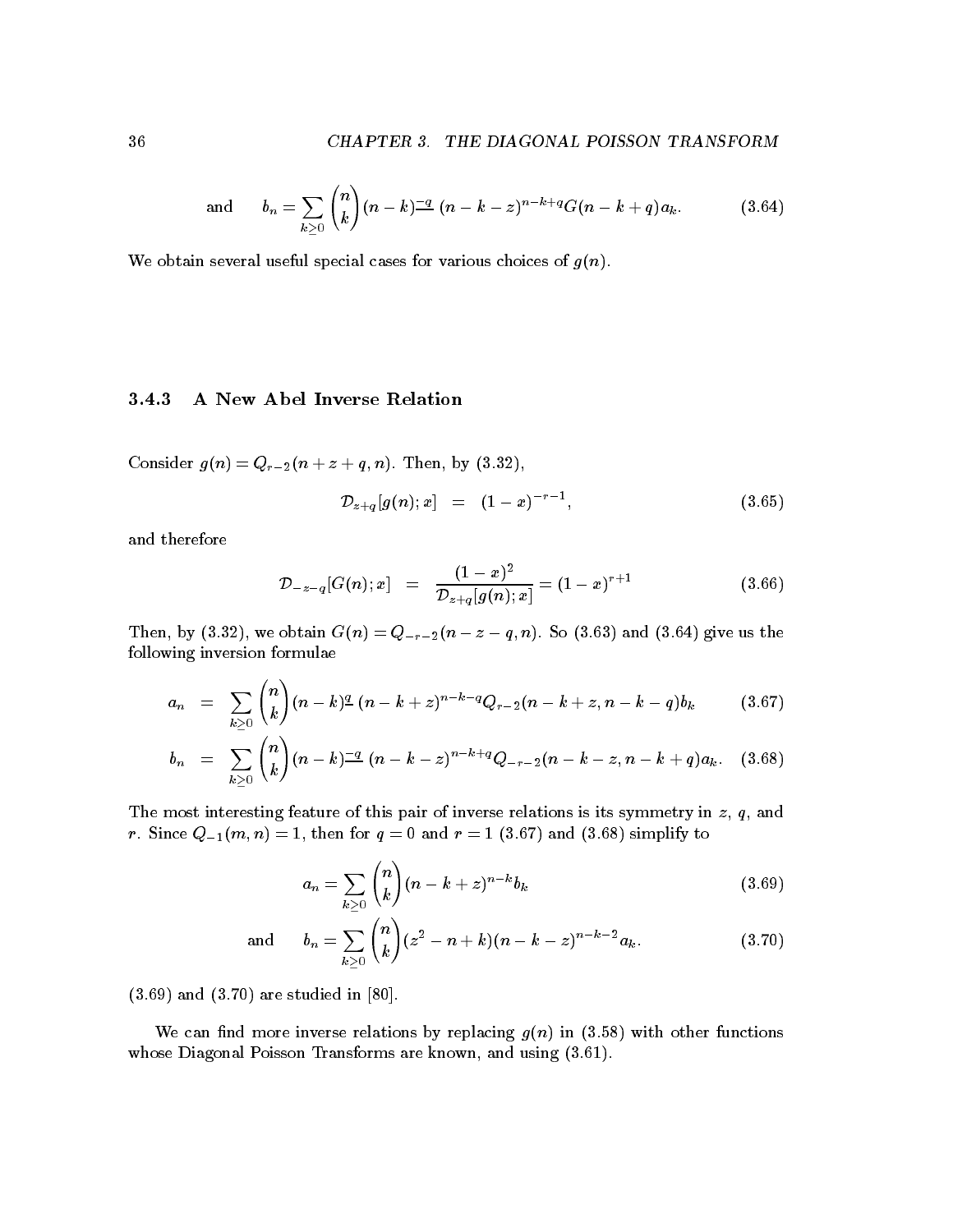$$\text{and} \qquad b_n = \sum_{k \geq 0} \binom{n}{k} (n-k)^{\underline{-q}} \, (n-k-z)^{n-k+q} G(n-k+q) a_k. \tag{3.64}$$

We obtain several useful special cases for various choices of $g(n)$.

### 3.4.3 A New Abel Inverse Relation

Consider $g(n) = Q_{r-2}(n+z+q, n)$. Then, by (3.32),

$$\mathcal{D}_{z+q}[g(n); x] \;\; = \;\; (1-x)^{-r-1}, \tag{3.65}$$

and therefore

$$\mathcal{D}_{-z-q}[G(n); x] \;\; = \;\; \frac{(1-x)^2}{\mathcal{D}_{z+q}[g(n); x]} = (1-x)^{r+1} \tag{3.66}$$

Then, by (3.32), we obtain $G(n) = Q_{-r-2}(n-z-q, n)$. So (3.63) and (3.64) give us the following inversion formulae

$$a_n \;\; = \;\; \sum_{k \geq 0} \binom{n}{k} (n-k)^{\underline{q}} \, (n-k+z)^{n-k-q} Q_{r-2}(n-k+z, n-k-q) b_k \tag{3.67}$$

$$b_n \;\; = \;\; \sum_{k \geq 0} \binom{n}{k} (n-k)^{\underline{-q}} \, (n-k-z)^{n-k+q} Q_{-r-2}(n-k-z, n-k+q) a_k. \tag{3.68}$$

The most interesting feature of this pair of inverse relations is its symmetry in $z$, $q$, and $r$. Since $Q_{-1}(m, n) = 1$, then for $q = 0$ and $r = 1$ (3.67) and (3.68) simplify to

$$a_n = \sum_{k \geq 0} \binom{n}{k} (n-k+z)^{n-k} b_k \tag{3.69}$$

$$\text{and} \qquad b_n = \sum_{k \geq 0} \binom{n}{k} (z^2 - n + k)(n-k-z)^{n-k-2} a_k. \tag{3.70}$$

(3.69) and (3.70) are studied in [80].

We can find more inverse relations by replacing $g(n)$ in (3.58) with other functions whose Diagonal Poisson Transforms are known, and using (3.61).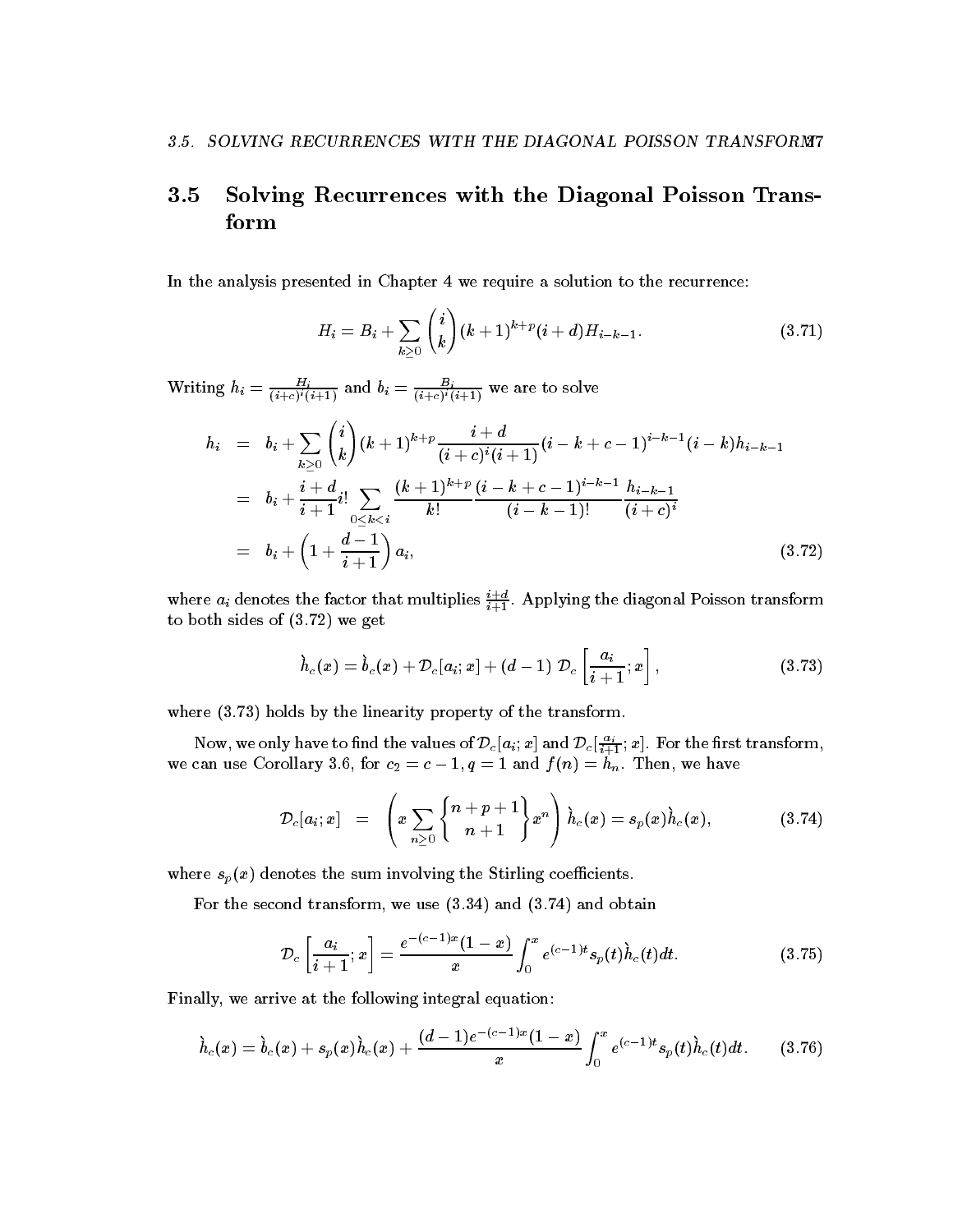## 3.5 Solving Recurrences with the Diagonal Poisson Transform

In the analysis presented in Chapter 4 we require a solution to the recurrence:

$$H_i = B_i + \sum_{k \geq 0} \binom{i}{k} (k+1)^{k+p} (i+d) H_{i-k-1}. \tag{3.71}$$

Writing $h_i = \frac{H_i}{(i+c)^i (i+1)}$ and $b_i = \frac{B_i}{(i+c)^i(i+1)}$ we are to solve

$$\begin{aligned}
h_i &= b_i + \sum_{k \geq 0} \binom{i}{k} (k+1)^{k+p} \frac{i+d}{(i+c)^i(i+1)} (i-k+c-1)^{i-k-1}(i-k) h_{i-k-1} \\
&= b_i + \frac{i+d}{i+1} i! \sum_{0 \leq k < i} \frac{(k+1)^{k+p}}{k!} \frac{(i-k+c-1)^{i-k-1}}{(i-k-1)!} \frac{h_{i-k-1}}{(i+c)^i} \\
&= b_i + \left(1 + \frac{d-1}{i+1}\right) a_i,
\end{aligned} \tag{3.72}$$

where $a_i$ denotes the factor that multiplies $\frac{i+d}{i+1}$. Applying the diagonal Poisson transform to both sides of (3.72) we get

$$\grave{h}_c(x) = \grave{b}_c(x) + \mathcal{D}_c[a_i; x] + (d-1)\ \mathcal{D}_c\left[\frac{a_i}{i+1}; x\right], \tag{3.73}$$

where (3.73) holds by the linearity property of the transform.

Now, we only have to find the values of $\mathcal{D}_c[a_i; x]$ and $\mathcal{D}_c[\frac{a_i}{i+1}; x]$. For the first transform, we can use Corollary 3.6, for $c_2 = c-1$, $q = 1$ and $f(n) = h_n$. Then, we have

$$\mathcal{D}_c[a_i; x] \;=\; \left( x \sum_{n \geq 0} \left\{ {n+p+1 \atop n+1} \right\} x^n \right) \grave{h}_c(x) = s_p(x) \grave{h}_c(x), \tag{3.74}$$

where $s_p(x)$ denotes the sum involving the Stirling coefficients.

For the second transform, we use (3.34) and (3.74) and obtain

$$\mathcal{D}_c\left[\frac{a_i}{i+1}; x\right] = \frac{e^{-(c-1)x}(1-x)}{x} \int_0^x e^{(c-1)t} s_p(t) \grave{h}_c(t) dt. \tag{3.75}$$

Finally, we arrive at the following integral equation:

$$\grave{h}_c(x) = \grave{b}_c(x) + s_p(x)\grave{h}_c(x) + \frac{(d-1)e^{-(c-1)x}(1-x)}{x} \int_0^x e^{(c-1)t} s_p(t) \grave{h}_c(t) dt. \tag{3.76}$$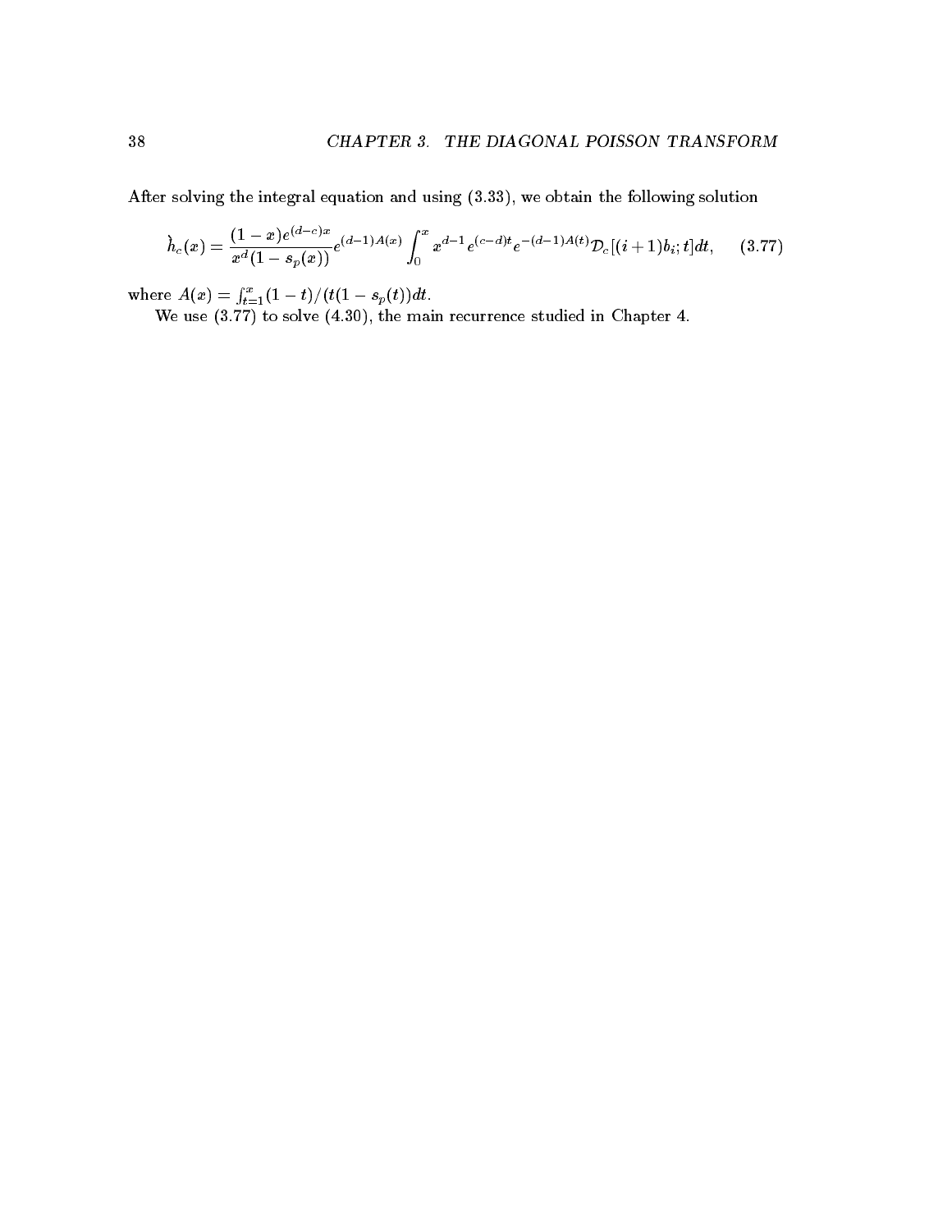After solving the integral equation and using (3.33), we obtain the following solution

$$\check{h}_c(x) = \frac{(1-x)e^{(d-c)x}}{x^d(1-s_p(x))} e^{(d-1)A(x)} \int_0^x x^{d-1} e^{(c-d)t} e^{-(d-1)A(t)} \mathcal{D}_c[(i+1)b_i; t] dt, \qquad (3.77)$$

where $A(x) = \int_{t=1}^{x} (1-t)/(t(1-s_p(t)))dt$.

We use (3.77) to solve (4.30), the main recurrence studied in Chapter 4.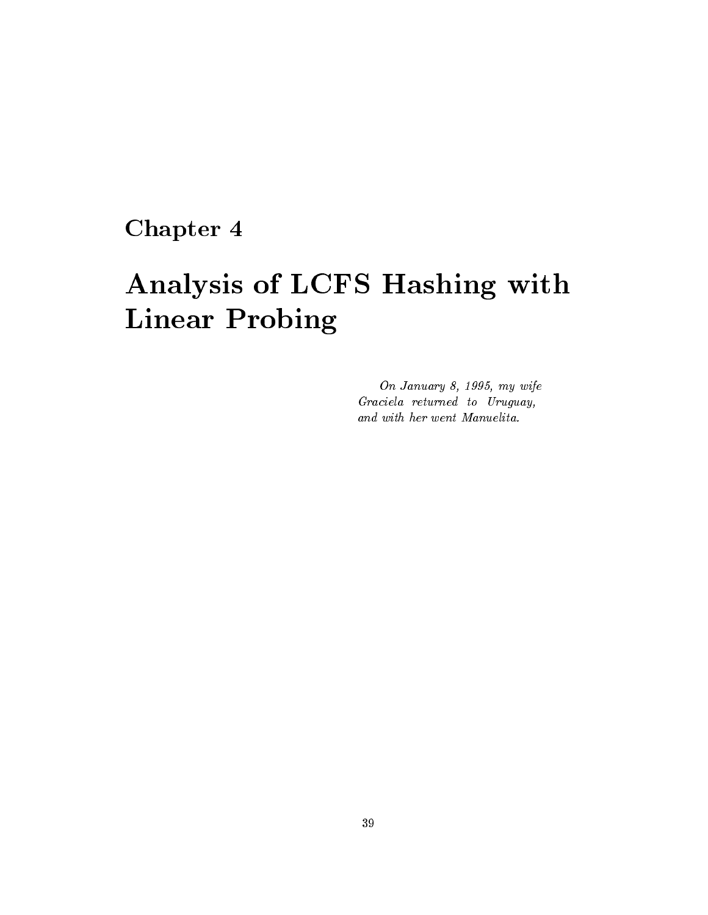# Chapter 4

# Analysis of LCFS Hashing with Linear Probing

*On January 8, 1995, my wife Graciela returned to Uruguay, and with her went Manuelita.*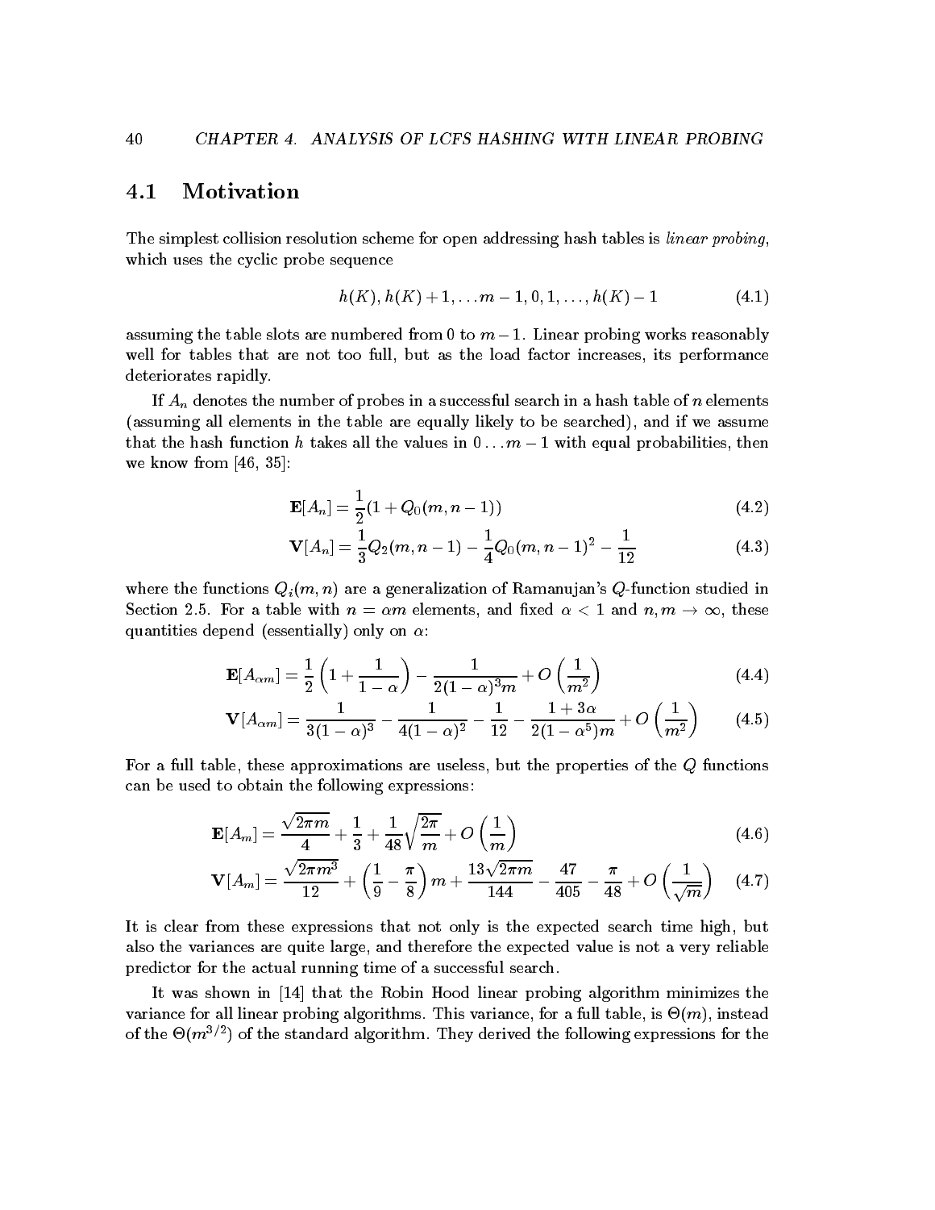## 4.1 Motivation

The simplest collision resolution scheme for open addressing hash tables is *linear probing*, which uses the cyclic probe sequence

$$h(K), h(K)+1, \ldots m-1, 0, 1, \ldots, h(K)-1 \tag{4.1}$$

assuming the table slots are numbered from 0 to $m-1$. Linear probing works reasonably well for tables that are not too full, but as the load factor increases, its performance deteriorates rapidly.

If $A_n$ denotes the number of probes in a successful search in a hash table of $n$ elements (assuming all elements in the table are equally likely to be searched), and if we assume that the hash function $h$ takes all the values in $0 \ldots m-1$ with equal probabilities, then we know from [46, 35]:

$$\mathbf{E}[A_n] = \frac{1}{2}(1 + Q_0(m, n-1)) \tag{4.2}$$

$$\mathbf{V}[A_n] = \frac{1}{3}Q_2(m, n-1) - \frac{1}{4}Q_0(m, n-1)^2 - \frac{1}{12} \tag{4.3}$$

where the functions $Q_i(m, n)$ are a generalization of Ramanujan's $Q$-function studied in Section 2.5. For a table with $n = \alpha m$ elements, and fixed $\alpha < 1$ and $n, m \to \infty$, these quantities depend (essentially) only on $\alpha$:

$$\mathbf{E}[A_{\alpha m}] = \frac{1}{2}\left(1 + \frac{1}{1-\alpha}\right) - \frac{1}{2(1-\alpha)^3 m} + O\left(\frac{1}{m^2}\right) \tag{4.4}$$

$$\mathbf{V}[A_{\alpha m}] = \frac{1}{3(1-\alpha)^3} - \frac{1}{4(1-\alpha)^2} - \frac{1}{12} - \frac{1+3\alpha}{2(1-\alpha^5)m} + O\left(\frac{1}{m^2}\right) \tag{4.5}$$

For a full table, these approximations are useless, but the properties of the $Q$ functions can be used to obtain the following expressions:

$$\mathbf{E}[A_m] = \frac{\sqrt{2\pi m}}{4} + \frac{1}{3} + \frac{1}{48}\sqrt{\frac{2\pi}{m}} + O\left(\frac{1}{m}\right) \tag{4.6}$$

$$\mathbf{V}[A_m] = \frac{\sqrt{2\pi m^3}}{12} + \left(\frac{1}{9} - \frac{\pi}{8}\right)m + \frac{13\sqrt{2\pi m}}{144} - \frac{47}{405} - \frac{\pi}{48} + O\left(\frac{1}{\sqrt{m}}\right) \tag{4.7}$$

It is clear from these expressions that not only is the expected search time high, but also the variances are quite large, and therefore the expected value is not a very reliable predictor for the actual running time of a successful search.

It was shown in [14] that the Robin Hood linear probing algorithm minimizes the variance for all linear probing algorithms. This variance, for a full table, is $\Theta(m)$, instead of the $\Theta(m^{3/2})$ of the standard algorithm. They derived the following expressions for the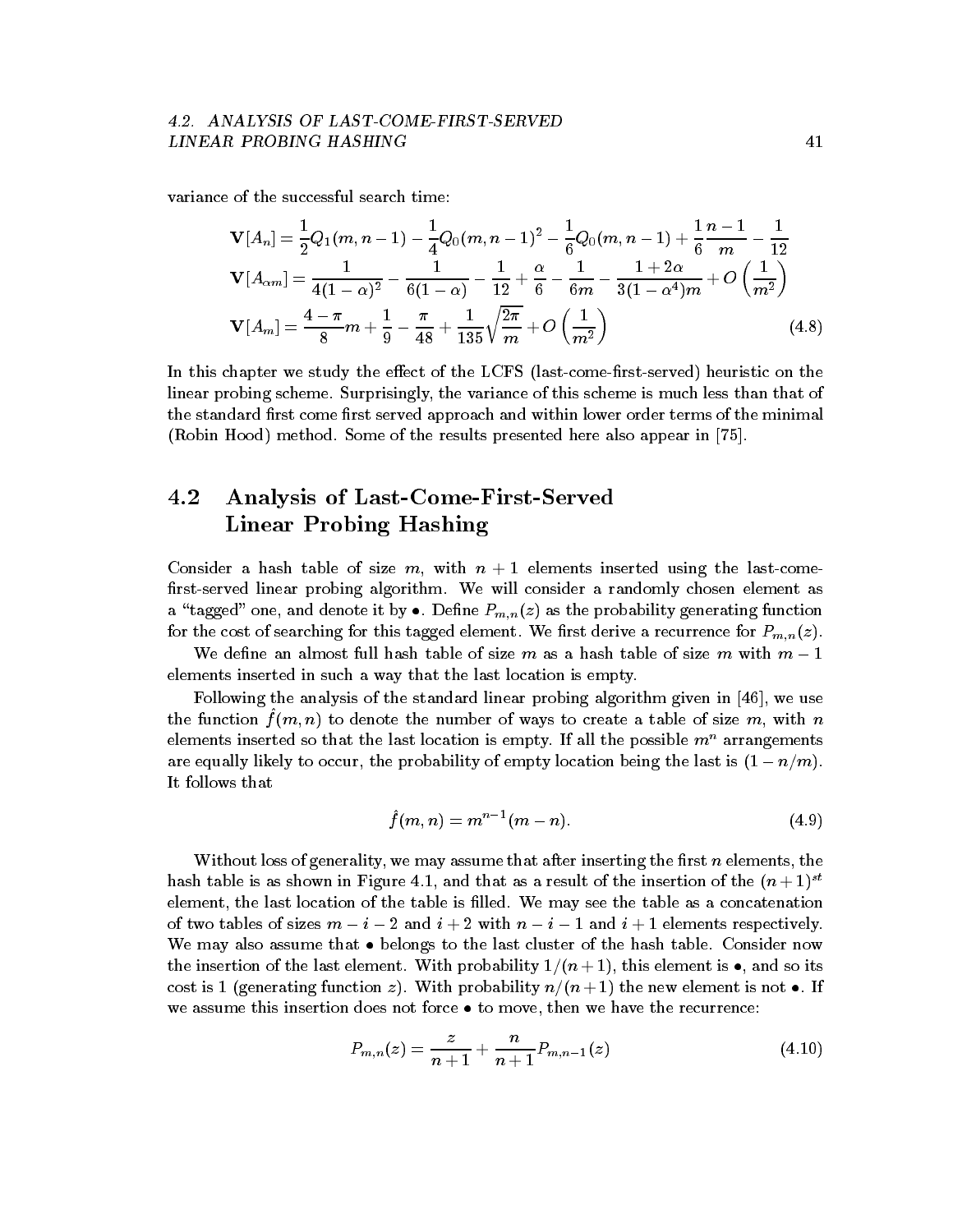variance of the successful search time:

$$
\begin{aligned}
\mathbf{V}[A_n] &= \frac{1}{2}Q_1(m,n-1) - \frac{1}{4}Q_0(m,n-1)^2 - \frac{1}{6}Q_0(m,n-1) + \frac{1}{6}\frac{n-1}{m} - \frac{1}{12} \\
\mathbf{V}[A_{\alpha m}] &= \frac{1}{4(1-\alpha)^2} - \frac{1}{6(1-\alpha)} - \frac{1}{12} + \frac{\alpha}{6} - \frac{1}{6m} - \frac{1+2\alpha}{3(1-\alpha^4)m} + O\left(\frac{1}{m^2}\right) \\
\mathbf{V}[A_m] &= \frac{4-\pi}{8}m + \frac{1}{9} - \frac{\pi}{48} + \frac{1}{135}\sqrt{\frac{2\pi}{m}} + O\left(\frac{1}{m^2}\right)
\end{aligned}
\tag{4.8}
$$

In this chapter we study the effect of the LCFS (last-come-first-served) heuristic on the linear probing scheme. Surprisingly, the variance of this scheme is much less than that of the standard first come first served approach and within lower order terms of the minimal (Robin Hood) method. Some of the results presented here also appear in [75].

## 4.2 Analysis of Last-Come-First-Served Linear Probing Hashing

Consider a hash table of size $m$, with $n+1$ elements inserted using the last-come-first-served linear probing algorithm. We will consider a randomly chosen element as a "tagged" one, and denote it by $\bullet$. Define $P_{m,n}(z)$ as the probability generating function for the cost of searching for this tagged element. We first derive a recurrence for $P_{m,n}(z)$.

We define an almost full hash table of size $m$ as a hash table of size $m$ with $m-1$ elements inserted in such a way that the last location is empty.

Following the analysis of the standard linear probing algorithm given in [46], we use the function $\hat{f}(m,n)$ to denote the number of ways to create a table of size $m$, with $n$ elements inserted so that the last location is empty. If all the possible $m^n$ arrangements are equally likely to occur, the probability of empty location being the last is $(1-n/m)$. It follows that

$$\hat{f}(m,n) = m^{n-1}(m-n). \tag{4.9}$$

Without loss of generality, we may assume that after inserting the first $n$ elements, the hash table is as shown in Figure 4.1, and that as a result of the insertion of the $(n+1)^{st}$ element, the last location of the table is filled. We may see the table as a concatenation of two tables of sizes $m-i-2$ and $i+2$ with $n-i-1$ and $i+1$ elements respectively. We may also assume that $\bullet$ belongs to the last cluster of the hash table. Consider now the insertion of the last element. With probability $1/(n+1)$, this element is $\bullet$, and so its cost is 1 (generating function $z$). With probability $n/(n+1)$ the new element is not $\bullet$. If we assume this insertion does not force $\bullet$ to move, then we have the recurrence:

$$P_{m,n}(z) = \frac{z}{n+1} + \frac{n}{n+1}P_{m,n-1}(z) \tag{4.10}$$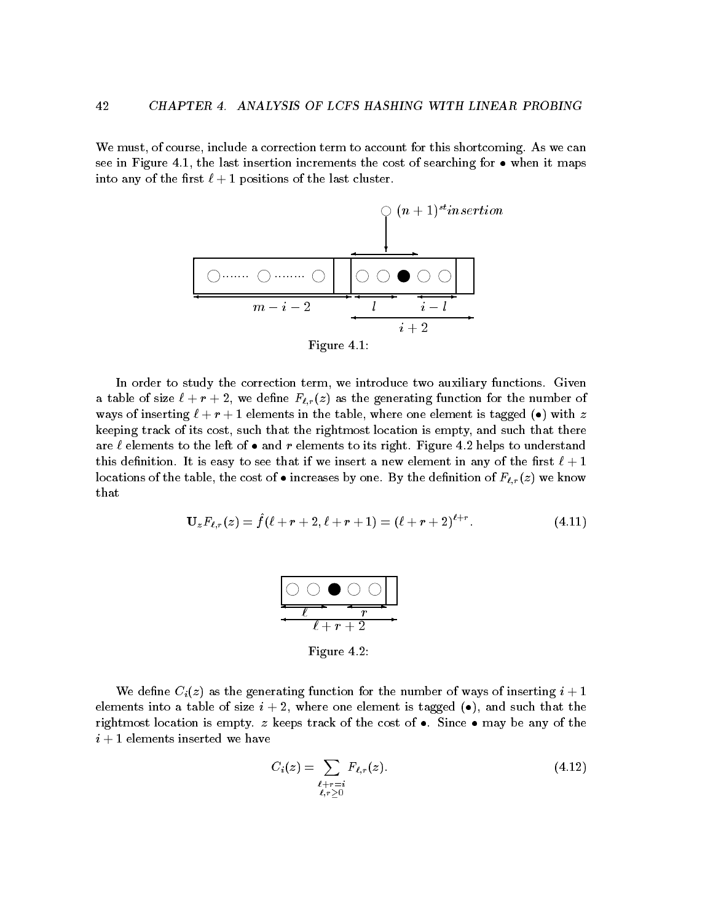We must, of course, include a correction term to account for this shortcoming. As we can see in Figure 4.1, the last insertion increments the cost of searching for $\bullet$ when it maps into any of the first $\ell + 1$ positions of the last cluster.

Figure 4.1:

In order to study the correction term, we introduce two auxiliary functions. Given a table of size $\ell + r + 2$, we define $F_{\ell,r}(z)$ as the generating function for the number of ways of inserting $\ell + r + 1$ elements in the table, where one element is tagged ($\bullet$) with $z$ keeping track of its cost, such that the rightmost location is empty, and such that there are $\ell$ elements to the left of $\bullet$ and $r$ elements to its right. Figure 4.2 helps to understand this definition. It is easy to see that if we insert a new element in any of the first $\ell + 1$ locations of the table, the cost of $\bullet$ increases by one. By the definition of $F_{\ell,r}(z)$ we know that

$$\mathbf{U}_z F_{\ell,r}(z) = \hat{f}(\ell + r + 2, \ell + r + 1) = (\ell + r + 2)^{\ell + r}. \tag{4.11}$$

Figure 4.2:

We define $C_i(z)$ as the generating function for the number of ways of inserting $i + 1$ elements into a table of size $i + 2$, where one element is tagged ($\bullet$), and such that the rightmost location is empty. $z$ keeps track of the cost of $\bullet$. Since $\bullet$ may be any of the $i + 1$ elements inserted we have

$$C_i(z) = \sum_{\substack{\ell + r = i \\ \ell, r \geq 0}} F_{\ell,r}(z). \tag{4.12}$$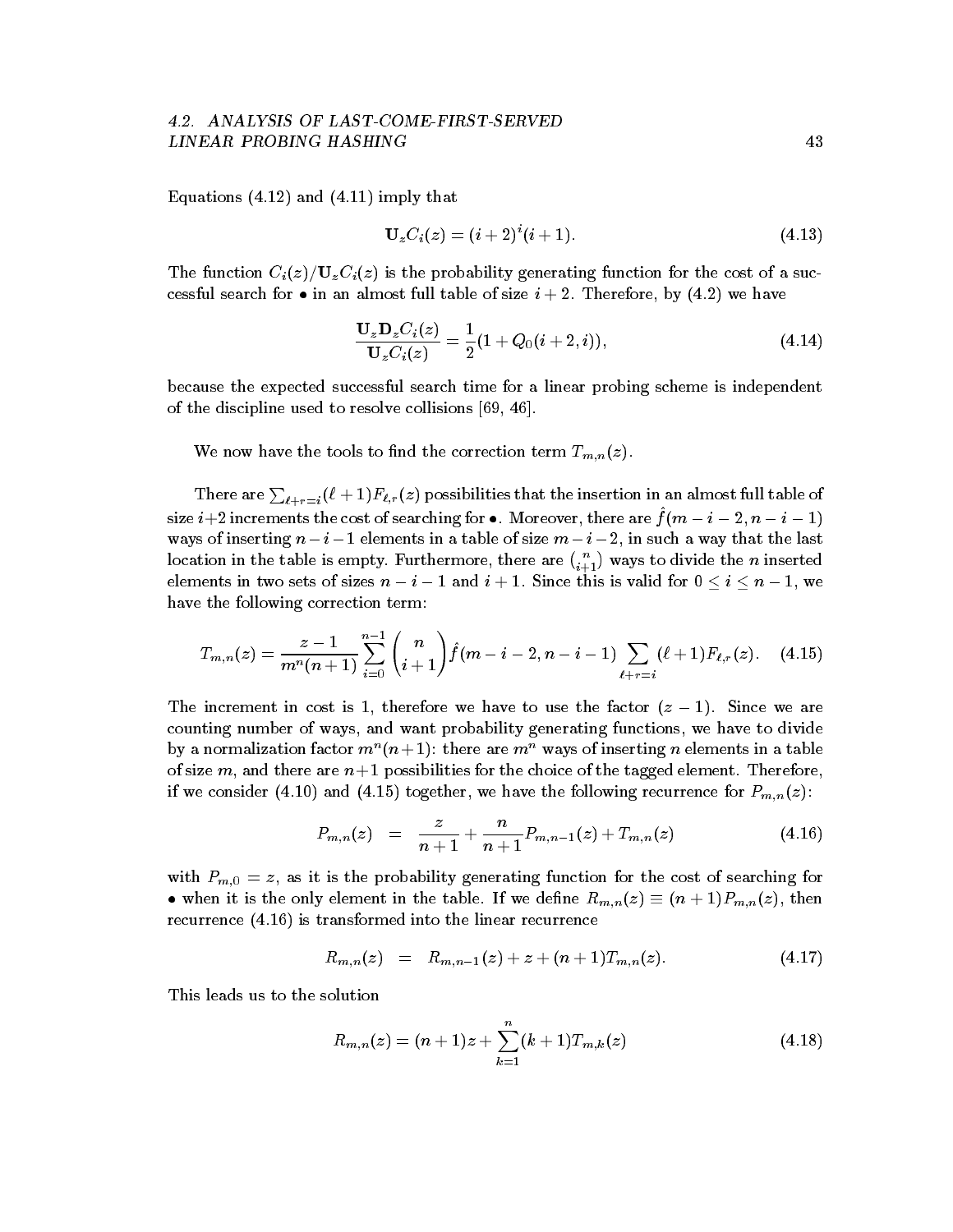Equations (4.12) and (4.11) imply that

$$\mathbf{U}_z C_i(z) = (i+2)^i (i+1). \tag{4.13}$$

The function $C_i(z)/\mathbf{U}_z C_i(z)$ is the probability generating function for the cost of a successful search for $\bullet$ in an almost full table of size $i+2$. Therefore, by (4.2) we have

$$\frac{\mathbf{U}_z \mathbf{D}_z C_i(z)}{\mathbf{U}_z C_i(z)} = \frac{1}{2}(1 + Q_0(i+2, i)), \tag{4.14}$$

because the expected successful search time for a linear probing scheme is independent of the discipline used to resolve collisions [69, 46].

We now have the tools to find the correction term $T_{m,n}(z)$.

There are $\sum_{\ell+r=i}(\ell+1)F_{\ell,r}(z)$ possibilities that the insertion in an almost full table of size $i+2$ increments the cost of searching for $\bullet$. Moreover, there are $\hat{f}(m-i-2, n-i-1)$ ways of inserting $n-i-1$ elements in a table of size $m-i-2$, in such a way that the last location in the table is empty. Furthermore, there are $\binom{n}{i+1}$ ways to divide the $n$ inserted elements in two sets of sizes $n-i-1$ and $i+1$. Since this is valid for $0 \leq i \leq n-1$, we have the following correction term:

$$T_{m,n}(z) = \frac{z-1}{m^n(n+1)} \sum_{i=0}^{n-1} \binom{n}{i+1} \hat{f}(m-i-2, n-i-1) \sum_{\ell+r=i} (\ell+1) F_{\ell,r}(z). \tag{4.15}$$

The increment in cost is 1, therefore we have to use the factor $(z-1)$. Since we are counting number of ways, and want probability generating functions, we have to divide by a normalization factor $m^n(n+1)$: there are $m^n$ ways of inserting $n$ elements in a table of size $m$, and there are $n+1$ possibilities for the choice of the tagged element. Therefore, if we consider (4.10) and (4.15) together, we have the following recurrence for $P_{m,n}(z)$:

$$P_{m,n}(z) = \frac{z}{n+1} + \frac{n}{n+1} P_{m,n-1}(z) + T_{m,n}(z) \tag{4.16}$$

with $P_{m,0} = z$, as it is the probability generating function for the cost of searching for $\bullet$ when it is the only element in the table. If we define $R_{m,n}(z) \equiv (n+1)P_{m,n}(z)$, then recurrence (4.16) is transformed into the linear recurrence

$$R_{m,n}(z) = R_{m,n-1}(z) + z + (n+1)T_{m,n}(z). \tag{4.17}$$

This leads us to the solution

$$R_{m,n}(z) = (n+1)z + \sum_{k=1}^{n} (k+1) T_{m,k}(z) \tag{4.18}$$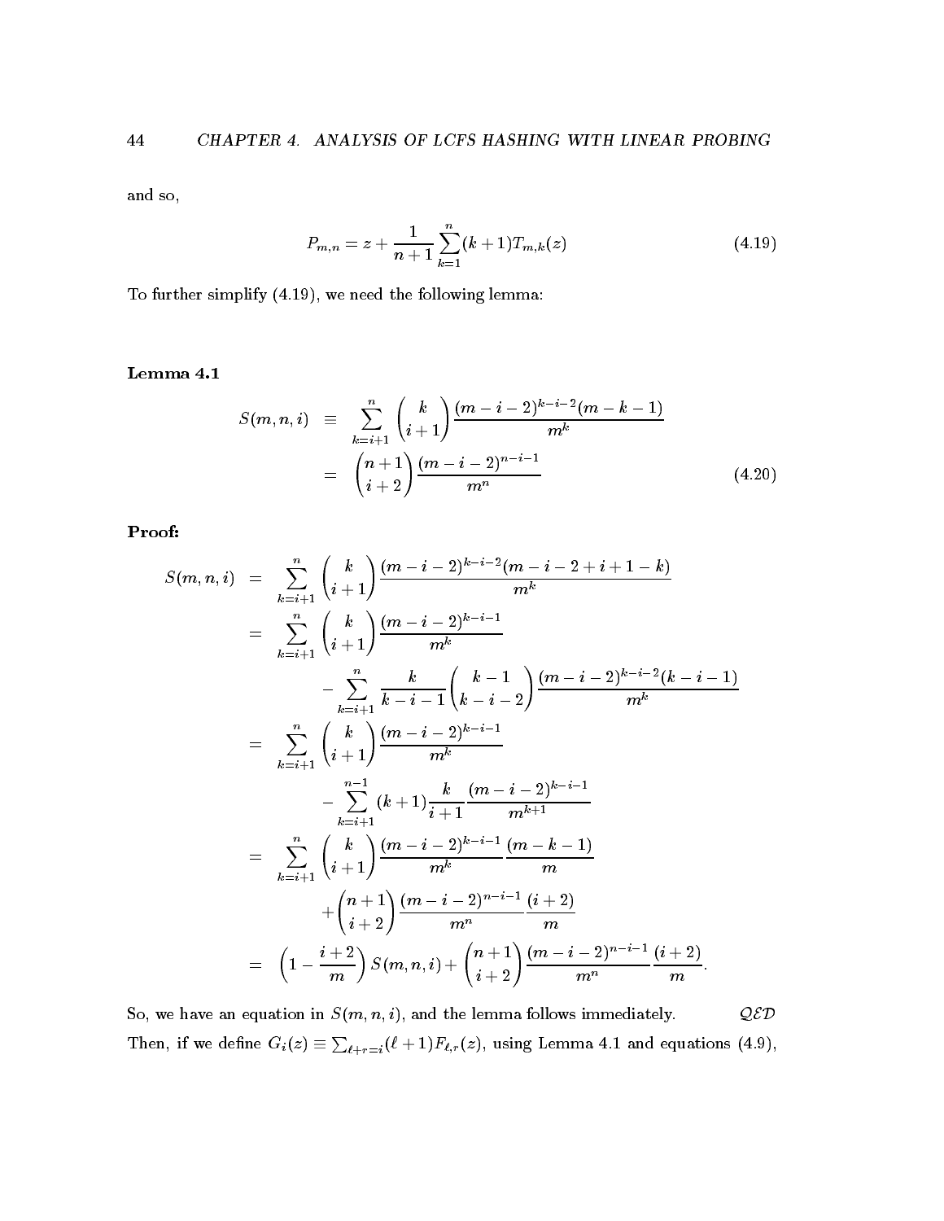and so,

$$P_{m,n} = z + \frac{1}{n+1}\sum_{k=1}^{n}(k+1)T_{m,k}(z) \tag{4.19}$$

To further simplify (4.19), we need the following lemma:

**Lemma 4.1**

$$\begin{aligned}
S(m,n,i) &\equiv \sum_{k=i+1}^{n} \binom{k}{i+1} \frac{(m-i-2)^{k-i-2}(m-k-1)}{m^k} \\
&= \binom{n+1}{i+2} \frac{(m-i-2)^{n-i-1}}{m^n}
\end{aligned} \tag{4.20}$$

**Proof:**

$$\begin{aligned}
S(m,n,i) &= \sum_{k=i+1}^{n} \binom{k}{i+1} \frac{(m-i-2)^{k-i-2}(m-i-2+i+1-k)}{m^k} \\
&= \sum_{k=i+1}^{n} \binom{k}{i+1} \frac{(m-i-2)^{k-i-1}}{m^k} \\
&\qquad - \sum_{k=i+1}^{n} \frac{k}{k-i-1}\binom{k-1}{k-i-2} \frac{(m-i-2)^{k-i-2}(k-i-1)}{m^k} \\
&= \sum_{k=i+1}^{n} \binom{k}{i+1} \frac{(m-i-2)^{k-i-1}}{m^k} \\
&\qquad - \sum_{k=i+1}^{n-1} (k+1)\frac{k}{i+1} \frac{(m-i-2)^{k-i-1}}{m^{k+1}} \\
&= \sum_{k=i+1}^{n} \binom{k}{i+1} \frac{(m-i-2)^{k-i-1}}{m^k} \frac{(m-k-1)}{m} \\
&\qquad + \binom{n+1}{i+2} \frac{(m-i-2)^{n-i-1}}{m^n} \frac{(i+2)}{m} \\
&= \left(1 - \frac{i+2}{m}\right) S(m,n,i) + \binom{n+1}{i+2} \frac{(m-i-2)^{n-i-1}}{m^n} \frac{(i+2)}{m}.
\end{aligned}$$

So, we have an equation in $S(m,n,i)$, and the lemma follows immediately. $\mathcal{QED}$

Then, if we define $G_i(z) \equiv \sum_{\ell+r=i}(\ell+1)F_{\ell,r}(z)$, using Lemma 4.1 and equations (4.9),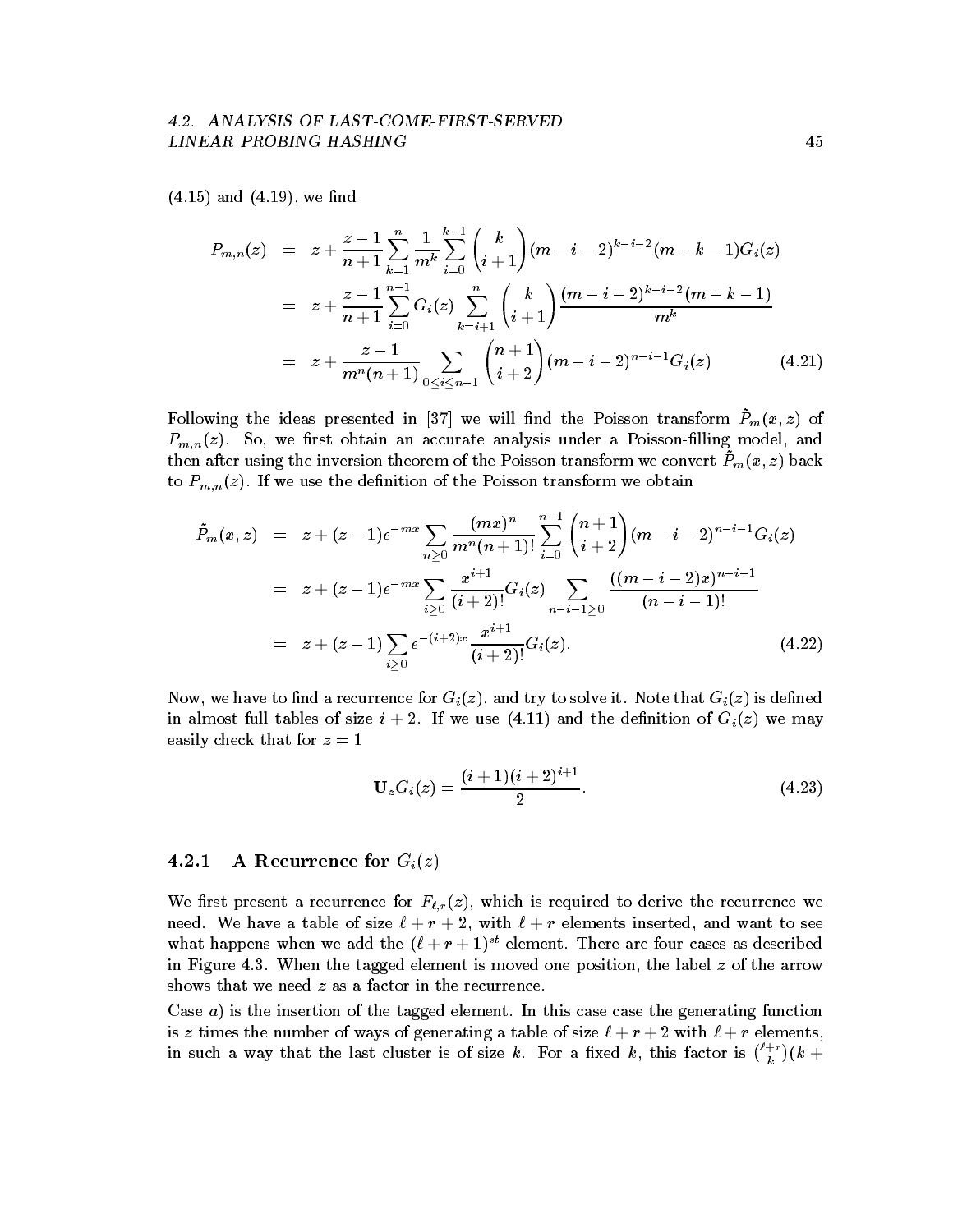(4.15) and (4.19), we find

$$
\begin{aligned}
P_{m,n}(z) &= z + \frac{z-1}{n+1}\sum_{k=1}^{n}\frac{1}{m^k}\sum_{i=0}^{k-1}\binom{k}{i+1}(m-i-2)^{k-i-2}(m-k-1)G_i(z) \\
&= z + \frac{z-1}{n+1}\sum_{i=0}^{n-1}G_i(z)\sum_{k=i+1}^{n}\binom{k}{i+1}\frac{(m-i-2)^{k-i-2}(m-k-1)}{m^k} \\
&= z + \frac{z-1}{m^n(n+1)}\sum_{0\le i\le n-1}\binom{n+1}{i+2}(m-i-2)^{n-i-1}G_i(z) \qquad (4.21)
\end{aligned}
$$

Following the ideas presented in [37] we will find the Poisson transform $\tilde{P}_m(x,z)$ of $P_{m,n}(z)$. So, we first obtain an accurate analysis under a Poisson-filling model, and then after using the inversion theorem of the Poisson transform we convert $\tilde{P}_m(x,z)$ back to $P_{m,n}(z)$. If we use the definition of the Poisson transform we obtain

$$
\begin{aligned}
\tilde{P}_m(x,z) &= z + (z-1)e^{-mx}\sum_{n\ge 0}\frac{(mx)^n}{m^n(n+1)!}\sum_{i=0}^{n-1}\binom{n+1}{i+2}(m-i-2)^{n-i-1}G_i(z) \\
&= z + (z-1)e^{-mx}\sum_{i\ge 0}\frac{x^{i+1}}{(i+2)!}G_i(z)\sum_{n-i-1\ge 0}\frac{((m-i-2)x)^{n-i-1}}{(n-i-1)!} \\
&= z + (z-1)\sum_{i\ge 0}e^{-(i+2)x}\frac{x^{i+1}}{(i+2)!}G_i(z). \qquad (4.22)
\end{aligned}
$$

Now, we have to find a recurrence for $G_i(z)$, and try to solve it. Note that $G_i(z)$ is defined in almost full tables of size $i+2$. If we use (4.11) and the definition of $G_i(z)$ we may easily check that for $z=1$

$$
\mathbf{U}_z G_i(z) = \frac{(i+1)(i+2)^{i+1}}{2}. \qquad (4.23)
$$

### 4.2.1 A Recurrence for $G_i(z)$

We first present a recurrence for $F_{\ell,r}(z)$, which is required to derive the recurrence we need. We have a table of size $\ell+r+2$, with $\ell+r$ elements inserted, and want to see what happens when we add the $(\ell+r+1)^{st}$ element. There are four cases as described in Figure 4.3. When the tagged element is moved one position, the label $z$ of the arrow shows that we need $z$ as a factor in the recurrence.

Case $a$) is the insertion of the tagged element. In this case case the generating function is $z$ times the number of ways of generating a table of size $\ell+r+2$ with $\ell+r$ elements, in such a way that the last cluster is of size $k$. For a fixed $k$, this factor is $\binom{\ell+r}{k}(k+$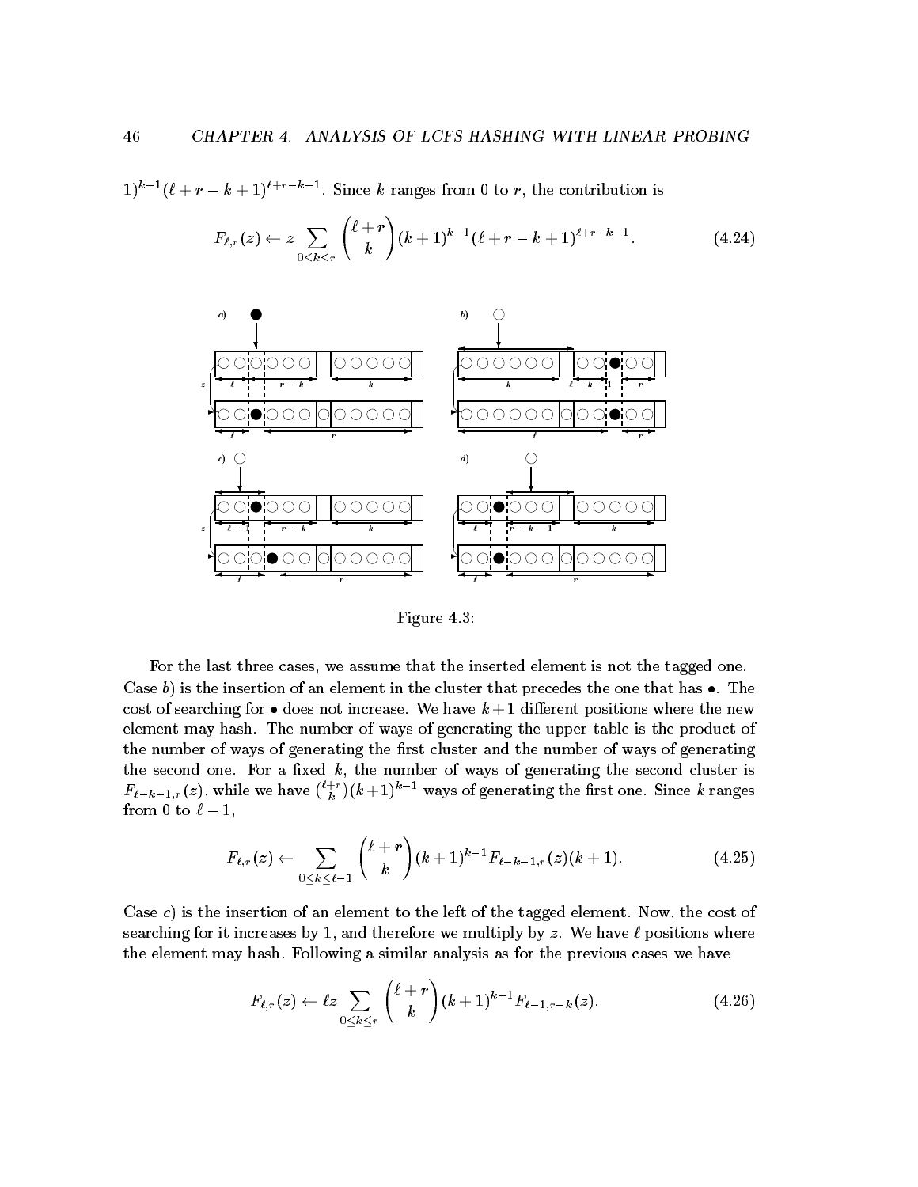$1)^{k-1}(\ell+r-k+1)^{\ell+r-k-1}$. Since $k$ ranges from 0 to $r$, the contribution is

$$F_{\ell,r}(z) \leftarrow z \sum_{0 \le k \le r} \binom{\ell+r}{k} (k+1)^{k-1}(\ell+r-k+1)^{\ell+r-k-1}. \tag{4.24}$$

Figure 4.3:

For the last three cases, we assume that the inserted element is not the tagged one. Case $b)$ is the insertion of an element in the cluster that precedes the one that has $\bullet$. The cost of searching for $\bullet$ does not increase. We have $k+1$ different positions where the new element may hash. The number of ways of generating the upper table is the product of the number of ways of generating the first cluster and the number of ways of generating the second one. For a fixed $k$, the number of ways of generating the second cluster is $F_{\ell-k-1,r}(z)$, while we have $\binom{\ell+r}{k}(k+1)^{k-1}$ ways of generating the first one. Since $k$ ranges from 0 to $\ell-1$,

$$F_{\ell,r}(z) \leftarrow \sum_{0 \le k \le \ell-1} \binom{\ell+r}{k} (k+1)^{k-1} F_{\ell-k-1,r}(z)(k+1). \tag{4.25}$$

Case $c)$ is the insertion of an element to the left of the tagged element. Now, the cost of searching for it increases by 1, and therefore we multiply by $z$. We have $\ell$ positions where the element may hash. Following a similar analysis as for the previous cases we have

$$F_{\ell,r}(z) \leftarrow \ell z \sum_{0 \le k \le r} \binom{\ell+r}{k} (k+1)^{k-1} F_{\ell-1,r-k}(z). \tag{4.26}$$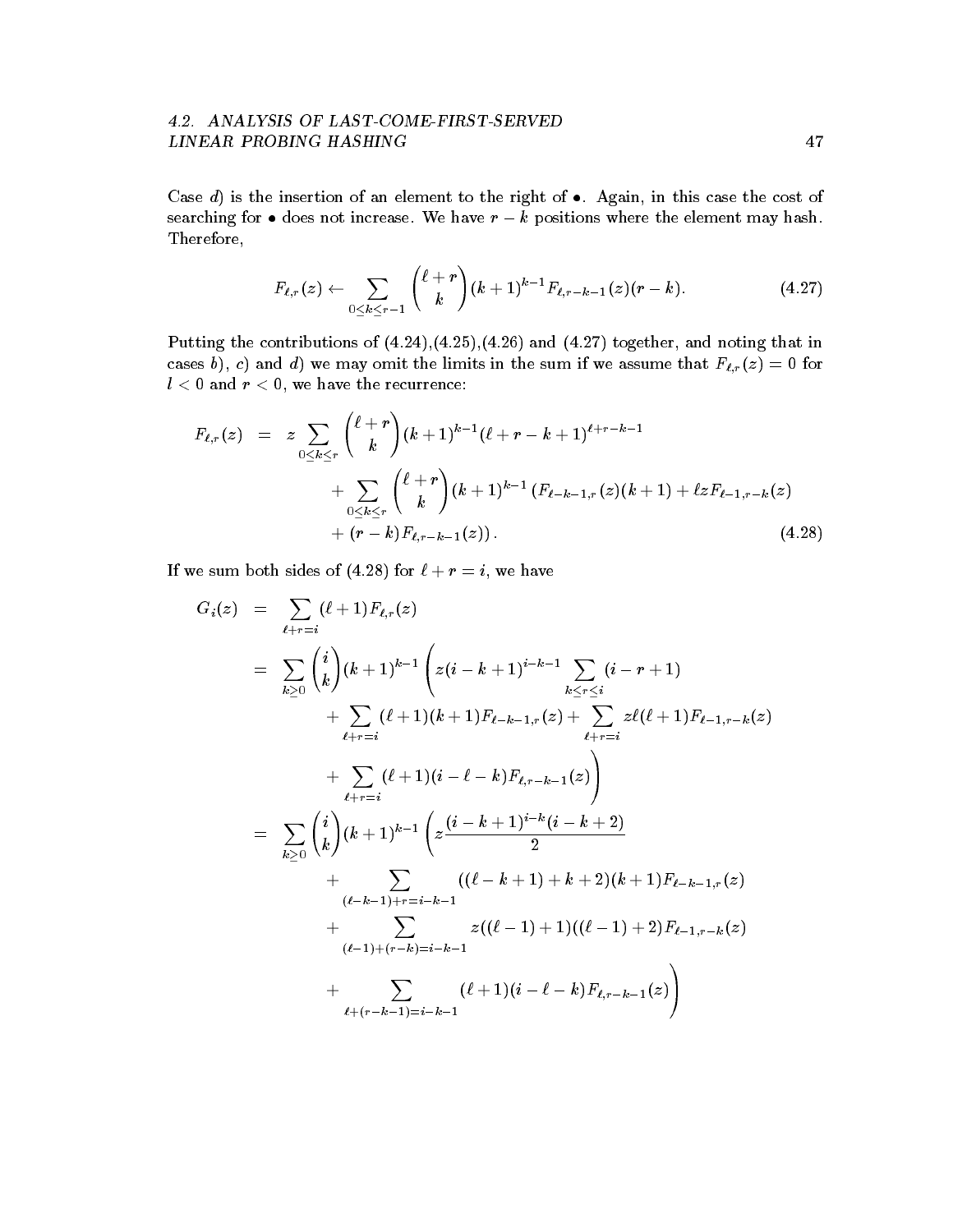Case *d*) is the insertion of an element to the right of $\bullet$. Again, in this case the cost of searching for $\bullet$ does not increase. We have $r - k$ positions where the element may hash. Therefore,

$$F_{\ell,r}(z) \leftarrow \sum_{0 \le k \le r-1} \binom{\ell + r}{k} (k+1)^{k-1} F_{\ell, r-k-1}(z)(r-k). \tag{4.27}$$

Putting the contributions of (4.24),(4.25),(4.26) and (4.27) together, and noting that in cases *b*), *c*) and *d*) we may omit the limits in the sum if we assume that $F_{\ell,r}(z) = 0$ for $l < 0$ and $r < 0$, we have the recurrence:

$$\begin{aligned}
F_{\ell,r}(z) \;\; &= \;\; z \sum_{0 \le k \le r} \binom{\ell + r}{k} (k+1)^{k-1} (\ell + r - k + 1)^{\ell + r - k - 1} \\
&\quad + \sum_{0 \le k \le r} \binom{\ell + r}{k} (k+1)^{k-1} \left( F_{\ell-k-1,r}(z)(k+1) + \ell z F_{\ell-1,r-k}(z) \right. \\
&\quad \left. + (r-k) F_{\ell, r-k-1}(z) \right).
\end{aligned} \tag{4.28}$$

If we sum both sides of (4.28) for $\ell + r = i$, we have

$$\begin{aligned}
G_i(z) \;\; &= \;\; \sum_{\ell + r = i} (\ell + 1) F_{\ell,r}(z) \\
&= \sum_{k \ge 0} \binom{i}{k} (k+1)^{k-1} \Bigg( z (i - k + 1)^{i-k-1} \sum_{k \le r \le i} (i - r + 1) \\
&\quad + \sum_{\ell + r = i} (\ell + 1)(k+1) F_{\ell-k-1,r}(z) + \sum_{\ell + r = i} z \ell (\ell + 1) F_{\ell-1,r-k}(z) \\
&\quad + \sum_{\ell + r = i} (\ell + 1)(i - \ell - k) F_{\ell, r-k-1}(z) \Bigg) \\
&= \sum_{k \ge 0} \binom{i}{k} (k+1)^{k-1} \Bigg( z \frac{(i-k+1)^{i-k}(i-k+2)}{2} \\
&\quad + \sum_{(\ell - k - 1) + r = i - k - 1} ((\ell - k + 1) + k + 2)(k+1) F_{\ell-k-1,r}(z) \\
&\quad + \sum_{(\ell - 1) + (r - k) = i - k - 1} z((\ell - 1) + 1)((\ell - 1) + 2) F_{\ell-1,r-k}(z) \\
&\quad + \sum_{\ell + (r - k - 1) = i - k - 1} (\ell + 1)(i - \ell - k) F_{\ell, r-k-1}(z) \Bigg)
\end{aligned}$$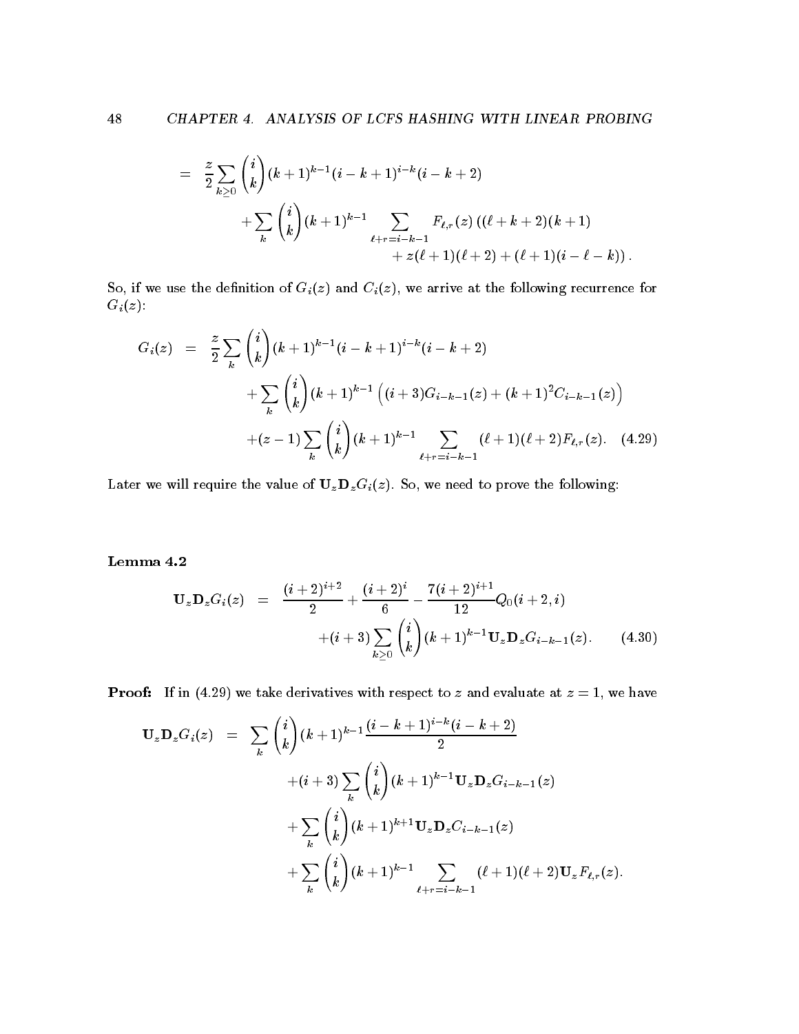$$
\begin{aligned}
&= \frac{z}{2}\sum_{k\geq 0}\binom{i}{k}(k+1)^{k-1}(i-k+1)^{i-k}(i-k+2) \\
&\quad + \sum_{k}\binom{i}{k}(k+1)^{k-1}\sum_{\ell+r=i-k-1}F_{\ell,r}(z)\,((\ell+k+2)(k+1) \\
&\qquad\qquad + z(\ell+1)(\ell+2) + (\ell+1)(i-\ell-k))\,.
\end{aligned}
$$

So, if we use the definition of $G_i(z)$ and $C_i(z)$, we arrive at the following recurrence for $G_i(z)$:

$$
\begin{aligned}
G_i(z) &= \frac{z}{2}\sum_{k}\binom{i}{k}(k+1)^{k-1}(i-k+1)^{i-k}(i-k+2) \\
&\quad + \sum_{k}\binom{i}{k}(k+1)^{k-1}\Big((i+3)G_{i-k-1}(z) + (k+1)^2 C_{i-k-1}(z)\Big) \\
&\quad + (z-1)\sum_{k}\binom{i}{k}(k+1)^{k-1}\sum_{\ell+r=i-k-1}(\ell+1)(\ell+2)F_{\ell,r}(z). \qquad (4.29)
\end{aligned}
$$

Later we will require the value of $\mathbf{U}_z\mathbf{D}_z G_i(z)$. So, we need to prove the following:

**Lemma 4.2**

$$
\begin{aligned}
\mathbf{U}_z\mathbf{D}_z G_i(z) &= \frac{(i+2)^{i+2}}{2} + \frac{(i+2)^i}{6} - \frac{7(i+2)^{i+1}}{12}Q_0(i+2,i) \\
&\quad + (i+3)\sum_{k\geq 0}\binom{i}{k}(k+1)^{k-1}\mathbf{U}_z\mathbf{D}_z G_{i-k-1}(z). \qquad (4.30)
\end{aligned}
$$

**Proof:** If in (4.29) we take derivatives with respect to $z$ and evaluate at $z=1$, we have

$$
\begin{aligned}
\mathbf{U}_z\mathbf{D}_z G_i(z) &= \sum_{k}\binom{i}{k}(k+1)^{k-1}\frac{(i-k+1)^{i-k}(i-k+2)}{2} \\
&\quad + (i+3)\sum_{k}\binom{i}{k}(k+1)^{k-1}\mathbf{U}_z\mathbf{D}_z G_{i-k-1}(z) \\
&\quad + \sum_{k}\binom{i}{k}(k+1)^{k+1}\mathbf{U}_z\mathbf{D}_z C_{i-k-1}(z) \\
&\quad + \sum_{k}\binom{i}{k}(k+1)^{k-1}\sum_{\ell+r=i-k-1}(\ell+1)(\ell+2)\mathbf{U}_z F_{\ell,r}(z).
\end{aligned}
$$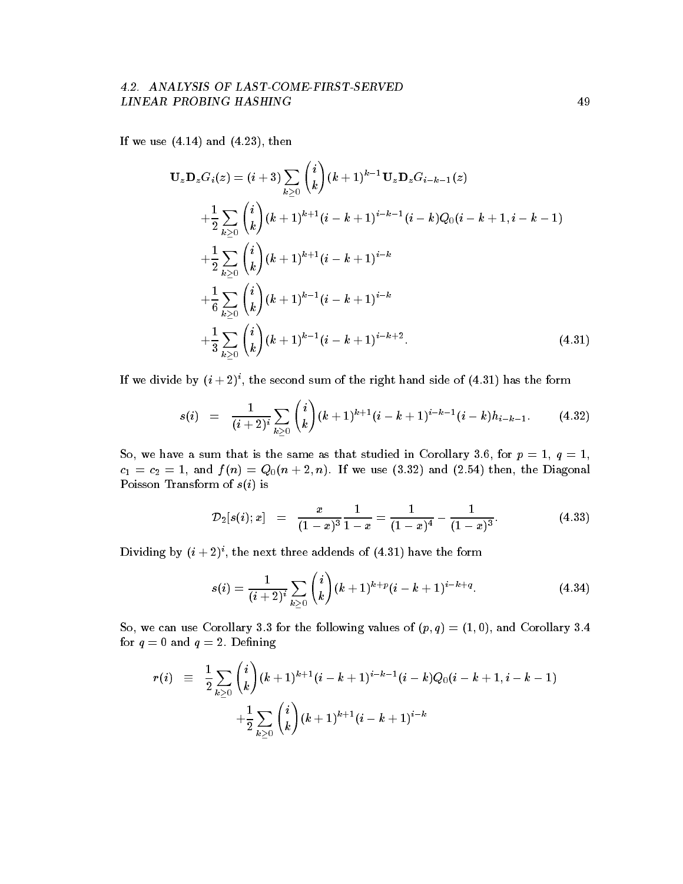If we use (4.14) and (4.23), then

$$
\begin{aligned}
\mathbf{U}_z\mathbf{D}_z G_i(z) = (i+3)\sum_{k\geq 0}\binom{i}{k}(k+1)^{k-1}\mathbf{U}_z\mathbf{D}_z G_{i-k-1}(z) \\
+\frac{1}{2}\sum_{k\geq 0}\binom{i}{k}(k+1)^{k+1}(i-k+1)^{i-k-1}(i-k)Q_0(i-k+1,i-k-1) \\
+\frac{1}{2}\sum_{k\geq 0}\binom{i}{k}(k+1)^{k+1}(i-k+1)^{i-k} \\
+\frac{1}{6}\sum_{k\geq 0}\binom{i}{k}(k+1)^{k-1}(i-k+1)^{i-k} \\
+\frac{1}{3}\sum_{k\geq 0}\binom{i}{k}(k+1)^{k-1}(i-k+1)^{i-k+2}.
\end{aligned}
\tag{4.31}
$$

If we divide by $(i+2)^i$, the second sum of the right hand side of (4.31) has the form

$$
s(i) \;=\; \frac{1}{(i+2)^i}\sum_{k\geq 0}\binom{i}{k}(k+1)^{k+1}(i-k+1)^{i-k-1}(i-k)h_{i-k-1}. \tag{4.32}
$$

So, we have a sum that is the same as that studied in Corollary 3.6, for $p=1$, $q=1$, $c_1=c_2=1$, and $f(n)=Q_0(n+2,n)$. If we use (3.32) and (2.54) then, the Diagonal Poisson Transform of $s(i)$ is

$$
\mathcal{D}_2[s(i);x] \;=\; \frac{x}{(1-x)^3}\frac{1}{1-x} = \frac{1}{(1-x)^4} - \frac{1}{(1-x)^3}. \tag{4.33}
$$

Dividing by $(i+2)^i$, the next three addends of (4.31) have the form

$$
s(i) = \frac{1}{(i+2)^i}\sum_{k\geq 0}\binom{i}{k}(k+1)^{k+p}(i-k+1)^{i-k+q}. \tag{4.34}
$$

So, we can use Corollary 3.3 for the following values of $(p,q)=(1,0)$, and Corollary 3.4 for $q=0$ and $q=2$. Defining

$$
\begin{aligned}
r(i) \;\equiv\; & \frac{1}{2}\sum_{k\geq 0}\binom{i}{k}(k+1)^{k+1}(i-k+1)^{i-k-1}(i-k)Q_0(i-k+1,i-k-1) \\
& +\frac{1}{2}\sum_{k\geq 0}\binom{i}{k}(k+1)^{k+1}(i-k+1)^{i-k}
\end{aligned}
$$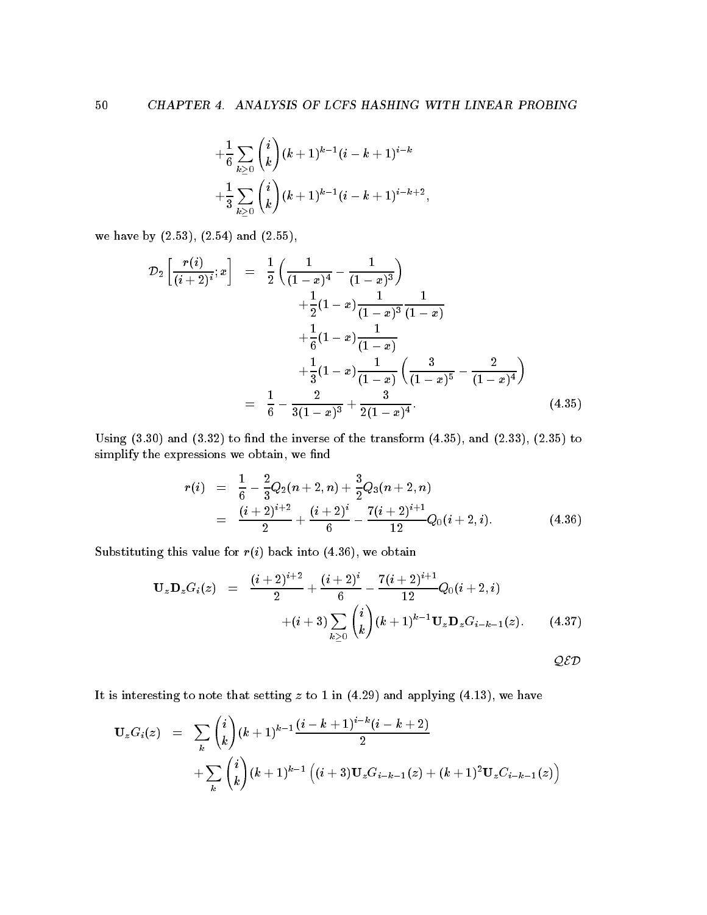$$
+\frac{1}{6}\sum_{k\geq 0}\binom{i}{k}(k+1)^{k-1}(i-k+1)^{i-k}
$$

$$
+\frac{1}{3}\sum_{k\geq 0}\binom{i}{k}(k+1)^{k-1}(i-k+1)^{i-k+2},
$$

we have by (2.53), (2.54) and (2.55),

$$
\begin{aligned}
\mathcal{D}_2\left[\frac{r(i)}{(i+2)^i};x\right] &= \frac{1}{2}\left(\frac{1}{(1-x)^4}-\frac{1}{(1-x)^3}\right) \\
&\quad +\frac{1}{2}(1-x)\frac{1}{(1-x)^3}\frac{1}{(1-x)} \\
&\quad +\frac{1}{6}(1-x)\frac{1}{(1-x)} \\
&\quad +\frac{1}{3}(1-x)\frac{1}{(1-x)}\left(\frac{3}{(1-x)^5}-\frac{2}{(1-x)^4}\right) \\
&= \frac{1}{6}-\frac{2}{3(1-x)^3}+\frac{3}{2(1-x)^4}. \qquad (4.35)
\end{aligned}
$$

Using (3.30) and (3.32) to find the inverse of the transform (4.35), and (2.33), (2.35) to simplify the expressions we obtain, we find

$$
\begin{aligned}
r(i) &= \frac{1}{6}-\frac{2}{3}Q_2(n+2,n)+\frac{3}{2}Q_3(n+2,n) \\
&= \frac{(i+2)^{i+2}}{2}+\frac{(i+2)^i}{6}-\frac{7(i+2)^{i+1}}{12}Q_0(i+2,i). \qquad (4.36)
\end{aligned}
$$

Substituting this value for $r(i)$ back into (4.36), we obtain

$$
\begin{aligned}
\mathbf{U}_z\mathbf{D}_zG_i(z) &= \frac{(i+2)^{i+2}}{2}+\frac{(i+2)^i}{6}-\frac{7(i+2)^{i+1}}{12}Q_0(i+2,i) \\
&\quad +(i+3)\sum_{k\geq 0}\binom{i}{k}(k+1)^{k-1}\mathbf{U}_z\mathbf{D}_zG_{i-k-1}(z). \qquad (4.37)
\end{aligned}
$$

$\mathcal{QED}$

It is interesting to note that setting $z$ to 1 in (4.29) and applying (4.13), we have

$$
\begin{aligned}
\mathbf{U}_zG_i(z) &= \sum_k\binom{i}{k}(k+1)^{k-1}\frac{(i-k+1)^{i-k}(i-k+2)}{2} \\
&\quad +\sum_k\binom{i}{k}(k+1)^{k-1}\Big((i+3)\mathbf{U}_zG_{i-k-1}(z)+(k+1)^2\mathbf{U}_zC_{i-k-1}(z)\Big)
\end{aligned}
$$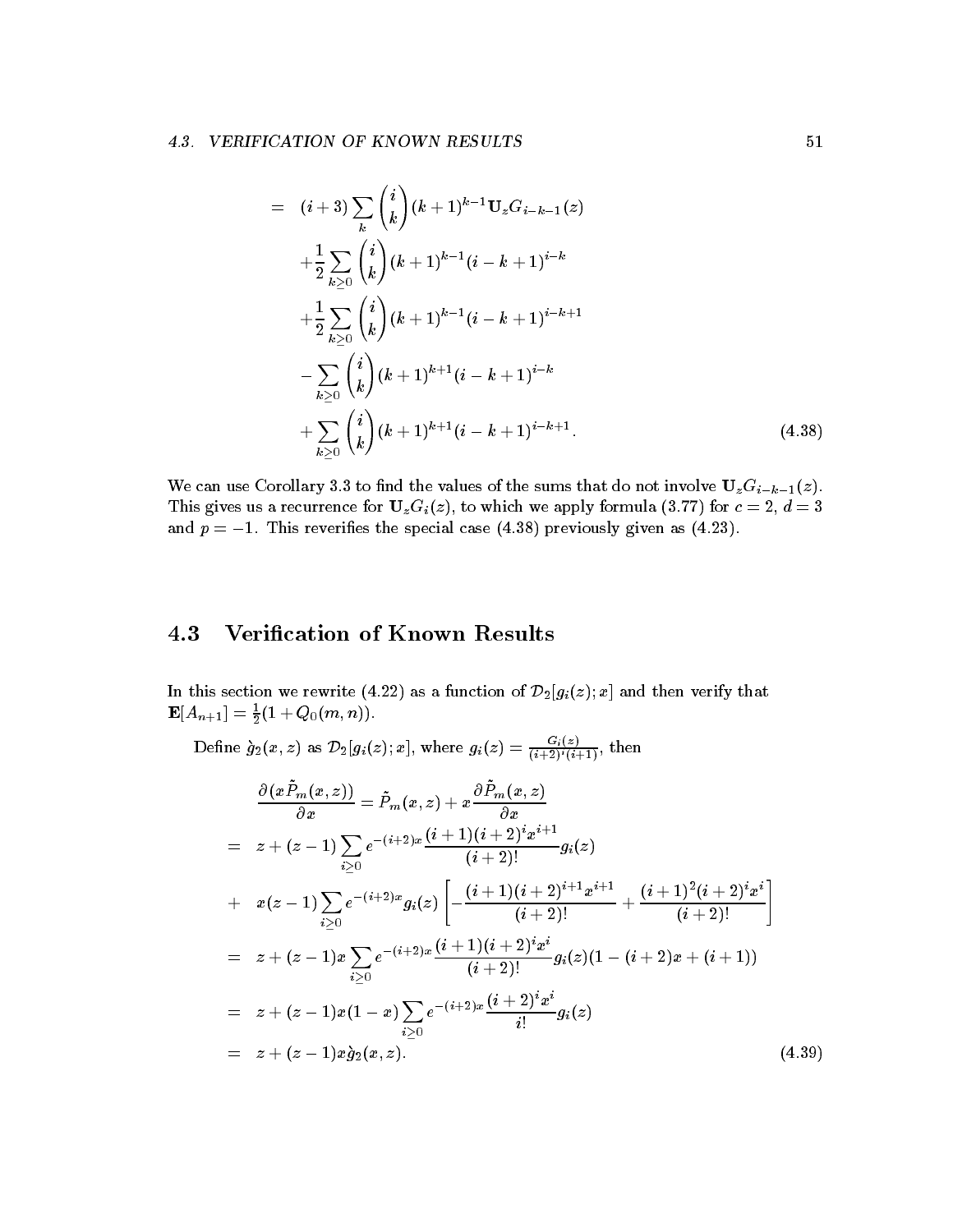$$
\begin{aligned}
= \quad & (i+3)\sum_{k}\binom{i}{k}(k+1)^{k-1}\mathbf{U}_z G_{i-k-1}(z) \\
& +\frac{1}{2}\sum_{k\geq 0}\binom{i}{k}(k+1)^{k-1}(i-k+1)^{i-k} \\
& +\frac{1}{2}\sum_{k\geq 0}\binom{i}{k}(k+1)^{k-1}(i-k+1)^{i-k+1} \\
& -\sum_{k\geq 0}\binom{i}{k}(k+1)^{k+1}(i-k+1)^{i-k} \\
& +\sum_{k\geq 0}\binom{i}{k}(k+1)^{k+1}(i-k+1)^{i-k+1}. \qquad (4.38)
\end{aligned}
$$

We can use Corollary 3.3 to find the values of the sums that do not involve $\mathbf{U}_z G_{i-k-1}(z)$. This gives us a recurrence for $\mathbf{U}_z G_i(z)$, to which we apply formula (3.77) for $c = 2$, $d = 3$ and $p = -1$. This reverifies the special case (4.38) previously given as (4.23).

## 4.3 Verification of Known Results

In this section we rewrite (4.22) as a function of $\mathcal{D}_2[g_i(z); x]$ and then verify that $\mathbf{E}[A_{n+1}] = \frac{1}{2}(1 + Q_0(m, n))$.

Define $\grave{g}_2(x, z)$ as $\mathcal{D}_2[g_i(z); x]$, where $g_i(z) = \frac{G_i(z)}{(i+2)^i(i+1)}$, then

$$
\begin{aligned}
& \frac{\partial(x\tilde{P}_m(x,z))}{\partial x} = \tilde{P}_m(x,z) + x\frac{\partial \tilde{P}_m(x,z)}{\partial x} \\
= \quad & z + (z-1)\sum_{i\geq 0} e^{-(i+2)x}\frac{(i+1)(i+2)^i x^{i+1}}{(i+2)!}g_i(z) \\
+ \quad & x(z-1)\sum_{i\geq 0} e^{-(i+2)x} g_i(z)\left[-\frac{(i+1)(i+2)^{i+1}x^{i+1}}{(i+2)!} + \frac{(i+1)^2(i+2)^i x^i}{(i+2)!}\right] \\
= \quad & z + (z-1)x\sum_{i\geq 0} e^{-(i+2)x}\frac{(i+1)(i+2)^i x^i}{(i+2)!}g_i(z)(1-(i+2)x+(i+1)) \\
= \quad & z + (z-1)x(1-x)\sum_{i\geq 0} e^{-(i+2)x}\frac{(i+2)^i x^i}{i!}g_i(z) \\
= \quad & z + (z-1)x\grave{g}_2(x,z). \qquad (4.39)
\end{aligned}
$$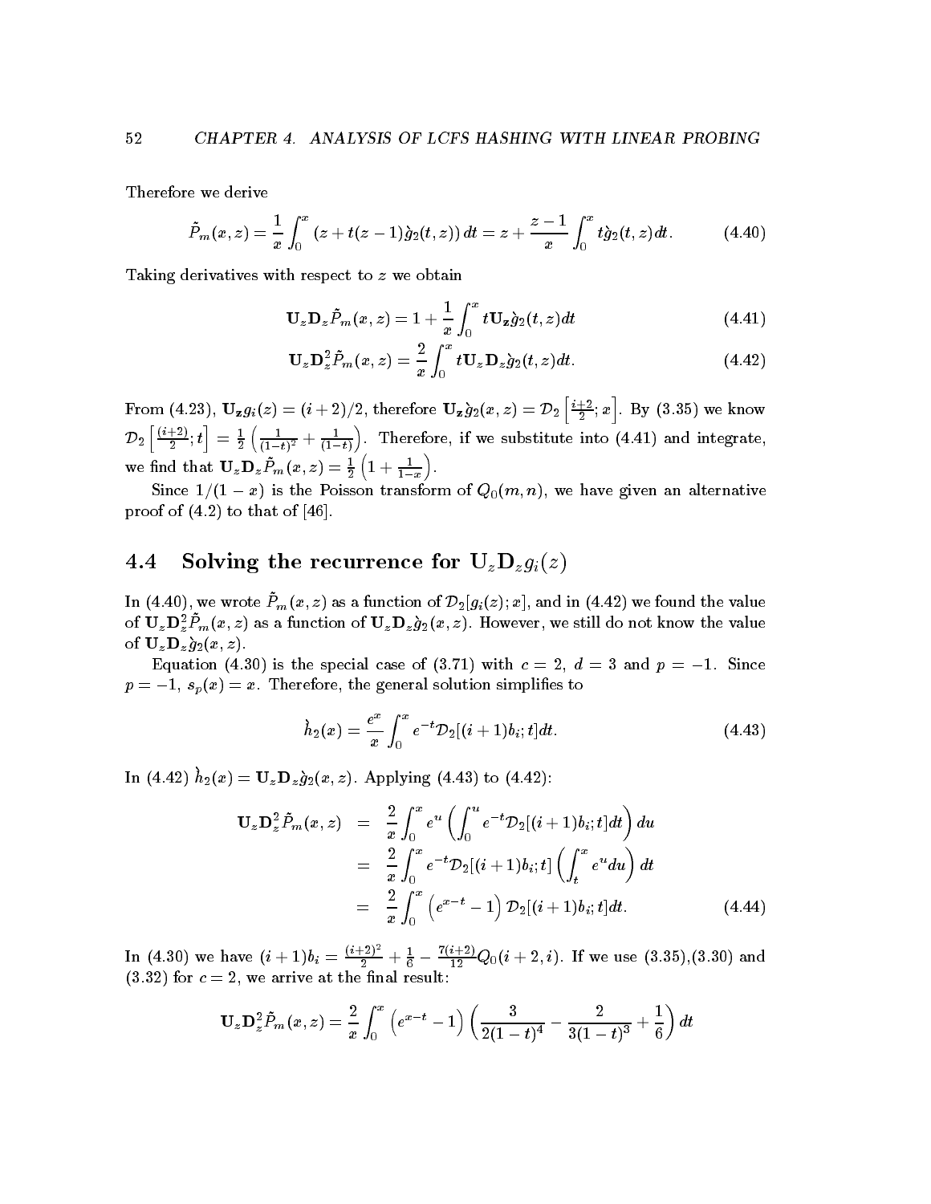Therefore we derive

$$\tilde{P}_m(x,z) = \frac{1}{x}\int_0^x (z + t(z-1)\grave{g}_2(t,z))\,dt = z + \frac{z-1}{x}\int_0^x t\grave{g}_2(t,z)dt. \tag{4.40}$$

Taking derivatives with respect to $z$ we obtain

$$\mathbf{U}_z\mathbf{D}_z\tilde{P}_m(x,z) = 1 + \frac{1}{x}\int_0^x t\mathbf{U}_{\mathbf{z}}\grave{g}_2(t,z)dt \tag{4.41}$$

$$\mathbf{U}_z\mathbf{D}_z^2\tilde{P}_m(x,z) = \frac{2}{x}\int_0^x t\mathbf{U}_z\mathbf{D}_z\grave{g}_2(t,z)dt. \tag{4.42}$$

From (4.23), $\mathbf{U}_{\mathbf{z}}g_i(z) = (i+2)/2$, therefore $\mathbf{U}_{\mathbf{z}}\grave{g}_2(x,z) = \mathcal{D}_2\left[\frac{i+2}{2};x\right]$. By (3.35) we know $\mathcal{D}_2\left[\frac{(i+2)}{2};t\right] = \frac{1}{2}\left(\frac{1}{(1-t)^2} + \frac{1}{(1-t)}\right)$. Therefore, if we substitute into (4.41) and integrate, we find that $\mathbf{U}_z\mathbf{D}_z\tilde{P}_m(x,z) = \frac{1}{2}\left(1 + \frac{1}{1-x}\right)$.

Since $1/(1-x)$ is the Poisson transform of $Q_0(m,n)$, we have given an alternative proof of (4.2) to that of [46].

## 4.4 Solving the recurrence for $\mathbf{U}_z\mathbf{D}_z g_i(z)$

In (4.40), we wrote $\tilde{P}_m(x,z)$ as a function of $\mathcal{D}_2[g_i(z);x]$, and in (4.42) we found the value of $\mathbf{U}_z\mathbf{D}_z^2\tilde{P}_m(x,z)$ as a function of $\mathbf{U}_z\mathbf{D}_z\grave{g}_2(x,z)$. However, we still do not know the value of $\mathbf{U}_z\mathbf{D}_z\grave{g}_2(x,z)$.

Equation (4.30) is the special case of (3.71) with $c=2$, $d=3$ and $p=-1$. Since $p=-1$, $s_p(x)=x$. Therefore, the general solution simplifies to

$$\grave{h}_2(x) = \frac{e^x}{x}\int_0^x e^{-t}\mathcal{D}_2[(i+1)b_i;t]dt. \tag{4.43}$$

In (4.42) $\grave{h}_2(x) = \mathbf{U}_z\mathbf{D}_z\grave{g}_2(x,z)$. Applying (4.43) to (4.42):

$$\begin{aligned}
\mathbf{U}_z\mathbf{D}_z^2\tilde{P}_m(x,z) &= \frac{2}{x}\int_0^x e^u\left(\int_0^u e^{-t}\mathcal{D}_2[(i+1)b_i;t]dt\right)du \\
&= \frac{2}{x}\int_0^x e^{-t}\mathcal{D}_2[(i+1)b_i;t]\left(\int_t^x e^u du\right)dt \\
&= \frac{2}{x}\int_0^x \left(e^{x-t}-1\right)\mathcal{D}_2[(i+1)b_i;t]dt.
\end{aligned} \tag{4.44}$$

In (4.30) we have $(i+1)b_i = \frac{(i+2)^2}{2} + \frac{1}{6} - \frac{7(i+2)}{12}Q_0(i+2,i)$. If we use (3.35),(3.30) and (3.32) for $c=2$, we arrive at the final result:

$$\mathbf{U}_z\mathbf{D}_z^2\tilde{P}_m(x,z) = \frac{2}{x}\int_0^x \left(e^{x-t}-1\right)\left(\frac{3}{2(1-t)^4} - \frac{2}{3(1-t)^3} + \frac{1}{6}\right)dt$$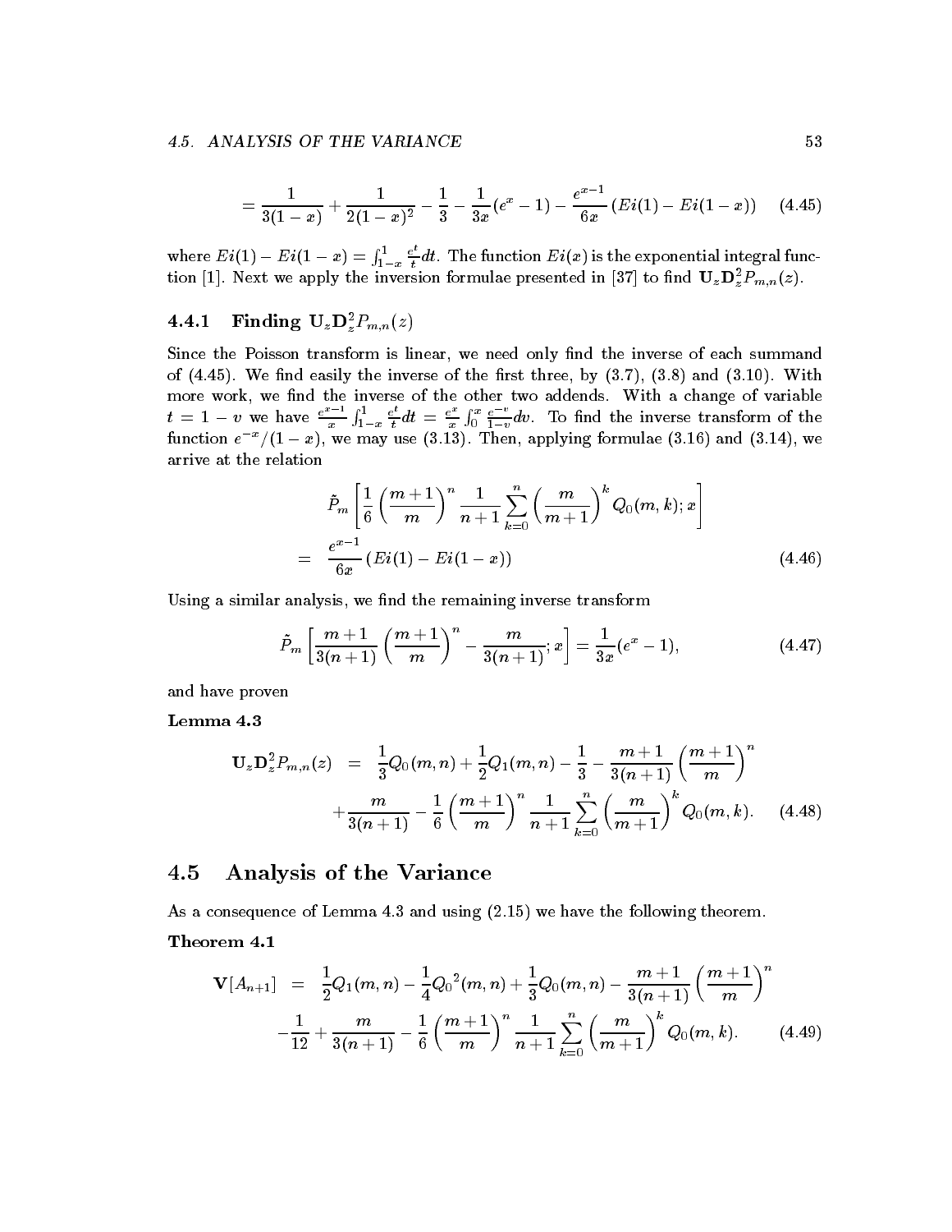$$= \frac{1}{3(1-x)} + \frac{1}{2(1-x)^2} - \frac{1}{3} - \frac{1}{3x}(e^x - 1) - \frac{e^{x-1}}{6x}\left(Ei(1) - Ei(1-x)\right) \quad (4.45)$$

where $Ei(1) - Ei(1-x) = \int_{1-x}^{1} \frac{e^t}{t} dt$. The function $Ei(x)$ is the exponential integral function [1]. Next we apply the inversion formulae presented in [37] to find $\mathbf{U}_z \mathbf{D}_z^2 P_{m,n}(z)$.

### 4.4.1 Finding $\mathbf{U}_z \mathbf{D}_z^2 P_{m,n}(z)$

Since the Poisson transform is linear, we need only find the inverse of each summand of (4.45). We find easily the inverse of the first three, by (3.7), (3.8) and (3.10). With more work, we find the inverse of the other two addends. With a change of variable $t = 1 - v$ we have $\frac{e^{x-1}}{x} \int_{1-x}^{1} \frac{e^t}{t} dt = \frac{e^x}{x} \int_0^x \frac{e^{-v}}{1-v} dv$. To find the inverse transform of the function $e^{-x}/(1-x)$, we may use (3.13). Then, applying formulae (3.16) and (3.14), we arrive at the relation

$$\begin{aligned} & \tilde{P}_m \left[ \frac{1}{6} \left( \frac{m+1}{m} \right)^n \frac{1}{n+1} \sum_{k=0}^{n} \left( \frac{m}{m+1} \right)^k Q_0(m,k); x \right] \\ = \; & \frac{e^{x-1}}{6x} \left( Ei(1) - Ei(1-x) \right) \end{aligned} \quad (4.46)$$

Using a similar analysis, we find the remaining inverse transform

$$\tilde{P}_m \left[ \frac{m+1}{3(n+1)} \left( \frac{m+1}{m} \right)^n - \frac{m}{3(n+1)}; x \right] = \frac{1}{3x}(e^x - 1), \quad (4.47)$$

and have proven

**Lemma 4.3**

$$\begin{aligned} \mathbf{U}_z \mathbf{D}_z^2 P_{m,n}(z) \; = \; & \frac{1}{3} Q_0(m,n) + \frac{1}{2} Q_1(m,n) - \frac{1}{3} - \frac{m+1}{3(n+1)} \left( \frac{m+1}{m} \right)^n \\ & + \frac{m}{3(n+1)} - \frac{1}{6} \left( \frac{m+1}{m} \right)^n \frac{1}{n+1} \sum_{k=0}^{n} \left( \frac{m}{m+1} \right)^k Q_0(m,k). \end{aligned} \quad (4.48)$$

## 4.5 Analysis of the Variance

As a consequence of Lemma 4.3 and using (2.15) we have the following theorem.

**Theorem 4.1**

$$\begin{aligned} \mathbf{V}[A_{n+1}] \; = \; & \frac{1}{2} Q_1(m,n) - \frac{1}{4} {Q_0}^2(m,n) + \frac{1}{3} Q_0(m,n) - \frac{m+1}{3(n+1)} \left( \frac{m+1}{m} \right)^n \\ & - \frac{1}{12} + \frac{m}{3(n+1)} - \frac{1}{6} \left( \frac{m+1}{m} \right)^n \frac{1}{n+1} \sum_{k=0}^{n} \left( \frac{m}{m+1} \right)^k Q_0(m,k). \end{aligned} \quad (4.49)$$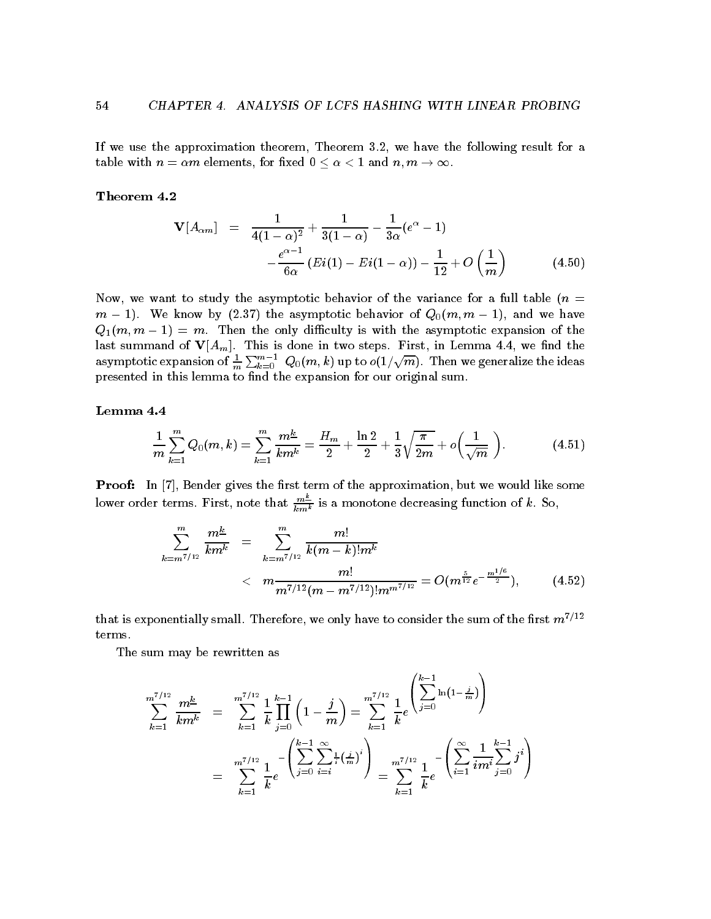If we use the approximation theorem, Theorem 3.2, we have the following result for a table with $n = \alpha m$ elements, for fixed $0 \le \alpha < 1$ and $n, m \to \infty$.

**Theorem 4.2**

$$
\begin{aligned}
\mathbf{V}[A_{\alpha m}] &= \frac{1}{4(1-\alpha)^2} + \frac{1}{3(1-\alpha)} - \frac{1}{3\alpha}(e^{\alpha} - 1) \\
&\quad - \frac{e^{\alpha-1}}{6\alpha}\left(Ei(1) - Ei(1-\alpha)\right) - \frac{1}{12} + O\left(\frac{1}{m}\right) \qquad (4.50)
\end{aligned}
$$

Now, we want to study the asymptotic behavior of the variance for a full table ($n = m-1$). We know by (2.37) the asymptotic behavior of $Q_0(m, m-1)$, and we have $Q_1(m, m-1) = m$. Then the only difficulty is with the asymptotic expansion of the last summand of $\mathbf{V}[A_m]$. This is done in two steps. First, in Lemma 4.4, we find the asymptotic expansion of $\frac{1}{m}\sum_{k=0}^{m-1} Q_0(m,k)$ up to $o(1/\sqrt{m})$. Then we generalize the ideas presented in this lemma to find the expansion for our original sum.

**Lemma 4.4**

$$
\frac{1}{m}\sum_{k=1}^{m} Q_0(m,k) = \sum_{k=1}^{m} \frac{m^{\underline{k}}}{k m^k} = \frac{H_m}{2} + \frac{\ln 2}{2} + \frac{1}{3}\sqrt{\frac{\pi}{2m}} + o\left(\frac{1}{\sqrt{m}}\right). \qquad (4.51)
$$

**Proof:** In [7], Bender gives the first term of the approximation, but we would like some lower order terms. First, note that $\frac{m^{\underline{k}}}{km^k}$ is a monotone decreasing function of $k$. So,

$$
\begin{aligned}
\sum_{k=m^{7/12}}^{m} \frac{m^{\underline{k}}}{km^k} &= \sum_{k=m^{7/12}}^{m} \frac{m!}{k(m-k)!m^k} \\
&< m\frac{m!}{m^{7/12}(m-m^{7/12})!m^{m^{7/12}}} = O(m^{\frac{5}{12}}e^{-\frac{m^{1/6}}{2}}), \qquad (4.52)
\end{aligned}
$$

that is exponentially small. Therefore, we only have to consider the sum of the first $m^{7/12}$ terms.

The sum may be rewritten as

$$
\begin{aligned}
\sum_{k=1}^{m^{7/12}} \frac{m^{\underline{k}}}{km^k} &= \sum_{k=1}^{m^{7/12}} \frac{1}{k}\prod_{j=0}^{k-1}\left(1 - \frac{j}{m}\right) = \sum_{k=1}^{m^{7/12}} \frac{1}{k} e^{\left(\sum_{j=0}^{k-1} \ln\left(1-\frac{j}{m}\right)\right)} \\
&= \sum_{k=1}^{m^{7/12}} \frac{1}{k} e^{-\left(\sum_{j=0}^{k-1}\sum_{i=i}^{\infty}\frac{1}{i}\left(\frac{j}{m}\right)^i\right)} = \sum_{k=1}^{m^{7/12}} \frac{1}{k} e^{-\left(\sum_{i=1}^{\infty}\frac{1}{im^i}\sum_{j=0}^{k-1} j^i\right)}
\end{aligned}
$$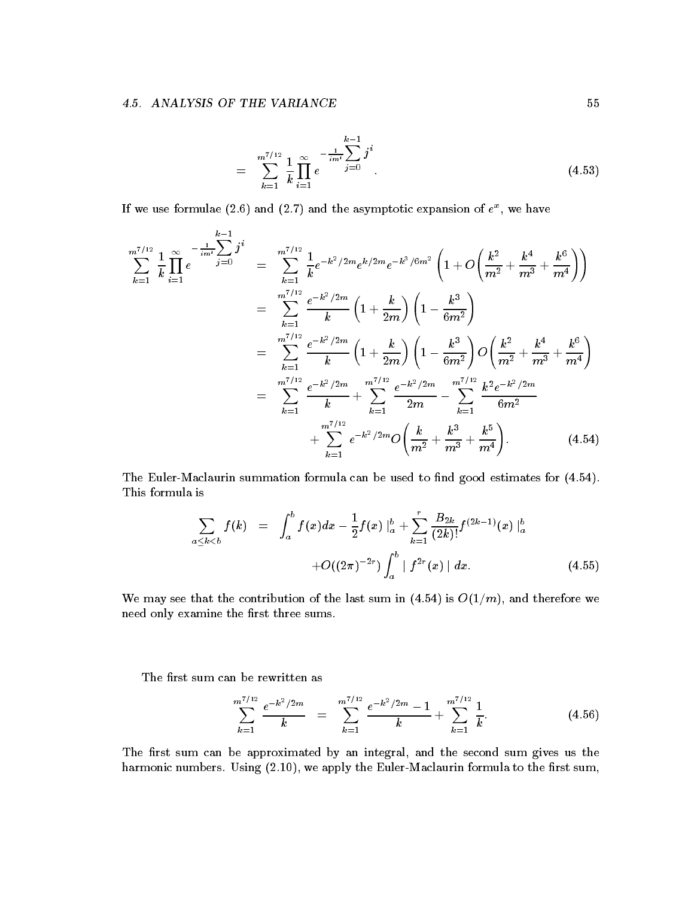$$= \sum_{k=1}^{m^{7/12}} \frac{1}{k} \prod_{i=1}^{\infty} e^{-\frac{1}{im^i}\sum_{j=0}^{k-1} j^i}. \tag{4.53}$$

If we use formulae (2.6) and (2.7) and the asymptotic expansion of $e^x$, we have

$$\begin{aligned}
\sum_{k=1}^{m^{7/12}} \frac{1}{k} \prod_{i=1}^{\infty} e^{-\frac{1}{im^i}\sum_{j=0}^{k-1} j^i} &= \sum_{k=1}^{m^{7/12}} \frac{1}{k} e^{-k^2/2m} e^{k/2m} e^{-k^3/6m^2} \left(1 + O\left(\frac{k^2}{m^2} + \frac{k^4}{m^3} + \frac{k^6}{m^4}\right)\right) \\
&= \sum_{k=1}^{m^{7/12}} \frac{e^{-k^2/2m}}{k} \left(1 + \frac{k}{2m}\right)\left(1 - \frac{k^3}{6m^2}\right) \\
&= \sum_{k=1}^{m^{7/12}} \frac{e^{-k^2/2m}}{k} \left(1 + \frac{k}{2m}\right)\left(1 - \frac{k^3}{6m^2}\right) O\left(\frac{k^2}{m^2} + \frac{k^4}{m^3} + \frac{k^6}{m^4}\right) \\
&= \sum_{k=1}^{m^{7/12}} \frac{e^{-k^2/2m}}{k} + \sum_{k=1}^{m^{7/12}} \frac{e^{-k^2/2m}}{2m} - \sum_{k=1}^{m^{7/12}} \frac{k^2 e^{-k^2/2m}}{6m^2} \\
&\quad + \sum_{k=1}^{m^{7/12}} e^{-k^2/2m} O\left(\frac{k}{m^2} + \frac{k^3}{m^3} + \frac{k^5}{m^4}\right).
\end{aligned} \tag{4.54}$$

The Euler-Maclaurin summation formula can be used to find good estimates for (4.54). This formula is

$$\begin{aligned}
\sum_{a \le k < b} f(k) &= \int_a^b f(x)dx - \frac{1}{2} f(x) \mid_a^b + \sum_{k=1}^{r} \frac{B_{2k}}{(2k)!} f^{(2k-1)}(x) \mid_a^b \\
&\quad + O((2\pi)^{-2r}) \int_a^b \mid f^{2r}(x) \mid dx.
\end{aligned} \tag{4.55}$$

We may see that the contribution of the last sum in (4.54) is $O(1/m)$, and therefore we need only examine the first three sums.

The first sum can be rewritten as

$$\sum_{k=1}^{m^{7/12}} \frac{e^{-k^2/2m}}{k} = \sum_{k=1}^{m^{7/12}} \frac{e^{-k^2/2m} - 1}{k} + \sum_{k=1}^{m^{7/12}} \frac{1}{k}. \tag{4.56}$$

The first sum can be approximated by an integral, and the second sum gives us the harmonic numbers. Using (2.10), we apply the Euler-Maclaurin formula to the first sum,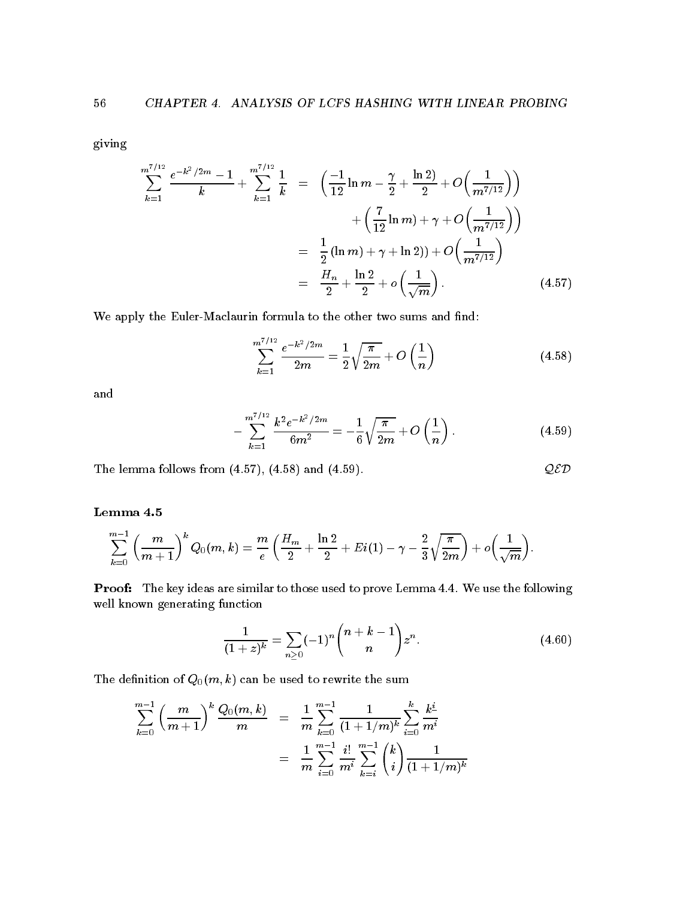giving

$$\begin{aligned}
\sum_{k=1}^{m^{7/12}} \frac{e^{-k^2/2m}-1}{k} + \sum_{k=1}^{m^{7/12}} \frac{1}{k} &= \left(\frac{-1}{12}\ln m - \frac{\gamma}{2} + \frac{\ln 2)}{2} + O\left(\frac{1}{m^{7/12}}\right)\right) \\
&\quad + \left(\frac{7}{12}\ln m) + \gamma + O\left(\frac{1}{m^{7/12}}\right)\right) \\
&= \frac{1}{2}(\ln m) + \gamma + \ln 2)) + O\left(\frac{1}{m^{7/12}}\right) \\
&= \frac{H_n}{2} + \frac{\ln 2}{2} + o\left(\frac{1}{\sqrt{m}}\right). \qquad (4.57)
\end{aligned}$$

We apply the Euler-Maclaurin formula to the other two sums and find:

$$\sum_{k=1}^{m^{7/12}} \frac{e^{-k^2/2m}}{2m} = \frac{1}{2}\sqrt{\frac{\pi}{2m}} + O\left(\frac{1}{n}\right) \qquad (4.58)$$

and

$$-\sum_{k=1}^{m^{7/12}} \frac{k^2 e^{-k^2/2m}}{6m^2} = -\frac{1}{6}\sqrt{\frac{\pi}{2m}} + O\left(\frac{1}{n}\right). \qquad (4.59)$$

The lemma follows from (4.57), (4.58) and (4.59). $\mathcal{QED}$

**Lemma 4.5**

$$\sum_{k=0}^{m-1} \left(\frac{m}{m+1}\right)^k Q_0(m,k) = \frac{m}{e}\left(\frac{H_m}{2} + \frac{\ln 2}{2} + Ei(1) - \gamma - \frac{2}{3}\sqrt{\frac{\pi}{2m}}\right) + o\left(\frac{1}{\sqrt{m}}\right).$$

**Proof:** The key ideas are similar to those used to prove Lemma 4.4. We use the following well known generating function

$$\frac{1}{(1+z)^k} = \sum_{n\geq 0} (-1)^n \binom{n+k-1}{n} z^n. \qquad (4.60)$$

The definition of $Q_0(m,k)$ can be used to rewrite the sum

$$\begin{aligned}
\sum_{k=0}^{m-1} \left(\frac{m}{m+1}\right)^k \frac{Q_0(m,k)}{m} &= \frac{1}{m}\sum_{k=0}^{m-1} \frac{1}{(1+1/m)^k} \sum_{i=0}^{k} \frac{k^{\underline{i}}}{m^i} \\
&= \frac{1}{m}\sum_{i=0}^{m-1} \frac{i!}{m^i} \sum_{k=i}^{m-1} \binom{k}{i} \frac{1}{(1+1/m)^k}
\end{aligned}$$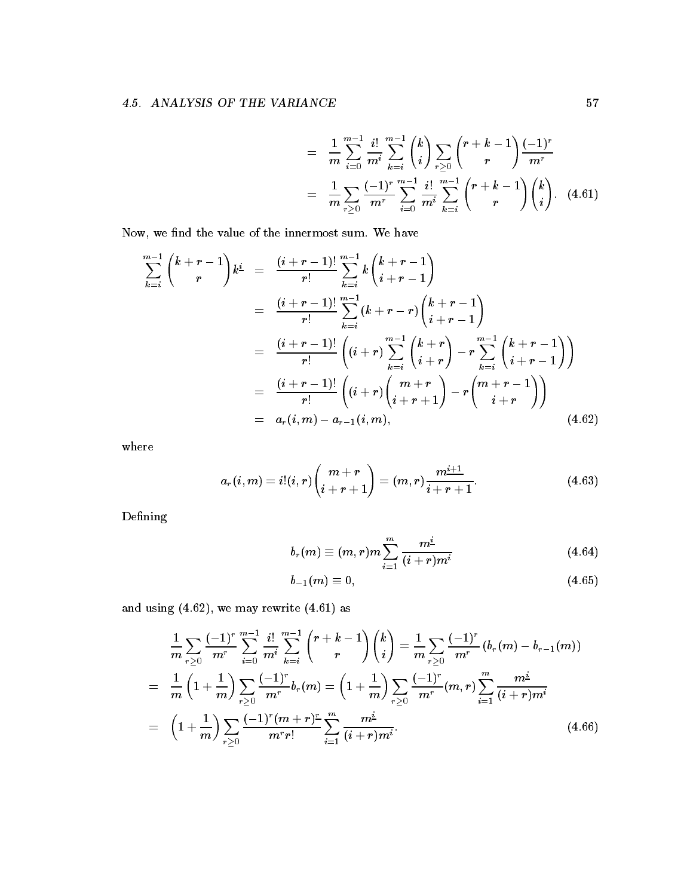$$
\begin{aligned}
&= \frac{1}{m}\sum_{i=0}^{m-1}\frac{i!}{m^i}\sum_{k=i}^{m-1}\binom{k}{i}\sum_{r\ge 0}\binom{r+k-1}{r}\frac{(-1)^r}{m^r} \\
&= \frac{1}{m}\sum_{r\ge 0}\frac{(-1)^r}{m^r}\sum_{i=0}^{m-1}\frac{i!}{m^i}\sum_{k=i}^{m-1}\binom{r+k-1}{r}\binom{k}{i}. \qquad (4.61)
\end{aligned}
$$

Now, we find the value of the innermost sum. We have

$$
\begin{aligned}
\sum_{k=i}^{m-1}\binom{k+r-1}{r}k^{\underline{i}} &= \frac{(i+r-1)!}{r!}\sum_{k=i}^{m-1}k\binom{k+r-1}{i+r-1} \\
&= \frac{(i+r-1)!}{r!}\sum_{k=i}^{m-1}(k+r-r)\binom{k+r-1}{i+r-1} \\
&= \frac{(i+r-1)!}{r!}\left((i+r)\sum_{k=i}^{m-1}\binom{k+r}{i+r} - r\sum_{k=i}^{m-1}\binom{k+r-1}{i+r-1}\right) \\
&= \frac{(i+r-1)!}{r!}\left((i+r)\binom{m+r}{i+r+1} - r\binom{m+r-1}{i+r}\right) \\
&= a_r(i,m) - a_{r-1}(i,m), \qquad (4.62)
\end{aligned}
$$

where

$$
a_r(i,m) = i!(i,r)\binom{m+r}{i+r+1} = (m,r)\frac{m^{\underline{i+1}}}{i+r+1}. \qquad (4.63)
$$

Defining

$$
b_r(m) \equiv (m,r)m\sum_{i=1}^{m}\frac{m^{\underline{i}}}{(i+r)m^i} \qquad (4.64)
$$

$$
b_{-1}(m) \equiv 0, \qquad (4.65)
$$

and using (4.62), we may rewrite (4.61) as

$$
\begin{aligned}
&\frac{1}{m}\sum_{r\ge 0}\frac{(-1)^r}{m^r}\sum_{i=0}^{m-1}\frac{i!}{m^i}\sum_{k=i}^{m-1}\binom{r+k-1}{r}\binom{k}{i} = \frac{1}{m}\sum_{r\ge 0}\frac{(-1)^r}{m^r}\left(b_r(m)-b_{r-1}(m)\right) \\
&= \frac{1}{m}\left(1+\frac{1}{m}\right)\sum_{r\ge 0}\frac{(-1)^r}{m^r}b_r(m) = \left(1+\frac{1}{m}\right)\sum_{r\ge 0}\frac{(-1)^r}{m^r}(m,r)\sum_{i=1}^{m}\frac{m^{\underline{i}}}{(i+r)m^i} \\
&= \left(1+\frac{1}{m}\right)\sum_{r\ge 0}\frac{(-1)^r(m+r)^{\underline{r}}}{m^r r!}\sum_{i=1}^{m}\frac{m^{\underline{i}}}{(i+r)m^i}. \qquad (4.66)
\end{aligned}
$$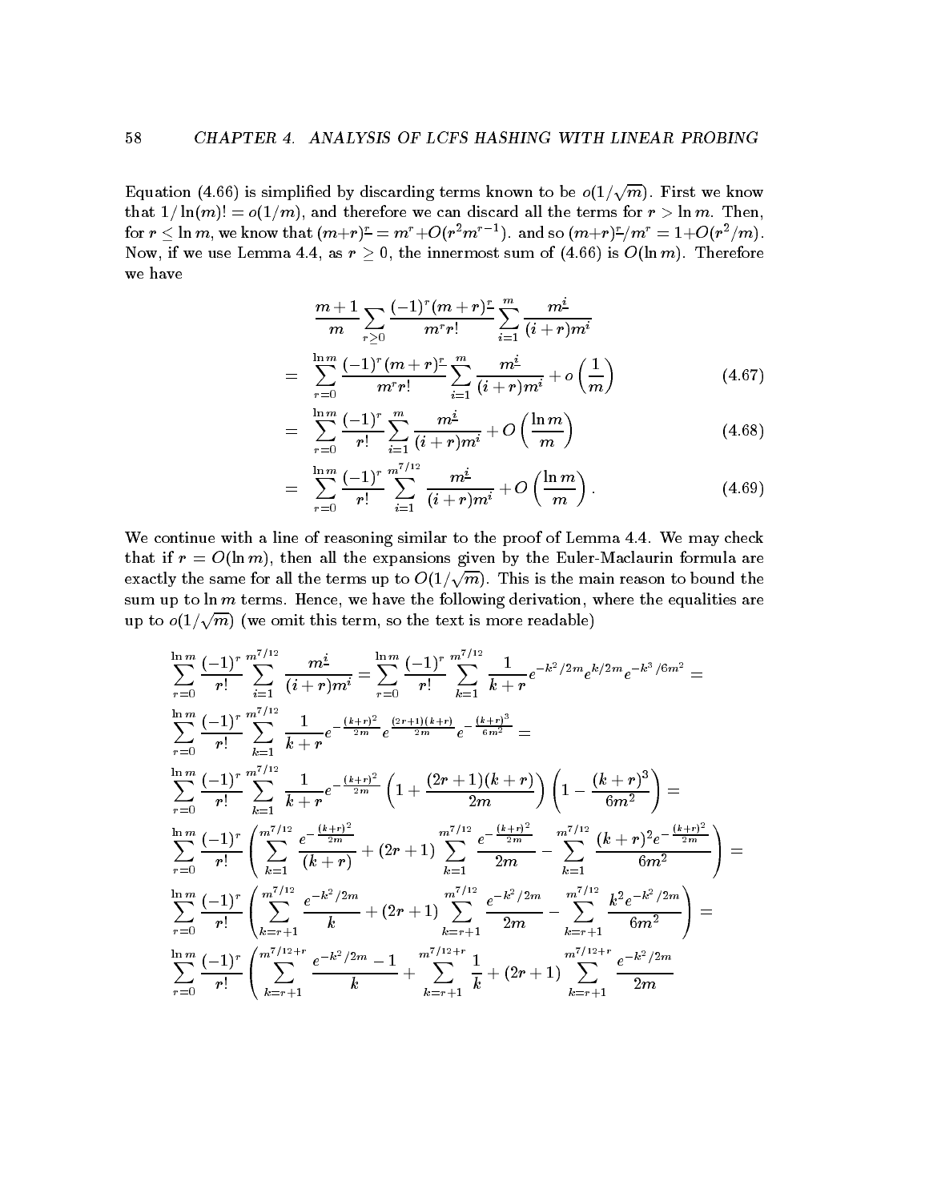Equation (4.66) is simplified by discarding terms known to be $o(1/\sqrt{m})$. First we know that $1/\ln(m)! = o(1/m)$, and therefore we can discard all the terms for $r > \ln m$. Then, for $r \leq \ln m$, we know that $(m+r)^{\underline{r}} = m^r + O(r^2 m^{r-1})$. and so $(m+r)^{\underline{r}}/m^r = 1 + O(r^2/m)$. Now, if we use Lemma 4.4, as $r \geq 0$, the innermost sum of (4.66) is $O(\ln m)$. Therefore we have

$$
\begin{aligned}
& \frac{m+1}{m} \sum_{r \geq 0} \frac{(-1)^r (m+r)^{\underline{r}}}{m^r r!} \sum_{i=1}^{m} \frac{m^{\underline{i}}}{(i+r)m^i} \\
= \; & \sum_{r=0}^{\ln m} \frac{(-1)^r (m+r)^{\underline{r}}}{m^r r!} \sum_{i=1}^{m} \frac{m^{\underline{i}}}{(i+r)m^i} + o\left(\frac{1}{m}\right) && (4.67) \\
= \; & \sum_{r=0}^{\ln m} \frac{(-1)^r}{r!} \sum_{i=1}^{m} \frac{m^{\underline{i}}}{(i+r)m^i} + O\left(\frac{\ln m}{m}\right) && (4.68) \\
= \; & \sum_{r=0}^{\ln m} \frac{(-1)^r}{r!} \sum_{i=1}^{m^{7/12}} \frac{m^{\underline{i}}}{(i+r)m^i} + O\left(\frac{\ln m}{m}\right). && (4.69)
\end{aligned}
$$

We continue with a line of reasoning similar to the proof of Lemma 4.4. We may check that if $r = O(\ln m)$, then all the expansions given by the Euler-Maclaurin formula are exactly the same for all the terms up to $O(1/\sqrt{m})$. This is the main reason to bound the sum up to $\ln m$ terms. Hence, we have the following derivation, where the equalities are up to $o(1/\sqrt{m})$ (we omit this term, so the text is more readable)

$$
\sum_{r=0}^{\ln m} \frac{(-1)^r}{r!} \sum_{i=1}^{m^{7/12}} \frac{m^{\underline{i}}}{(i+r)m^i} = \sum_{r=0}^{\ln m} \frac{(-1)^r}{r!} \sum_{k=1}^{m^{7/12}} \frac{1}{k+r} e^{-k^2/2m} e^{k/2m} e^{-k^3/6m^2} =
$$

$$
\sum_{r=0}^{\ln m} \frac{(-1)^r}{r!} \sum_{k=1}^{m^{7/12}} \frac{1}{k+r} e^{-\frac{(k+r)^2}{2m}} e^{\frac{(2r+1)(k+r)}{2m}} e^{-\frac{(k+r)^3}{6m^2}} =
$$

$$
\sum_{r=0}^{\ln m} \frac{(-1)^r}{r!} \sum_{k=1}^{m^{7/12}} \frac{1}{k+r} e^{-\frac{(k+r)^2}{2m}} \left(1 + \frac{(2r+1)(k+r)}{2m}\right) \left(1 - \frac{(k+r)^3}{6m^2}\right) =
$$

$$
\sum_{r=0}^{\ln m} \frac{(-1)^r}{r!} \left( \sum_{k=1}^{m^{7/12}} \frac{e^{-\frac{(k+r)^2}{2m}}}{(k+r)} + (2r+1) \sum_{k=1}^{m^{7/12}} \frac{e^{-\frac{(k+r)^2}{2m}}}{2m} - \sum_{k=1}^{m^{7/12}} \frac{(k+r)^2 e^{-\frac{(k+r)^2}{2m}}}{6m^2} \right) =
$$

$$
\sum_{r=0}^{\ln m} \frac{(-1)^r}{r!} \left( \sum_{k=r+1}^{m^{7/12}} \frac{e^{-k^2/2m}}{k} + (2r+1) \sum_{k=r+1}^{m^{7/12}} \frac{e^{-k^2/2m}}{2m} - \sum_{k=r+1}^{m^{7/12}} \frac{k^2 e^{-k^2/2m}}{6m^2} \right) =
$$

$$
\sum_{r=0}^{\ln m} \frac{(-1)^r}{r!} \left( \sum_{k=r+1}^{m^{7/12}+r} \frac{e^{-k^2/2m} - 1}{k} + \sum_{k=r+1}^{m^{7/12}+r} \frac{1}{k} + (2r+1) \sum_{k=r+1}^{m^{7/12}+r} \frac{e^{-k^2/2m}}{2m} \right.
$$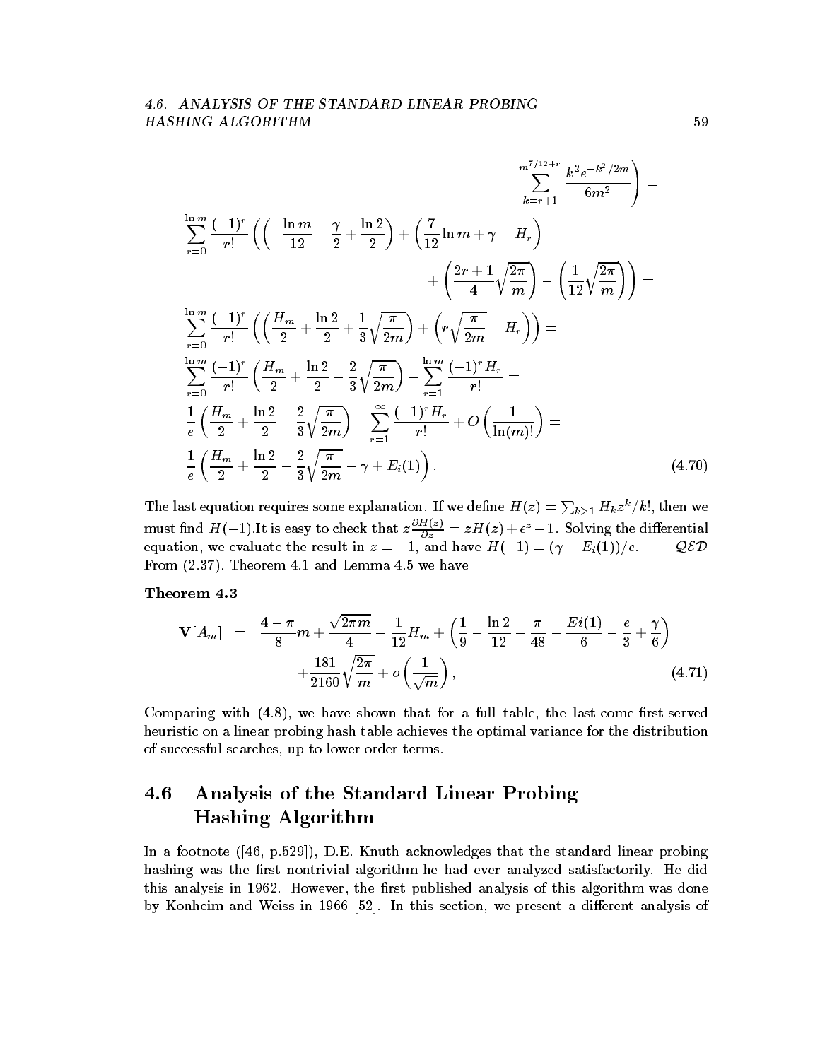$$
\left. - \sum_{k=r+1}^{m^{7/12+r}} \frac{k^2 e^{-k^2/2m}}{6m^2} \right) =
$$

$$
\sum_{r=0}^{\ln m} \frac{(-1)^r}{r!} \left( \left( -\frac{\ln m}{12} - \frac{\gamma}{2} + \frac{\ln 2}{2} \right) + \left( \frac{7}{12} \ln m + \gamma - H_r \right) \right.
$$

$$
\left. + \left( \frac{2r+1}{4} \sqrt{\frac{2\pi}{m}} \right) - \left( \frac{1}{12} \sqrt{\frac{2\pi}{m}} \right) \right) =
$$

$$
\sum_{r=0}^{\ln m} \frac{(-1)^r}{r!} \left( \left( \frac{H_m}{2} + \frac{\ln 2}{2} + \frac{1}{3} \sqrt{\frac{\pi}{2m}} \right) + \left( r \sqrt{\frac{\pi}{2m}} - H_r \right) \right) =
$$

$$
\sum_{r=0}^{\ln m} \frac{(-1)^r}{r!} \left( \frac{H_m}{2} + \frac{\ln 2}{2} - \frac{2}{3} \sqrt{\frac{\pi}{2m}} \right) - \sum_{r=1}^{\ln m} \frac{(-1)^r H_r}{r!} =
$$

$$
\frac{1}{e} \left( \frac{H_m}{2} + \frac{\ln 2}{2} - \frac{2}{3} \sqrt{\frac{\pi}{2m}} \right) - \sum_{r=1}^{\infty} \frac{(-1)^r H_r}{r!} + O\left( \frac{1}{\ln(m)!} \right) =
$$

$$
\frac{1}{e} \left( \frac{H_m}{2} + \frac{\ln 2}{2} - \frac{2}{3} \sqrt{\frac{\pi}{2m}} - \gamma + E_i(1) \right). \tag{4.70}
$$

The last equation requires some explanation. If we define $H(z) = \sum_{k \geq 1} H_k z^k / k!$, then we must find $H(-1)$.It is easy to check that $z \frac{\partial H(z)}{\partial z} = zH(z) + e^z - 1$. Solving the differential equation, we evaluate the result in $z = -1$, and have $H(-1) = (\gamma - E_i(1))/e$. $\mathcal{QED}$

From (2.37), Theorem 4.1 and Lemma 4.5 we have

**Theorem 4.3**

$$
\begin{aligned}
\mathbf{V}[A_m] \quad = \quad & \frac{4-\pi}{8} m + \frac{\sqrt{2\pi m}}{4} - \frac{1}{12} H_m + \left( \frac{1}{9} - \frac{\ln 2}{12} - \frac{\pi}{48} - \frac{Ei(1)}{6} - \frac{e}{3} + \frac{\gamma}{6} \right) \\
& + \frac{181}{2160} \sqrt{\frac{2\pi}{m}} + o\left( \frac{1}{\sqrt{m}} \right),
\end{aligned} \tag{4.71}
$$

Comparing with (4.8), we have shown that for a full table, the last-come-first-served heuristic on a linear probing hash table achieves the optimal variance for the distribution of successful searches, up to lower order terms.

## 4.6 Analysis of the Standard Linear Probing Hashing Algorithm

In a footnote ([46, p.529]), D.E. Knuth acknowledges that the standard linear probing hashing was the first nontrivial algorithm he had ever analyzed satisfactorily. He did this analysis in 1962. However, the first published analysis of this algorithm was done by Konheim and Weiss in 1966 [52]. In this section, we present a different analysis of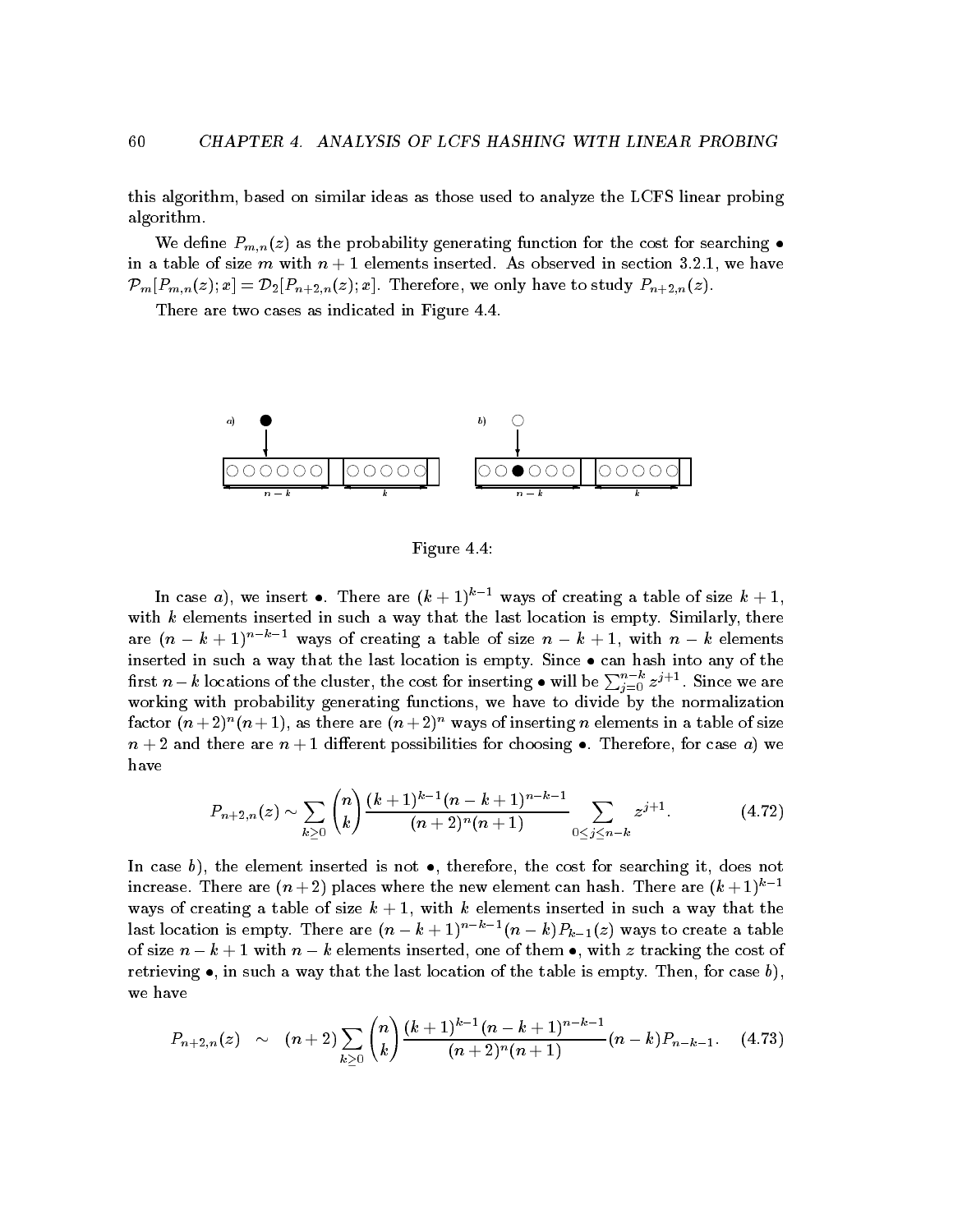this algorithm, based on similar ideas as those used to analyze the LCFS linear probing algorithm.

We define $P_{m,n}(z)$ as the probability generating function for the cost for searching $\bullet$ in a table of size $m$ with $n+1$ elements inserted. As observed in section 3.2.1, we have $\mathcal{P}_m[P_{m,n}(z); x] = \mathcal{D}_2[P_{n+2,n}(z); x]$. Therefore, we only have to study $P_{n+2,n}(z)$.

There are two cases as indicated in Figure 4.4.

Figure 4.4:

In case $a$), we insert $\bullet$. There are $(k+1)^{k-1}$ ways of creating a table of size $k+1$, with $k$ elements inserted in such a way that the last location is empty. Similarly, there are $(n-k+1)^{n-k-1}$ ways of creating a table of size $n-k+1$, with $n-k$ elements inserted in such a way that the last location is empty. Since $\bullet$ can hash into any of the first $n-k$ locations of the cluster, the cost for inserting $\bullet$ will be $\sum_{j=0}^{n-k} z^{j+1}$. Since we are working with probability generating functions, we have to divide by the normalization factor $(n+2)^n(n+1)$, as there are $(n+2)^n$ ways of inserting $n$ elements in a table of size $n+2$ and there are $n+1$ different possibilities for choosing $\bullet$. Therefore, for case $a$) we have

$$P_{n+2,n}(z) \sim \sum_{k \geq 0} \binom{n}{k} \frac{(k+1)^{k-1}(n-k+1)^{n-k-1}}{(n+2)^n(n+1)} \sum_{0 \leq j \leq n-k} z^{j+1}. \tag{4.72}$$

In case $b$), the element inserted is not $\bullet$, therefore, the cost for searching it, does not increase. There are $(n+2)$ places where the new element can hash. There are $(k+1)^{k-1}$ ways of creating a table of size $k+1$, with $k$ elements inserted in such a way that the last location is empty. There are $(n-k+1)^{n-k-1}(n-k)P_{k-1}(z)$ ways to create a table of size $n-k+1$ with $n-k$ elements inserted, one of them $\bullet$, with $z$ tracking the cost of retrieving $\bullet$, in such a way that the last location of the table is empty. Then, for case $b$), we have

$$P_{n+2,n}(z) \quad \sim \quad (n+2) \sum_{k \geq 0} \binom{n}{k} \frac{(k+1)^{k-1}(n-k+1)^{n-k-1}}{(n+2)^n(n+1)} (n-k) P_{n-k-1}. \tag{4.73}$$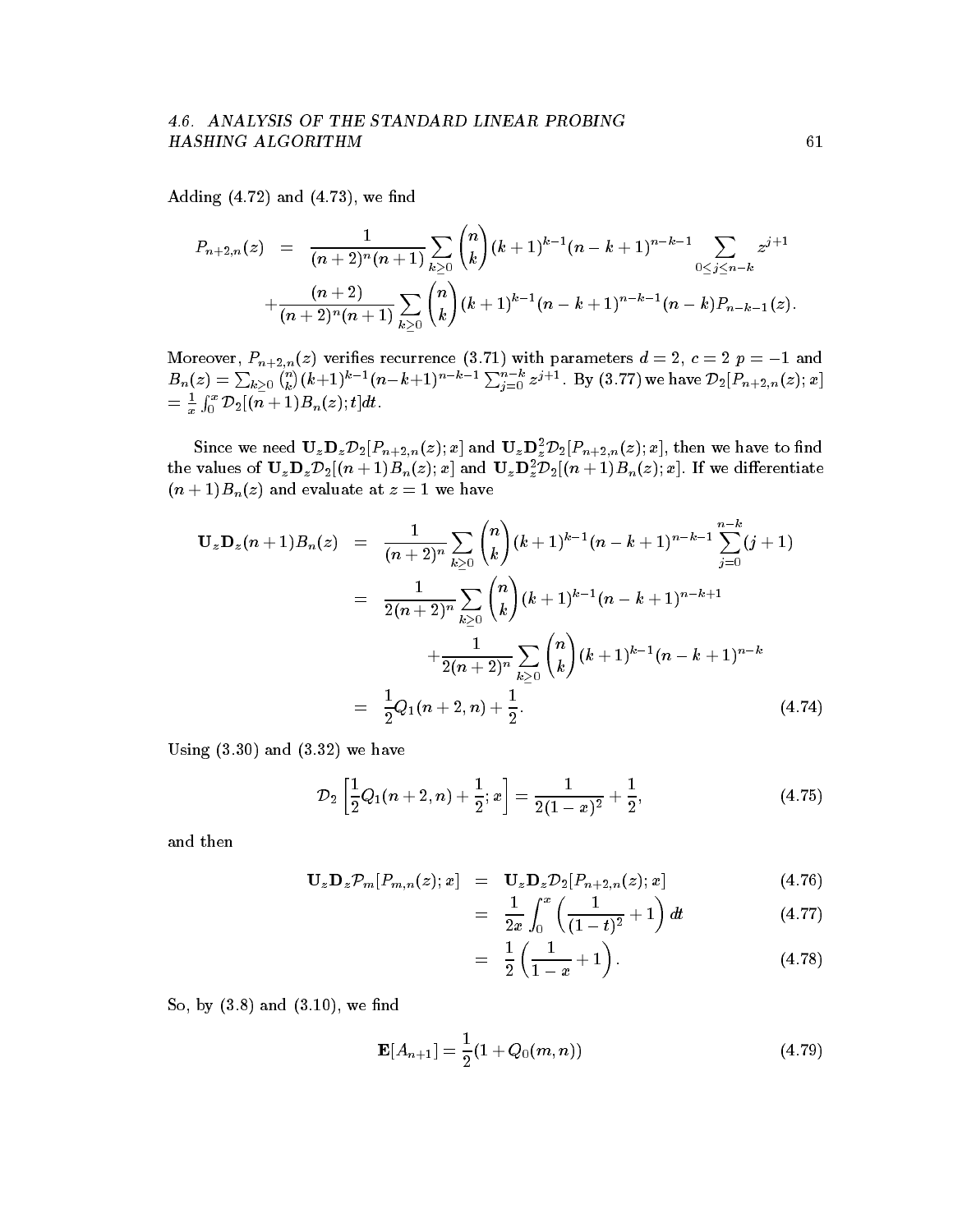Adding (4.72) and (4.73), we find

$$
\begin{aligned}
P_{n+2,n}(z) &= \frac{1}{(n+2)^n(n+1)} \sum_{k\geq 0} \binom{n}{k} (k+1)^{k-1}(n-k+1)^{n-k-1} \sum_{0\leq j\leq n-k} z^{j+1} \\
&\quad + \frac{(n+2)}{(n+2)^n(n+1)} \sum_{k\geq 0} \binom{n}{k} (k+1)^{k-1}(n-k+1)^{n-k-1}(n-k)P_{n-k-1}(z).
\end{aligned}
$$

Moreover, $P_{n+2,n}(z)$ verifies recurrence (3.71) with parameters $d=2$, $c=2$ $p=-1$ and $B_n(z) = \sum_{k\geq 0}\binom{n}{k}(k+1)^{k-1}(n-k+1)^{n-k-1}\sum_{j=0}^{n-k} z^{j+1}$. By (3.77) we have $\mathcal{D}_2[P_{n+2,n}(z);x] = \frac{1}{x}\int_0^x \mathcal{D}_2[(n+1)B_n(z);t]dt$.

Since we need $\mathbf{U}_z\mathbf{D}_z\mathcal{D}_2[P_{n+2,n}(z);x]$ and $\mathbf{U}_z\mathbf{D}_z^2\mathcal{D}_2[P_{n+2,n}(z);x]$, then we have to find the values of $\mathbf{U}_z\mathbf{D}_z\mathcal{D}_2[(n+1)B_n(z);x]$ and $\mathbf{U}_z\mathbf{D}_z^2\mathcal{D}_2[(n+1)B_n(z);x]$. If we differentiate $(n+1)B_n(z)$ and evaluate at $z=1$ we have

$$
\begin{aligned}
\mathbf{U}_z\mathbf{D}_z(n+1)B_n(z) &= \frac{1}{(n+2)^n} \sum_{k\geq 0} \binom{n}{k} (k+1)^{k-1}(n-k+1)^{n-k-1} \sum_{j=0}^{n-k}(j+1) \\
&= \frac{1}{2(n+2)^n} \sum_{k\geq 0} \binom{n}{k} (k+1)^{k-1}(n-k+1)^{n-k+1} \\
&\qquad + \frac{1}{2(n+2)^n} \sum_{k\geq 0} \binom{n}{k} (k+1)^{k-1}(n-k+1)^{n-k} \\
&= \frac{1}{2}Q_1(n+2,n) + \frac{1}{2}. \qquad (4.74)
\end{aligned}
$$

Using (3.30) and (3.32) we have

$$
\mathcal{D}_2\left[\frac{1}{2}Q_1(n+2,n) + \frac{1}{2};x\right] = \frac{1}{2(1-x)^2} + \frac{1}{2}, \qquad (4.75)
$$

and then

$$
\begin{aligned}
\mathbf{U}_z\mathbf{D}_z\mathcal{P}_m[P_{m,n}(z);x] &= \mathbf{U}_z\mathbf{D}_z\mathcal{D}_2[P_{n+2,n}(z);x] \qquad (4.76)\\
&= \frac{1}{2x}\int^x_0 \left(\frac{1}{(1-t)^2}+1\right)dt \qquad (4.77)\\
&= \frac{1}{2}\left(\frac{1}{1-x}+1\right). \qquad (4.78)
\end{aligned}
$$

So, by (3.8) and (3.10), we find

$$
\mathbf{E}[A_{n+1}] = \frac{1}{2}(1+Q_0(m,n)) \qquad (4.79)
$$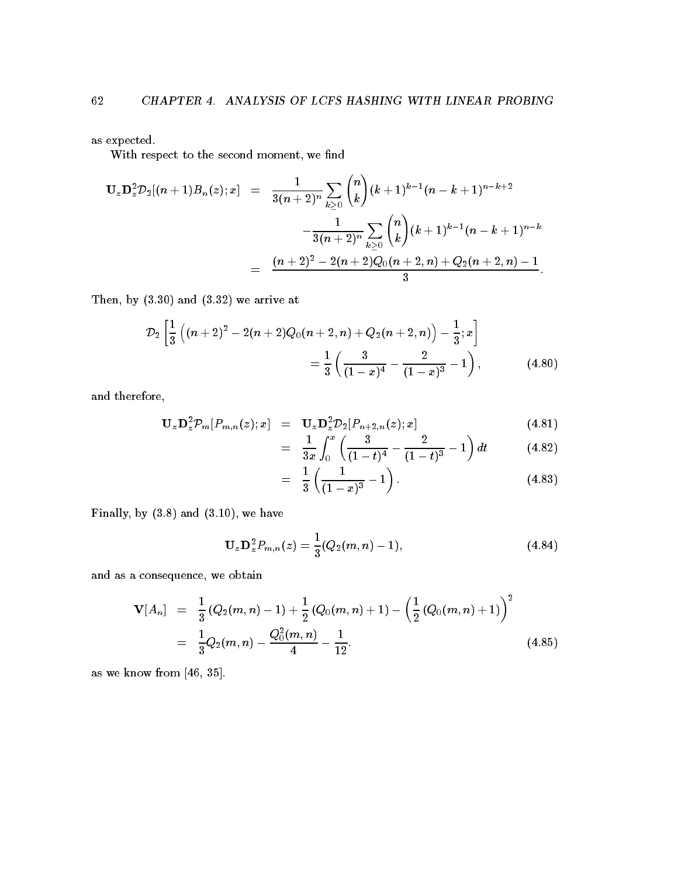as expected.

With respect to the second moment, we find

$$
\begin{aligned}
\mathbf{U}_z \mathbf{D}_z^2 \mathcal{D}_2[(n+1)B_n(z); x] &= \frac{1}{3(n+2)^n} \sum_{k \geq 0} \binom{n}{k} (k+1)^{k-1} (n-k+1)^{n-k+2} \\
&\quad - \frac{1}{3(n+2)^n} \sum_{k \geq 0} \binom{n}{k} (k+1)^{k-1} (n-k+1)^{n-k} \\
&= \frac{(n+2)^2 - 2(n+2)Q_0(n+2,n) + Q_2(n+2,n) - 1}{3}.
\end{aligned}
$$

Then, by (3.30) and (3.32) we arrive at

$$
\begin{aligned}
\mathcal{D}_2 \left[ \frac{1}{3} \left( (n+2)^2 - 2(n+2)Q_0(n+2,n) + Q_2(n+2,n) \right) - \frac{1}{3}; x \right] \\
= \frac{1}{3} \left( \frac{3}{(1-x)^4} - \frac{2}{(1-x)^3} - 1 \right),
\end{aligned}
\tag{4.80}
$$

and therefore,

$$
\begin{aligned}
\mathbf{U}_z \mathbf{D}_z^2 \mathcal{P}_m[P_{m,n}(z); x] &= \mathbf{U}_z \mathbf{D}_z^2 \mathcal{D}_2[P_{n+2,n}(z); x] & (4.81) \\
&= \frac{1}{3x} \int_0^x \left( \frac{3}{(1-t)^4} - \frac{2}{(1-t)^3} - 1 \right) dt & (4.82) \\
&= \frac{1}{3} \left( \frac{1}{(1-x)^3} - 1 \right). & (4.83)
\end{aligned}
$$

Finally, by (3.8) and (3.10), we have

$$
\mathbf{U}_z \mathbf{D}_z^2 P_{m,n}(z) = \frac{1}{3}(Q_2(m,n) - 1),
\tag{4.84}
$$

and as a consequence, we obtain

$$
\begin{aligned}
\mathbf{V}[A_n] &= \frac{1}{3}(Q_2(m,n) - 1) + \frac{1}{2}(Q_0(m,n) + 1) - \left( \frac{1}{2}(Q_0(m,n) + 1) \right)^2 \\
&= \frac{1}{3} Q_2(m,n) - \frac{Q_0^2(m,n)}{4} - \frac{1}{12}.
\end{aligned}
\tag{4.85}
$$

as we know from [46, 35].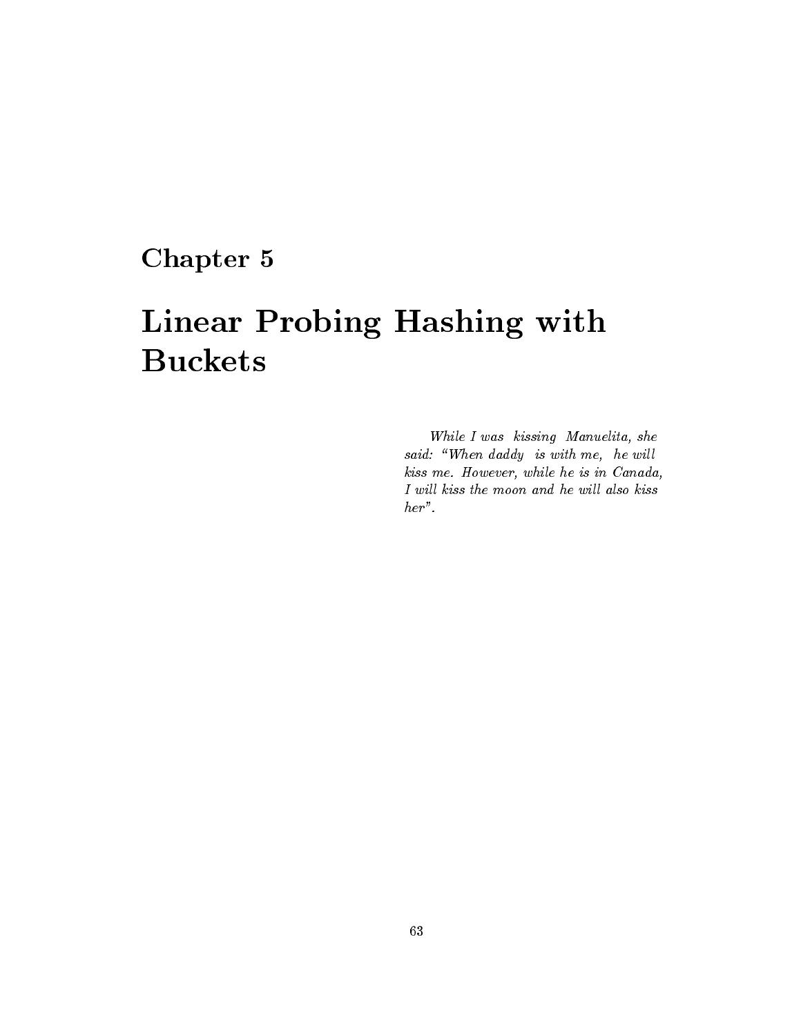# Chapter 5

# Linear Probing Hashing with Buckets

*While I was kissing Manuelita, she said: "When daddy is with me, he will kiss me. However, while he is in Canada, I will kiss the moon and he will also kiss her".*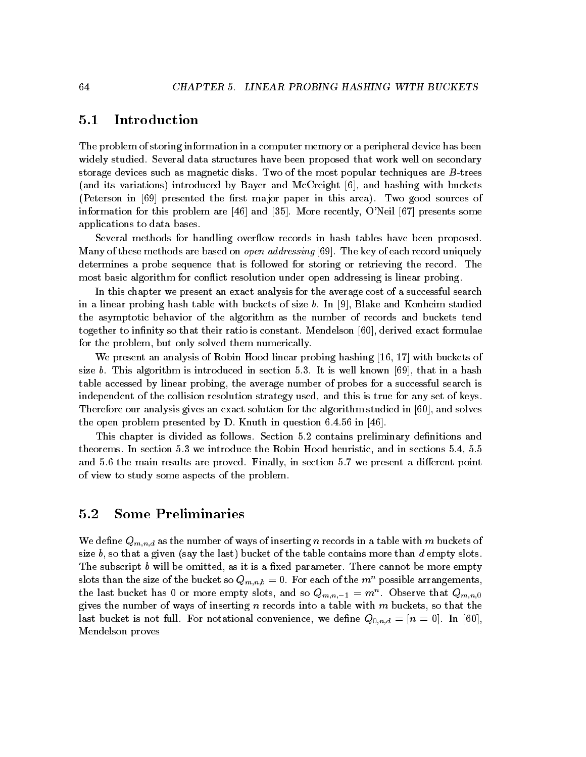## 5.1 Introduction

The problem of storing information in a computer memory or a peripheral device has been widely studied. Several data structures have been proposed that work well on secondary storage devices such as magnetic disks. Two of the most popular techniques are $B$-trees (and its variations) introduced by Bayer and McCreight [6], and hashing with buckets (Peterson in [69] presented the first major paper in this area). Two good sources of information for this problem are [46] and [35]. More recently, O'Neil [67] presents some applications to data bases.

Several methods for handling overflow records in hash tables have been proposed. Many of these methods are based on *open addressing* [69]. The key of each record uniquely determines a probe sequence that is followed for storing or retrieving the record. The most basic algorithm for conflict resolution under open addressing is linear probing.

In this chapter we present an exact analysis for the average cost of a successful search in a linear probing hash table with buckets of size $b$. In [9], Blake and Konheim studied the asymptotic behavior of the algorithm as the number of records and buckets tend together to infinity so that their ratio is constant. Mendelson [60], derived exact formulae for the problem, but only solved them numerically.

We present an analysis of Robin Hood linear probing hashing [16, 17] with buckets of size $b$. This algorithm is introduced in section 5.3. It is well known [69], that in a hash table accessed by linear probing, the average number of probes for a successful search is independent of the collision resolution strategy used, and this is true for any set of keys. Therefore our analysis gives an exact solution for the algorithm studied in [60], and solves the open problem presented by D. Knuth in question 6.4.56 in [46].

This chapter is divided as follows. Section 5.2 contains preliminary definitions and theorems. In section 5.3 we introduce the Robin Hood heuristic, and in sections 5.4, 5.5 and 5.6 the main results are proved. Finally, in section 5.7 we present a different point of view to study some aspects of the problem.

## 5.2 Some Preliminaries

We define $Q_{m,n,d}$ as the number of ways of inserting $n$ records in a table with $m$ buckets of size $b$, so that a given (say the last) bucket of the table contains more than $d$ empty slots. The subscript $b$ will be omitted, as it is a fixed parameter. There cannot be more empty slots than the size of the bucket so $Q_{m,n,b} = 0$. For each of the $m^n$ possible arrangements, the last bucket has 0 or more empty slots, and so $Q_{m,n,-1} = m^n$. Observe that $Q_{m,n,0}$ gives the number of ways of inserting $n$ records into a table with $m$ buckets, so that the last bucket is not full. For notational convenience, we define $Q_{0,n,d} = [n = 0]$. In [60], Mendelson proves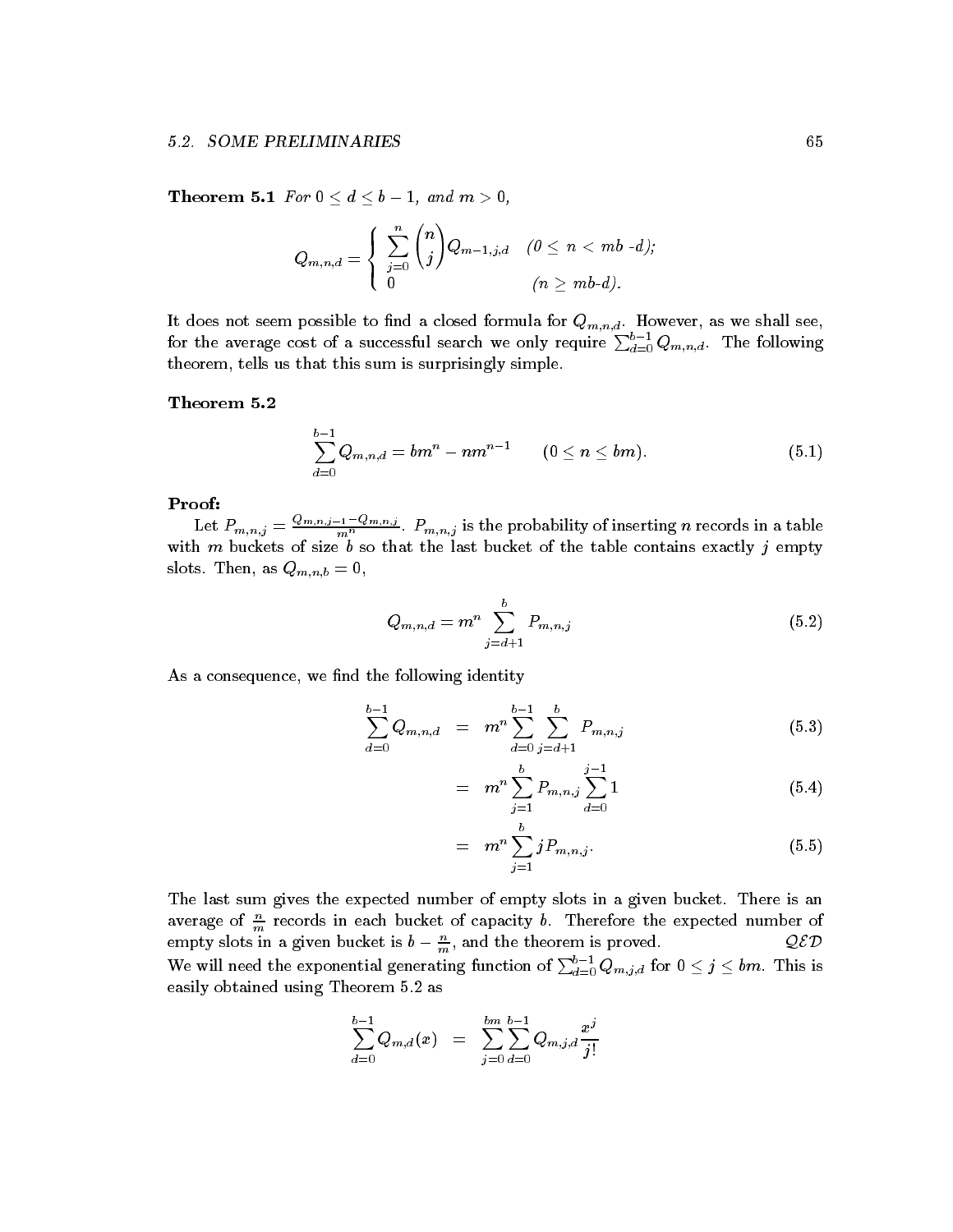**Theorem 5.1** *For $0 \le d \le b-1$, and $m > 0$,*

$$Q_{m,n,d} = \begin{cases} \sum_{j=0}^{n} \binom{n}{j} Q_{m-1,j,d} & (0 \le n < mb\text{ -}d); \\ 0 & (n \ge mb\text{-}d). \end{cases}$$

It does not seem possible to find a closed formula for $Q_{m,n,d}$. However, as we shall see, for the average cost of a successful search we only require $\sum_{d=0}^{b-1} Q_{m,n,d}$. The following theorem, tells us that this sum is surprisingly simple.

**Theorem 5.2**

$$\sum_{d=0}^{b-1} Q_{m,n,d} = bm^n - nm^{n-1} \qquad (0 \le n \le bm). \tag{5.1}$$

**Proof:**

Let $P_{m,n,j} = \frac{Q_{m,n,j-1} - Q_{m,n,j}}{m^n}$. $P_{m,n,j}$ is the probability of inserting $n$ records in a table with $m$ buckets of size $b$ so that the last bucket of the table contains exactly $j$ empty slots. Then, as $Q_{m,n,b} = 0$,

$$Q_{m,n,d} = m^n \sum_{j=d+1}^{b} P_{m,n,j} \tag{5.2}$$

As a consequence, we find the following identity

$$\begin{aligned} \sum_{d=0}^{b-1} Q_{m,n,d} &= m^n \sum_{d=0}^{b-1} \sum_{j=d+1}^{b} P_{m,n,j} & (5.3) \\ &= m^n \sum_{j=1}^{b} P_{m,n,j} \sum_{d=0}^{j-1} 1 & (5.4) \\ &= m^n \sum_{j=1}^{b} j P_{m,n,j}. & (5.5) \end{aligned}$$

The last sum gives the expected number of empty slots in a given bucket. There is an average of $\frac{n}{m}$ records in each bucket of capacity $b$. Therefore the expected number of empty slots in a given bucket is $b - \frac{n}{m}$, and the theorem is proved. $\mathcal{QED}$

We will need the exponential generating function of $\sum_{d=0}^{b-1} Q_{m,j,d}$ for $0 \le j \le bm$. This is easily obtained using Theorem 5.2 as

$$\sum_{d=0}^{b-1} Q_{m,d}(x) = \sum_{j=0}^{bm} \sum_{d=0}^{b-1} Q_{m,j,d} \frac{x^j}{j!}$$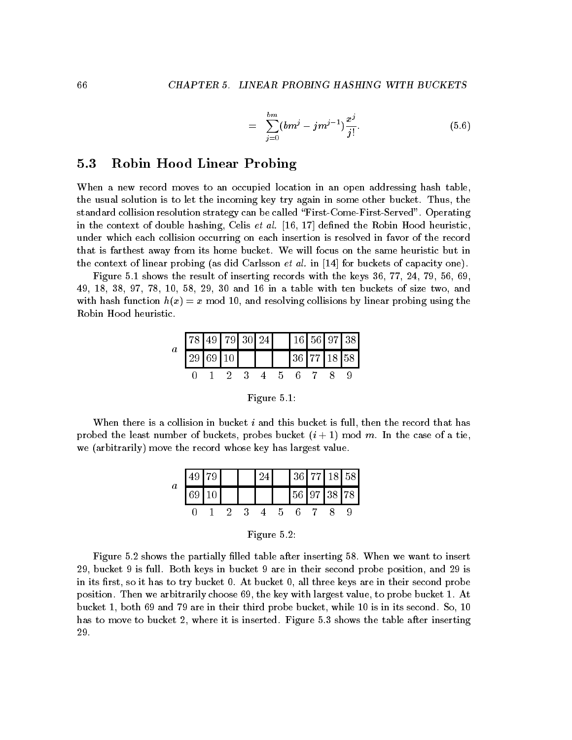$$= \sum_{j=0}^{bm} (bm^j - jm^{j-1}) \frac{x^j}{j!}. \tag{5.6}$$

## 5.3 Robin Hood Linear Probing

When a new record moves to an occupied location in an open addressing hash table, the usual solution is to let the incoming key try again in some other bucket. Thus, the standard collision resolution strategy can be called "First-Come-First-Served". Operating in the context of double hashing, Celis *et al.* [16, 17] defined the Robin Hood heuristic, under which each collision occurring on each insertion is resolved in favor of the record that is farthest away from its home bucket. We will focus on the same heuristic but in the context of linear probing (as did Carlsson *et al.* in [14] for buckets of capacity one).

Figure 5.1 shows the result of inserting records with the keys 36, 77, 24, 79, 56, 69, 49, 18, 38, 97, 78, 10, 58, 29, 30 and 16 in a table with ten buckets of size two, and with hash function $h(x) = x \bmod 10$, and resolving collisions by linear probing using the Robin Hood heuristic.

| $a$ | 0 | 1 | 2 | 3 | 4 | 5 | 6 | 7 | 8 | 9 |
|---|---|---|---|---|---|---|---|---|---|---|
| | 78 | 49 | 79 | 30 | 24 | | 16 | 56 | 97 | 38 |
| | 29 | 69 | 10 | | | | 36 | 77 | 18 | 58 |

Figure 5.1:

When there is a collision in bucket $i$ and this bucket is full, then the record that has probed the least number of buckets, probes bucket $(i+1) \bmod m$. In the case of a tie, we (arbitrarily) move the record whose key has largest value.

| $a$ | 0 | 1 | 2 | 3 | 4 | 5 | 6 | 7 | 8 | 9 |
|---|---|---|---|---|---|---|---|---|---|---|
| | 49 | 79 | | | 24 | | 36 | 77 | 18 | 58 |
| | 69 | 10 | | | | | 56 | 97 | 38 | 78 |

Figure 5.2:

Figure 5.2 shows the partially filled table after inserting 58. When we want to insert 29, bucket 9 is full. Both keys in bucket 9 are in their second probe position, and 29 is in its first, so it has to try bucket 0. At bucket 0, all three keys are in their second probe position. Then we arbitrarily choose 69, the key with largest value, to probe bucket 1. At bucket 1, both 69 and 79 are in their third probe bucket, while 10 is in its second. So, 10 has to move to bucket 2, where it is inserted. Figure 5.3 shows the table after inserting 29.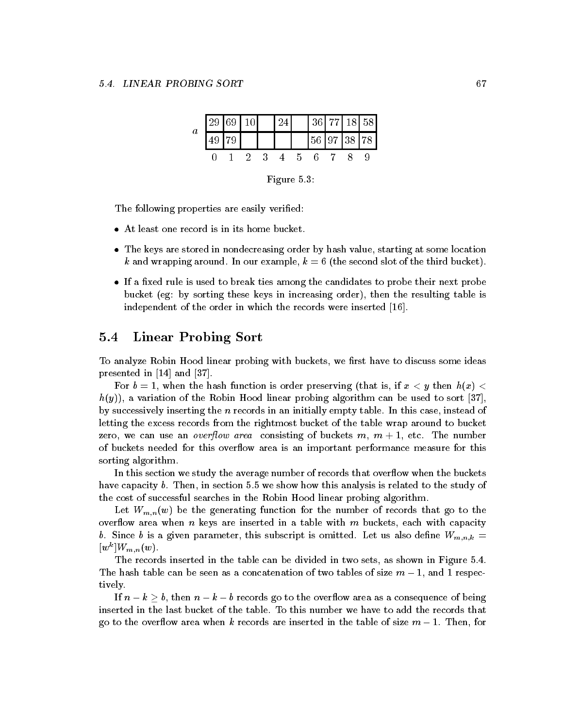| $a$ | 0 | 1 | 2 | 3 | 4 | 5 | 6 | 7 | 8 | 9 |
|---|---|---|---|---|---|---|---|---|---|---|
| | 29 | 69 | 10 | | 24 | | 36 | 77 | 18 | 58 |
| | 49 | 79 | | | | | 56 | 97 | 38 | 78 |

Figure 5.3:

The following properties are easily verified:

- At least one record is in its home bucket.
- The keys are stored in nondecreasing order by hash value, starting at some location $k$ and wrapping around. In our example, $k = 6$ (the second slot of the third bucket).
- If a fixed rule is used to break ties among the candidates to probe their next probe bucket (eg: by sorting these keys in increasing order), then the resulting table is independent of the order in which the records were inserted [16].

## 5.4 Linear Probing Sort

To analyze Robin Hood linear probing with buckets, we first have to discuss some ideas presented in [14] and [37].

For $b = 1$, when the hash function is order preserving (that is, if $x < y$ then $h(x) < h(y)$), a variation of the Robin Hood linear probing algorithm can be used to sort [37], by successively inserting the $n$ records in an initially empty table. In this case, instead of letting the excess records from the rightmost bucket of the table wrap around to bucket zero, we can use an *overflow area* consisting of buckets $m$, $m+1$, etc. The number of buckets needed for this overflow area is an important performance measure for this sorting algorithm.

In this section we study the average number of records that overflow when the buckets have capacity $b$. Then, in section 5.5 we show how this analysis is related to the study of the cost of successful searches in the Robin Hood linear probing algorithm.

Let $W_{m,n}(w)$ be the generating function for the number of records that go to the overflow area when $n$ keys are inserted in a table with $m$ buckets, each with capacity $b$. Since $b$ is a given parameter, this subscript is omitted. Let us also define $W_{m,n,k} = [w^k]W_{m,n}(w)$.

The records inserted in the table can be divided in two sets, as shown in Figure 5.4. The hash table can be seen as a concatenation of two tables of size $m-1$, and 1 respectively.

If $n - k \geq b$, then $n - k - b$ records go to the overflow area as a consequence of being inserted in the last bucket of the table. To this number we have to add the records that go to the overflow area when $k$ records are inserted in the table of size $m-1$. Then, for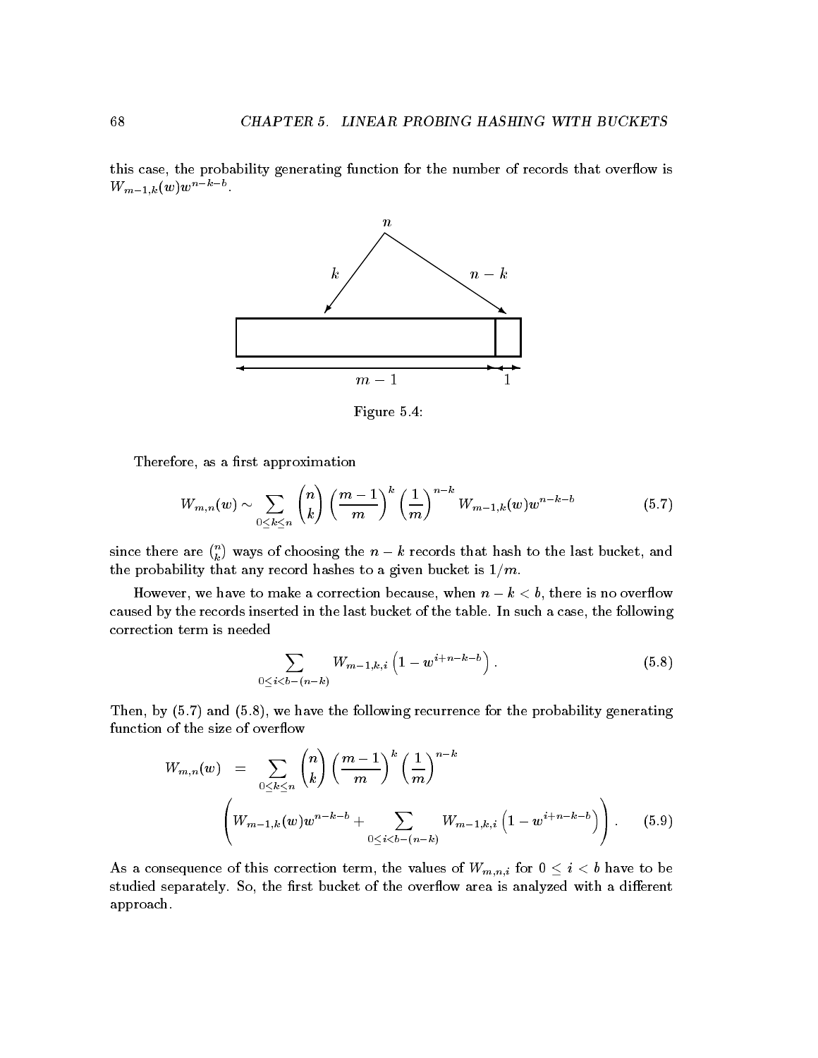this case, the probability generating function for the number of records that overflow is $W_{m-1,k}(w)w^{n-k-b}$.

Figure 5.4:

Therefore, as a first approximation

$$W_{m,n}(w) \sim \sum_{0 \le k \le n} \binom{n}{k} \left(\frac{m-1}{m}\right)^k \left(\frac{1}{m}\right)^{n-k} W_{m-1,k}(w)w^{n-k-b} \tag{5.7}$$

since there are $\binom{n}{k}$ ways of choosing the $n-k$ records that hash to the last bucket, and the probability that any record hashes to a given bucket is $1/m$.

However, we have to make a correction because, when $n-k < b$, there is no overflow caused by the records inserted in the last bucket of the table. In such a case, the following correction term is needed

$$\sum_{0 \le i < b-(n-k)} W_{m-1,k,i} \left(1 - w^{i+n-k-b}\right). \tag{5.8}$$

Then, by (5.7) and (5.8), we have the following recurrence for the probability generating function of the size of overflow

$$\begin{aligned} W_{m,n}(w) &= \sum_{0 \le k \le n} \binom{n}{k} \left(\frac{m-1}{m}\right)^k \left(\frac{1}{m}\right)^{n-k} \\ &\quad \left( W_{m-1,k}(w)w^{n-k-b} + \sum_{0 \le i < b-(n-k)} W_{m-1,k,i} \left(1 - w^{i+n-k-b}\right) \right). \end{aligned} \tag{5.9}$$

As a consequence of this correction term, the values of $W_{m,n,i}$ for $0 \le i < b$ have to be studied separately. So, the first bucket of the overflow area is analyzed with a different approach.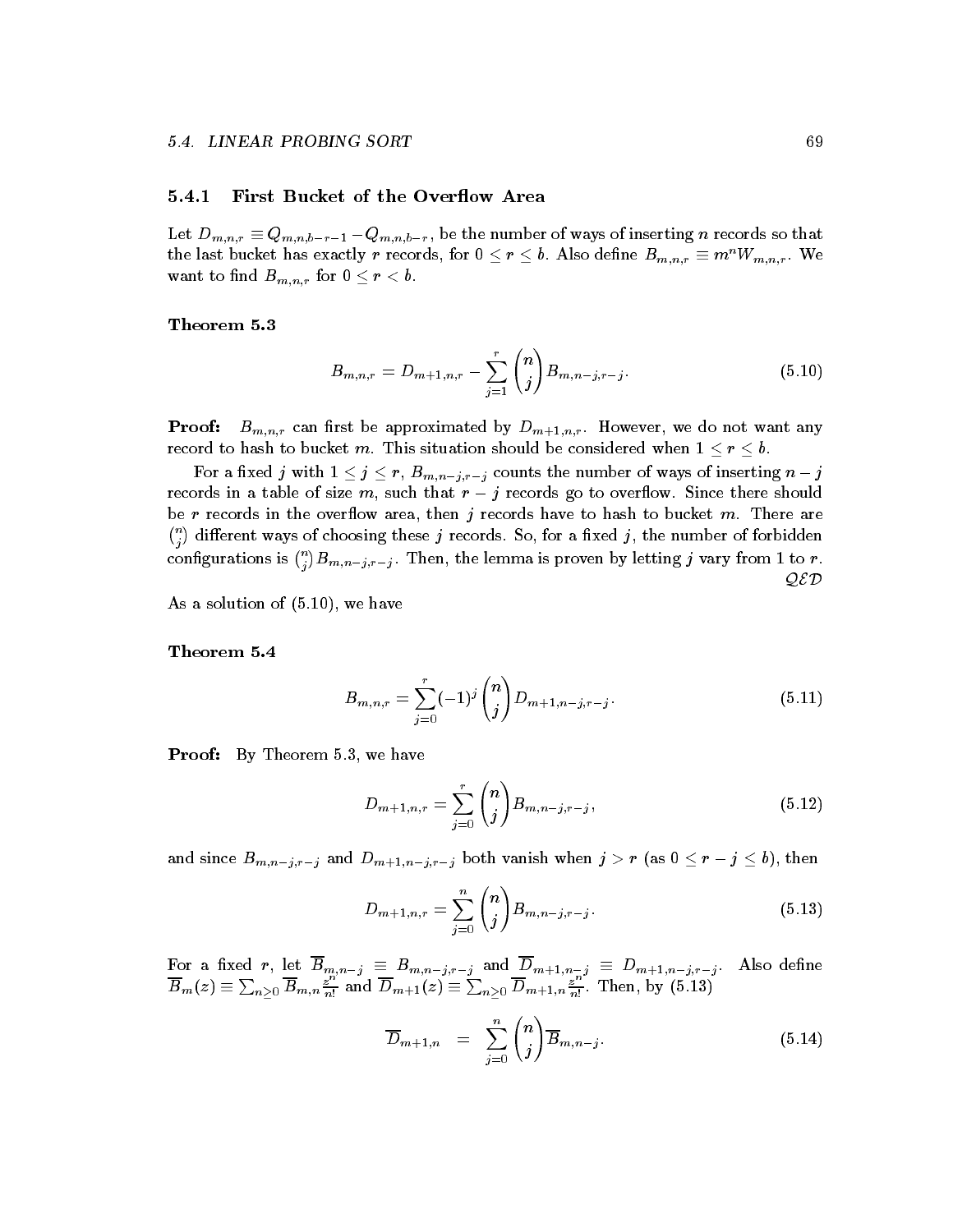### 5.4.1 First Bucket of the Overflow Area

Let $D_{m,n,r} \equiv Q_{m,n,b-r-1} - Q_{m,n,b-r}$, be the number of ways of inserting $n$ records so that the last bucket has exactly $r$ records, for $0 \leq r \leq b$. Also define $B_{m,n,r} \equiv m^n W_{m,n,r}$. We want to find $B_{m,n,r}$ for $0 \leq r < b$.

**Theorem 5.3**

$$B_{m,n,r} = D_{m+1,n,r} - \sum_{j=1}^{r} \binom{n}{j} B_{m,n-j,r-j}. \tag{5.10}$$

**Proof:** $B_{m,n,r}$ can first be approximated by $D_{m+1,n,r}$. However, we do not want any record to hash to bucket $m$. This situation should be considered when $1 \leq r \leq b$.

For a fixed $j$ with $1 \leq j \leq r$, $B_{m,n-j,r-j}$ counts the number of ways of inserting $n-j$ records in a table of size $m$, such that $r-j$ records go to overflow. Since there should be $r$ records in the overflow area, then $j$ records have to hash to bucket $m$. There are $\binom{n}{j}$ different ways of choosing these $j$ records. So, for a fixed $j$, the number of forbidden configurations is $\binom{n}{j} B_{m,n-j,r-j}$. Then, the lemma is proven by letting $j$ vary from 1 to $r$.

$\mathcal{QED}$

As a solution of (5.10), we have

**Theorem 5.4**

$$B_{m,n,r} = \sum_{j=0}^{r} (-1)^j \binom{n}{j} D_{m+1,n-j,r-j}. \tag{5.11}$$

**Proof:** By Theorem 5.3, we have

$$D_{m+1,n,r} = \sum_{j=0}^{r} \binom{n}{j} B_{m,n-j,r-j}, \tag{5.12}$$

and since $B_{m,n-j,r-j}$ and $D_{m+1,n-j,r-j}$ both vanish when $j > r$ (as $0 \leq r-j \leq b$), then

$$D_{m+1,n,r} = \sum_{j=0}^{n} \binom{n}{j} B_{m,n-j,r-j}. \tag{5.13}$$

For a fixed $r$, let $\overline{B}_{m,n-j} \equiv B_{m,n-j,r-j}$ and $\overline{D}_{m+1,n-j} \equiv D_{m+1,n-j,r-j}$. Also define $\overline{B}_m(z) \equiv \sum_{n \geq 0} \overline{B}_{m,n} \frac{z^n}{n!}$ and $\overline{D}_{m+1}(z) \equiv \sum_{n \geq 0} \overline{D}_{m+1,n} \frac{z^n}{n!}$. Then, by (5.13)

$$\overline{D}_{m+1,n} \quad = \quad \sum_{j=0}^{n} \binom{n}{j} \overline{B}_{m,n-j}. \tag{5.14}$$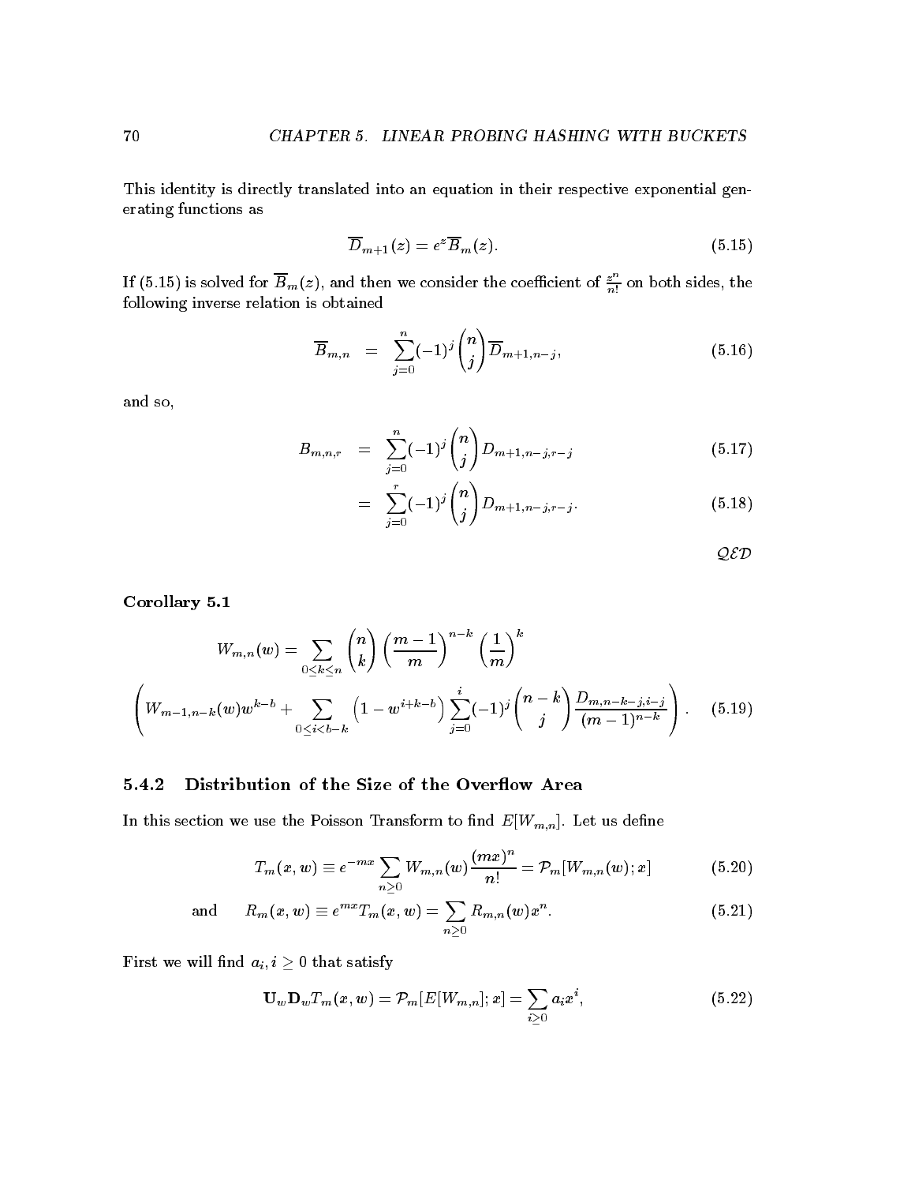This identity is directly translated into an equation in their respective exponential generating functions as

$$\overline{D}_{m+1}(z) = e^z \overline{B}_m(z). \tag{5.15}$$

If (5.15) is solved for $\overline{B}_m(z)$, and then we consider the coefficient of $\frac{z^n}{n!}$ on both sides, the following inverse relation is obtained

$$\overline{B}_{m,n} = \sum_{j=0}^{n} (-1)^j \binom{n}{j} \overline{D}_{m+1,n-j}, \tag{5.16}$$

and so,

$$\begin{aligned} B_{m,n,r} &= \sum_{j=0}^{n} (-1)^j \binom{n}{j} D_{m+1,n-j,r-j} & (5.17) \\ &= \sum_{j=0}^{r} (-1)^j \binom{n}{j} D_{m+1,n-j,r-j}. & (5.18) \end{aligned}$$

$\mathcal{QED}$

**Corollary 5.1**

$$W_{m,n}(w) = \sum_{0 \le k \le n} \binom{n}{k} \left(\frac{m-1}{m}\right)^{n-k} \left(\frac{1}{m}\right)^k$$

$$\left( W_{m-1,n-k}(w) w^{k-b} + \sum_{0 \le i < b-k} \left(1 - w^{i+k-b}\right) \sum_{j=0}^{i} (-1)^j \binom{n-k}{j} \frac{D_{m,n-k-j,i-j}}{(m-1)^{n-k}} \right). \tag{5.19}$$

### 5.4.2 Distribution of the Size of the Overflow Area

In this section we use the Poisson Transform to find $E[W_{m,n}]$. Let us define

$$T_m(x, w) \equiv e^{-mx} \sum_{n \ge 0} W_{m,n}(w) \frac{(mx)^n}{n!} = \mathcal{P}_m[W_{m,n}(w); x] \tag{5.20}$$

$$\text{and} \qquad R_m(x, w) \equiv e^{mx} T_m(x, w) = \sum_{n \ge 0} R_{m,n}(w) x^n. \tag{5.21}$$

First we will find $a_i, i \ge 0$ that satisfy

$$\mathbf{U}_w \mathbf{D}_w T_m(x, w) = \mathcal{P}_m[E[W_{m,n}]; x] = \sum_{i \ge 0} a_i x^i, \tag{5.22}$$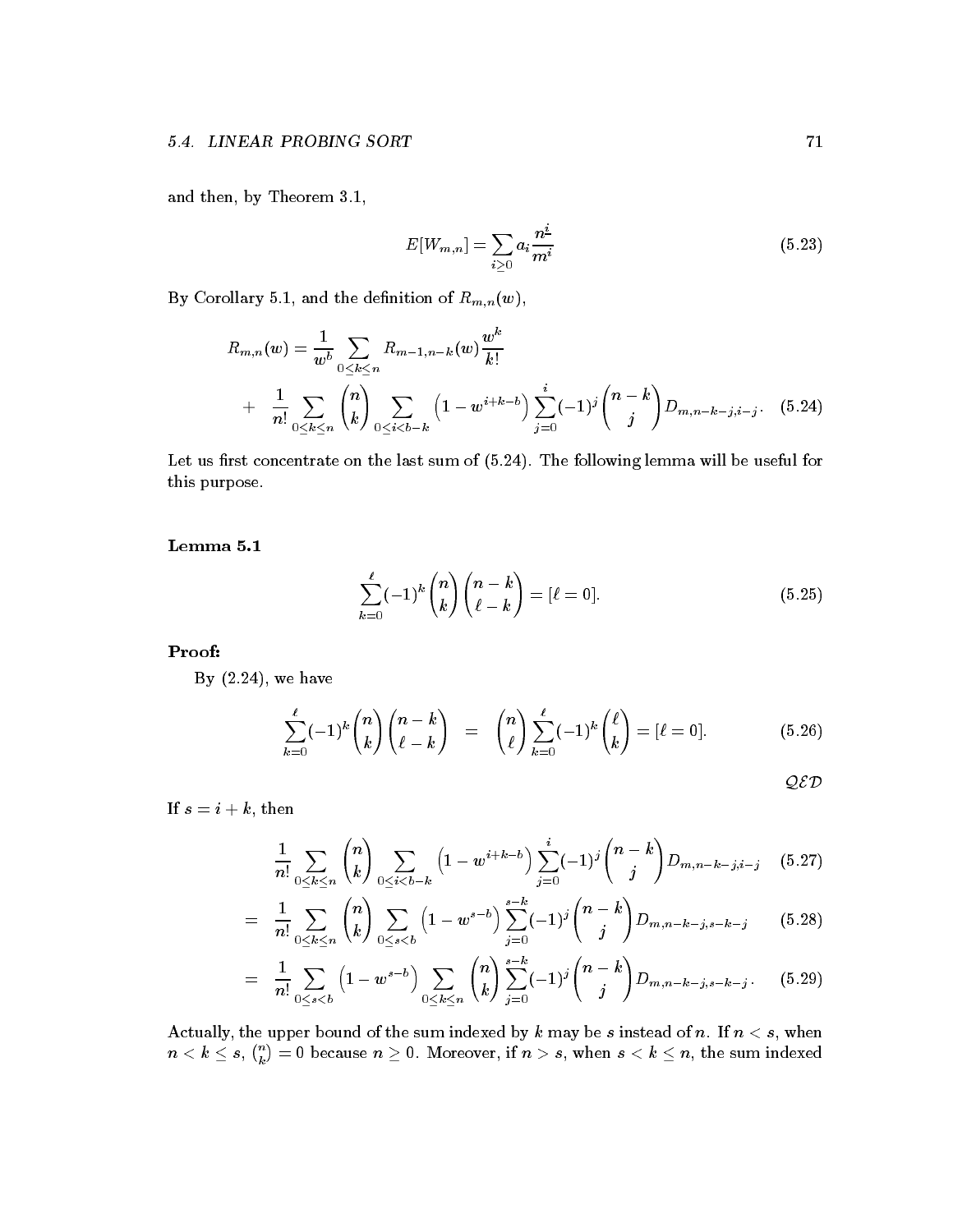and then, by Theorem 3.1,

$$E[W_{m,n}] = \sum_{i \geq 0} a_i \frac{n^{\underline{i}}}{m^i} \tag{5.23}$$

By Corollary 5.1, and the definition of $R_{m,n}(w)$,

$$\begin{aligned} R_{m,n}(w) &= \frac{1}{w^b} \sum_{0 \leq k \leq n} R_{m-1,n-k}(w) \frac{w^k}{k!} \\ &+ \frac{1}{n!} \sum_{0 \leq k \leq n} \binom{n}{k} \sum_{0 \leq i < b-k} \left(1 - w^{i+k-b}\right) \sum_{j=0}^{i} (-1)^j \binom{n-k}{j} D_{m,n-k-j,i-j}. \end{aligned} \tag{5.24}$$

Let us first concentrate on the last sum of (5.24). The following lemma will be useful for this purpose.

**Lemma 5.1**

$$\sum_{k=0}^{\ell} (-1)^k \binom{n}{k} \binom{n-k}{\ell-k} = [\ell = 0]. \tag{5.25}$$

**Proof:**

By (2.24), we have

$$\sum_{k=0}^{\ell} (-1)^k \binom{n}{k} \binom{n-k}{\ell-k} \quad = \quad \binom{n}{\ell} \sum_{k=0}^{\ell} (-1)^k \binom{\ell}{k} = [\ell = 0]. \tag{5.26}$$

$\mathcal{QED}$

If $s = i + k$, then

$$\begin{aligned} & \frac{1}{n!} \sum_{0 \leq k \leq n} \binom{n}{k} \sum_{0 \leq i < b-k} \left(1 - w^{i+k-b}\right) \sum_{j=0}^{i} (-1)^j \binom{n-k}{j} D_{m,n-k-j,i-j} && (5.27) \\ = \; & \frac{1}{n!} \sum_{0 \leq k \leq n} \binom{n}{k} \sum_{0 \leq s < b} \left(1 - w^{s-b}\right) \sum_{j=0}^{s-k} (-1)^j \binom{n-k}{j} D_{m,n-k-j,s-k-j} && (5.28) \\ = \; & \frac{1}{n!} \sum_{0 \leq s < b} \left(1 - w^{s-b}\right) \sum_{0 \leq k \leq n} \binom{n}{k} \sum_{j=0}^{s-k} (-1)^j \binom{n-k}{j} D_{m,n-k-j,s-k-j}. && (5.29) \end{aligned}$$

Actually, the upper bound of the sum indexed by $k$ may be $s$ instead of $n$. If $n < s$, when $n < k \leq s$, $\binom{n}{k} = 0$ because $n \geq 0$. Moreover, if $n > s$, when $s < k \leq n$, the sum indexed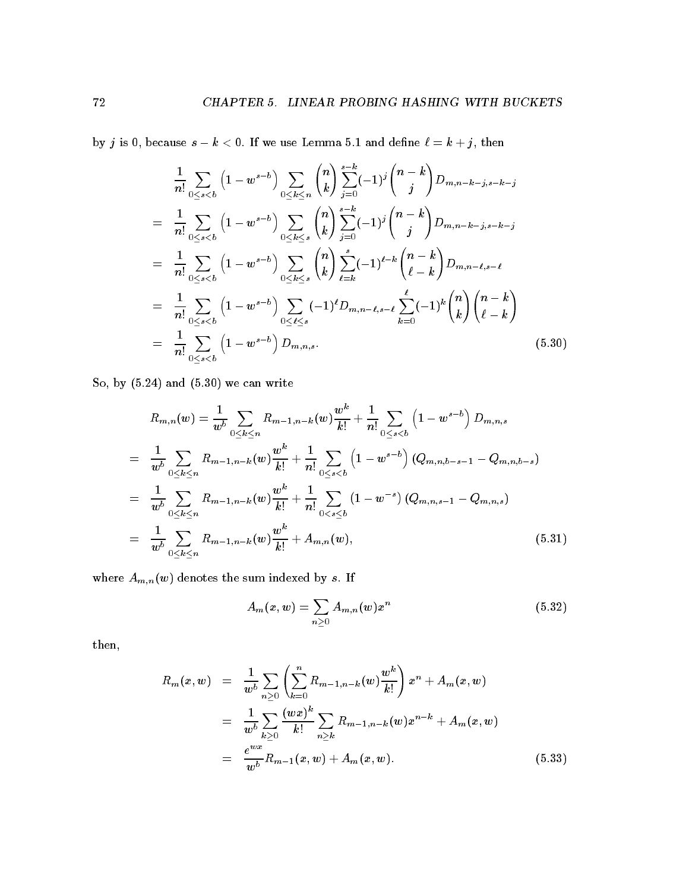by $j$ is 0, because $s-k<0$. If we use Lemma 5.1 and define $\ell = k+j$, then

$$
\begin{aligned}
& \frac{1}{n!}\sum_{0\le s<b}\left(1-w^{s-b}\right)\sum_{0\le k\le n}\binom{n}{k}\sum_{j=0}^{s-k}(-1)^j\binom{n-k}{j}D_{m,n-k-j,s-k-j} \\
= \; & \frac{1}{n!}\sum_{0\le s<b}\left(1-w^{s-b}\right)\sum_{0\le k\le s}\binom{n}{k}\sum_{j=0}^{s-k}(-1)^j\binom{n-k}{j}D_{m,n-k-j,s-k-j} \\
= \; & \frac{1}{n!}\sum_{0\le s<b}\left(1-w^{s-b}\right)\sum_{0\le k\le s}\binom{n}{k}\sum_{\ell=k}^{s}(-1)^{\ell-k}\binom{n-k}{\ell-k}D_{m,n-\ell,s-\ell} \\
= \; & \frac{1}{n!}\sum_{0\le s<b}\left(1-w^{s-b}\right)\sum_{0\le \ell\le s}(-1)^{\ell}D_{m,n-\ell,s-\ell}\sum_{k=0}^{\ell}(-1)^k\binom{n}{k}\binom{n-k}{\ell-k} \\
= \; & \frac{1}{n!}\sum_{0\le s<b}\left(1-w^{s-b}\right)D_{m,n,s}. \qquad (5.30)
\end{aligned}
$$

So, by (5.24) and (5.30) we can write

$$
\begin{aligned}
& R_{m,n}(w) = \frac{1}{w^b}\sum_{0\le k\le n}R_{m-1,n-k}(w)\frac{w^k}{k!} + \frac{1}{n!}\sum_{0\le s<b}\left(1-w^{s-b}\right)D_{m,n,s} \\
= \; & \frac{1}{w^b}\sum_{0\le k\le n}R_{m-1,n-k}(w)\frac{w^k}{k!} + \frac{1}{n!}\sum_{0\le s<b}\left(1-w^{s-b}\right)\left(Q_{m,n,b-s-1}-Q_{m,n,b-s}\right) \\
= \; & \frac{1}{w^b}\sum_{0\le k\le n}R_{m-1,n-k}(w)\frac{w^k}{k!} + \frac{1}{n!}\sum_{0< s\le b}\left(1-w^{-s}\right)\left(Q_{m,n,s-1}-Q_{m,n,s}\right) \\
= \; & \frac{1}{w^b}\sum_{0\le k\le n}R_{m-1,n-k}(w)\frac{w^k}{k!} + A_{m,n}(w), \qquad (5.31)
\end{aligned}
$$

where $A_{m,n}(w)$ denotes the sum indexed by $s$. If

$$
A_m(x,w) = \sum_{n\ge 0}A_{m,n}(w)x^n \qquad (5.32)
$$

then,

$$
\begin{aligned}
R_m(x,w) &= \frac{1}{w^b}\sum_{n\ge 0}\left(\sum_{k=0}^{n}R_{m-1,n-k}(w)\frac{w^k}{k!}\right)x^n + A_m(x,w) \\
&= \frac{1}{w^b}\sum_{k\ge 0}\frac{(wx)^k}{k!}\sum_{n\ge k}R_{m-1,n-k}(w)x^{n-k} + A_m(x,w) \\
&= \frac{e^{wx}}{w^b}R_{m-1}(x,w) + A_m(x,w). \qquad (5.33)
\end{aligned}
$$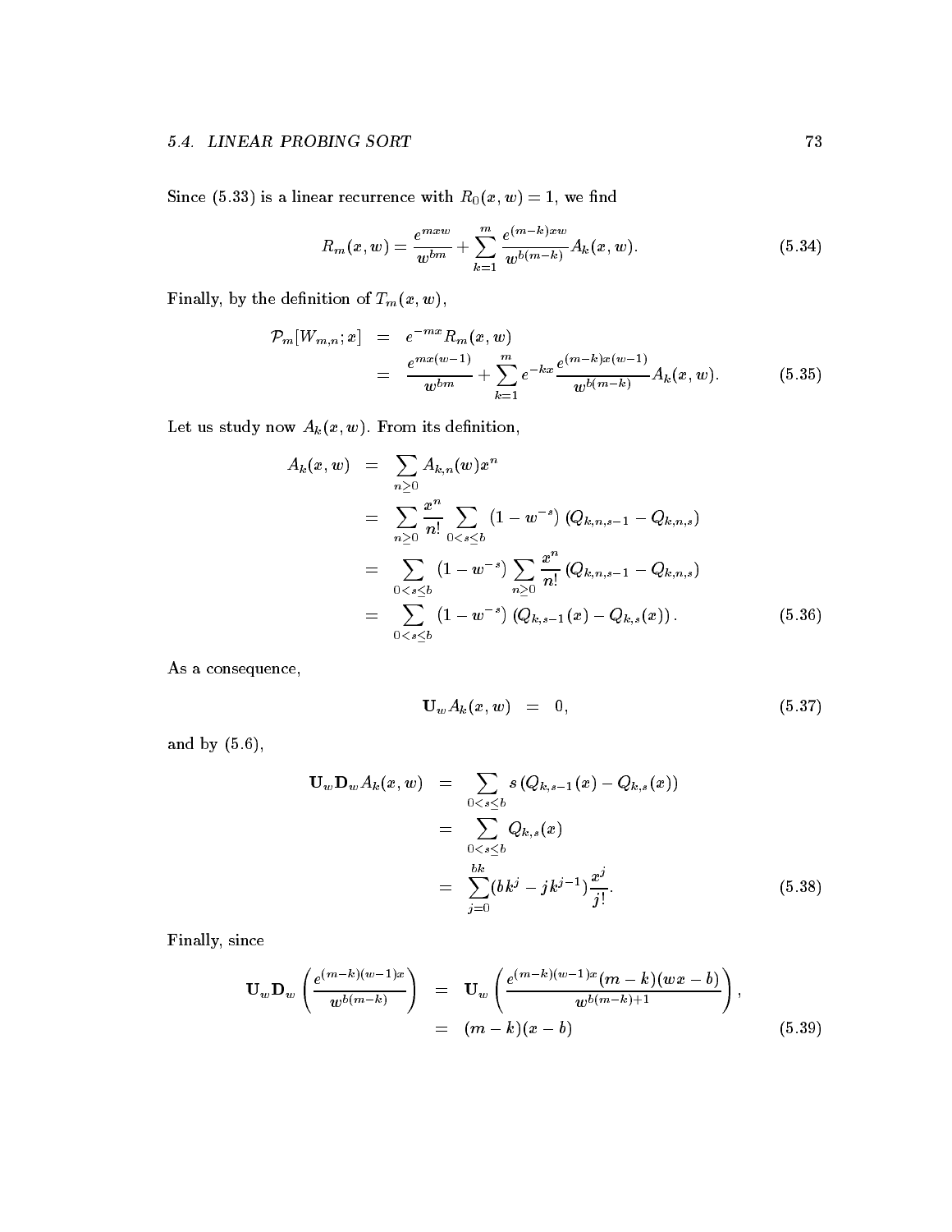Since (5.33) is a linear recurrence with $R_0(x,w) = 1$, we find

$$R_m(x,w) = \frac{e^{mxw}}{w^{bm}} + \sum_{k=1}^{m} \frac{e^{(m-k)xw}}{w^{b(m-k)}} A_k(x,w). \tag{5.34}$$

Finally, by the definition of $T_m(x,w)$,

$$\begin{aligned}
\mathcal{P}_m[W_{m,n}; x] &= e^{-mx} R_m(x,w) \\
&= \frac{e^{mx(w-1)}}{w^{bm}} + \sum_{k=1}^{m} e^{-kx} \frac{e^{(m-k)x(w-1)}}{w^{b(m-k)}} A_k(x,w).
\end{aligned} \tag{5.35}$$

Let us study now $A_k(x,w)$. From its definition,

$$\begin{aligned}
A_k(x,w) &= \sum_{n \geq 0} A_{k,n}(w) x^n \\
&= \sum_{n \geq 0} \frac{x^n}{n!} \sum_{0 < s \leq b} \left(1 - w^{-s}\right) \left(Q_{k,n,s-1} - Q_{k,n,s}\right) \\
&= \sum_{0 < s \leq b} \left(1 - w^{-s}\right) \sum_{n \geq 0} \frac{x^n}{n!} \left(Q_{k,n,s-1} - Q_{k,n,s}\right) \\
&= \sum_{0 < s \leq b} \left(1 - w^{-s}\right) \left(Q_{k,s-1}(x) - Q_{k,s}(x)\right).
\end{aligned} \tag{5.36}$$

As a consequence,

$$\mathbf{U}_w A_k(x,w) = 0, \tag{5.37}$$

and by (5.6),

$$\begin{aligned}
\mathbf{U}_w \mathbf{D}_w A_k(x,w) &= \sum_{0 < s \leq b} s \left(Q_{k,s-1}(x) - Q_{k,s}(x)\right) \\
&= \sum_{0 < s \leq b} Q_{k,s}(x) \\
&= \sum_{j=0}^{bk} (bk^j - jk^{j-1}) \frac{x^j}{j!}.
\end{aligned} \tag{5.38}$$

Finally, since

$$\begin{aligned}
\mathbf{U}_w \mathbf{D}_w \left( \frac{e^{(m-k)(w-1)x}}{w^{b(m-k)}} \right) &= \mathbf{U}_w \left( \frac{e^{(m-k)(w-1)x}(m-k)(wx-b)}{w^{b(m-k)+1}} \right), \\
&= (m-k)(x-b)
\end{aligned} \tag{5.39}$$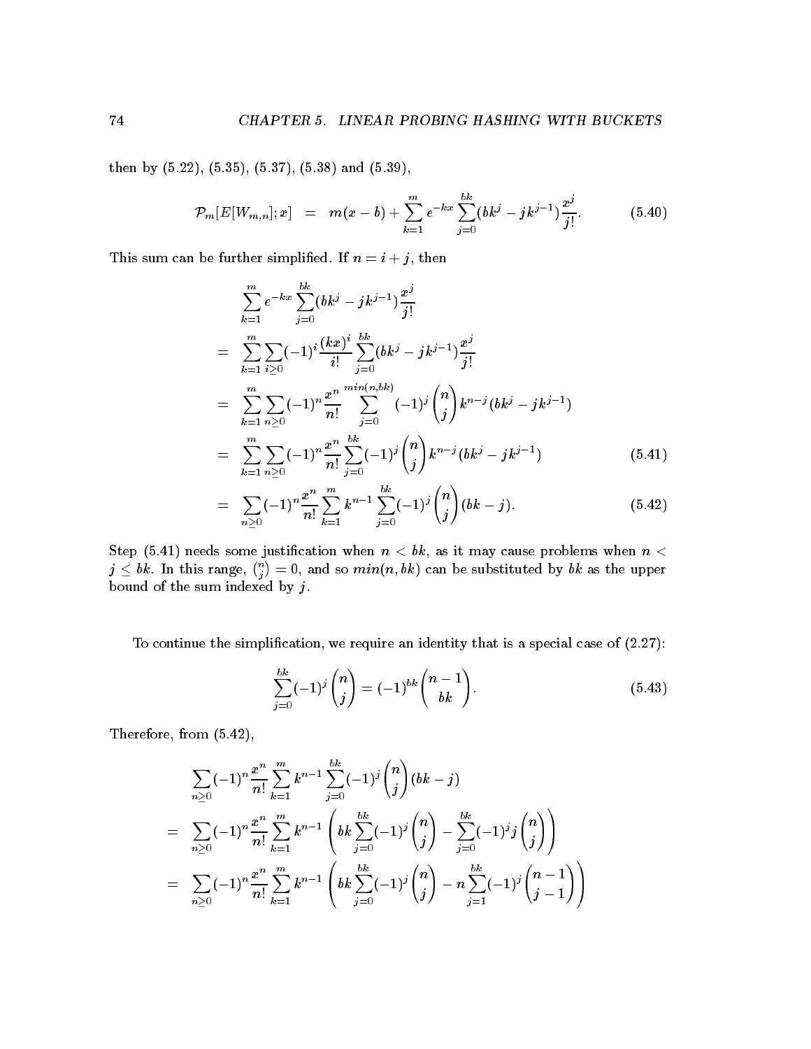then by (5.22), (5.35), (5.37), (5.38) and (5.39),

$$\mathcal{P}_m[E[W_{m,n}];x] \;=\; m(x-b) + \sum_{k=1}^{m} e^{-kx} \sum_{j=0}^{bk} (bk^j - jk^{j-1}) \frac{x^j}{j!}. \tag{5.40}$$

This sum can be further simplified. If $n = i + j$, then

$$\begin{aligned}
& \sum_{k=1}^{m} e^{-kx} \sum_{j=0}^{bk} (bk^j - jk^{j-1}) \frac{x^j}{j!} \\
=\; & \sum_{k=1}^{m} \sum_{i \geq 0} (-1)^i \frac{(kx)^i}{i!} \sum_{j=0}^{bk} (bk^j - jk^{j-1}) \frac{x^j}{j!} \\
=\; & \sum_{k=1}^{m} \sum_{n \geq 0} (-1)^n \frac{x^n}{n!} \sum_{j=0}^{min(n,bk)} (-1)^j \binom{n}{j} k^{n-j} (bk^j - jk^{j-1}) \\
=\; & \sum_{k=1}^{m} \sum_{n \geq 0} (-1)^n \frac{x^n}{n!} \sum_{j=0}^{bk} (-1)^j \binom{n}{j} k^{n-j} (bk^j - jk^{j-1}) \qquad (5.41) \\
=\; & \sum_{n \geq 0} (-1)^n \frac{x^n}{n!} \sum_{k=1}^{m} k^{n-1} \sum_{j=0}^{bk} (-1)^j \binom{n}{j} (bk - j). \qquad (5.42)
\end{aligned}$$

Step (5.41) needs some justification when $n < bk$, as it may cause problems when $n < j \leq bk$. In this range, $\binom{n}{j} = 0$, and so $min(n, bk)$ can be substituted by $bk$ as the upper bound of the sum indexed by $j$.

To continue the simplification, we require an identity that is a special case of (2.27):

$$\sum_{j=0}^{bk} (-1)^j \binom{n}{j} = (-1)^{bk} \binom{n-1}{bk}. \tag{5.43}$$

Therefore, from (5.42),

$$\begin{aligned}
& \sum_{n \geq 0} (-1)^n \frac{x^n}{n!} \sum_{k=1}^{m} k^{n-1} \sum_{j=0}^{bk} (-1)^j \binom{n}{j} (bk - j) \\
=\; & \sum_{n \geq 0} (-1)^n \frac{x^n}{n!} \sum_{k=1}^{m} k^{n-1} \left( bk \sum_{j=0}^{bk} (-1)^j \binom{n}{j} - \sum_{j=0}^{bk} (-1)^j j \binom{n}{j} \right) \\
=\; & \sum_{n \geq 0} (-1)^n \frac{x^n}{n!} \sum_{k=1}^{m} k^{n-1} \left( bk \sum_{j=0}^{bk} (-1)^j \binom{n}{j} - n \sum_{j=1}^{bk} (-1)^j \binom{n-1}{j-1} \right)
\end{aligned}$$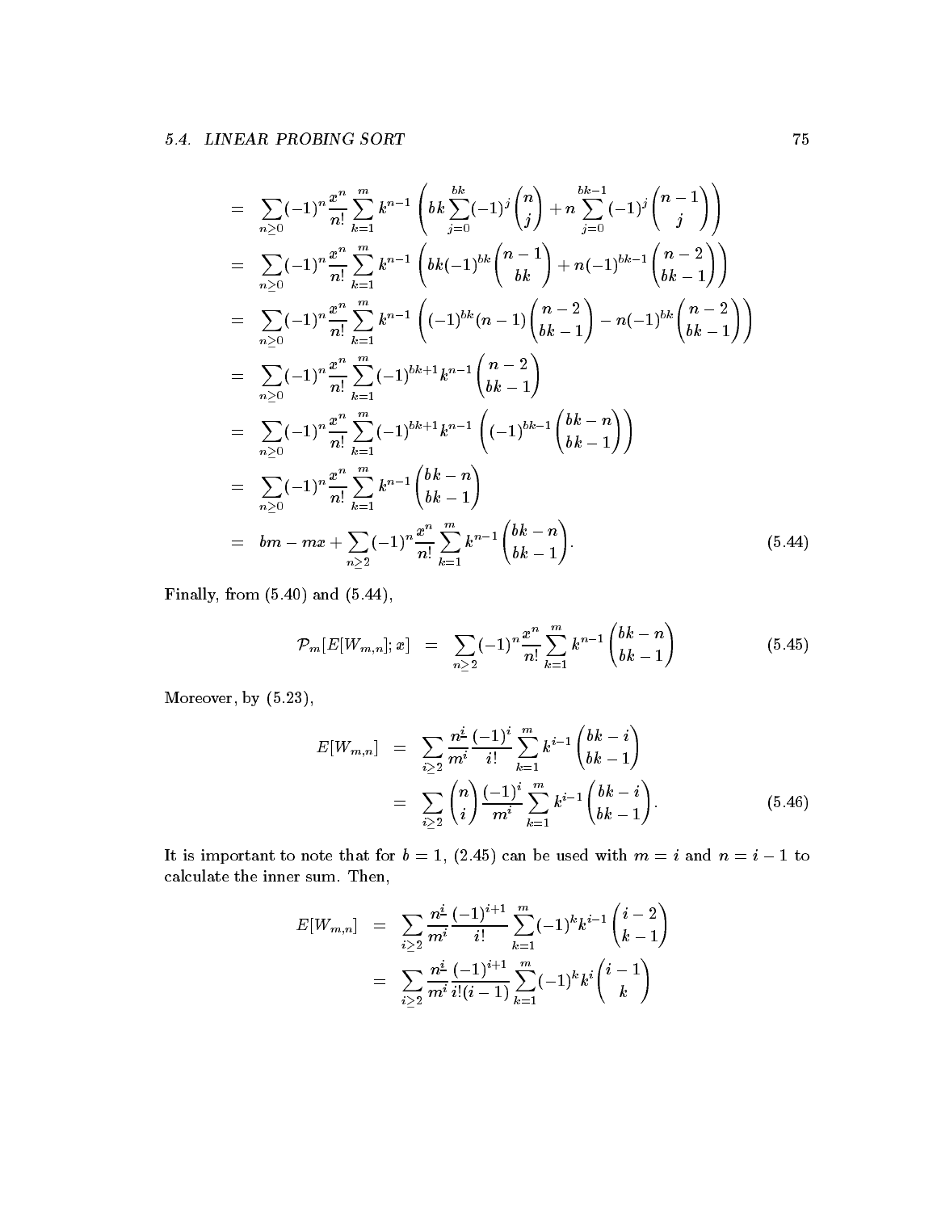$$
\begin{aligned}
&= \sum_{n\geq 0}(-1)^n \frac{x^n}{n!}\sum_{k=1}^{m} k^{n-1}\left(bk\sum_{j=0}^{bk}(-1)^j\binom{n}{j} + n\sum_{j=0}^{bk-1}(-1)^j\binom{n-1}{j}\right) \\
&= \sum_{n\geq 0}(-1)^n \frac{x^n}{n!}\sum_{k=1}^{m} k^{n-1}\left(bk(-1)^{bk}\binom{n-1}{bk} + n(-1)^{bk-1}\binom{n-2}{bk-1}\right) \\
&= \sum_{n\geq 0}(-1)^n \frac{x^n}{n!}\sum_{k=1}^{m} k^{n-1}\left((-1)^{bk}(n-1)\binom{n-2}{bk-1} - n(-1)^{bk}\binom{n-2}{bk-1}\right) \\
&= \sum_{n\geq 0}(-1)^n \frac{x^n}{n!}\sum_{k=1}^{m} (-1)^{bk+1}k^{n-1}\binom{n-2}{bk-1} \\
&= \sum_{n\geq 0}(-1)^n \frac{x^n}{n!}\sum_{k=1}^{m} (-1)^{bk+1}k^{n-1}\left((-1)^{bk-1}\binom{bk-n}{bk-1}\right) \\
&= \sum_{n\geq 0}(-1)^n \frac{x^n}{n!}\sum_{k=1}^{m} k^{n-1}\binom{bk-n}{bk-1} \\
&= bm - mx + \sum_{n\geq 2}(-1)^n \frac{x^n}{n!}\sum_{k=1}^{m} k^{n-1}\binom{bk-n}{bk-1}. \qquad (5.44)
\end{aligned}
$$

Finally, from (5.40) and (5.44),

$$
\mathcal{P}_m[E[W_{m,n}];x] = \sum_{n\geq 2}(-1)^n \frac{x^n}{n!}\sum_{k=1}^{m} k^{n-1}\binom{bk-n}{bk-1} \qquad (5.45)
$$

Moreover, by (5.23),

$$
\begin{aligned}
E[W_{m,n}] &= \sum_{i\geq 2}\frac{n^{\underline{i}}}{m^i}\frac{(-1)^i}{i!}\sum_{k=1}^{m}k^{i-1}\binom{bk-i}{bk-1} \\
&= \sum_{i\geq 2}\binom{n}{i}\frac{(-1)^i}{m^i}\sum_{k=1}^{m}k^{i-1}\binom{bk-i}{bk-1}. \qquad (5.46)
\end{aligned}
$$

It is important to note that for $b = 1$, (2.45) can be used with $m = i$ and $n = i - 1$ to calculate the inner sum. Then,

$$
\begin{aligned}
E[W_{m,n}] &= \sum_{i\geq 2}\frac{n^{\underline{i}}}{m^i}\frac{(-1)^{i+1}}{i!}\sum_{k=1}^{m}(-1)^k k^{i-1}\binom{i-2}{k-1} \\
&= \sum_{i\geq 2}\frac{n^{\underline{i}}}{m^i}\frac{(-1)^{i+1}}{i!(i-1)}\sum_{k=1}^{m}(-1)^k k^{i}\binom{i-1}{k}
\end{aligned}
$$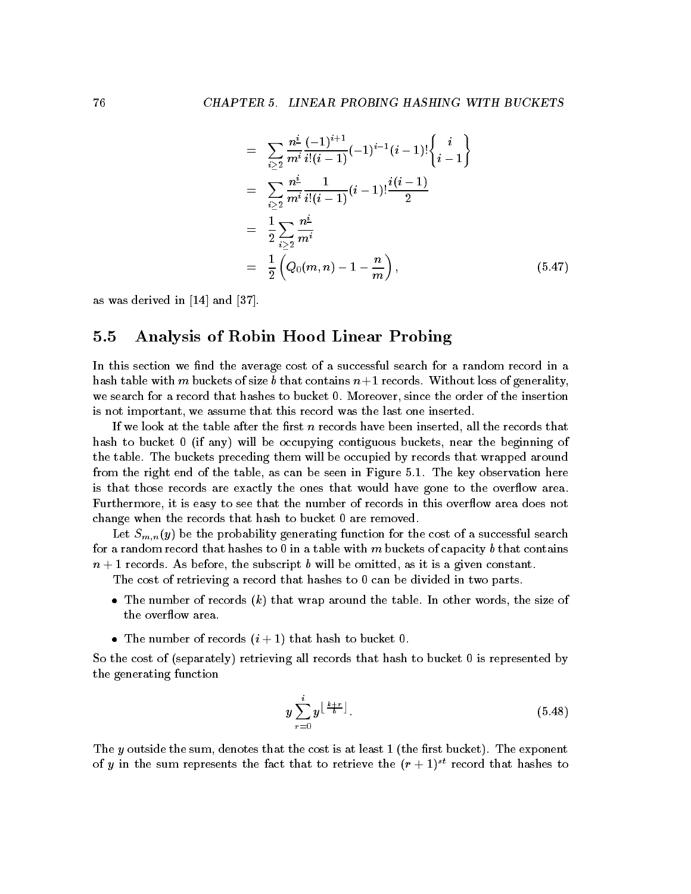$$
\begin{aligned}
&= \sum_{i \geq 2} \frac{n^{\underline{i}}}{m^i} \frac{(-1)^{i+1}}{i!(i-1)} (-1)^{i-1} (i-1)! \left\{ \begin{matrix} i \\ i-1 \end{matrix} \right\} \\
&= \sum_{i \geq 2} \frac{n^{\underline{i}}}{m^i} \frac{1}{i!(i-1)} (i-1)! \frac{i(i-1)}{2} \\
&= \frac{1}{2} \sum_{i \geq 2} \frac{n^{\underline{i}}}{m^i} \\
&= \frac{1}{2} \left( Q_0(m,n) - 1 - \frac{n}{m} \right), \qquad (5.47)
\end{aligned}
$$

as was derived in [14] and [37].

## 5.5 Analysis of Robin Hood Linear Probing

In this section we find the average cost of a successful search for a random record in a hash table with $m$ buckets of size $b$ that contains $n+1$ records. Without loss of generality, we search for a record that hashes to bucket 0. Moreover, since the order of the insertion is not important, we assume that this record was the last one inserted.

If we look at the table after the first $n$ records have been inserted, all the records that hash to bucket 0 (if any) will be occupying contiguous buckets, near the beginning of the table. The buckets preceding them will be occupied by records that wrapped around from the right end of the table, as can be seen in Figure 5.1. The key observation here is that those records are exactly the ones that would have gone to the overflow area. Furthermore, it is easy to see that the number of records in this overflow area does not change when the records that hash to bucket 0 are removed.

Let $S_{m,n}(y)$ be the probability generating function for the cost of a successful search for a random record that hashes to 0 in a table with $m$ buckets of capacity $b$ that contains $n+1$ records. As before, the subscript $b$ will be omitted, as it is a given constant.

The cost of retrieving a record that hashes to 0 can be divided in two parts.

- The number of records ($k$) that wrap around the table. In other words, the size of the overflow area.
- The number of records ($i+1$) that hash to bucket 0.

So the cost of (separately) retrieving all records that hash to bucket 0 is represented by the generating function

$$
y \sum_{r=0}^{i} y^{\left\lfloor \frac{k+r}{b} \right\rfloor}. \qquad (5.48)
$$

The $y$ outside the sum, denotes that the cost is at least 1 (the first bucket). The exponent of $y$ in the sum represents the fact that to retrieve the $(r+1)^{st}$ record that hashes to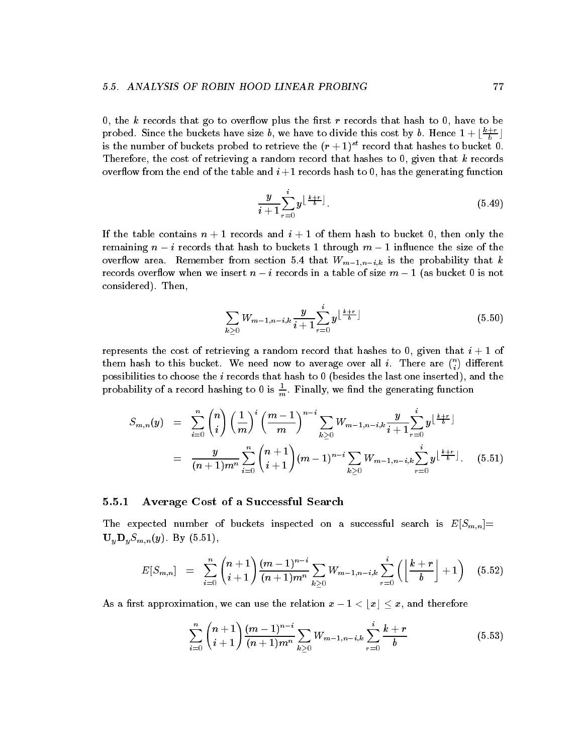0, the $k$ records that go to overflow plus the first $r$ records that hash to 0, have to be probed. Since the buckets have size $b$, we have to divide this cost by $b$. Hence $1 + \lfloor \frac{k+r}{b} \rfloor$ is the number of buckets probed to retrieve the $(r+1)^{st}$ record that hashes to bucket 0. Therefore, the cost of retrieving a random record that hashes to 0, given that $k$ records overflow from the end of the table and $i+1$ records hash to 0, has the generating function

$$\frac{y}{i+1} \sum_{r=0}^{i} y^{\lfloor \frac{k+r}{b} \rfloor}. \tag{5.49}$$

If the table contains $n+1$ records and $i+1$ of them hash to bucket 0, then only the remaining $n-i$ records that hash to buckets 1 through $m-1$ influence the size of the overflow area. Remember from section 5.4 that $W_{m-1,n-i,k}$ is the probability that $k$ records overflow when we insert $n-i$ records in a table of size $m-1$ (as bucket 0 is not considered). Then,

$$\sum_{k \geq 0} W_{m-1,n-i,k} \frac{y}{i+1} \sum_{r=0}^{i} y^{\lfloor \frac{k+r}{b} \rfloor} \tag{5.50}$$

represents the cost of retrieving a random record that hashes to 0, given that $i+1$ of them hash to this bucket. We need now to average over all $i$. There are $\binom{n}{i}$ different possibilities to choose the $i$ records that hash to 0 (besides the last one inserted), and the probability of a record hashing to 0 is $\frac{1}{m}$. Finally, we find the generating function

$$\begin{aligned} S_{m,n}(y) &= \sum_{i=0}^{n} \binom{n}{i} \left(\frac{1}{m}\right)^{i} \left(\frac{m-1}{m}\right)^{n-i} \sum_{k \geq 0} W_{m-1,n-i,k} \frac{y}{i+1} \sum_{r=0}^{i} y^{\lfloor \frac{k+r}{b} \rfloor} \\ &= \frac{y}{(n+1)m^n} \sum_{i=0}^{n} \binom{n+1}{i+1} (m-1)^{n-i} \sum_{k \geq 0} W_{m-1,n-i,k} \sum_{r=0}^{i} y^{\lfloor \frac{k+r}{b} \rfloor}. \end{aligned} \tag{5.51}$$

### 5.5.1 Average Cost of a Successful Search

The expected number of buckets inspected on a successful search is $E[S_{m,n}] = \mathbf{U}_y \mathbf{D}_y S_{m,n}(y)$. By (5.51),

$$E[S_{m,n}] = \sum_{i=0}^{n} \binom{n+1}{i+1} \frac{(m-1)^{n-i}}{(n+1)m^n} \sum_{k \geq 0} W_{m-1,n-i,k} \sum_{r=0}^{i} \left( \left\lfloor \frac{k+r}{b} \right\rfloor + 1 \right) \tag{5.52}$$

As a first approximation, we can use the relation $x - 1 < \lfloor x \rfloor \leq x$, and therefore

$$\sum_{i=0}^{n} \binom{n+1}{i+1} \frac{(m-1)^{n-i}}{(n+1)m^n} \sum_{k \geq 0} W_{m-1,n-i,k} \sum_{r=0}^{i} \frac{k+r}{b} \tag{5.53}$$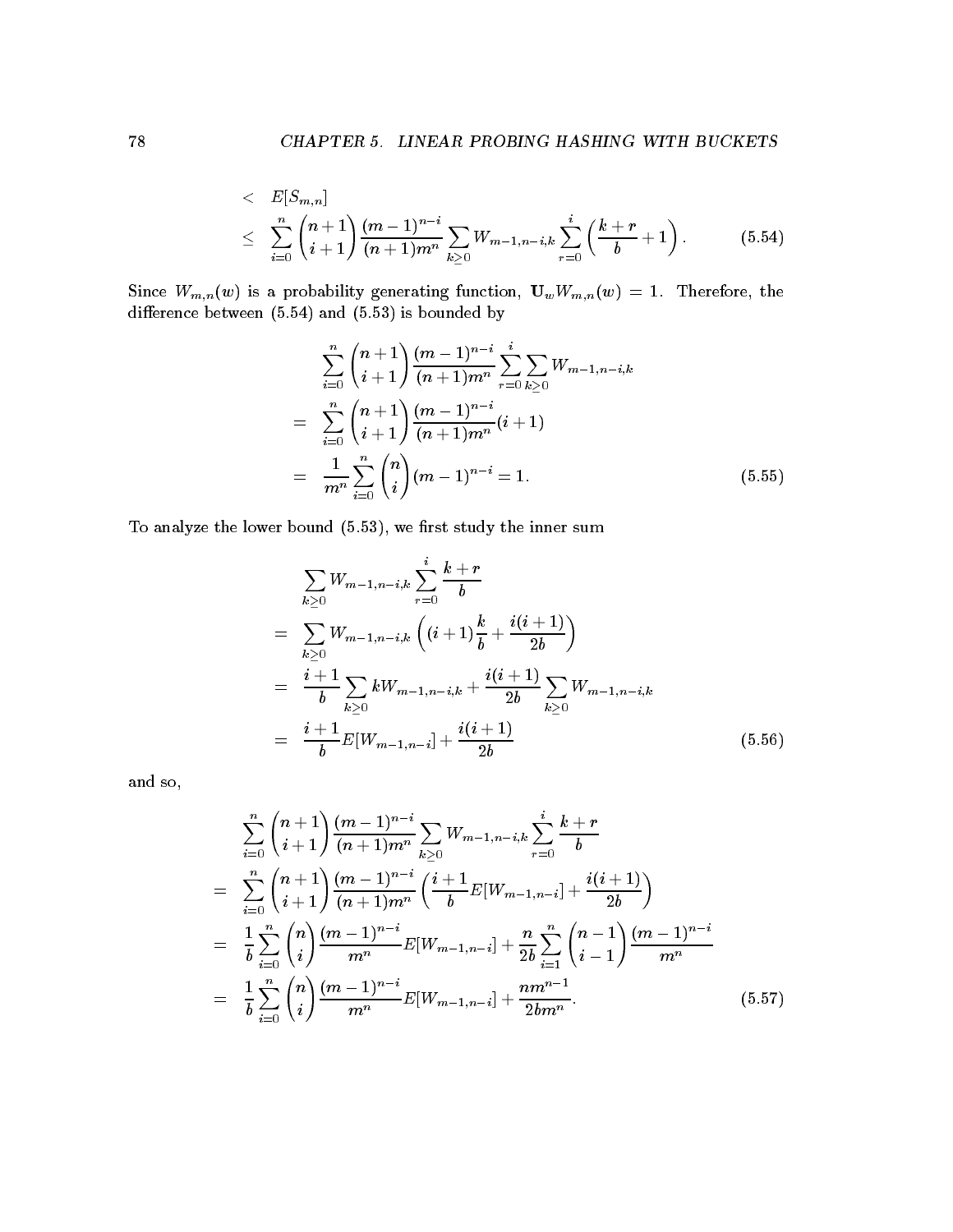$$
\begin{aligned}
&< \quad E[S_{m,n}] \\
&\leq \quad \sum_{i=0}^{n} \binom{n+1}{i+1} \frac{(m-1)^{n-i}}{(n+1)m^n} \sum_{k \geq 0} W_{m-1,n-i,k} \sum_{r=0}^{i} \left( \frac{k+r}{b} + 1 \right). \qquad (5.54)
\end{aligned}
$$

Since $W_{m,n}(w)$ is a probability generating function, $\mathbf{U}_w W_{m,n}(w) = 1$. Therefore, the difference between (5.54) and (5.53) is bounded by

$$
\begin{aligned}
& \sum_{i=0}^{n} \binom{n+1}{i+1} \frac{(m-1)^{n-i}}{(n+1)m^n} \sum_{r=0}^{i} \sum_{k \geq 0} W_{m-1,n-i,k} \\
= \quad & \sum_{i=0}^{n} \binom{n+1}{i+1} \frac{(m-1)^{n-i}}{(n+1)m^n} (i+1) \\
= \quad & \frac{1}{m^n} \sum_{i=0}^{n} \binom{n}{i} (m-1)^{n-i} = 1. \qquad (5.55)
\end{aligned}
$$

To analyze the lower bound (5.53), we first study the inner sum

$$
\begin{aligned}
& \sum_{k \geq 0} W_{m-1,n-i,k} \sum_{r=0}^{i} \frac{k+r}{b} \\
= \quad & \sum_{k \geq 0} W_{m-1,n-i,k} \left( (i+1)\frac{k}{b} + \frac{i(i+1)}{2b} \right) \\
= \quad & \frac{i+1}{b} \sum_{k \geq 0} k W_{m-1,n-i,k} + \frac{i(i+1)}{2b} \sum_{k \geq 0} W_{m-1,n-i,k} \\
= \quad & \frac{i+1}{b} E[W_{m-1,n-i}] + \frac{i(i+1)}{2b} \qquad (5.56)
\end{aligned}
$$

and so,

$$
\begin{aligned}
& \sum_{i=0}^{n} \binom{n+1}{i+1} \frac{(m-1)^{n-i}}{(n+1)m^n} \sum_{k \geq 0} W_{m-1,n-i,k} \sum_{r=0}^{i} \frac{k+r}{b} \\
= \quad & \sum_{i=0}^{n} \binom{n+1}{i+1} \frac{(m-1)^{n-i}}{(n+1)m^n} \left( \frac{i+1}{b} E[W_{m-1,n-i}] + \frac{i(i+1)}{2b} \right) \\
= \quad & \frac{1}{b} \sum_{i=0}^{n} \binom{n}{i} \frac{(m-1)^{n-i}}{m^n} E[W_{m-1,n-i}] + \frac{n}{2b} \sum_{i=1}^{n} \binom{n-1}{i-1} \frac{(m-1)^{n-i}}{m^n} \\
= \quad & \frac{1}{b} \sum_{i=0}^{n} \binom{n}{i} \frac{(m-1)^{n-i}}{m^n} E[W_{m-1,n-i}] + \frac{nm^{n-1}}{2bm^n}. \qquad (5.57)
\end{aligned}
$$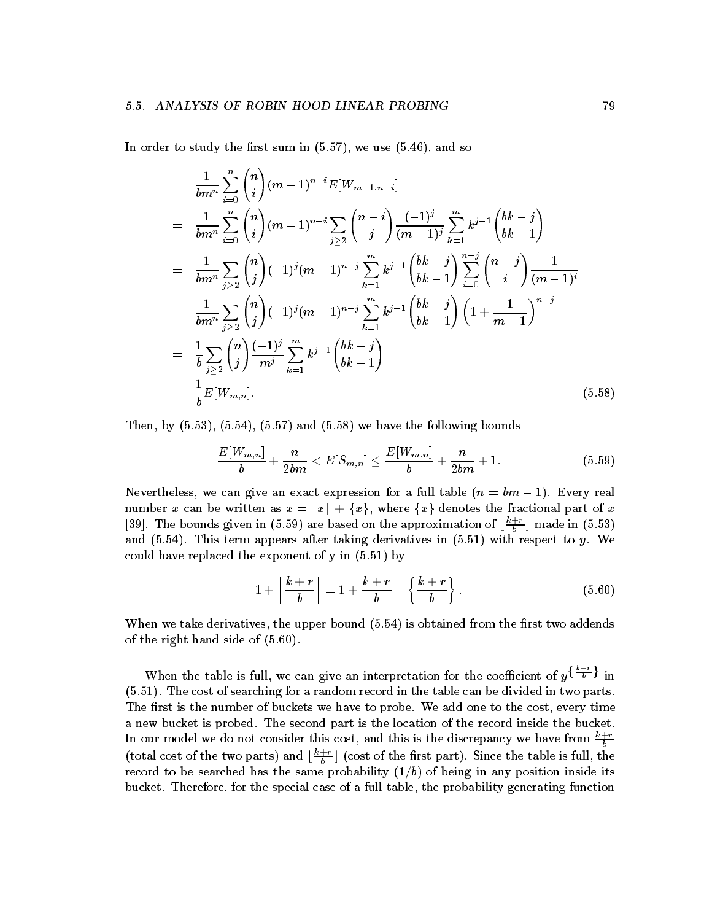In order to study the first sum in (5.57), we use (5.46), and so

$$
\begin{aligned}
& \frac{1}{bm^n}\sum_{i=0}^{n}\binom{n}{i}(m-1)^{n-i}E[W_{m-1,n-i}] \\
= \; & \frac{1}{bm^n}\sum_{i=0}^{n}\binom{n}{i}(m-1)^{n-i}\sum_{j\geq 2}\binom{n-i}{j}\frac{(-1)^j}{(m-1)^j}\sum_{k=1}^{m}k^{j-1}\binom{bk-j}{bk-1} \\
= \; & \frac{1}{bm^n}\sum_{j\geq 2}\binom{n}{j}(-1)^j(m-1)^{n-j}\sum_{k=1}^{m}k^{j-1}\binom{bk-j}{bk-1}\sum_{i=0}^{n-j}\binom{n-j}{i}\frac{1}{(m-1)^i} \\
= \; & \frac{1}{bm^n}\sum_{j\geq 2}\binom{n}{j}(-1)^j(m-1)^{n-j}\sum_{k=1}^{m}k^{j-1}\binom{bk-j}{bk-1}\left(1+\frac{1}{m-1}\right)^{n-j} \\
= \; & \frac{1}{b}\sum_{j\geq 2}\binom{n}{j}\frac{(-1)^j}{m^j}\sum_{k=1}^{m}k^{j-1}\binom{bk-j}{bk-1} \\
= \; & \frac{1}{b}E[W_{m,n}].
\end{aligned}
\tag{5.58}
$$

Then, by (5.53), (5.54), (5.57) and (5.58) we have the following bounds

$$
\frac{E[W_{m,n}]}{b}+\frac{n}{2bm} < E[S_{m,n}] \leq \frac{E[W_{m,n}]}{b}+\frac{n}{2bm}+1. \tag{5.59}
$$

Nevertheless, we can give an exact expression for a full table ($n = bm-1$). Every real number $x$ can be written as $x = \lfloor x \rfloor + \{x\}$, where $\{x\}$ denotes the fractional part of $x$ [39]. The bounds given in (5.59) are based on the approximation of $\lfloor \frac{k+r}{b} \rfloor$ made in (5.53) and (5.54). This term appears after taking derivatives in (5.51) with respect to $y$. We could have replaced the exponent of y in (5.51) by

$$
1+\left\lfloor \frac{k+r}{b} \right\rfloor = 1+\frac{k+r}{b}-\left\{\frac{k+r}{b}\right\}. \tag{5.60}
$$

When we take derivatives, the upper bound (5.54) is obtained from the first two addends of the right hand side of (5.60).

When the table is full, we can give an interpretation for the coefficient of $y^{\{\frac{k+r}{b}\}}$ in (5.51). The cost of searching for a random record in the table can be divided in two parts. The first is the number of buckets we have to probe. We add one to the cost, every time a new bucket is probed. The second part is the location of the record inside the bucket. In our model we do not consider this cost, and this is the discrepancy we have from $\frac{k+r}{b}$ (total cost of the two parts) and $\lfloor \frac{k+r}{b} \rfloor$ (cost of the first part). Since the table is full, the record to be searched has the same probability ($1/b$) of being in any position inside its bucket. Therefore, for the special case of a full table, the probability generating function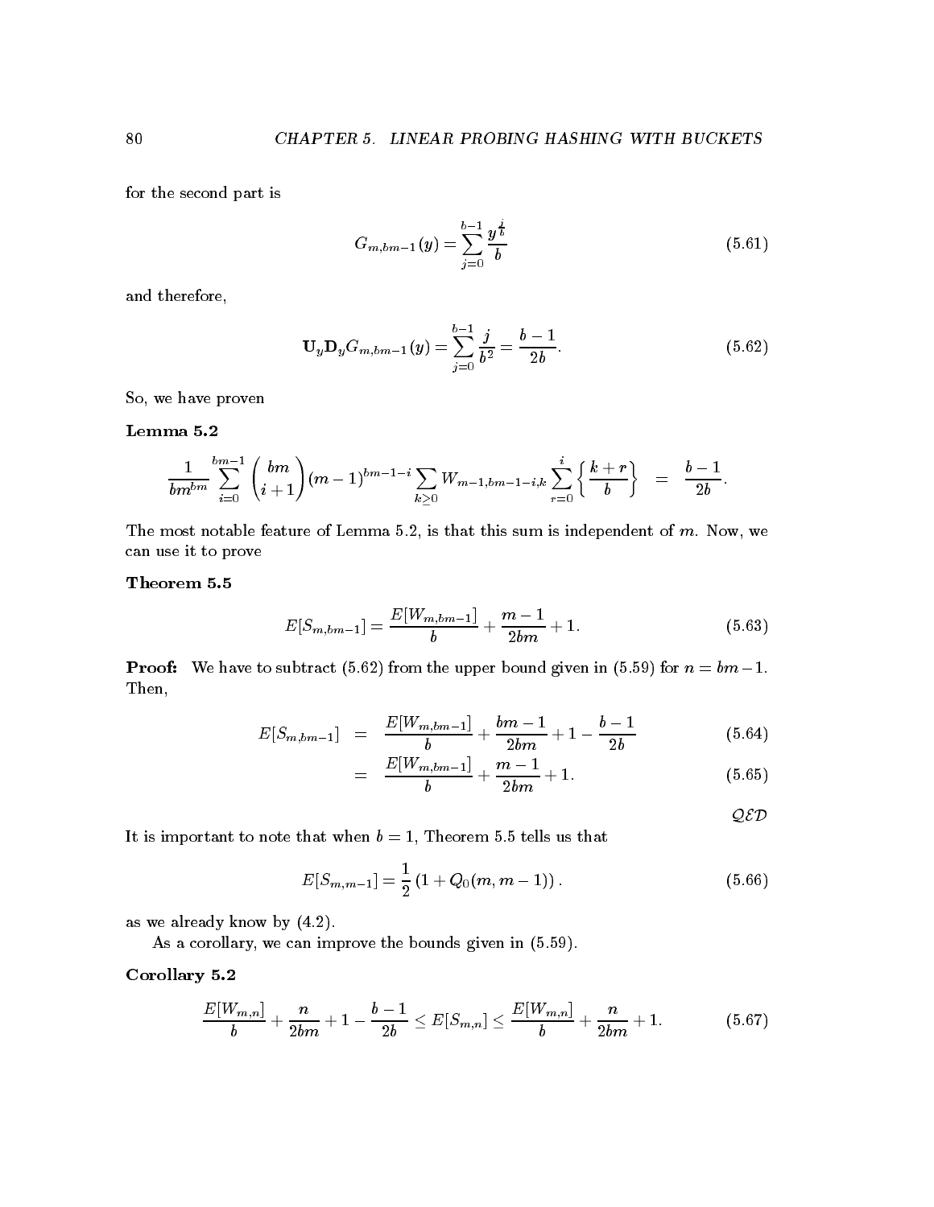for the second part is

$$G_{m,bm-1}(y) = \sum_{j=0}^{b-1} \frac{y^{\frac{j}{b}}}{b} \tag{5.61}$$

and therefore,

$$\mathbf{U}_y \mathbf{D}_y G_{m,bm-1}(y) = \sum_{j=0}^{b-1} \frac{j}{b^2} = \frac{b-1}{2b}. \tag{5.62}$$

So, we have proven

**Lemma 5.2**

$$\frac{1}{bm^{bm}} \sum_{i=0}^{bm-1} \binom{bm}{i+1} (m-1)^{bm-1-i} \sum_{k \geq 0} W_{m-1,bm-1-i,k} \sum_{r=0}^{i} \left\{ \frac{k+r}{b} \right\} \quad = \quad \frac{b-1}{2b}.$$

The most notable feature of Lemma 5.2, is that this sum is independent of $m$. Now, we can use it to prove

**Theorem 5.5**

$$E[S_{m,bm-1}] = \frac{E[W_{m,bm-1}]}{b} + \frac{m-1}{2bm} + 1. \tag{5.63}$$

**Proof:** We have to subtract (5.62) from the upper bound given in (5.59) for $n = bm-1$. Then,

$$\begin{aligned} E[S_{m,bm-1}] &= \frac{E[W_{m,bm-1}]}{b} + \frac{bm-1}{2bm} + 1 - \frac{b-1}{2b} && (5.64) \\ &= \frac{E[W_{m,bm-1}]}{b} + \frac{m-1}{2bm} + 1. && (5.65) \end{aligned}$$

$\mathcal{QED}$

It is important to note that when $b = 1$, Theorem 5.5 tells us that

$$E[S_{m,m-1}] = \frac{1}{2} \left(1 + Q_0(m, m-1)\right). \tag{5.66}$$

as we already know by (4.2).

As a corollary, we can improve the bounds given in (5.59).

**Corollary 5.2**

$$\frac{E[W_{m,n}]}{b} + \frac{n}{2bm} + 1 - \frac{b-1}{2b} \leq E[S_{m,n}] \leq \frac{E[W_{m,n}]}{b} + \frac{n}{2bm} + 1. \tag{5.67}$$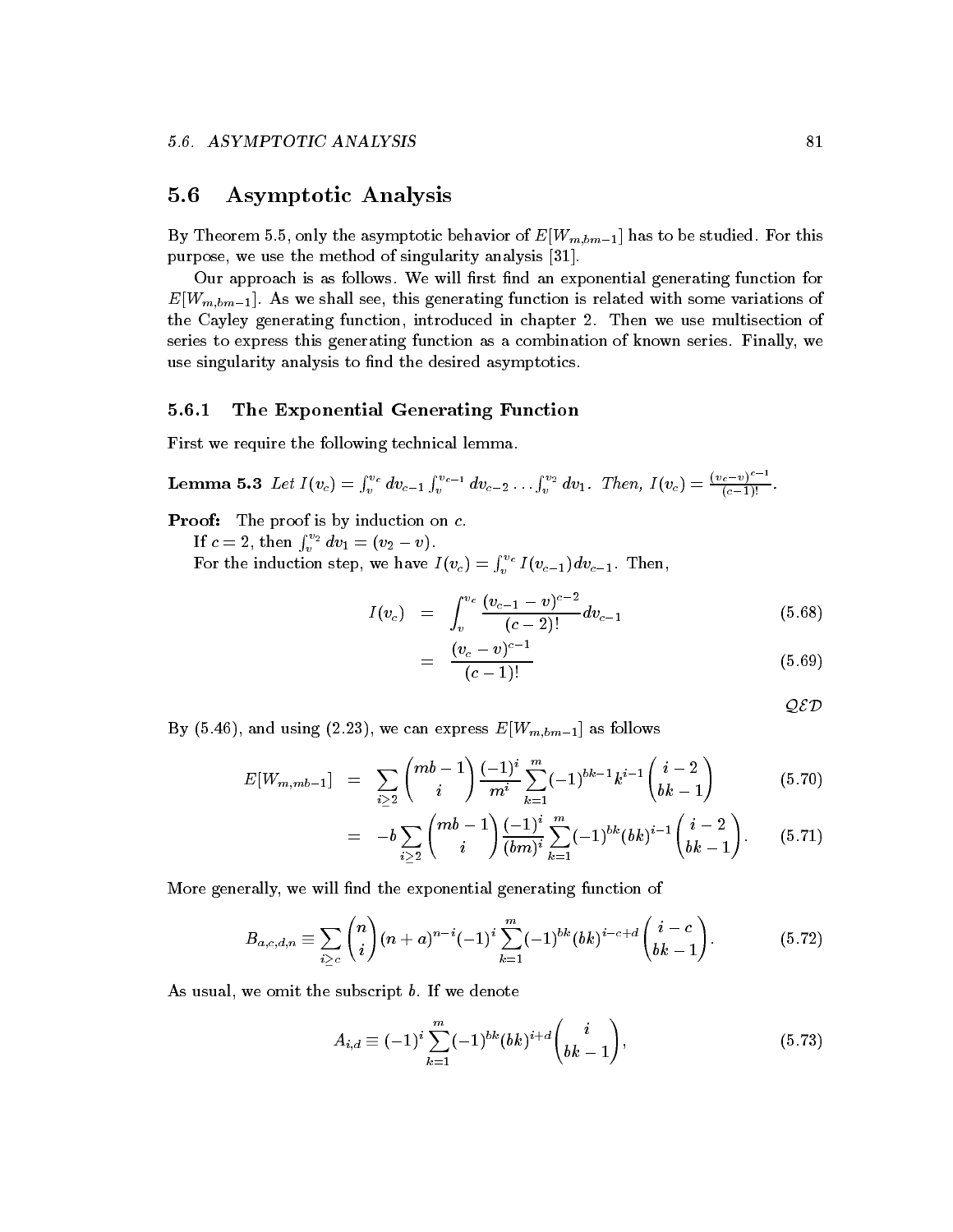## 5.6 Asymptotic Analysis

By Theorem 5.5, only the asymptotic behavior of $E[W_{m,bm-1}]$ has to be studied. For this purpose, we use the method of singularity analysis [31].

Our approach is as follows. We will first find an exponential generating function for $E[W_{m,bm-1}]$. As we shall see, this generating function is related with some variations of the Cayley generating function, introduced in chapter 2. Then we use multisection of series to express this generating function as a combination of known series. Finally, we use singularity analysis to find the desired asymptotics.

### 5.6.1 The Exponential Generating Function

First we require the following technical lemma.

**Lemma 5.3** *Let $I(v_c) = \int_v^{v_c} dv_{c-1} \int_v^{v_{c-1}} dv_{c-2} \ldots \int_v^{v_2} dv_1$. Then, $I(v_c) = \frac{(v_c - v)^{c-1}}{(c-1)!}$.*

**Proof:** The proof is by induction on $c$.

If $c = 2$, then $\int_v^{v_2} dv_1 = (v_2 - v)$.

For the induction step, we have $I(v_c) = \int_v^{v_c} I(v_{c-1}) dv_{c-1}$. Then,

$$
\begin{aligned}
I(v_c) &= \int_v^{v_c} \frac{(v_{c-1} - v)^{c-2}}{(c-2)!} dv_{c-1} &(5.68)\\
&= \frac{(v_c - v)^{c-1}}{(c-1)!} &(5.69)
\end{aligned}
$$

*QED*

By (5.46), and using (2.23), we can express $E[W_{m,bm-1}]$ as follows

$$
\begin{aligned}
E[W_{m,mb-1}] &= \sum_{i \geq 2} \binom{mb-1}{i} \frac{(-1)^i}{m^i} \sum_{k=1}^{m} (-1)^{bk-1} k^{i-1} \binom{i-2}{bk-1} &(5.70)\\
&= -b \sum_{i \geq 2} \binom{mb-1}{i} \frac{(-1)^i}{(bm)^i} \sum_{k=1}^{m} (-1)^{bk} (bk)^{i-1} \binom{i-2}{bk-1}. &(5.71)
\end{aligned}
$$

More generally, we will find the exponential generating function of

$$
B_{a,c,d,n} \equiv \sum_{i \geq c} \binom{n}{i} (n+a)^{n-i} (-1)^i \sum_{k=1}^{m} (-1)^{bk} (bk)^{i-c+d} \binom{i-c}{bk-1}. \tag{5.72}
$$

As usual, we omit the subscript $b$. If we denote

$$
A_{i,d} \equiv (-1)^i \sum_{k=1}^{m} (-1)^{bk} (bk)^{i+d} \binom{i}{bk-1}, \tag{5.73}
$$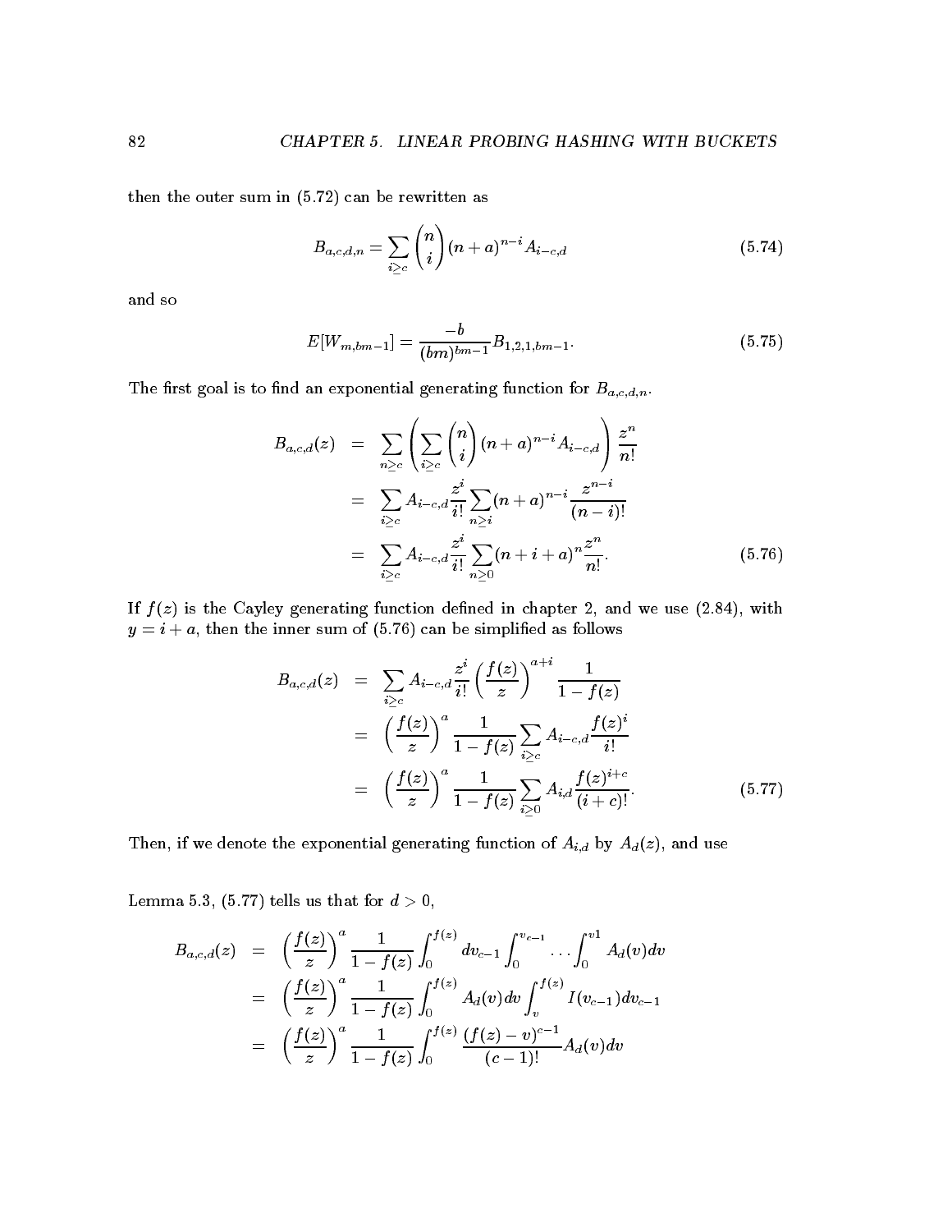then the outer sum in (5.72) can be rewritten as

$$B_{a,c,d,n} = \sum_{i \geq c} \binom{n}{i} (n+a)^{n-i} A_{i-c,d} \tag{5.74}$$

and so

$$E[W_{m,bm-1}] = \frac{-b}{(bm)^{bm-1}} B_{1,2,1,bm-1}. \tag{5.75}$$

The first goal is to find an exponential generating function for $B_{a,c,d,n}$.

$$\begin{aligned}
B_{a,c,d}(z) &= \sum_{n \geq c} \left( \sum_{i \geq c} \binom{n}{i} (n+a)^{n-i} A_{i-c,d} \right) \frac{z^n}{n!} \\
&= \sum_{i \geq c} A_{i-c,d} \frac{z^i}{i!} \sum_{n \geq i} (n+a)^{n-i} \frac{z^{n-i}}{(n-i)!} \\
&= \sum_{i \geq c} A_{i-c,d} \frac{z^i}{i!} \sum_{n \geq 0} (n+i+a)^n \frac{z^n}{n!}. \qquad (5.76)
\end{aligned}$$

If $f(z)$ is the Cayley generating function defined in chapter 2, and we use (2.84), with $y = i + a$, then the inner sum of (5.76) can be simplified as follows

$$\begin{aligned}
B_{a,c,d}(z) &= \sum_{i \geq c} A_{i-c,d} \frac{z^i}{i!} \left( \frac{f(z)}{z} \right)^{a+i} \frac{1}{1-f(z)} \\
&= \left( \frac{f(z)}{z} \right)^a \frac{1}{1-f(z)} \sum_{i \geq c} A_{i-c,d} \frac{f(z)^i}{i!} \\
&= \left( \frac{f(z)}{z} \right)^a \frac{1}{1-f(z)} \sum_{i \geq 0} A_{i,d} \frac{f(z)^{i+c}}{(i+c)!}. \qquad (5.77)
\end{aligned}$$

Then, if we denote the exponential generating function of $A_{i,d}$ by $A_d(z)$, and use

Lemma 5.3, (5.77) tells us that for $d > 0$,

$$\begin{aligned}
B_{a,c,d}(z) &= \left( \frac{f(z)}{z} \right)^a \frac{1}{1-f(z)} \int_0^{f(z)} dv_{c-1} \int_0^{v_{c-1}} \dots \int_0^{v1} A_d(v) dv \\
&= \left( \frac{f(z)}{z} \right)^a \frac{1}{1-f(z)} \int_0^{f(z)} A_d(v) dv \int_v^{f(z)} I(v_{c-1}) dv_{c-1} \\
&= \left( \frac{f(z)}{z} \right)^a \frac{1}{1-f(z)} \int_0^{f(z)} \frac{(f(z)-v)^{c-1}}{(c-1)!} A_d(v) dv
\end{aligned}$$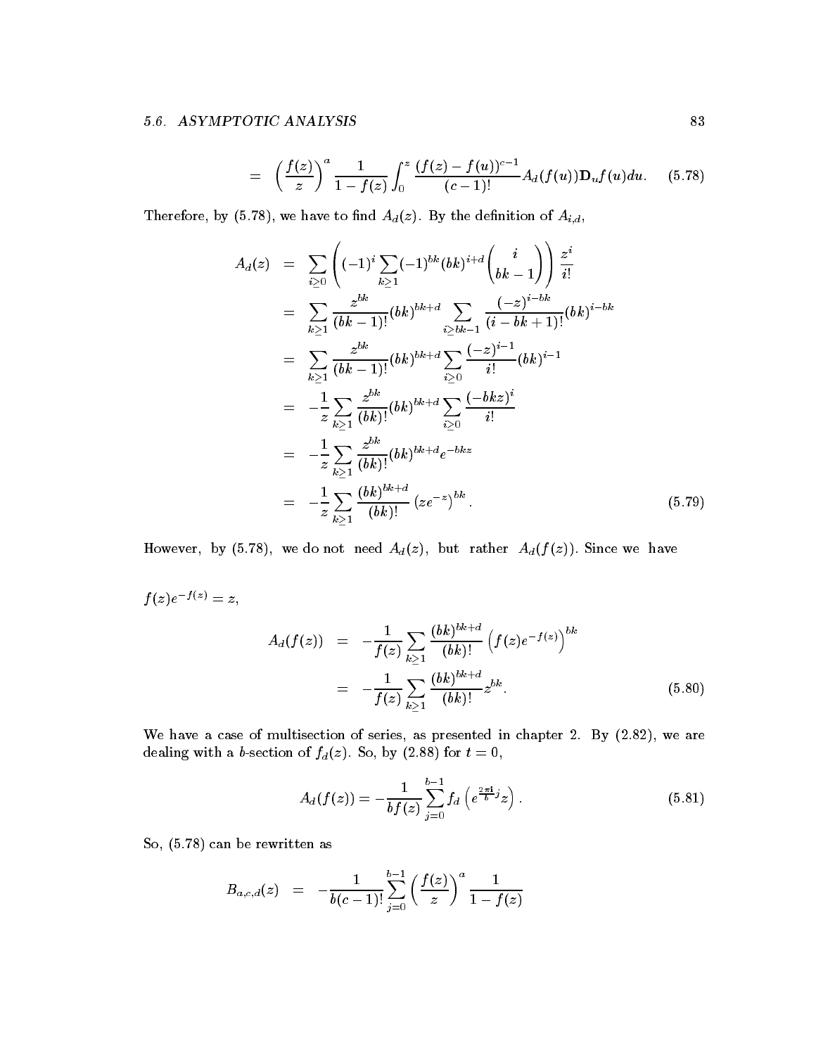$$= \left(\frac{f(z)}{z}\right)^a \frac{1}{1-f(z)} \int_0^z \frac{(f(z)-f(u))^{c-1}}{(c-1)!} A_d(f(u)) \mathbf{D}_u f(u) du. \qquad (5.78)$$

Therefore, by (5.78), we have to find $A_d(z)$. By the definition of $A_{i,d}$,

$$\begin{aligned}
A_d(z) &= \sum_{i \geq 0} \left( (-1)^i \sum_{k \geq 1} (-1)^{bk} (bk)^{i+d} \binom{i}{bk-1} \right) \frac{z^i}{i!} \\
&= \sum_{k \geq 1} \frac{z^{bk}}{(bk-1)!} (bk)^{bk+d} \sum_{i \geq bk-1} \frac{(-z)^{i-bk}}{(i-bk+1)!} (bk)^{i-bk} \\
&= \sum_{k \geq 1} \frac{z^{bk}}{(bk-1)!} (bk)^{bk+d} \sum_{i \geq 0} \frac{(-z)^{i-1}}{i!} (bk)^{i-1} \\
&= -\frac{1}{z} \sum_{k \geq 1} \frac{z^{bk}}{(bk)!} (bk)^{bk+d} \sum_{i \geq 0} \frac{(-bkz)^i}{i!} \\
&= -\frac{1}{z} \sum_{k \geq 1} \frac{z^{bk}}{(bk)!} (bk)^{bk+d} e^{-bkz} \\
&= -\frac{1}{z} \sum_{k \geq 1} \frac{(bk)^{bk+d}}{(bk)!} \left(ze^{-z}\right)^{bk}. \qquad (5.79)
\end{aligned}$$

However, by (5.78), we do not need $A_d(z)$, but rather $A_d(f(z))$. Since we have

$f(z)e^{-f(z)} = z$,

$$\begin{aligned}
A_d(f(z)) &= -\frac{1}{f(z)} \sum_{k \geq 1} \frac{(bk)^{bk+d}}{(bk)!} \left(f(z)e^{-f(z)}\right)^{bk} \\
&= -\frac{1}{f(z)} \sum_{k \geq 1} \frac{(bk)^{bk+d}}{(bk)!} z^{bk}. \qquad (5.80)
\end{aligned}$$

We have a case of multisection of series, as presented in chapter 2. By (2.82), we are dealing with a $b$-section of $f_d(z)$. So, by (2.88) for $t = 0$,

$$A_d(f(z)) = -\frac{1}{bf(z)} \sum_{j=0}^{b-1} f_d\left(e^{\frac{2\pi \mathbf{i}}{b} j} z\right). \qquad (5.81)$$

So, (5.78) can be rewritten as

$$B_{a,c,d}(z) = -\frac{1}{b(c-1)!} \sum_{j=0}^{b-1} \left(\frac{f(z)}{z}\right)^a \frac{1}{1-f(z)}$$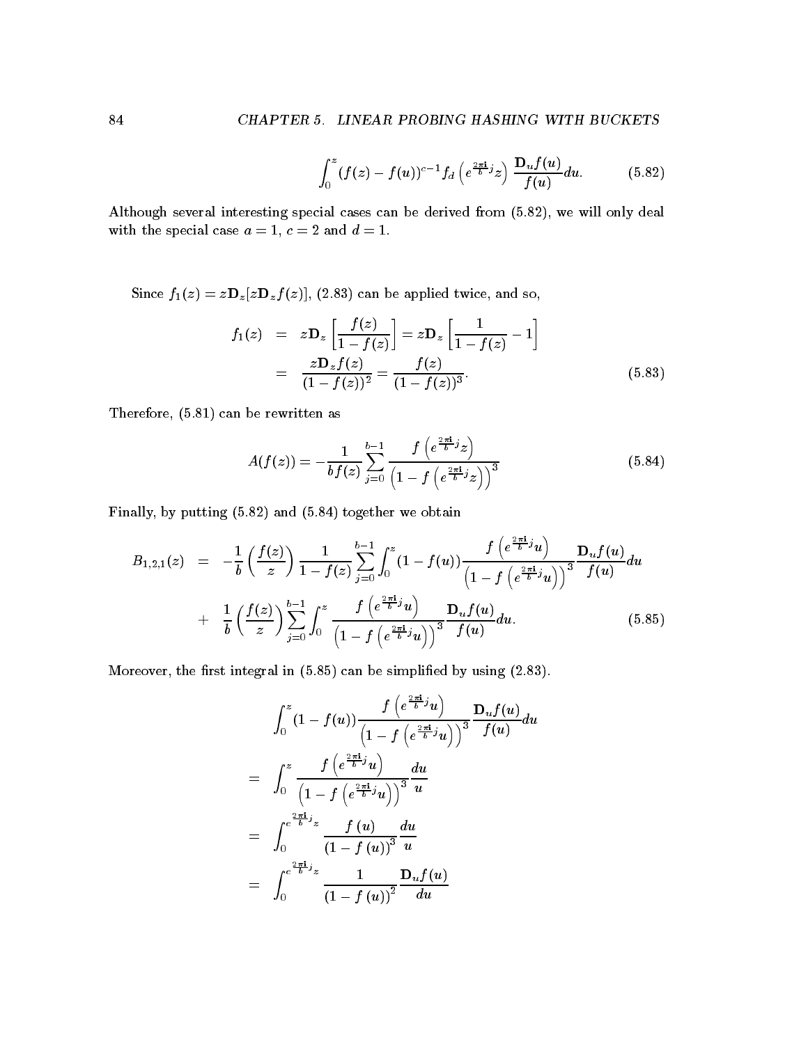$$\int_0^z (f(z) - f(u))^{c-1} f_d\left(e^{\frac{2\pi \mathbf{i}}{b}j} z\right) \frac{\mathbf{D}_u f(u)}{f(u)} du. \tag{5.82}$$

Although several interesting special cases can be derived from (5.82), we will only deal with the special case $a = 1$, $c = 2$ and $d = 1$.

Since $f_1(z) = z\mathbf{D}_z[z\mathbf{D}_z f(z)]$, (2.83) can be applied twice, and so,

$$\begin{aligned} f_1(z) &= z\mathbf{D}_z\left[\frac{f(z)}{1-f(z)}\right] = z\mathbf{D}_z\left[\frac{1}{1-f(z)} - 1\right] \\ &= \frac{z\mathbf{D}_z f(z)}{(1-f(z))^2} = \frac{f(z)}{(1-f(z))^3}. \end{aligned} \tag{5.83}$$

Therefore, (5.81) can be rewritten as

$$A(f(z)) = -\frac{1}{bf(z)} \sum_{j=0}^{b-1} \frac{f\left(e^{\frac{2\pi \mathbf{i}}{b}j} z\right)}{\left(1 - f\left(e^{\frac{2\pi \mathbf{i}}{b}j} z\right)\right)^3} \tag{5.84}$$

Finally, by putting (5.82) and (5.84) together we obtain

$$\begin{aligned} B_{1,2,1}(z) &= -\frac{1}{b}\left(\frac{f(z)}{z}\right) \frac{1}{1-f(z)} \sum_{j=0}^{b-1} \int_0^z (1-f(u)) \frac{f\left(e^{\frac{2\pi \mathbf{i}}{b}j} u\right)}{\left(1 - f\left(e^{\frac{2\pi \mathbf{i}}{b}j} u\right)\right)^3} \frac{\mathbf{D}_u f(u)}{f(u)} du \\ &+ \frac{1}{b}\left(\frac{f(z)}{z}\right) \sum_{j=0}^{b-1} \int_0^z \frac{f\left(e^{\frac{2\pi \mathbf{i}}{b}j} u\right)}{\left(1 - f\left(e^{\frac{2\pi \mathbf{i}}{b}j} u\right)\right)^3} \frac{\mathbf{D}_u f(u)}{f(u)} du. \end{aligned} \tag{5.85}$$

Moreover, the first integral in (5.85) can be simplified by using (2.83).

$$\begin{aligned} & \int_0^z (1-f(u)) \frac{f\left(e^{\frac{2\pi \mathbf{i}}{b}j} u\right)}{\left(1 - f\left(e^{\frac{2\pi \mathbf{i}}{b}j} u\right)\right)^3} \frac{\mathbf{D}_u f(u)}{f(u)} du \\ = & \int_0^z \frac{f\left(e^{\frac{2\pi \mathbf{i}}{b}j} u\right)}{\left(1 - f\left(e^{\frac{2\pi \mathbf{i}}{b}j} u\right)\right)^3} \frac{du}{u} \\ = & \int_0^{e^{\frac{2\pi \mathbf{i}}{b}j} z} \frac{f(u)}{(1-f(u))^3} \frac{du}{u} \\ = & \int_0^{e^{\frac{2\pi \mathbf{i}}{b}j} z} \frac{1}{(1-f(u))^2} \frac{\mathbf{D}_u f(u)}{du} \end{aligned}$$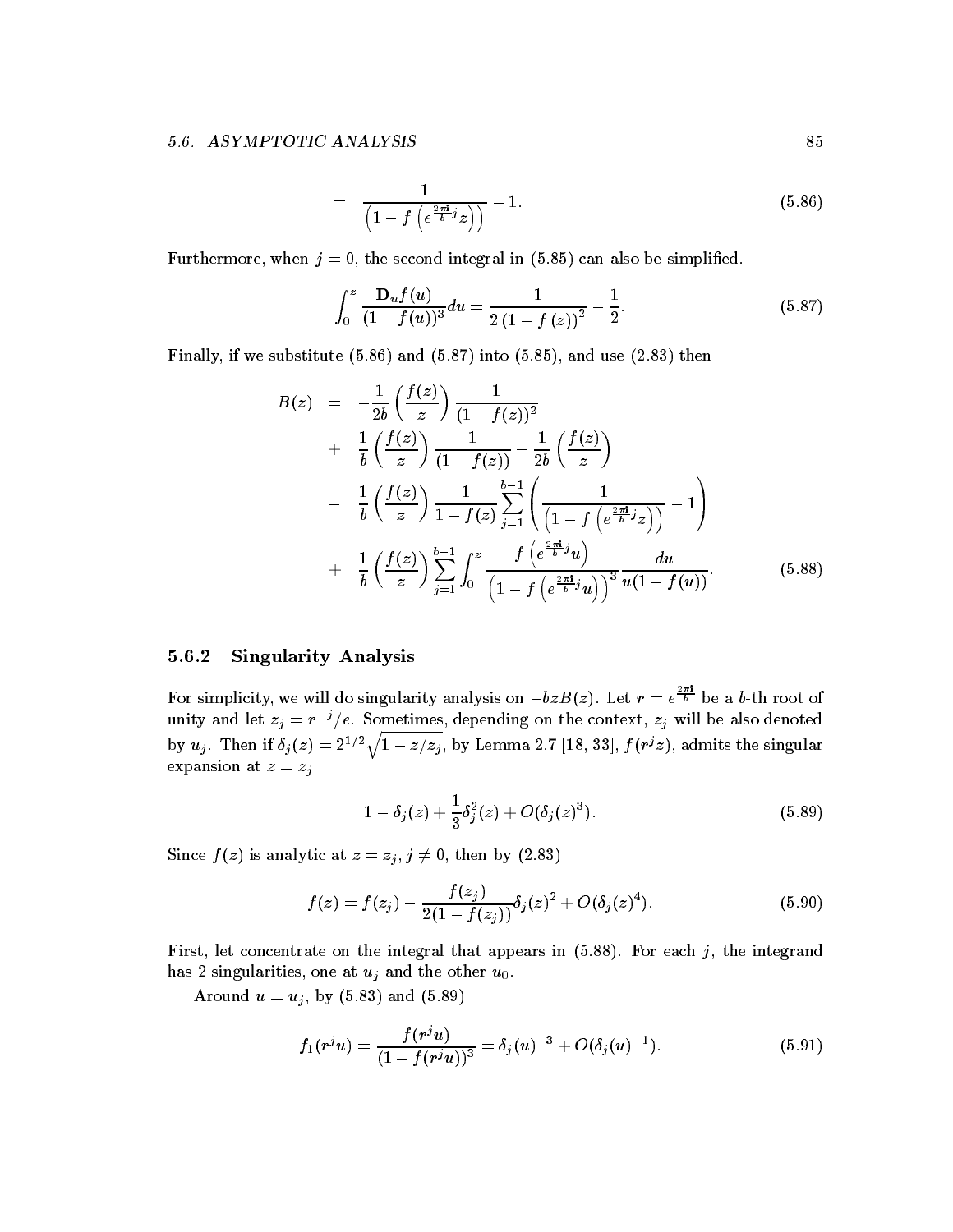$$= \frac{1}{\left(1 - f\left(e^{\frac{2\pi i}{b}j}z\right)\right)} - 1. \tag{5.86}$$

Furthermore, when $j = 0$, the second integral in (5.85) can also be simplified.

$$\int_0^z \frac{\mathbf{D}_u f(u)}{(1 - f(u))^3} du = \frac{1}{2\left(1 - f(z)\right)^2} - \frac{1}{2}. \tag{5.87}$$

Finally, if we substitute (5.86) and (5.87) into (5.85), and use (2.83) then

$$\begin{aligned}
B(z) &= -\frac{1}{2b}\left(\frac{f(z)}{z}\right)\frac{1}{(1 - f(z))^2} \\
&+ \frac{1}{b}\left(\frac{f(z)}{z}\right)\frac{1}{(1 - f(z))} - \frac{1}{2b}\left(\frac{f(z)}{z}\right) \\
&- \frac{1}{b}\left(\frac{f(z)}{z}\right)\frac{1}{1 - f(z)}\sum_{j=1}^{b-1}\left(\frac{1}{\left(1 - f\left(e^{\frac{2\pi i}{b}j}z\right)\right)} - 1\right) \\
&+ \frac{1}{b}\left(\frac{f(z)}{z}\right)\sum_{j=1}^{b-1}\int_0^z \frac{f\left(e^{\frac{2\pi i}{b}j}u\right)}{\left(1 - f\left(e^{\frac{2\pi i}{b}j}u\right)\right)^3}\frac{du}{u(1 - f(u))}.
\end{aligned} \tag{5.88}$$

### 5.6.2 Singularity Analysis

For simplicity, we will do singularity analysis on $-bzB(z)$. Let $r = e^{\frac{2\pi i}{b}}$ be a $b$-th root of unity and let $z_j = r^{-j}/e$. Sometimes, depending on the context, $z_j$ will be also denoted by $u_j$. Then if $\delta_j(z) = 2^{1/2}\sqrt{1 - z/z_j}$, by Lemma 2.7 [18, 33], $f(r^j z)$, admits the singular expansion at $z = z_j$

$$1 - \delta_j(z) + \frac{1}{3}\delta_j^2(z) + O(\delta_j(z)^3). \tag{5.89}$$

Since $f(z)$ is analytic at $z = z_j$, $j \neq 0$, then by (2.83)

$$f(z) = f(z_j) - \frac{f(z_j)}{2(1 - f(z_j))}\delta_j(z)^2 + O(\delta_j(z)^4). \tag{5.90}$$

First, let concentrate on the integral that appears in (5.88). For each $j$, the integrand has 2 singularities, one at $u_j$ and the other $u_0$.

Around $u = u_j$, by (5.83) and (5.89)

$$f_1(r^j u) = \frac{f(r^j u)}{(1 - f(r^j u))^3} = \delta_j(u)^{-3} + O(\delta_j(u)^{-1}). \tag{5.91}$$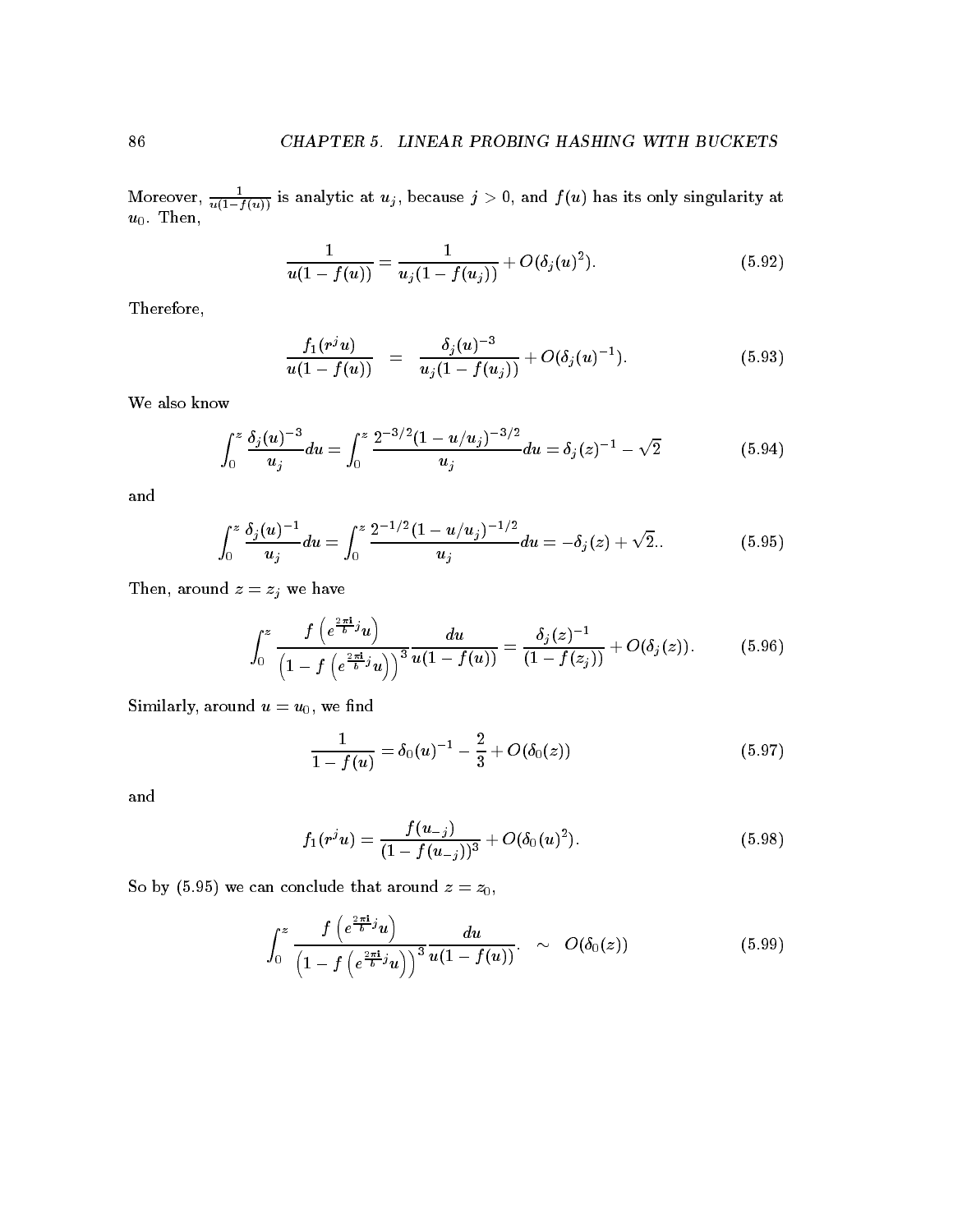Moreover, $\frac{1}{u(1-f(u))}$ is analytic at $u_j$, because $j > 0$, and $f(u)$ has its only singularity at $u_0$. Then,

$$\frac{1}{u(1-f(u))} = \frac{1}{u_j(1-f(u_j))} + O(\delta_j(u)^2). \tag{5.92}$$

Therefore,

$$\frac{f_1(r^j u)}{u(1-f(u))} \quad = \quad \frac{\delta_j(u)^{-3}}{u_j(1-f(u_j))} + O(\delta_j(u)^{-1}). \tag{5.93}$$

We also know

$$\int_0^z \frac{\delta_j(u)^{-3}}{u_j} du = \int_0^z \frac{2^{-3/2}(1-u/u_j)^{-3/2}}{u_j} du = \delta_j(z)^{-1} - \sqrt{2} \tag{5.94}$$

and

$$\int_0^z \frac{\delta_j(u)^{-1}}{u_j} du = \int_0^z \frac{2^{-1/2}(1-u/u_j)^{-1/2}}{u_j} du = -\delta_j(z) + \sqrt{2}.. \tag{5.95}$$

Then, around $z = z_j$ we have

$$\int_0^z \frac{f\left(e^{\frac{2\pi i}{b}j}u\right)}{\left(1-f\left(e^{\frac{2\pi i}{b}j}u\right)\right)^3} \frac{du}{u(1-f(u))} = \frac{\delta_j(z)^{-1}}{(1-f(z_j))} + O(\delta_j(z)). \tag{5.96}$$

Similarly, around $u = u_0$, we find

$$\frac{1}{1-f(u)} = \delta_0(u)^{-1} - \frac{2}{3} + O(\delta_0(z)) \tag{5.97}$$

and

$$f_1(r^j u) = \frac{f(u_{-j})}{(1-f(u_{-j}))^3} + O(\delta_0(u)^2). \tag{5.98}$$

So by (5.95) we can conclude that around $z = z_0$,

$$\int_0^z \frac{f\left(e^{\frac{2\pi i}{b}j}u\right)}{\left(1-f\left(e^{\frac{2\pi i}{b}j}u\right)\right)^3} \frac{du}{u(1-f(u))}. \quad \sim \quad O(\delta_0(z)) \tag{5.99}$$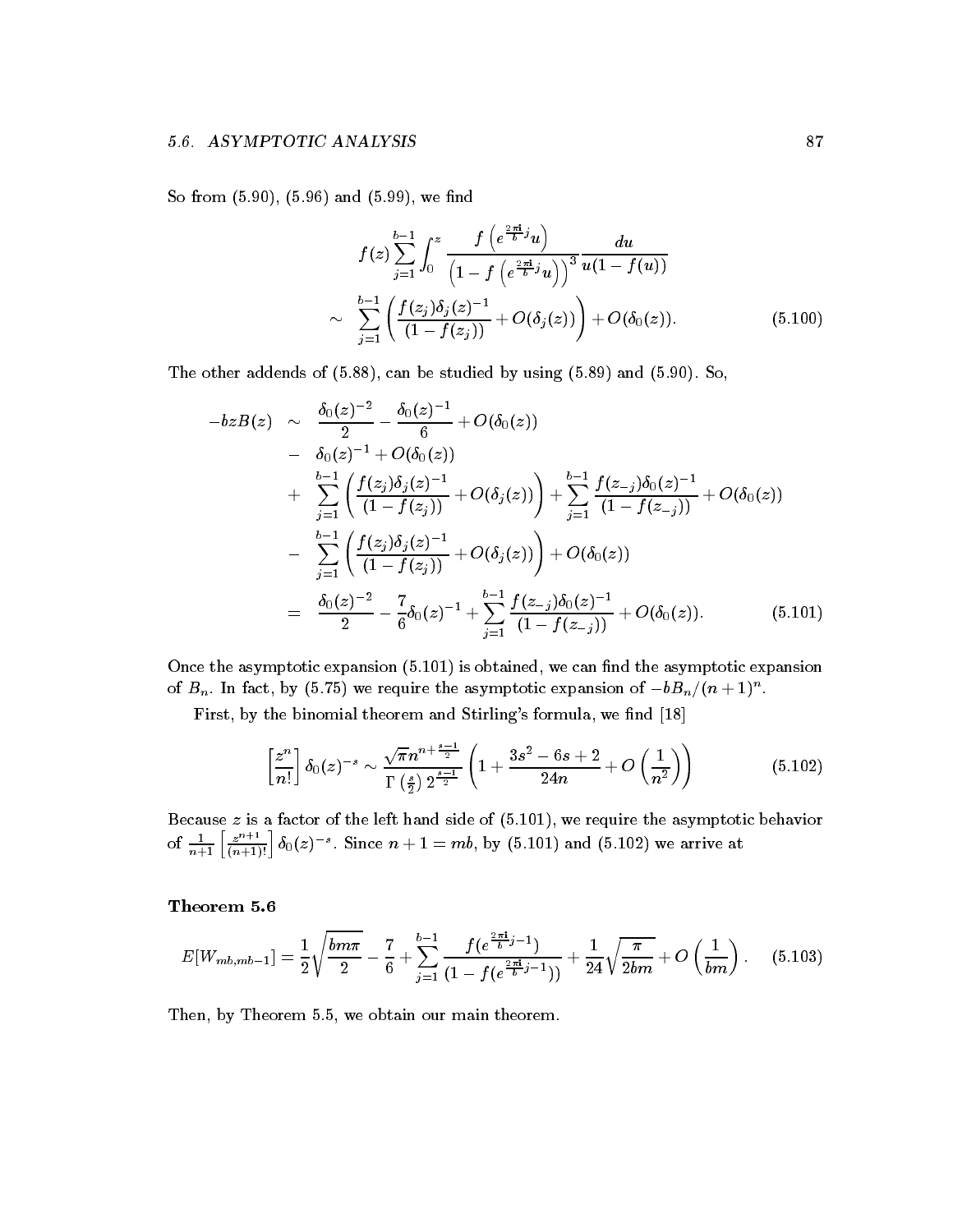So from (5.90), (5.96) and (5.99), we find

$$
\begin{aligned}
& f(z) \sum_{j=1}^{b-1} \int_0^z \frac{f\left(e^{\frac{2\pi i}{b} j} u\right)}{\left(1 - f\left(e^{\frac{2\pi i}{b} j} u\right)\right)^3} \frac{du}{u(1-f(u))} \\
\sim \quad & \sum_{j=1}^{b-1} \left( \frac{f(z_j)\delta_j(z)^{-1}}{(1-f(z_j))} + O(\delta_j(z)) \right) + O(\delta_0(z)). \qquad (5.100)
\end{aligned}
$$

The other addends of (5.88), can be studied by using (5.89) and (5.90). So,

$$
\begin{aligned}
-bzB(z) \quad \sim \quad & \frac{\delta_0(z)^{-2}}{2} - \frac{\delta_0(z)^{-1}}{6} + O(\delta_0(z)) \\
- \quad & \delta_0(z)^{-1} + O(\delta_0(z)) \\
+ \quad & \sum_{j=1}^{b-1} \left( \frac{f(z_j)\delta_j(z)^{-1}}{(1-f(z_j))} + O(\delta_j(z)) \right) + \sum_{j=1}^{b-1} \frac{f(z_{-j})\delta_0(z)^{-1}}{(1-f(z_{-j}))} + O(\delta_0(z)) \\
- \quad & \sum_{j=1}^{b-1} \left( \frac{f(z_j)\delta_j(z)^{-1}}{(1-f(z_j))} + O(\delta_j(z)) \right) + O(\delta_0(z)) \\
= \quad & \frac{\delta_0(z)^{-2}}{2} - \frac{7}{6}\delta_0(z)^{-1} + \sum_{j=1}^{b-1} \frac{f(z_{-j})\delta_0(z)^{-1}}{(1-f(z_{-j}))} + O(\delta_0(z)). \qquad (5.101)
\end{aligned}
$$

Once the asymptotic expansion (5.101) is obtained, we can find the asymptotic expansion of $B_n$. In fact, by (5.75) we require the asymptotic expansion of $-bB_n/(n+1)^n$.

First, by the binomial theorem and Stirling's formula, we find [18]

$$
\left[\frac{z^n}{n!}\right] \delta_0(z)^{-s} \sim \frac{\sqrt{\pi} n^{n+\frac{s-1}{2}}}{\Gamma\left(\frac{s}{2}\right) 2^{\frac{s-1}{2}}} \left(1 + \frac{3s^2 - 6s + 2}{24n} + O\left(\frac{1}{n^2}\right)\right) \qquad (5.102)
$$

Because $z$ is a factor of the left hand side of (5.101), we require the asymptotic behavior of $\frac{1}{n+1}\left[\frac{z^{n+1}}{(n+1)!}\right]\delta_0(z)^{-s}$. Since $n+1 = mb$, by (5.101) and (5.102) we arrive at

**Theorem 5.6**

$$
E[W_{mb,mb-1}] = \frac{1}{2}\sqrt{\frac{bm\pi}{2}} - \frac{7}{6} + \sum_{j=1}^{b-1} \frac{f(e^{\frac{2\pi i}{b} j-1})}{(1 - f(e^{\frac{2\pi i}{b} j-1}))} + \frac{1}{24}\sqrt{\frac{\pi}{2bm}} + O\left(\frac{1}{bm}\right). \qquad (5.103)
$$

Then, by Theorem 5.5, we obtain our main theorem.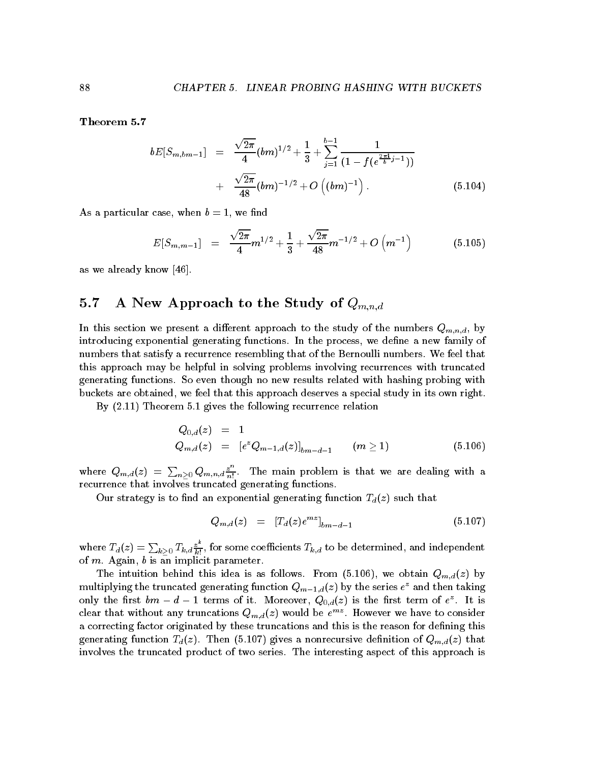**Theorem 5.7**

$$
\begin{aligned}
bE[S_{m,bm-1}] &= \frac{\sqrt{2\pi}}{4}(bm)^{1/2} + \frac{1}{3} + \sum_{j=1}^{b-1} \frac{1}{(1 - f(e^{\frac{2\pi i}{b}j-1}))} \\
&+ \frac{\sqrt{2\pi}}{48}(bm)^{-1/2} + O\left((bm)^{-1}\right). \qquad (5.104)
\end{aligned}
$$

As a particular case, when $b = 1$, we find

$$
E[S_{m,m-1}] = \frac{\sqrt{2\pi}}{4}m^{1/2} + \frac{1}{3} + \frac{\sqrt{2\pi}}{48}m^{-1/2} + O\left(m^{-1}\right) \qquad (5.105)
$$

as we already know [46].

## 5.7 A New Approach to the Study of $Q_{m,n,d}$

In this section we present a different approach to the study of the numbers $Q_{m,n,d}$, by introducing exponential generating functions. In the process, we define a new family of numbers that satisfy a recurrence resembling that of the Bernoulli numbers. We feel that this approach may be helpful in solving problems involving recurrences with truncated generating functions. So even though no new results related with hashing probing with buckets are obtained, we feel that this approach deserves a special study in its own right.

By (2.11) Theorem 5.1 gives the following recurrence relation

$$
\begin{aligned}
Q_{0,d}(z) &= 1 \\
Q_{m,d}(z) &= [e^z Q_{m-1,d}(z)]_{bm-d-1} \qquad (m \geq 1) \qquad (5.106)
\end{aligned}
$$

where $Q_{m,d}(z) = \sum_{n \geq 0} Q_{m,n,d}\frac{z^n}{n!}$. The main problem is that we are dealing with a recurrence that involves truncated generating functions.

Our strategy is to find an exponential generating function $T_d(z)$ such that

$$
Q_{m,d}(z) = [T_d(z)e^{mz}]_{bm-d-1} \qquad (5.107)
$$

where $T_d(z) = \sum_{k \geq 0} T_{k,d}\frac{z^k}{k!}$, for some coefficients $T_{k,d}$ to be determined, and independent of $m$. Again, $b$ is an implicit parameter.

The intuition behind this idea is as follows. From (5.106), we obtain $Q_{m,d}(z)$ by multiplying the truncated generating function $Q_{m-1,d}(z)$ by the series $e^z$ and then taking only the first $bm - d - 1$ terms of it. Moreover, $Q_{0,d}(z)$ is the first term of $e^z$. It is clear that without any truncations $Q_{m,d}(z)$ would be $e^{mz}$. However we have to consider a correcting factor originated by these truncations and this is the reason for defining this generating function $T_d(z)$. Then (5.107) gives a nonrecursive definition of $Q_{m,d}(z)$ that involves the truncated product of two series. The interesting aspect of this approach is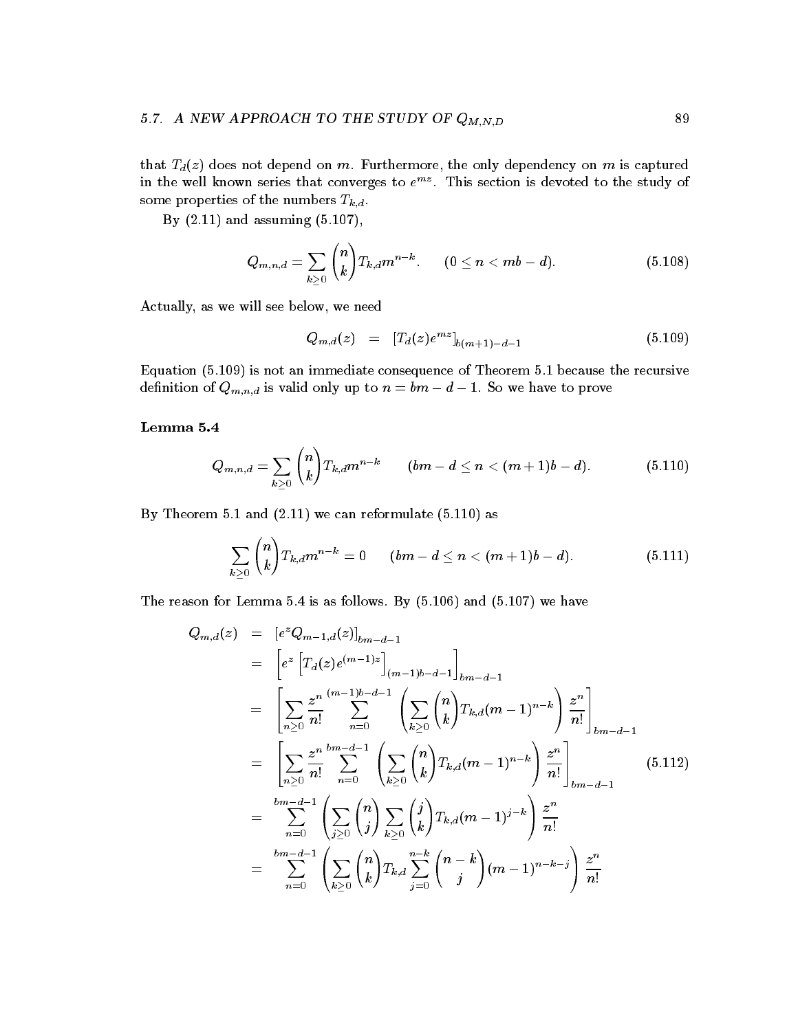that $T_d(z)$ does not depend on $m$. Furthermore, the only dependency on $m$ is captured in the well known series that converges to $e^{mz}$. This section is devoted to the study of some properties of the numbers $T_{k,d}$.

By (2.11) and assuming (5.107),

$$Q_{m,n,d} = \sum_{k \geq 0} \binom{n}{k} T_{k,d} m^{n-k}. \qquad (0 \leq n < mb - d). \tag{5.108}$$

Actually, as we will see below, we need

$$Q_{m,d}(z) \quad = \quad [T_d(z) e^{mz}]_{b(m+1)-d-1} \tag{5.109}$$

Equation (5.109) is not an immediate consequence of Theorem 5.1 because the recursive definition of $Q_{m,n,d}$ is valid only up to $n = bm - d - 1$. So we have to prove

**Lemma 5.4**

$$Q_{m,n,d} = \sum_{k \geq 0} \binom{n}{k} T_{k,d} m^{n-k} \qquad (bm - d \leq n < (m+1)b - d). \tag{5.110}$$

By Theorem 5.1 and (2.11) we can reformulate (5.110) as

$$\sum_{k \geq 0} \binom{n}{k} T_{k,d} m^{n-k} = 0 \qquad (bm - d \leq n < (m+1)b - d). \tag{5.111}$$

The reason for Lemma 5.4 is as follows. By (5.106) and (5.107) we have

$$\begin{aligned}
Q_{m,d}(z) &= [e^z Q_{m-1,d}(z)]_{bm-d-1} \\
&= \left[ e^z \left[ T_d(z) e^{(m-1)z} \right]_{(m-1)b-d-1} \right]_{bm-d-1} \\
&= \left[ \sum_{n \geq 0} \frac{z^n}{n!} \sum_{n=0}^{(m-1)b-d-1} \left( \sum_{k \geq 0} \binom{n}{k} T_{k,d} (m-1)^{n-k} \right) \frac{z^n}{n!} \right]_{bm-d-1} \\
&= \left[ \sum_{n \geq 0} \frac{z^n}{n!} \sum_{n=0}^{bm-d-1} \left( \sum_{k \geq 0} \binom{n}{k} T_{k,d} (m-1)^{n-k} \right) \frac{z^n}{n!} \right]_{bm-d-1} \\
&= \sum_{n=0}^{bm-d-1} \left( \sum_{j \geq 0} \binom{n}{j} \sum_{k \geq 0} \binom{j}{k} T_{k,d} (m-1)^{j-k} \right) \frac{z^n}{n!} \\
&= \sum_{n=0}^{bm-d-1} \left( \sum_{k \geq 0} \binom{n}{k} T_{k,d} \sum_{j=0}^{n-k} \binom{n-k}{j} (m-1)^{n-k-j} \right) \frac{z^n}{n!}
\end{aligned} \tag{5.112}$$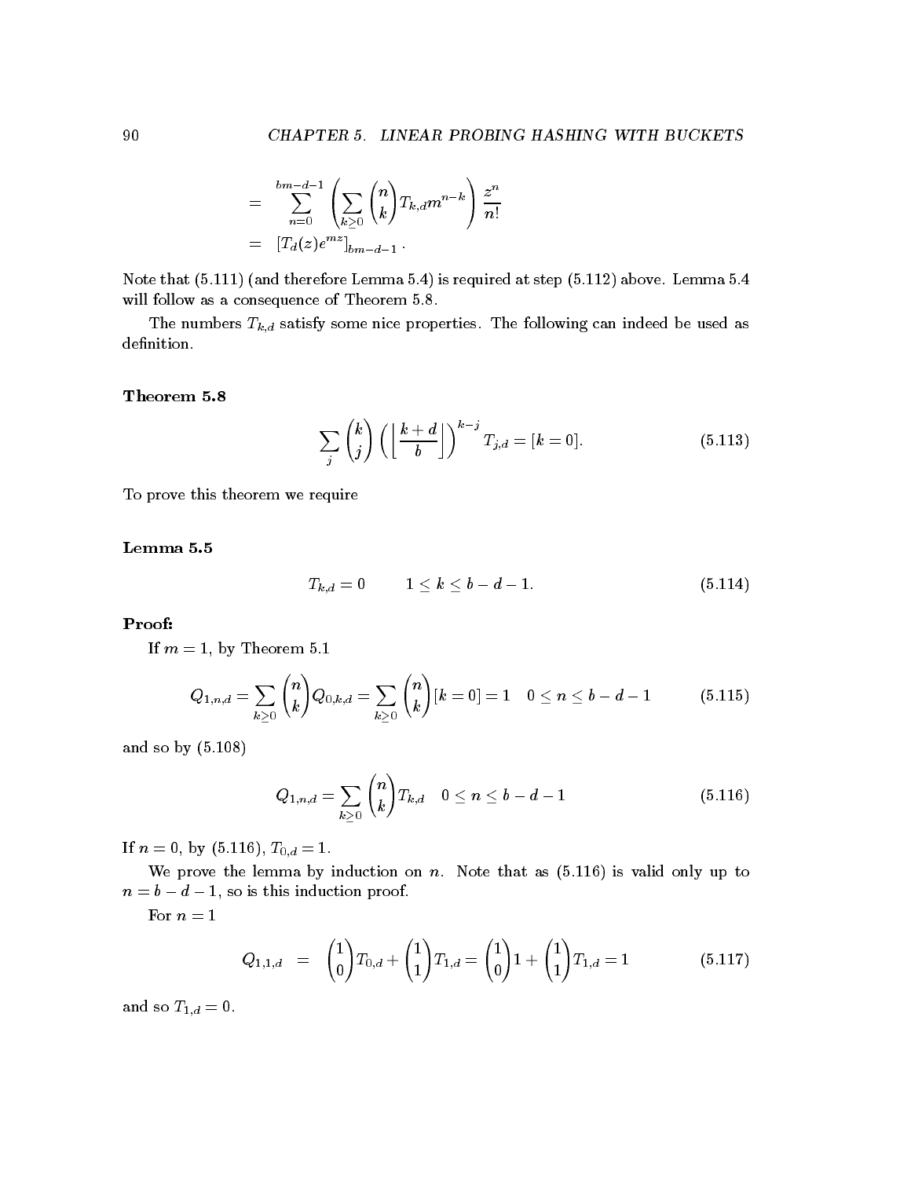$$
\begin{aligned}
&= \sum_{n=0}^{bm-d-1} \left( \sum_{k\geq 0} \binom{n}{k} T_{k,d} m^{n-k} \right) \frac{z^n}{n!} \\
&= [T_d(z) e^{mz}]_{bm-d-1} .
\end{aligned}
$$

Note that (5.111) (and therefore Lemma 5.4) is required at step (5.112) above. Lemma 5.4 will follow as a consequence of Theorem 5.8.

The numbers $T_{k,d}$ satisfy some nice properties. The following can indeed be used as definition.

**Theorem 5.8**

$$
\sum_j \binom{k}{j} \left( \left\lfloor \frac{k+d}{b} \right\rfloor \right)^{k-j} T_{j,d} = [k=0]. \tag{5.113}
$$

To prove this theorem we require

**Lemma 5.5**

$$
T_{k,d} = 0 \qquad 1 \leq k \leq b-d-1. \tag{5.114}
$$

**Proof:**

If $m = 1$, by Theorem 5.1

$$
Q_{1,n,d} = \sum_{k\geq 0} \binom{n}{k} Q_{0,k,d} = \sum_{k\geq 0} \binom{n}{k} [k=0] = 1 \quad 0 \leq n \leq b-d-1 \tag{5.115}
$$

and so by (5.108)

$$
Q_{1,n,d} = \sum_{k\geq 0} \binom{n}{k} T_{k,d} \quad 0 \leq n \leq b-d-1 \tag{5.116}
$$

If $n = 0$, by (5.116), $T_{0,d} = 1$.

We prove the lemma by induction on $n$. Note that as (5.116) is valid only up to $n = b-d-1$, so is this induction proof.

For $n = 1$

$$
Q_{1,1,d} \quad = \quad \binom{1}{0} T_{0,d} + \binom{1}{1} T_{1,d} = \binom{1}{0} 1 + \binom{1}{1} T_{1,d} = 1 \tag{5.117}
$$

and so $T_{1,d} = 0$.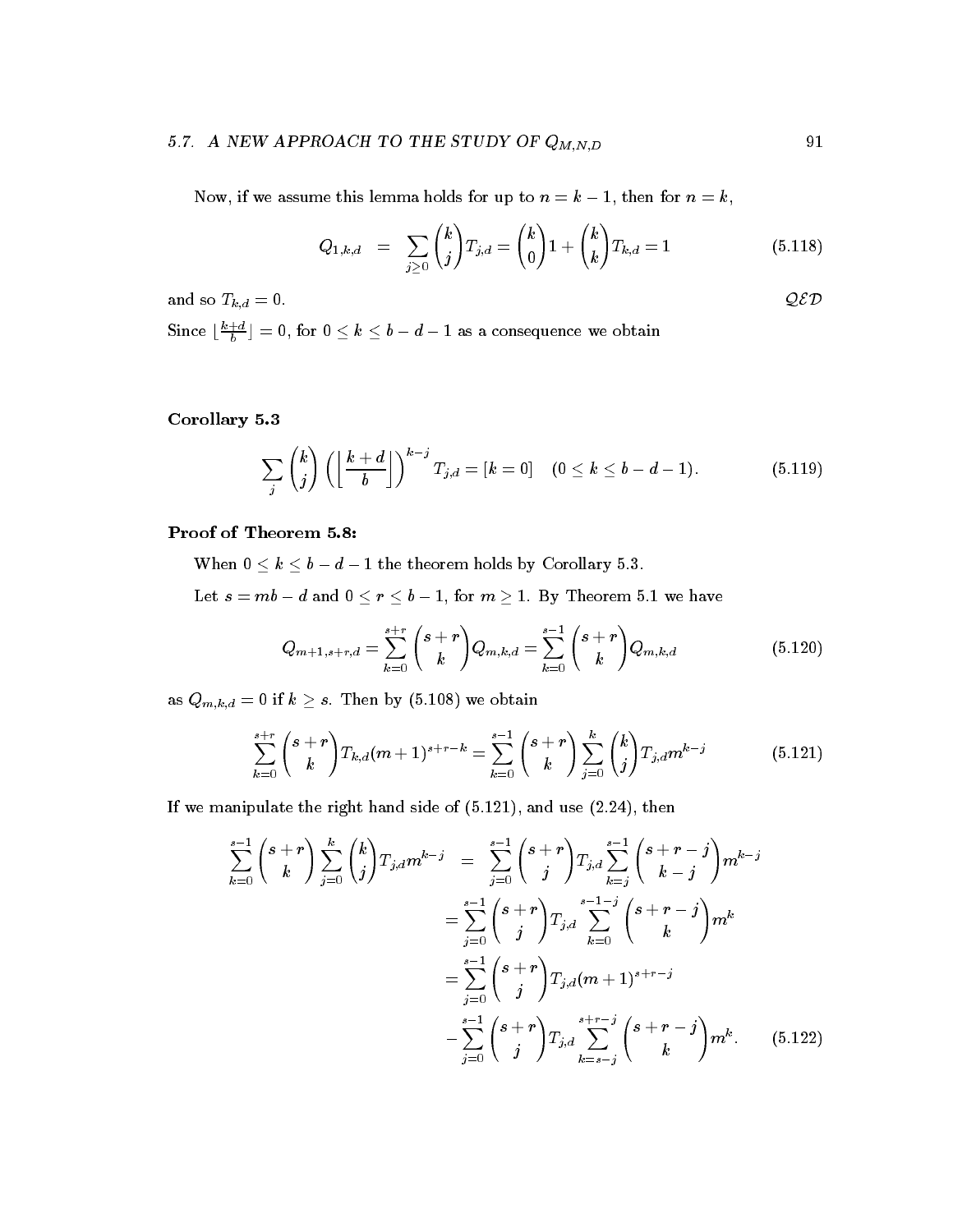Now, if we assume this lemma holds for up to $n = k-1$, then for $n = k$,

$$Q_{1,k,d} \;=\; \sum_{j\geq 0} \binom{k}{j} T_{j,d} = \binom{k}{0} 1 + \binom{k}{k} T_{k,d} = 1 \tag{5.118}$$

and so $T_{k,d} = 0$. $\mathcal{QED}$

Since $\lfloor \frac{k+d}{b} \rfloor = 0$, for $0 \leq k \leq b-d-1$ as a consequence we obtain

**Corollary 5.3**

$$\sum_j \binom{k}{j} \left( \left\lfloor \frac{k+d}{b} \right\rfloor \right)^{k-j} T_{j,d} = [k=0] \quad (0 \leq k \leq b-d-1). \tag{5.119}$$

**Proof of Theorem 5.8:**

When $0 \leq k \leq b-d-1$ the theorem holds by Corollary 5.3.

Let $s = mb - d$ and $0 \leq r \leq b-1$, for $m \geq 1$. By Theorem 5.1 we have

$$Q_{m+1,s+r,d} = \sum_{k=0}^{s+r} \binom{s+r}{k} Q_{m,k,d} = \sum_{k=0}^{s-1} \binom{s+r}{k} Q_{m,k,d} \tag{5.120}$$

as $Q_{m,k,d} = 0$ if $k \geq s$. Then by (5.108) we obtain

$$\sum_{k=0}^{s+r} \binom{s+r}{k} T_{k,d} (m+1)^{s+r-k} = \sum_{k=0}^{s-1} \binom{s+r}{k} \sum_{j=0}^{k} \binom{k}{j} T_{j,d} m^{k-j} \tag{5.121}$$

If we manipulate the right hand side of (5.121), and use (2.24), then

$$\begin{aligned}
\sum_{k=0}^{s-1} \binom{s+r}{k} \sum_{j=0}^{k} \binom{k}{j} T_{j,d} m^{k-j} \;&=\; \sum_{j=0}^{s-1} \binom{s+r}{j} T_{j,d} \sum_{k=j}^{s-1} \binom{s+r-j}{k-j} m^{k-j} \\
&= \sum_{j=0}^{s-1} \binom{s+r}{j} T_{j,d} \sum_{k=0}^{s-1-j} \binom{s+r-j}{k} m^{k} \\
&= \sum_{j=0}^{s-1} \binom{s+r}{j} T_{j,d} (m+1)^{s+r-j} \\
&\quad - \sum_{j=0}^{s-1} \binom{s+r}{j} T_{j,d} \sum_{k=s-j}^{s+r-j} \binom{s+r-j}{k} m^{k}.
\end{aligned} \tag{5.122}$$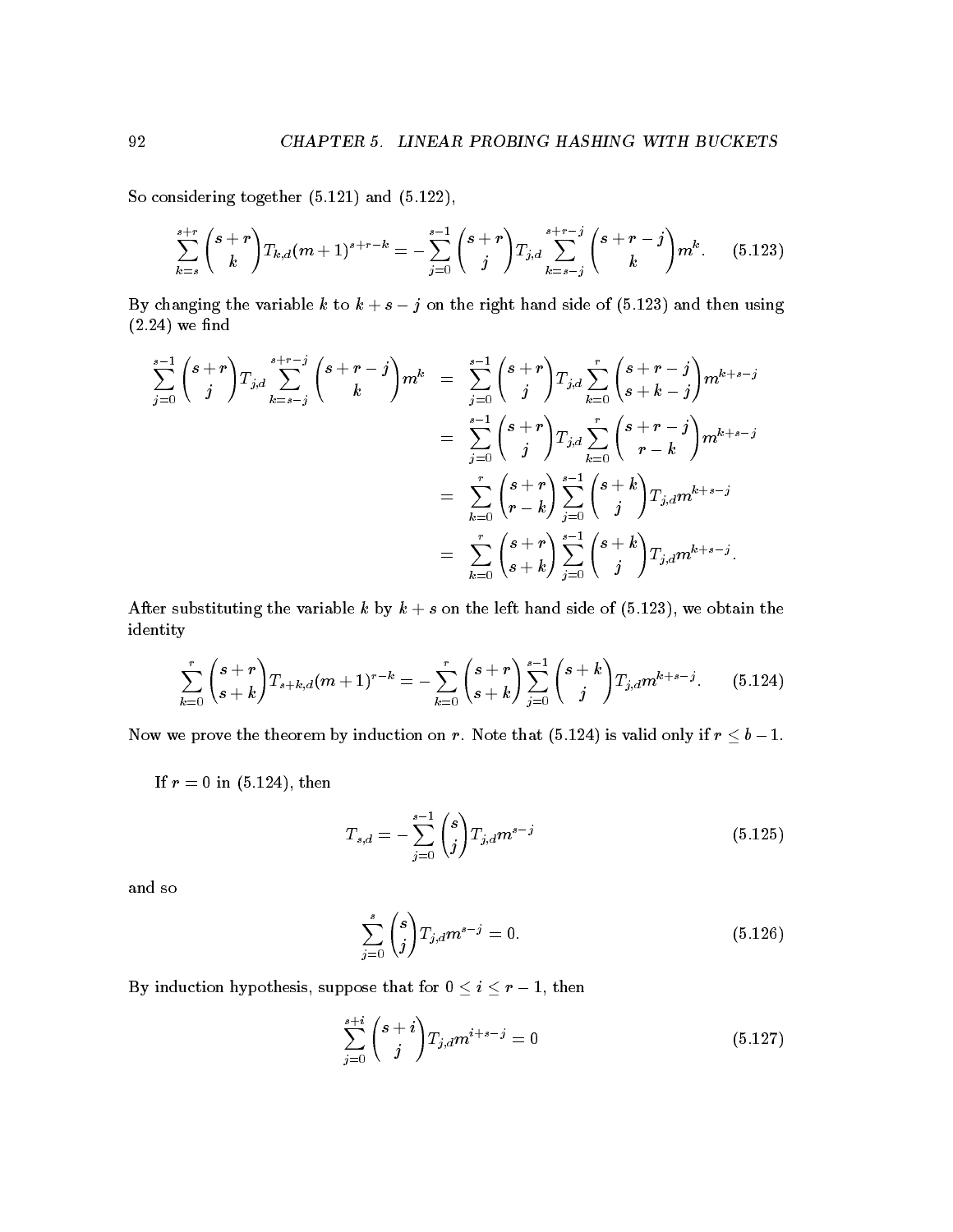So considering together (5.121) and (5.122),

$$\sum_{k=s}^{s+r} \binom{s+r}{k} T_{k,d}(m+1)^{s+r-k} = -\sum_{j=0}^{s-1} \binom{s+r}{j} T_{j,d} \sum_{k=s-j}^{s+r-j} \binom{s+r-j}{k} m^k. \tag{5.123}$$

By changing the variable $k$ to $k+s-j$ on the right hand side of (5.123) and then using (2.24) we find

$$\begin{aligned}
\sum_{j=0}^{s-1} \binom{s+r}{j} T_{j,d} \sum_{k=s-j}^{s+r-j} \binom{s+r-j}{k} m^k &= \sum_{j=0}^{s-1} \binom{s+r}{j} T_{j,d} \sum_{k=0}^{r} \binom{s+r-j}{s+k-j} m^{k+s-j} \\
&= \sum_{j=0}^{s-1} \binom{s+r}{j} T_{j,d} \sum_{k=0}^{r} \binom{s+r-j}{r-k} m^{k+s-j} \\
&= \sum_{k=0}^{r} \binom{s+r}{r-k} \sum_{j=0}^{s-1} \binom{s+k}{j} T_{j,d} m^{k+s-j} \\
&= \sum_{k=0}^{r} \binom{s+r}{s+k} \sum_{j=0}^{s-1} \binom{s+k}{j} T_{j,d} m^{k+s-j}.
\end{aligned}$$

After substituting the variable $k$ by $k+s$ on the left hand side of (5.123), we obtain the identity

$$\sum_{k=0}^{r} \binom{s+r}{s+k} T_{s+k,d}(m+1)^{r-k} = -\sum_{k=0}^{r} \binom{s+r}{s+k} \sum_{j=0}^{s-1} \binom{s+k}{j} T_{j,d} m^{k+s-j}. \tag{5.124}$$

Now we prove the theorem by induction on $r$. Note that (5.124) is valid only if $r \leq b-1$.

If $r = 0$ in (5.124), then

$$T_{s,d} = -\sum_{j=0}^{s-1} \binom{s}{j} T_{j,d} m^{s-j} \tag{5.125}$$

and so

$$\sum_{j=0}^{s} \binom{s}{j} T_{j,d} m^{s-j} = 0. \tag{5.126}$$

By induction hypothesis, suppose that for $0 \leq i \leq r-1$, then

$$\sum_{j=0}^{s+i} \binom{s+i}{j} T_{j,d} m^{i+s-j} = 0 \tag{5.127}$$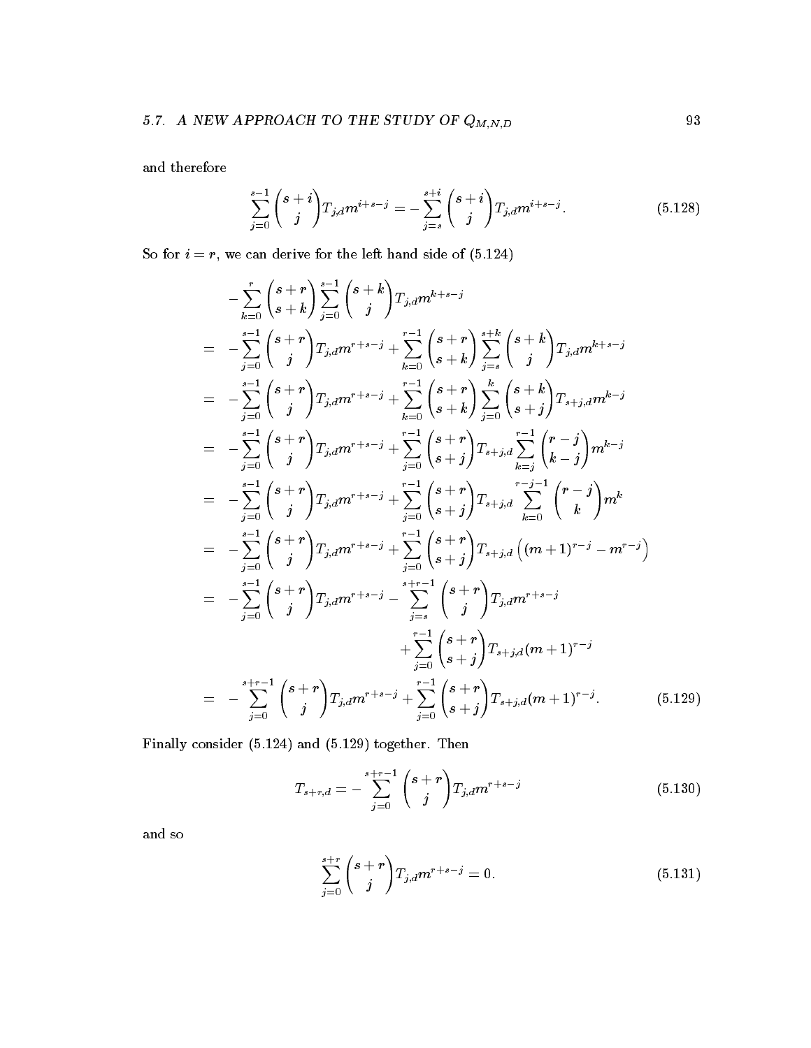and therefore

$$\sum_{j=0}^{s-1} \binom{s+i}{j} T_{j,d} m^{i+s-j} = -\sum_{j=s}^{s+i} \binom{s+i}{j} T_{j,d} m^{i+s-j}. \tag{5.128}$$

So for $i = r$, we can derive for the left hand side of (5.124)

$$\begin{aligned}
& -\sum_{k=0}^{r} \binom{s+r}{s+k} \sum_{j=0}^{s-1} \binom{s+k}{j} T_{j,d} m^{k+s-j} \\
= & -\sum_{j=0}^{s-1} \binom{s+r}{j} T_{j,d} m^{r+s-j} + \sum_{k=0}^{r-1} \binom{s+r}{s+k} \sum_{j=s}^{s+k} \binom{s+k}{j} T_{j,d} m^{k+s-j} \\
= & -\sum_{j=0}^{s-1} \binom{s+r}{j} T_{j,d} m^{r+s-j} + \sum_{k=0}^{r-1} \binom{s+r}{s+k} \sum_{j=0}^{k} \binom{s+k}{s+j} T_{s+j,d} m^{k-j} \\
= & -\sum_{j=0}^{s-1} \binom{s+r}{j} T_{j,d} m^{r+s-j} + \sum_{j=0}^{r-1} \binom{s+r}{s+j} T_{s+j,d} \sum_{k=j}^{r-1} \binom{r-j}{k-j} m^{k-j} \\
= & -\sum_{j=0}^{s-1} \binom{s+r}{j} T_{j,d} m^{r+s-j} + \sum_{j=0}^{r-1} \binom{s+r}{s+j} T_{s+j,d} \sum_{k=0}^{r-j-1} \binom{r-j}{k} m^{k} \\
= & -\sum_{j=0}^{s-1} \binom{s+r}{j} T_{j,d} m^{r+s-j} + \sum_{j=0}^{r-1} \binom{s+r}{s+j} T_{s+j,d} \left( (m+1)^{r-j} - m^{r-j} \right) \\
= & -\sum_{j=0}^{s-1} \binom{s+r}{j} T_{j,d} m^{r+s-j} - \sum_{j=s}^{s+r-1} \binom{s+r}{j} T_{j,d} m^{r+s-j} \\
& \qquad\qquad\qquad\qquad\qquad + \sum_{j=0}^{r-1} \binom{s+r}{s+j} T_{s+j,d} (m+1)^{r-j} \\
= & -\sum_{j=0}^{s+r-1} \binom{s+r}{j} T_{j,d} m^{r+s-j} + \sum_{j=0}^{r-1} \binom{s+r}{s+j} T_{s+j,d} (m+1)^{r-j}.
\end{aligned} \tag{5.129}$$

Finally consider (5.124) and (5.129) together. Then

$$T_{s+r,d} = -\sum_{j=0}^{s+r-1} \binom{s+r}{j} T_{j,d} m^{r+s-j} \tag{5.130}$$

and so

$$\sum_{j=0}^{s+r} \binom{s+r}{j} T_{j,d} m^{r+s-j} = 0. \tag{5.131}$$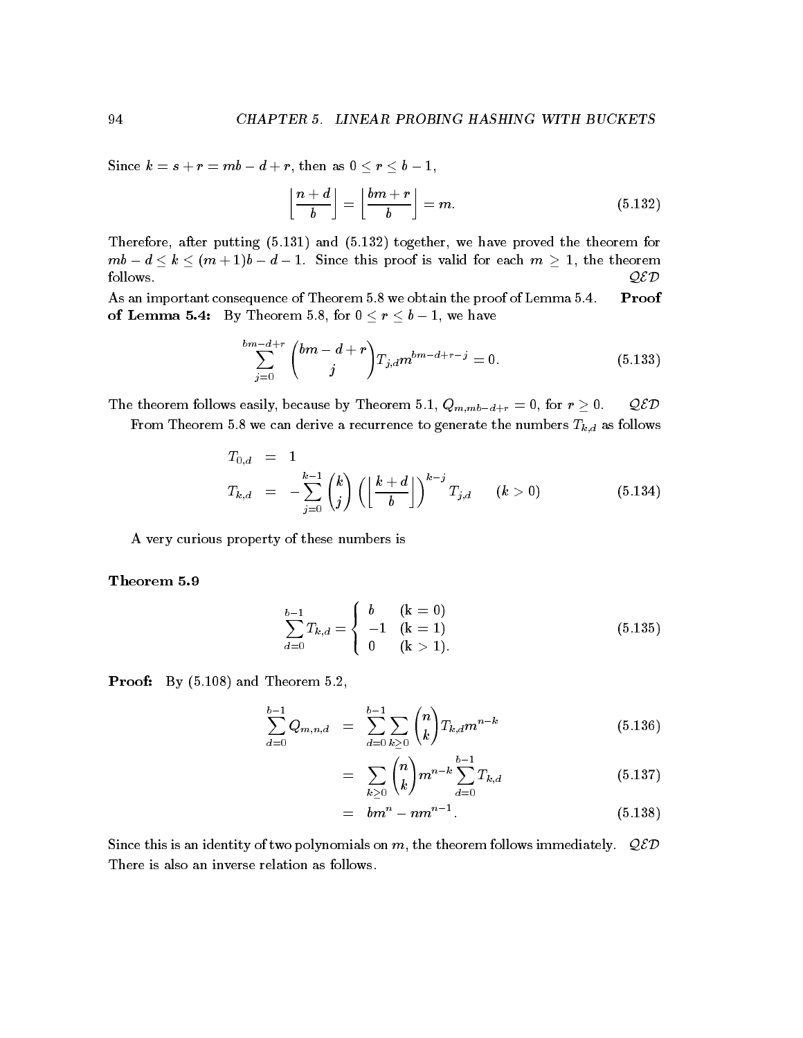Since $k = s + r = mb - d + r$, then as $0 \le r \le b - 1$,

$$\left\lfloor \frac{n+d}{b} \right\rfloor = \left\lfloor \frac{bm+r}{b} \right\rfloor = m. \tag{5.132}$$

Therefore, after putting (5.131) and (5.132) together, we have proved the theorem for $mb - d \le k \le (m+1)b - d - 1$. Since this proof is valid for each $m \ge 1$, the theorem follows. $\mathcal{QED}$

As an important consequence of Theorem 5.8 we obtain the proof of Lemma 5.4. **Proof of Lemma 5.4:** By Theorem 5.8, for $0 \le r \le b - 1$, we have

$$\sum_{j=0}^{bm-d+r} \binom{bm-d+r}{j} T_{j,d} m^{bm-d+r-j} = 0. \tag{5.133}$$

The theorem follows easily, because by Theorem 5.1, $Q_{m,mb-d+r} = 0$, for $r \ge 0$. $\mathcal{QED}$

From Theorem 5.8 we can derive a recurrence to generate the numbers $T_{k,d}$ as follows

$$\begin{aligned} T_{0,d} &= 1 \\ T_{k,d} &= -\sum_{j=0}^{k-1} \binom{k}{j} \left( \left\lfloor \frac{k+d}{b} \right\rfloor \right)^{k-j} T_{j,d} \qquad (k > 0) \end{aligned} \tag{5.134}$$

A very curious property of these numbers is

**Theorem 5.9**

$$\sum_{d=0}^{b-1} T_{k,d} = \begin{cases} b & (\mathrm{k} = 0) \\ -1 & (\mathrm{k} = 1) \\ 0 & (\mathrm{k} > 1). \end{cases} \tag{5.135}$$

**Proof:** By (5.108) and Theorem 5.2,

$$\begin{aligned} \sum_{d=0}^{b-1} Q_{m,n,d} &= \sum_{d=0}^{b-1} \sum_{k \ge 0} \binom{n}{k} T_{k,d} m^{n-k} && (5.136) \\ &= \sum_{k \ge 0} \binom{n}{k} m^{n-k} \sum_{d=0}^{b-1} T_{k,d} && (5.137) \\ &= bm^n - nm^{n-1}. && (5.138) \end{aligned}$$

Since this is an identity of two polynomials on $m$, the theorem follows immediately. $\mathcal{QED}$

There is also an inverse relation as follows.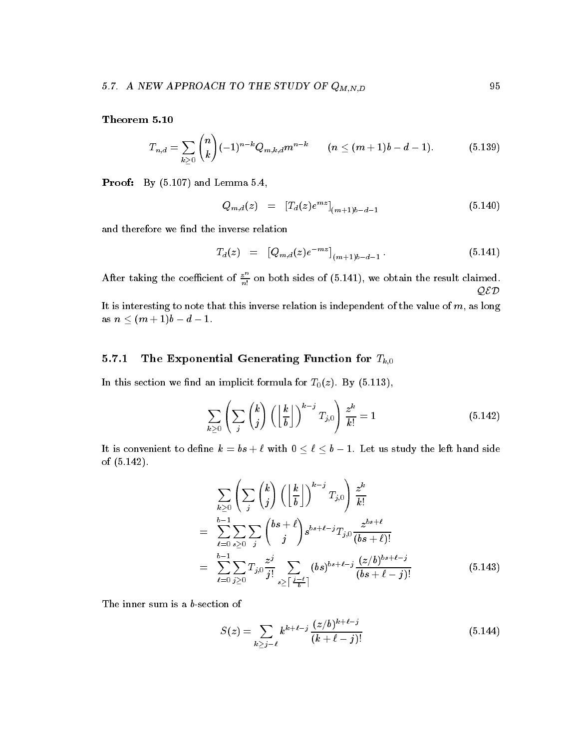**Theorem 5.10**

$$T_{n,d} = \sum_{k\geq 0} \binom{n}{k} (-1)^{n-k} Q_{m,k,d} m^{n-k} \qquad (n \leq (m+1)b - d - 1). \tag{5.139}$$

**Proof:** By (5.107) and Lemma 5.4,

$$Q_{m,d}(z) \quad = \quad [T_d(z) e^{mz}]_{(m+1)b-d-1} \tag{5.140}$$

and therefore we find the inverse relation

$$T_d(z) \quad = \quad [Q_{m,d}(z) e^{-mz}]_{(m+1)b-d-1}\,. \tag{5.141}$$

After taking the coefficient of $\frac{z^n}{n!}$ on both sides of (5.141), we obtain the result claimed. $\mathcal{QED}$

It is interesting to note that this inverse relation is independent of the value of $m$, as long as $n \leq (m+1)b - d - 1$.

### 5.7.1 The Exponential Generating Function for $T_{k,0}$

In this section we find an implicit formula for $T_0(z)$. By (5.113),

$$\sum_{k\geq 0} \left( \sum_{j} \binom{k}{j} \left( \left\lfloor \frac{k}{b} \right\rfloor \right)^{k-j} T_{j,0} \right) \frac{z^k}{k!} = 1 \tag{5.142}$$

It is convenient to define $k = bs + \ell$ with $0 \leq \ell \leq b-1$. Let us study the left hand side of (5.142).

$$\begin{aligned}
& \sum_{k\geq 0} \left( \sum_{j} \binom{k}{j} \left( \left\lfloor \frac{k}{b} \right\rfloor \right)^{k-j} T_{j,0} \right) \frac{z^k}{k!} \\
= \;& \sum_{\ell=0}^{b-1} \sum_{s\geq 0} \sum_{j} \binom{bs+\ell}{j} s^{bs+\ell-j} T_{j,0} \frac{z^{bs+\ell}}{(bs+\ell)!} \\
= \;& \sum_{\ell=0}^{b-1} \sum_{j\geq 0} T_{j,0} \frac{z^j}{j!} \sum_{s\geq \lceil \frac{j-\ell}{b} \rceil} (bs)^{bs+\ell-j} \frac{(z/b)^{bs+\ell-j}}{(bs+\ell-j)!}
\end{aligned} \tag{5.143}$$

The inner sum is a $b$-section of

$$S(z) = \sum_{k\geq j-\ell} k^{k+\ell-j} \frac{(z/b)^{k+\ell-j}}{(k+\ell-j)!} \tag{5.144}$$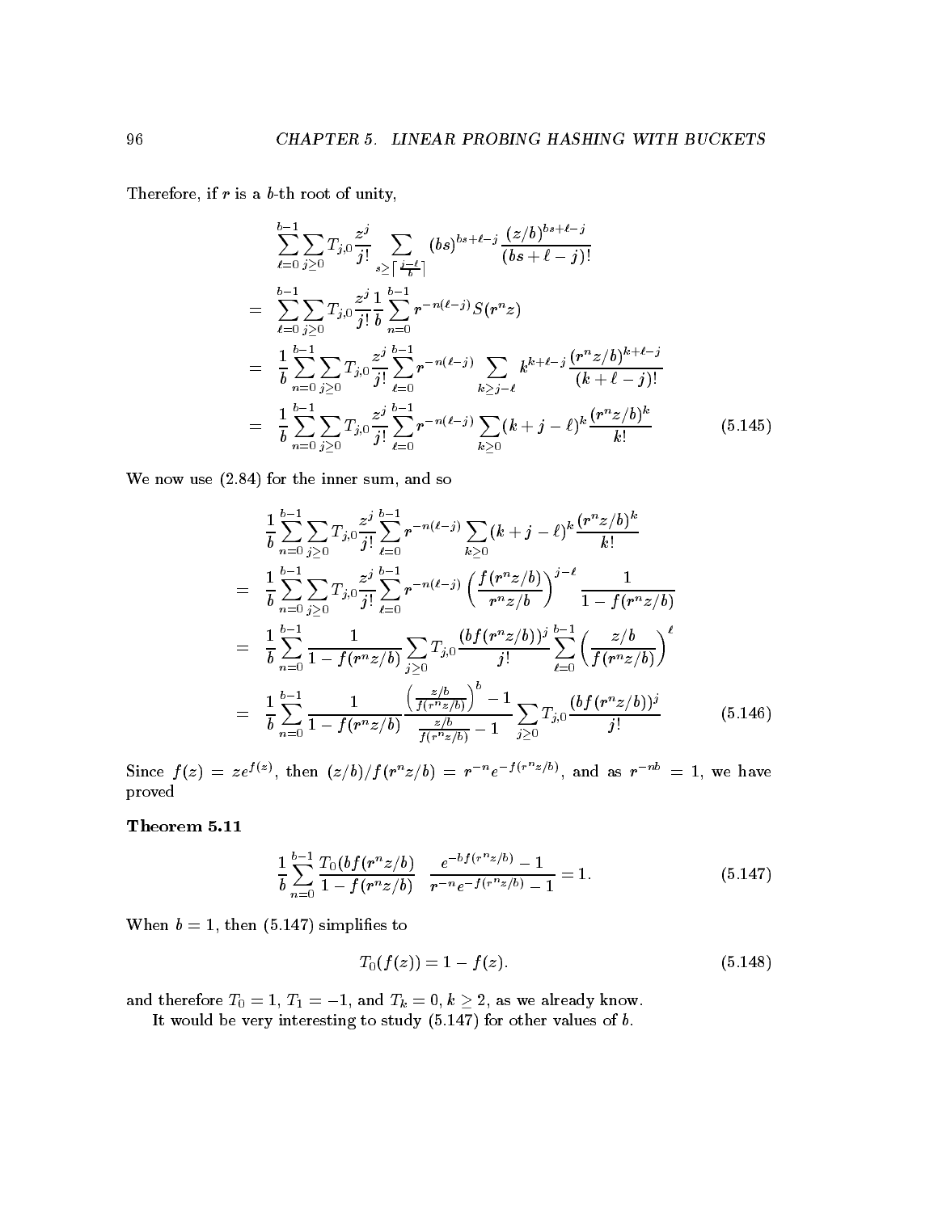Therefore, if $r$ is a $b$-th root of unity,

$$
\begin{aligned}
& \sum_{\ell=0}^{b-1} \sum_{j\geq 0} T_{j,0} \frac{z^j}{j!} \sum_{s\geq \lceil \frac{j-\ell}{b} \rceil} (bs)^{bs+\ell-j} \frac{(z/b)^{bs+\ell-j}}{(bs+\ell-j)!} \\
= & \sum_{\ell=0}^{b-1} \sum_{j\geq 0} T_{j,0} \frac{z^j}{j!} \frac{1}{b} \sum_{n=0}^{b-1} r^{-n(\ell-j)} S(r^n z) \\
= & \frac{1}{b} \sum_{n=0}^{b-1} \sum_{j\geq 0} T_{j,0} \frac{z^j}{j!} \sum_{\ell=0}^{b-1} r^{-n(\ell-j)} \sum_{k\geq j-\ell} k^{k+\ell-j} \frac{(r^n z/b)^{k+\ell-j}}{(k+\ell-j)!} \\
= & \frac{1}{b} \sum_{n=0}^{b-1} \sum_{j\geq 0} T_{j,0} \frac{z^j}{j!} \sum_{\ell=0}^{b-1} r^{-n(\ell-j)} \sum_{k\geq 0} (k+j-\ell)^k \frac{(r^n z/b)^k}{k!} \qquad (5.145)
\end{aligned}
$$

We now use (2.84) for the inner sum, and so

$$
\begin{aligned}
& \frac{1}{b} \sum_{n=0}^{b-1} \sum_{j\geq 0} T_{j,0} \frac{z^j}{j!} \sum_{\ell=0}^{b-1} r^{-n(\ell-j)} \sum_{k\geq 0} (k+j-\ell)^k \frac{(r^n z/b)^k}{k!} \\
= & \frac{1}{b} \sum_{n=0}^{b-1} \sum_{j\geq 0} T_{j,0} \frac{z^j}{j!} \sum_{\ell=0}^{b-1} r^{-n(\ell-j)} \left( \frac{f(r^n z/b)}{r^n z/b} \right)^{j-\ell} \frac{1}{1-f(r^n z/b)} \\
= & \frac{1}{b} \sum_{n=0}^{b-1} \frac{1}{1-f(r^n z/b)} \sum_{j\geq 0} T_{j,0} \frac{(bf(r^n z/b))^j}{j!} \sum_{\ell=0}^{b-1} \left( \frac{z/b}{f(r^n z/b)} \right)^{\ell} \\
= & \frac{1}{b} \sum_{n=0}^{b-1} \frac{1}{1-f(r^n z/b)} \frac{\left(\frac{z/b}{f(r^n z/b)}\right)^b - 1}{\frac{z/b}{f(r^n z/b)} - 1} \sum_{j\geq 0} T_{j,0} \frac{(bf(r^n z/b))^j}{j!} \qquad (5.146)
\end{aligned}
$$

Since $f(z) = ze^{f(z)}$, then $(z/b)/f(r^n z/b) = r^{-n} e^{-f(r^n z/b)}$, and as $r^{-nb} = 1$, we have proved

**Theorem 5.11**

$$
\frac{1}{b} \sum_{n=0}^{b-1} \frac{T_0(bf(r^n z/b)}{1-f(r^n z/b)} \; \frac{e^{-bf(r^n z/b)} - 1}{r^{-n} e^{-f(r^n z/b)} - 1} = 1. \qquad (5.147)
$$

When $b = 1$, then (5.147) simplifies to

$$
T_0(f(z)) = 1 - f(z). \qquad (5.148)
$$

and therefore $T_0 = 1$, $T_1 = -1$, and $T_k = 0$, $k \geq 2$, as we already know.

It would be very interesting to study (5.147) for other values of $b$.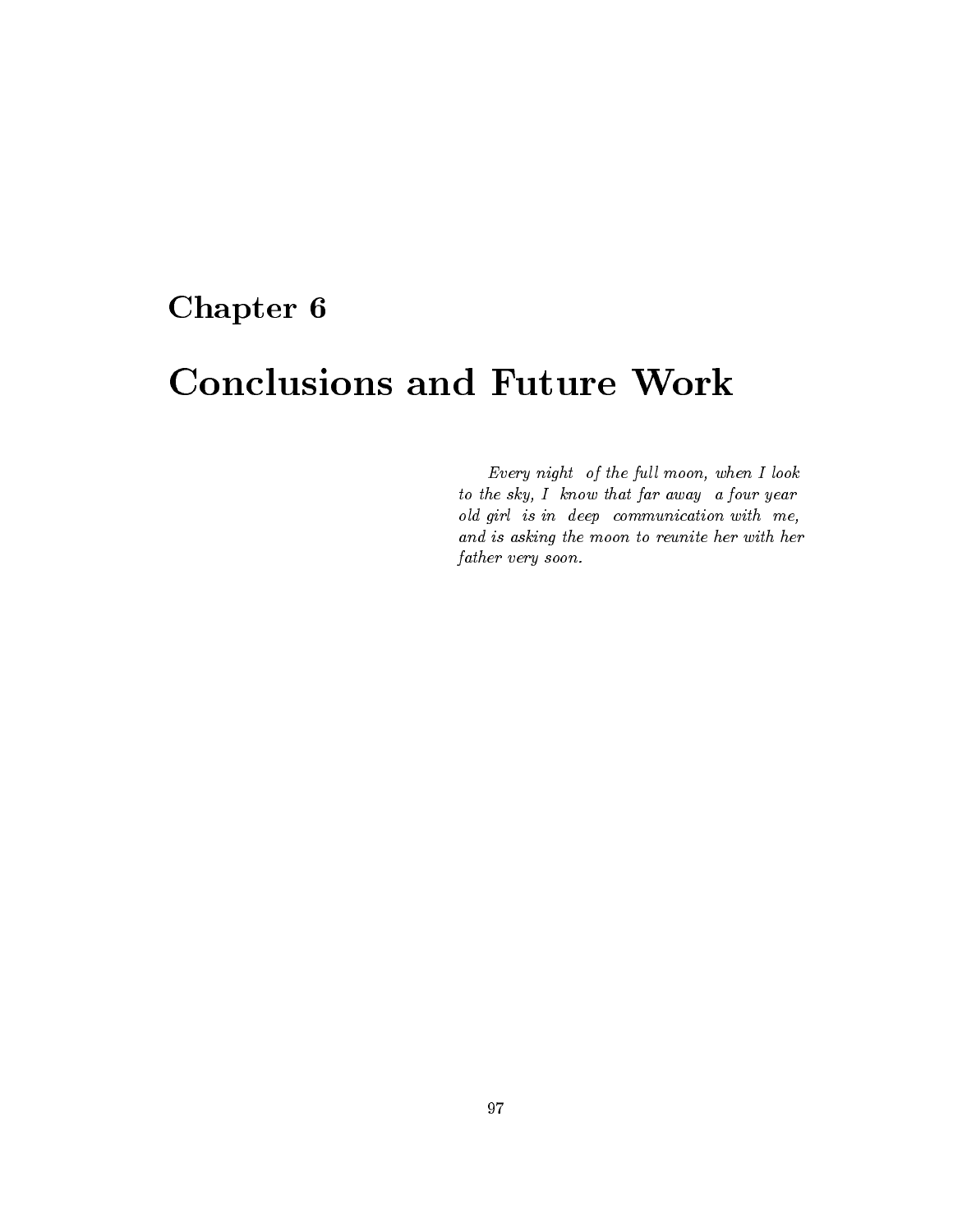# Chapter 6

# Conclusions and Future Work

*Every night of the full moon, when I look to the sky, I know that far away a four year old girl is in deep communication with me, and is asking the moon to reunite her with her father very soon.*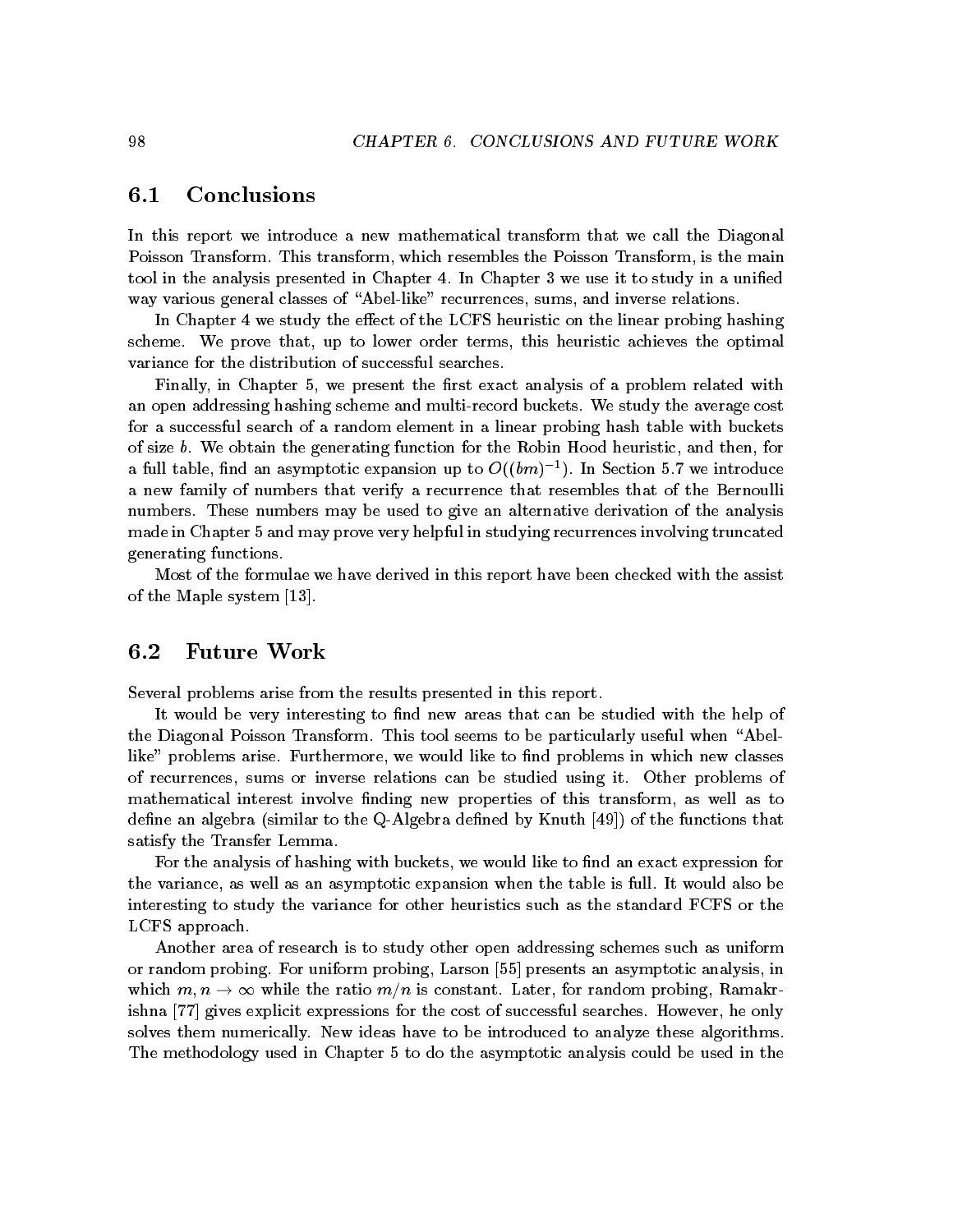## 6.1 Conclusions

In this report we introduce a new mathematical transform that we call the Diagonal Poisson Transform. This transform, which resembles the Poisson Transform, is the main tool in the analysis presented in Chapter 4. In Chapter 3 we use it to study in a unified way various general classes of "Abel-like" recurrences, sums, and inverse relations.

In Chapter 4 we study the effect of the LCFS heuristic on the linear probing hashing scheme. We prove that, up to lower order terms, this heuristic achieves the optimal variance for the distribution of successful searches.

Finally, in Chapter 5, we present the first exact analysis of a problem related with an open addressing hashing scheme and multi-record buckets. We study the average cost for a successful search of a random element in a linear probing hash table with buckets of size $b$. We obtain the generating function for the Robin Hood heuristic, and then, for a full table, find an asymptotic expansion up to $O((bm)^{-1})$. In Section 5.7 we introduce a new family of numbers that verify a recurrence that resembles that of the Bernoulli numbers. These numbers may be used to give an alternative derivation of the analysis made in Chapter 5 and may prove very helpful in studying recurrences involving truncated generating functions.

Most of the formulae we have derived in this report have been checked with the assist of the Maple system [13].

## 6.2 Future Work

Several problems arise from the results presented in this report.

It would be very interesting to find new areas that can be studied with the help of the Diagonal Poisson Transform. This tool seems to be particularly useful when "Abel-like" problems arise. Furthermore, we would like to find problems in which new classes of recurrences, sums or inverse relations can be studied using it. Other problems of mathematical interest involve finding new properties of this transform, as well as to define an algebra (similar to the Q-Algebra defined by Knuth [49]) of the functions that satisfy the Transfer Lemma.

For the analysis of hashing with buckets, we would like to find an exact expression for the variance, as well as an asymptotic expansion when the table is full. It would also be interesting to study the variance for other heuristics such as the standard FCFS or the LCFS approach.

Another area of research is to study other open addressing schemes such as uniform or random probing. For uniform probing, Larson [55] presents an asymptotic analysis, in which $m, n \to \infty$ while the ratio $m/n$ is constant. Later, for random probing, Ramakrishna [77] gives explicit expressions for the cost of successful searches. However, he only solves them numerically. New ideas have to be introduced to analyze these algorithms. The methodology used in Chapter 5 to do the asymptotic analysis could be used in the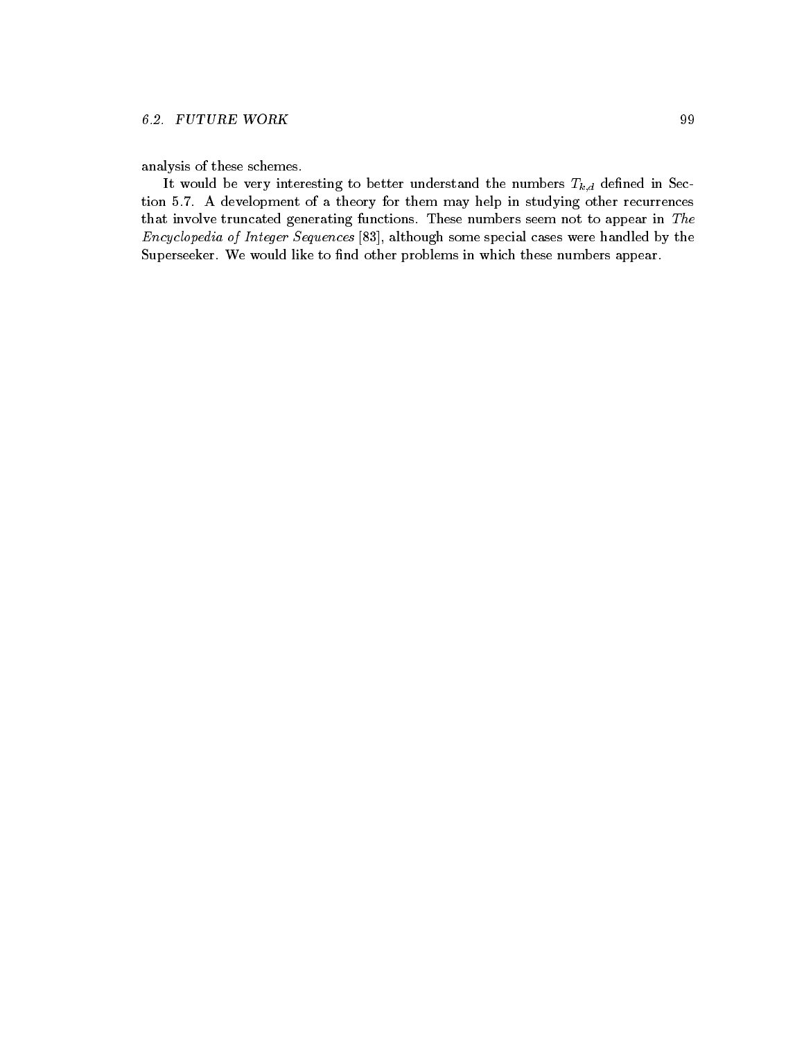analysis of these schemes.

It would be very interesting to better understand the numbers $T_{k,d}$ defined in Section 5.7. A development of a theory for them may help in studying other recurrences that involve truncated generating functions. These numbers seem not to appear in *The Encyclopedia of Integer Sequences* [83], although some special cases were handled by the Superseeker. We would like to find other problems in which these numbers appear.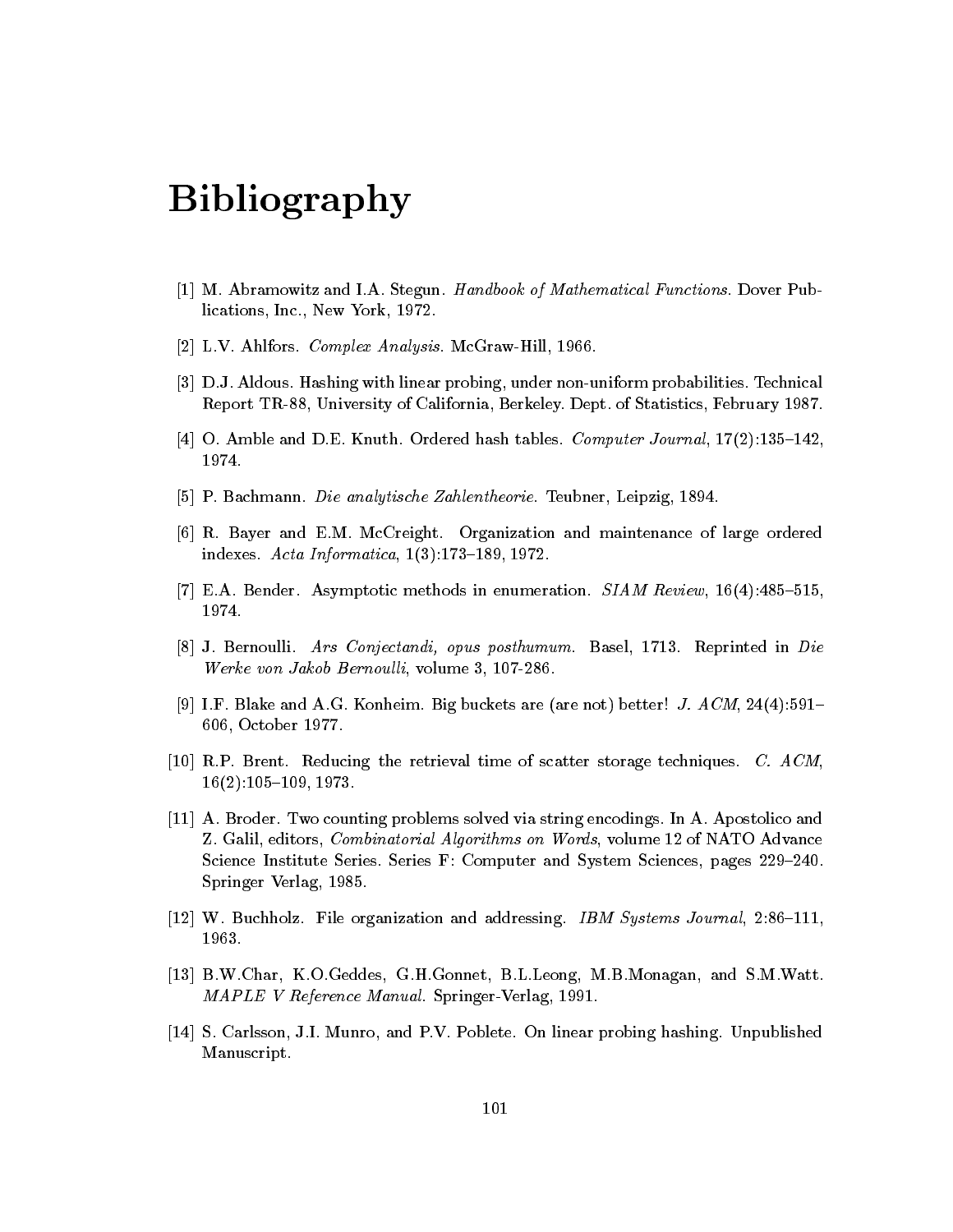# Bibliography

[1] M. Abramowitz and I.A. Stegun. *Handbook of Mathematical Functions*. Dover Publications, Inc., New York, 1972.

[2] L.V. Ahlfors. *Complex Analysis*. McGraw-Hill, 1966.

[3] D.J. Aldous. Hashing with linear probing, under non-uniform probabilities. Technical Report TR-88, University of California, Berkeley. Dept. of Statistics, February 1987.

[4] O. Amble and D.E. Knuth. Ordered hash tables. *Computer Journal*, 17(2):135–142, 1974.

[5] P. Bachmann. *Die analytische Zahlentheorie*. Teubner, Leipzig, 1894.

[6] R. Bayer and E.M. McCreight. Organization and maintenance of large ordered indexes. *Acta Informatica*, 1(3):173–189, 1972.

[7] E.A. Bender. Asymptotic methods in enumeration. *SIAM Review*, 16(4):485–515, 1974.

[8] J. Bernoulli. *Ars Conjectandi, opus posthumum*. Basel, 1713. Reprinted in *Die Werke von Jakob Bernoulli*, volume 3, 107-286.

[9] I.F. Blake and A.G. Konheim. Big buckets are (are not) better! *J. ACM*, 24(4):591–606, October 1977.

[10] R.P. Brent. Reducing the retrieval time of scatter storage techniques. *C. ACM*, 16(2):105–109, 1973.

[11] A. Broder. Two counting problems solved via string encodings. In A. Apostolico and Z. Galil, editors, *Combinatorial Algorithms on Words*, volume 12 of NATO Advance Science Institute Series. Series F: Computer and System Sciences, pages 229–240. Springer Verlag, 1985.

[12] W. Buchholz. File organization and addressing. *IBM Systems Journal*, 2:86–111, 1963.

[13] B.W.Char, K.O.Geddes, G.H.Gonnet, B.L.Leong, M.B.Monagan, and S.M.Watt. *MAPLE V Reference Manual*. Springer-Verlag, 1991.

[14] S. Carlsson, J.I. Munro, and P.V. Poblete. On linear probing hashing. Unpublished Manuscript.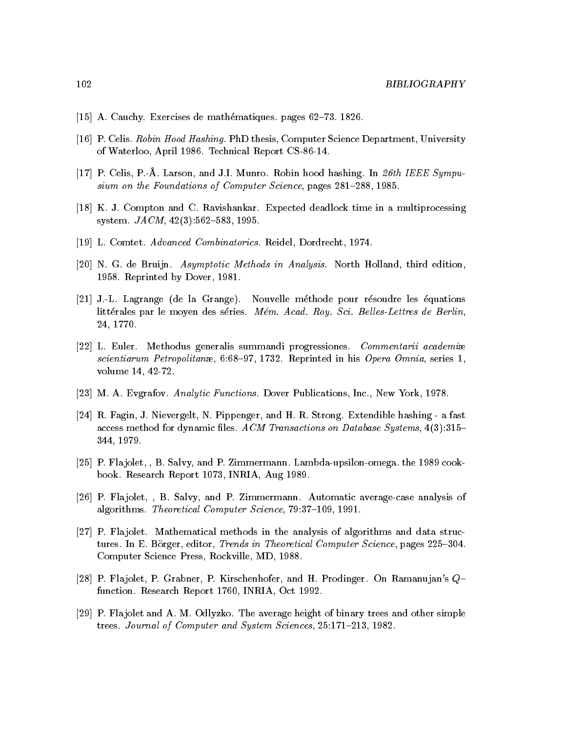[15] A. Cauchy. Exercises de mathématiques. pages 62–73. 1826.

[16] P. Celis. *Robin Hood Hashing*. PhD thesis, Computer Science Department, University of Waterloo, April 1986. Technical Report CS-86-14.

[17] P. Celis, P.-Å. Larson, and J.I. Munro. Robin hood hashing. In *26th IEEE Sympusium on the Foundations of Computer Science*, pages 281–288, 1985.

[18] K. J. Compton and C. Ravishankar. Expected deadlock time in a multiprocessing system. *JACM*, 42(3):562–583, 1995.

[19] L. Comtet. *Advanced Combinatorics*. Reidel, Dordrecht, 1974.

[20] N. G. de Bruijn. *Asymptotic Methods in Analysis*. North Holland, third edition, 1958. Reprinted by Dover, 1981.

[21] J.-L. Lagrange (de la Grange). Nouvelle méthode pour résoudre les équations littérales par le moyen des séries. *Mém. Acad. Roy. Sci. Belles-Lettres de Berlin*, 24, 1770.

[22] L. Euler. Methodus generalis summandi progressiones. *Commentarii academiæ scientiarum Petropolitanæ*, 6:68–97, 1732. Reprinted in his *Opera Omnia*, series 1, volume 14, 42-72.

[23] M. A. Evgrafov. *Analytic Functions*. Dover Publications, Inc., New York, 1978.

[24] R. Fagin, J. Nievergelt, N. Pippenger, and H. R. Strong. Extendible hashing - a fast access method for dynamic files. *ACM Transactions on Database Systems*, 4(3):315–344, 1979.

[25] P. Flajolet, , B. Salvy, and P. Zimmermann. Lambda-upsilon-omega. the 1989 cookbook. Research Report 1073, INRIA, Aug 1989.

[26] P. Flajolet, , B. Salvy, and P. Zimmermann. Automatic average-case analysis of algorithms. *Theoretical Computer Science*, 79:37–109, 1991.

[27] P. Flajolet. Mathematical methods in the analysis of algorithms and data structures. In E. Börger, editor, *Trends in Theoretical Computer Science*, pages 225–304. Computer Science Press, Rockville, MD, 1988.

[28] P. Flajolet, P. Grabner, P. Kirschenhofer, and H. Prodinger. On Ramanujan's $Q$–function. Research Report 1760, INRIA, Oct 1992.

[29] P. Flajolet and A. M. Odlyzko. The average height of binary trees and other simple trees. *Journal of Computer and System Sciences*, 25:171–213, 1982.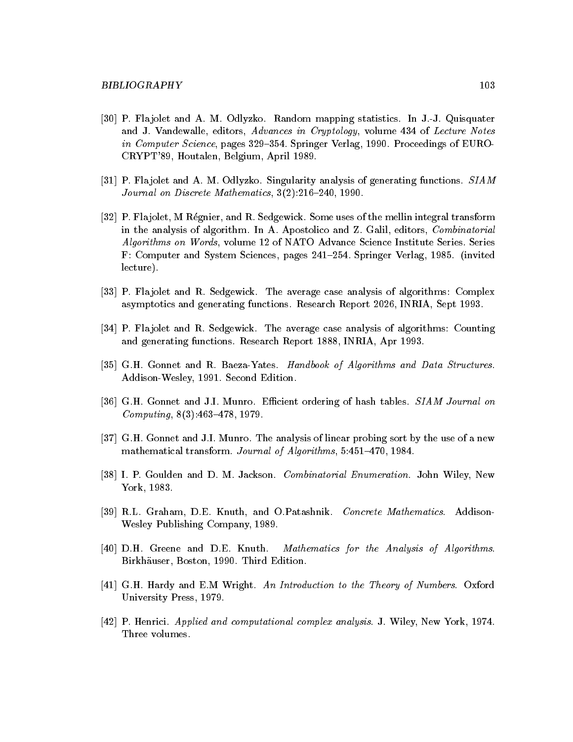[30] P. Flajolet and A. M. Odlyzko. Random mapping statistics. In J.-J. Quisquater and J. Vandewalle, editors, *Advances in Cryptology*, volume 434 of *Lecture Notes in Computer Science*, pages 329–354. Springer Verlag, 1990. Proceedings of EUROCRYPT'89, Houtalen, Belgium, April 1989.

[31] P. Flajolet and A. M. Odlyzko. Singularity analysis of generating functions. *SIAM Journal on Discrete Mathematics*, 3(2):216–240, 1990.

[32] P. Flajolet, M Régnier, and R. Sedgewick. Some uses of the mellin integral transform in the analysis of algorithm. In A. Apostolico and Z. Galil, editors, *Combinatorial Algorithms on Words*, volume 12 of NATO Advance Science Institute Series. Series F: Computer and System Sciences, pages 241–254. Springer Verlag, 1985. (invited lecture).

[33] P. Flajolet and R. Sedgewick. The average case analysis of algorithms: Complex asymptotics and generating functions. Research Report 2026, INRIA, Sept 1993.

[34] P. Flajolet and R. Sedgewick. The average case analysis of algorithms: Counting and generating functions. Research Report 1888, INRIA, Apr 1993.

[35] G.H. Gonnet and R. Baeza-Yates. *Handbook of Algorithms and Data Structures*. Addison-Wesley, 1991. Second Edition.

[36] G.H. Gonnet and J.I. Munro. Efficient ordering of hash tables. *SIAM Journal on Computing*, 8(3):463–478, 1979.

[37] G.H. Gonnet and J.I. Munro. The analysis of linear probing sort by the use of a new mathematical transform. *Journal of Algorithms*, 5:451–470, 1984.

[38] I. P. Goulden and D. M. Jackson. *Combinatorial Enumeration*. John Wiley, New York, 1983.

[39] R.L. Graham, D.E. Knuth, and O.Patashnik. *Concrete Mathematics*. Addison-Wesley Publishing Company, 1989.

[40] D.H. Greene and D.E. Knuth. *Mathematics for the Analysis of Algorithms*. Birkhäuser, Boston, 1990. Third Edition.

[41] G.H. Hardy and E.M Wright. *An Introduction to the Theory of Numbers*. Oxford University Press, 1979.

[42] P. Henrici. *Applied and computational complex analysis*. J. Wiley, New York, 1974. Three volumes.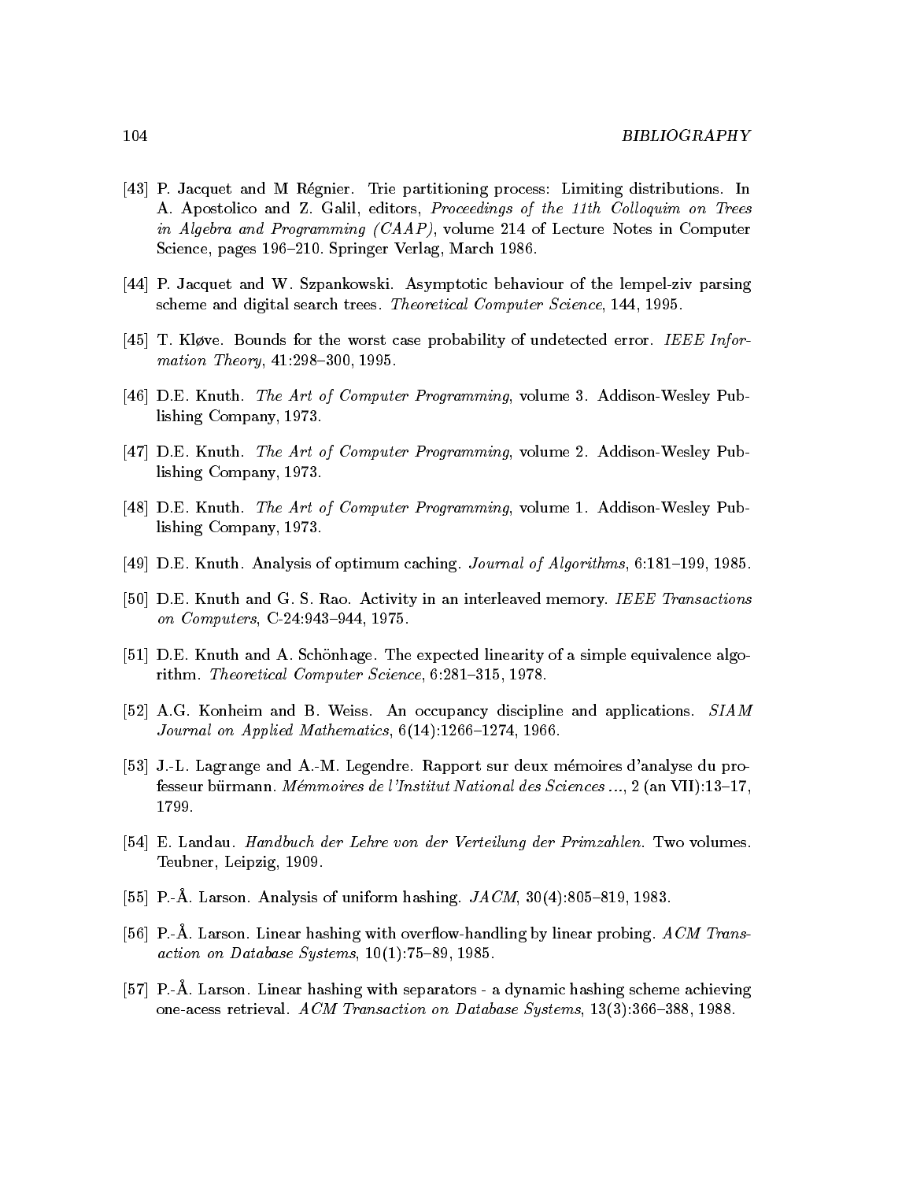[43] P. Jacquet and M Régnier. Trie partitioning process: Limiting distributions. In A. Apostolico and Z. Galil, editors, *Proceedings of the 11th Colloquim on Trees in Algebra and Programming (CAAP)*, volume 214 of Lecture Notes in Computer Science, pages 196–210. Springer Verlag, March 1986.

[44] P. Jacquet and W. Szpankowski. Asymptotic behaviour of the lempel-ziv parsing scheme and digital search trees. *Theoretical Computer Science*, 144, 1995.

[45] T. Kløve. Bounds for the worst case probability of undetected error. *IEEE Information Theory*, 41:298–300, 1995.

[46] D.E. Knuth. *The Art of Computer Programming*, volume 3. Addison-Wesley Publishing Company, 1973.

[47] D.E. Knuth. *The Art of Computer Programming*, volume 2. Addison-Wesley Publishing Company, 1973.

[48] D.E. Knuth. *The Art of Computer Programming*, volume 1. Addison-Wesley Publishing Company, 1973.

[49] D.E. Knuth. Analysis of optimum caching. *Journal of Algorithms*, 6:181–199, 1985.

[50] D.E. Knuth and G. S. Rao. Activity in an interleaved memory. *IEEE Transactions on Computers*, C-24:943–944, 1975.

[51] D.E. Knuth and A. Schönhage. The expected linearity of a simple equivalence algorithm. *Theoretical Computer Science*, 6:281–315, 1978.

[52] A.G. Konheim and B. Weiss. An occupancy discipline and applications. *SIAM Journal on Applied Mathematics*, 6(14):1266–1274, 1966.

[53] J.-L. Lagrange and A.-M. Legendre. Rapport sur deux mémoires d'analyse du professeur bürmann. *Mémmoires de l'Institut National des Sciences ...*, 2 (an VII):13–17, 1799.

[54] E. Landau. *Handbuch der Lehre von der Verteilung der Primzahlen.* Two volumes. Teubner, Leipzig, 1909.

[55] P.-Å. Larson. Analysis of uniform hashing. *JACM*, 30(4):805–819, 1983.

[56] P.-Å. Larson. Linear hashing with overflow-handling by linear probing. *ACM Transaction on Database Systems*, 10(1):75–89, 1985.

[57] P.-Å. Larson. Linear hashing with separators - a dynamic hashing scheme achieving one-acess retrieval. *ACM Transaction on Database Systems*, 13(3):366–388, 1988.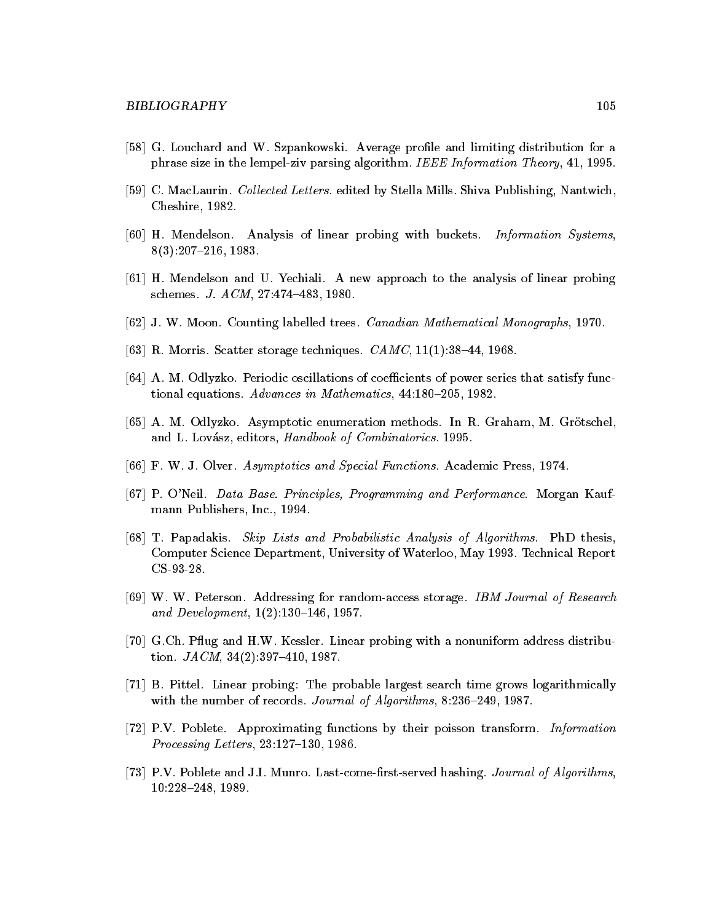[58] G. Louchard and W. Szpankowski. Average profile and limiting distribution for a phrase size in the lempel-ziv parsing algorithm. *IEEE Information Theory*, 41, 1995.

[59] C. MacLaurin. *Collected Letters*. edited by Stella Mills. Shiva Publishing, Nantwich, Cheshire, 1982.

[60] H. Mendelson. Analysis of linear probing with buckets. *Information Systems*, 8(3):207–216, 1983.

[61] H. Mendelson and U. Yechiali. A new approach to the analysis of linear probing schemes. *J. ACM*, 27:474–483, 1980.

[62] J. W. Moon. Counting labelled trees. *Canadian Mathematical Monographs*, 1970.

[63] R. Morris. Scatter storage techniques. *CAMC*, 11(1):38–44, 1968.

[64] A. M. Odlyzko. Periodic oscillations of coefficients of power series that satisfy functional equations. *Advances in Mathematics*, 44:180–205, 1982.

[65] A. M. Odlyzko. Asymptotic enumeration methods. In R. Graham, M. Grötschel, and L. Lovász, editors, *Handbook of Combinatorics*. 1995.

[66] F. W. J. Olver. *Asymptotics and Special Functions*. Academic Press, 1974.

[67] P. O'Neil. *Data Base. Principles, Programming and Performance*. Morgan Kaufmann Publishers, Inc., 1994.

[68] T. Papadakis. *Skip Lists and Probabilistic Analysis of Algorithms*. PhD thesis, Computer Science Department, University of Waterloo, May 1993. Technical Report CS-93-28.

[69] W. W. Peterson. Addressing for random-access storage. *IBM Journal of Research and Development*, 1(2):130–146, 1957.

[70] G.Ch. Pflug and H.W. Kessler. Linear probing with a nonuniform address distribution. *JACM*, 34(2):397–410, 1987.

[71] B. Pittel. Linear probing: The probable largest search time grows logarithmically with the number of records. *Journal of Algorithms*, 8:236–249, 1987.

[72] P.V. Poblete. Approximating functions by their poisson transform. *Information Processing Letters*, 23:127–130, 1986.

[73] P.V. Poblete and J.I. Munro. Last-come-first-served hashing. *Journal of Algorithms*, 10:228–248, 1989.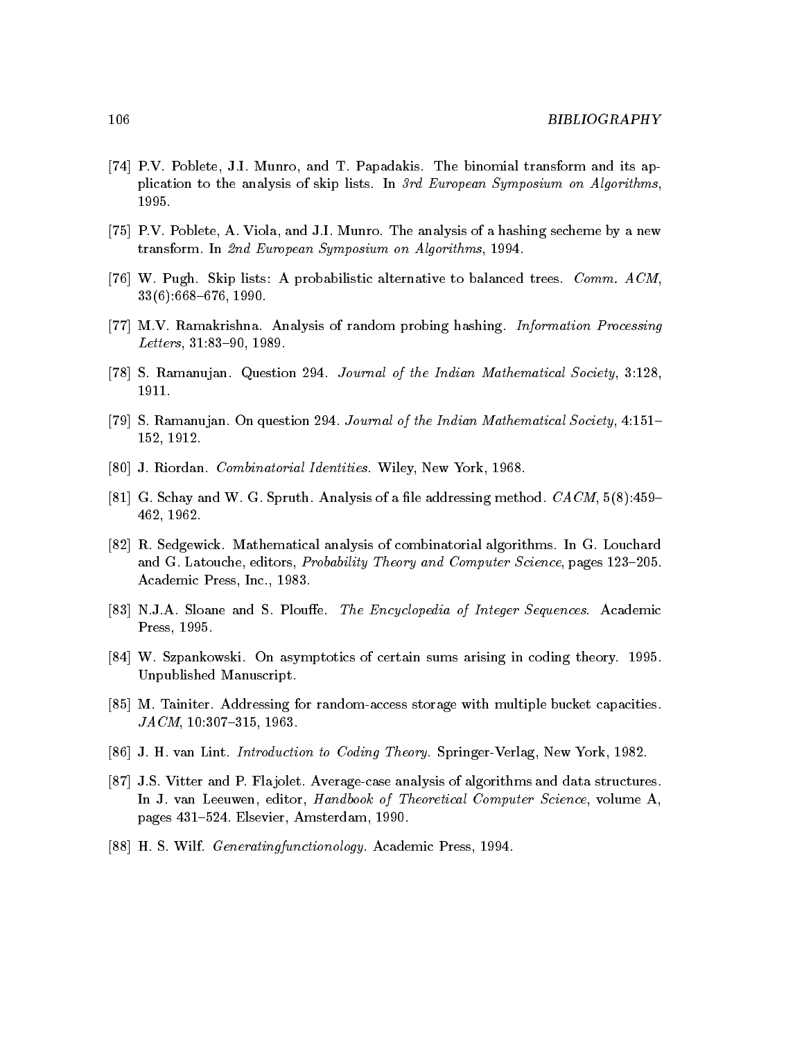[74] P.V. Poblete, J.I. Munro, and T. Papadakis. The binomial transform and its application to the analysis of skip lists. In *3rd European Symposium on Algorithms*, 1995.

[75] P.V. Poblete, A. Viola, and J.I. Munro. The analysis of a hashing secheme by a new transform. In *2nd European Symposium on Algorithms*, 1994.

[76] W. Pugh. Skip lists: A probabilistic alternative to balanced trees. *Comm. ACM*, 33(6):668–676, 1990.

[77] M.V. Ramakrishna. Analysis of random probing hashing. *Information Processing Letters*, 31:83–90, 1989.

[78] S. Ramanujan. Question 294. *Journal of the Indian Mathematical Society*, 3:128, 1911.

[79] S. Ramanujan. On question 294. *Journal of the Indian Mathematical Society*, 4:151–152, 1912.

[80] J. Riordan. *Combinatorial Identities*. Wiley, New York, 1968.

[81] G. Schay and W. G. Spruth. Analysis of a file addressing method. *CACM*, 5(8):459–462, 1962.

[82] R. Sedgewick. Mathematical analysis of combinatorial algorithms. In G. Louchard and G. Latouche, editors, *Probability Theory and Computer Science*, pages 123–205. Academic Press, Inc., 1983.

[83] N.J.A. Sloane and S. Plouffe. *The Encyclopedia of Integer Sequences*. Academic Press, 1995.

[84] W. Szpankowski. On asymptotics of certain sums arising in coding theory. 1995. Unpublished Manuscript.

[85] M. Tainiter. Addressing for random-access storage with multiple bucket capacities. *JACM*, 10:307–315, 1963.

[86] J. H. van Lint. *Introduction to Coding Theory*. Springer-Verlag, New York, 1982.

[87] J.S. Vitter and P. Flajolet. Average-case analysis of algorithms and data structures. In J. van Leeuwen, editor, *Handbook of Theoretical Computer Science*, volume A, pages 431–524. Elsevier, Amsterdam, 1990.

[88] H. S. Wilf. *Generatingfunctionology*. Academic Press, 1994.